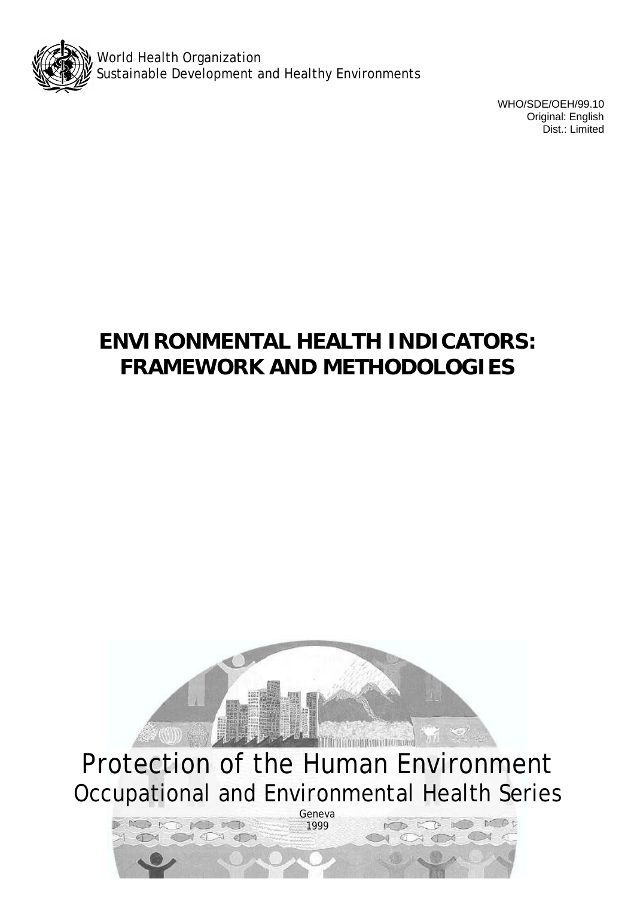World Health Organization
Sustainable Development and Healthy Environments

WHO/SDE/OEH/99.10
Original: English
Dist.: Limited

# ENVIRONMENTAL HEALTH INDICATORS: FRAMEWORK AND METHODOLOGIES

Protection of the Human Environment
Occupational and Environmental Health Series

Geneva
1999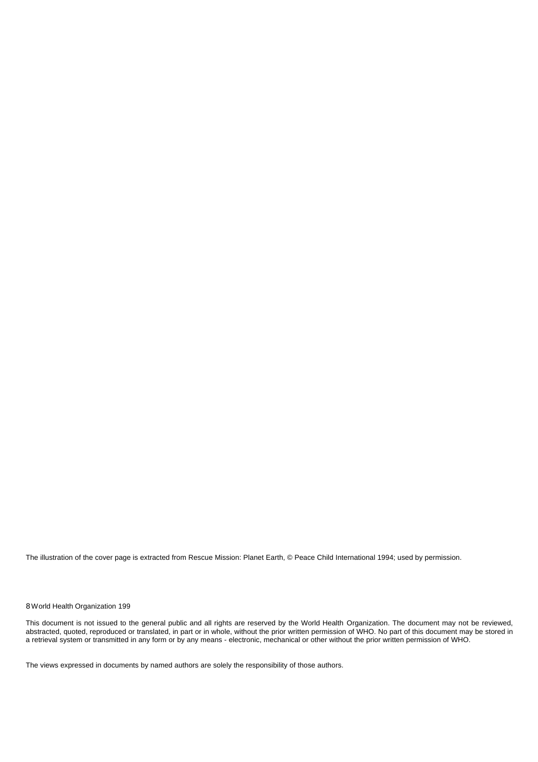The illustration of the cover page is extracted from Rescue Mission: Planet Earth, © Peace Child International 1994; used by permission.

8 World Health Organization 199

This document is not issued to the general public and all rights are reserved by the World Health Organization. The document may not be reviewed, abstracted, quoted, reproduced or translated, in part or in whole, without the prior written permission of WHO. No part of this document may be stored in a retrieval system or transmitted in any form or by any means - electronic, mechanical or other without the prior written permission of WHO.

The views expressed in documents by named authors are solely the responsibility of those authors.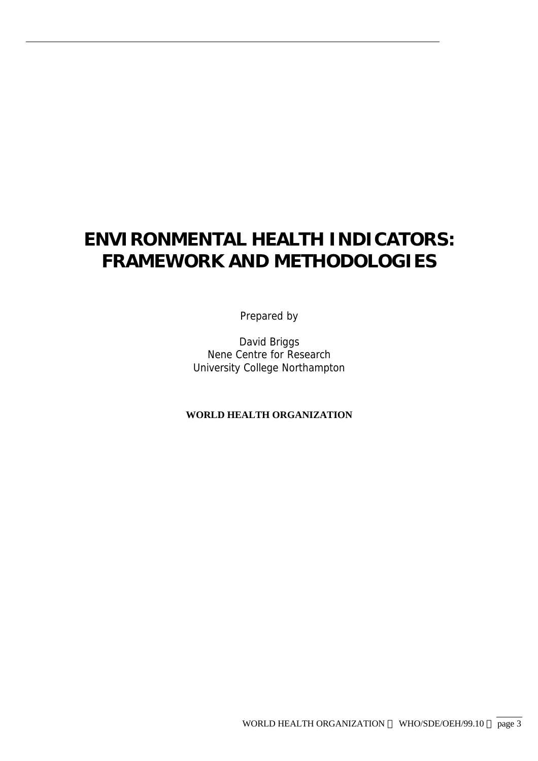# ENVIRONMENTAL HEALTH INDICATORS: FRAMEWORK AND METHODOLOGIES

Prepared by

David Briggs
Nene Centre for Research
University College Northampton

**WORLD HEALTH ORGANIZATION**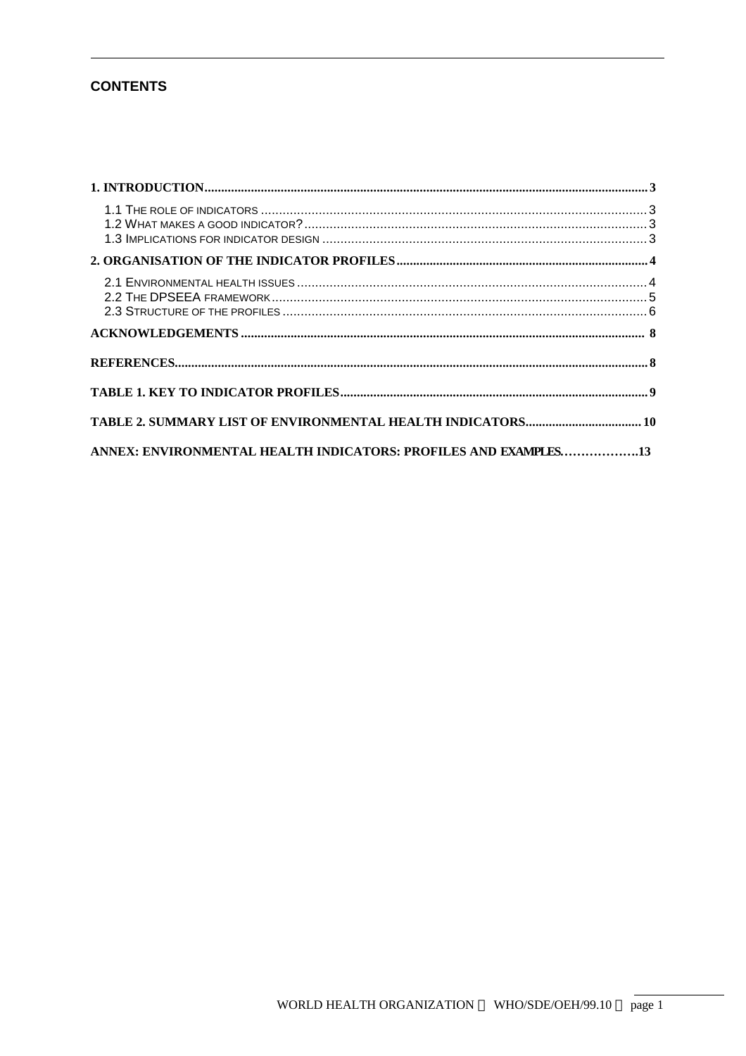## CONTENTS

**1. INTRODUCTION** ... **3**

- 1.1 The role of indicators ... 3
- 1.2 What makes a good indicator? ... 3
- 1.3 Implications for indicator design ... 3

**2. ORGANISATION OF THE INDICATOR PROFILES** ... **4**

- 2.1 Environmental health issues ... 4
- 2.2 The DPSEEA framework ... 5
- 2.3 Structure of the profiles ... 6

**ACKNOWLEDGEMENTS** ... **8**

**REFERENCES** ... **8**

**TABLE 1. KEY TO INDICATOR PROFILES** ... **9**

**TABLE 2. SUMMARY LIST OF ENVIRONMENTAL HEALTH INDICATORS** ... **10**

**ANNEX: ENVIRONMENTAL HEALTH INDICATORS: PROFILES AND EXAMPLES** ... **13**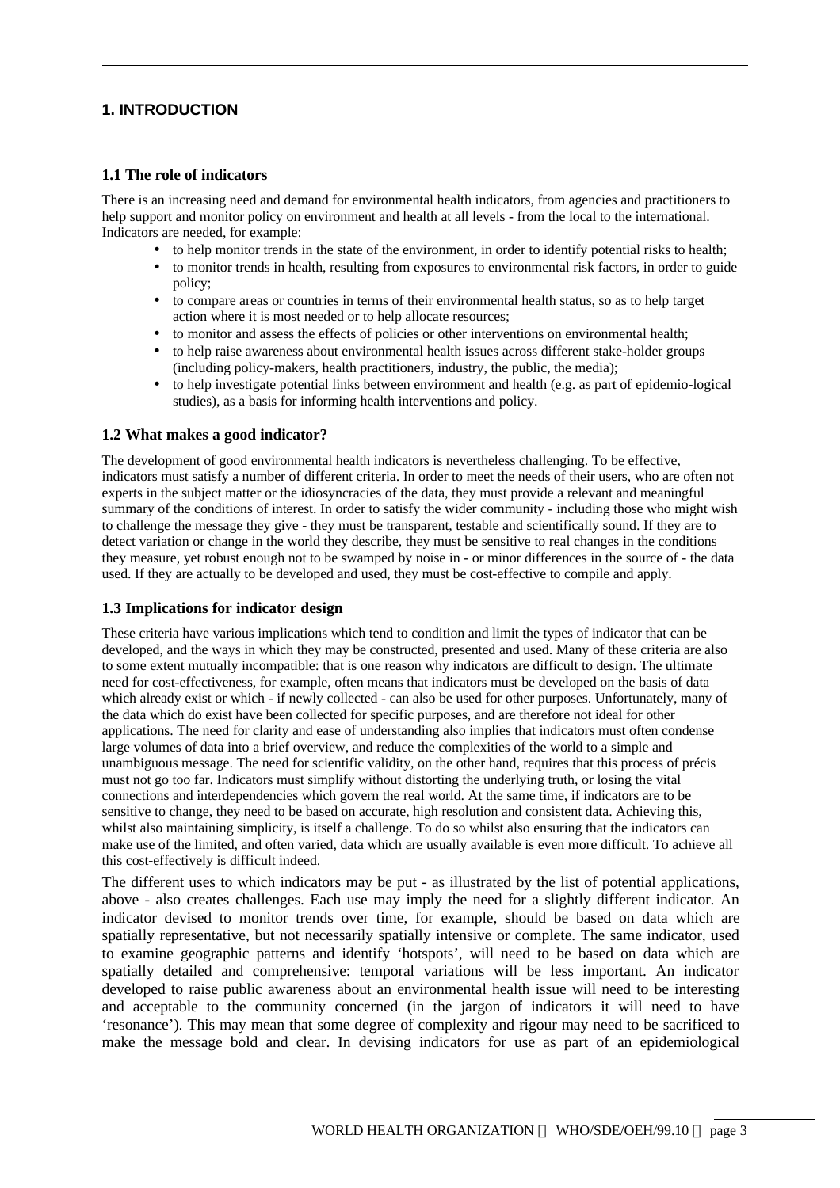# 1. INTRODUCTION

## 1.1 The role of indicators

There is an increasing need and demand for environmental health indicators, from agencies and practitioners to help support and monitor policy on environment and health at all levels - from the local to the international. Indicators are needed, for example:

- to help monitor trends in the state of the environment, in order to identify potential risks to health;
- to monitor trends in health, resulting from exposures to environmental risk factors, in order to guide policy;
- to compare areas or countries in terms of their environmental health status, so as to help target action where it is most needed or to help allocate resources;
- to monitor and assess the effects of policies or other interventions on environmental health;
- to help raise awareness about environmental health issues across different stake-holder groups (including policy-makers, health practitioners, industry, the public, the media);
- to help investigate potential links between environment and health (e.g. as part of epidemio-logical studies), as a basis for informing health interventions and policy.

## 1.2 What makes a good indicator?

The development of good environmental health indicators is nevertheless challenging. To be effective, indicators must satisfy a number of different criteria. In order to meet the needs of their users, who are often not experts in the subject matter or the idiosyncracies of the data, they must provide a relevant and meaningful summary of the conditions of interest. In order to satisfy the wider community - including those who might wish to challenge the message they give - they must be transparent, testable and scientifically sound. If they are to detect variation or change in the world they describe, they must be sensitive to real changes in the conditions they measure, yet robust enough not to be swamped by noise in - or minor differences in the source of - the data used. If they are actually to be developed and used, they must be cost-effective to compile and apply.

## 1.3 Implications for indicator design

These criteria have various implications which tend to condition and limit the types of indicator that can be developed, and the ways in which they may be constructed, presented and used. Many of these criteria are also to some extent mutually incompatible: that is one reason why indicators are difficult to design. The ultimate need for cost-effectiveness, for example, often means that indicators must be developed on the basis of data which already exist or which - if newly collected - can also be used for other purposes. Unfortunately, many of the data which do exist have been collected for specific purposes, and are therefore not ideal for other applications. The need for clarity and ease of understanding also implies that indicators must often condense large volumes of data into a brief overview, and reduce the complexities of the world to a simple and unambiguous message. The need for scientific validity, on the other hand, requires that this process of précis must not go too far. Indicators must simplify without distorting the underlying truth, or losing the vital connections and interdependencies which govern the real world. At the same time, if indicators are to be sensitive to change, they need to be based on accurate, high resolution and consistent data. Achieving this, whilst also maintaining simplicity, is itself a challenge. To do so whilst also ensuring that the indicators can make use of the limited, and often varied, data which are usually available is even more difficult. To achieve all this cost-effectively is difficult indeed.

The different uses to which indicators may be put - as illustrated by the list of potential applications, above - also creates challenges. Each use may imply the need for a slightly different indicator. An indicator devised to monitor trends over time, for example, should be based on data which are spatially representative, but not necessarily spatially intensive or complete. The same indicator, used to examine geographic patterns and identify 'hotspots', will need to be based on data which are spatially detailed and comprehensive: temporal variations will be less important. An indicator developed to raise public awareness about an environmental health issue will need to be interesting and acceptable to the community concerned (in the jargon of indicators it will need to have 'resonance'). This may mean that some degree of complexity and rigour may need to be sacrificed to make the message bold and clear. In devising indicators for use as part of an epidemiological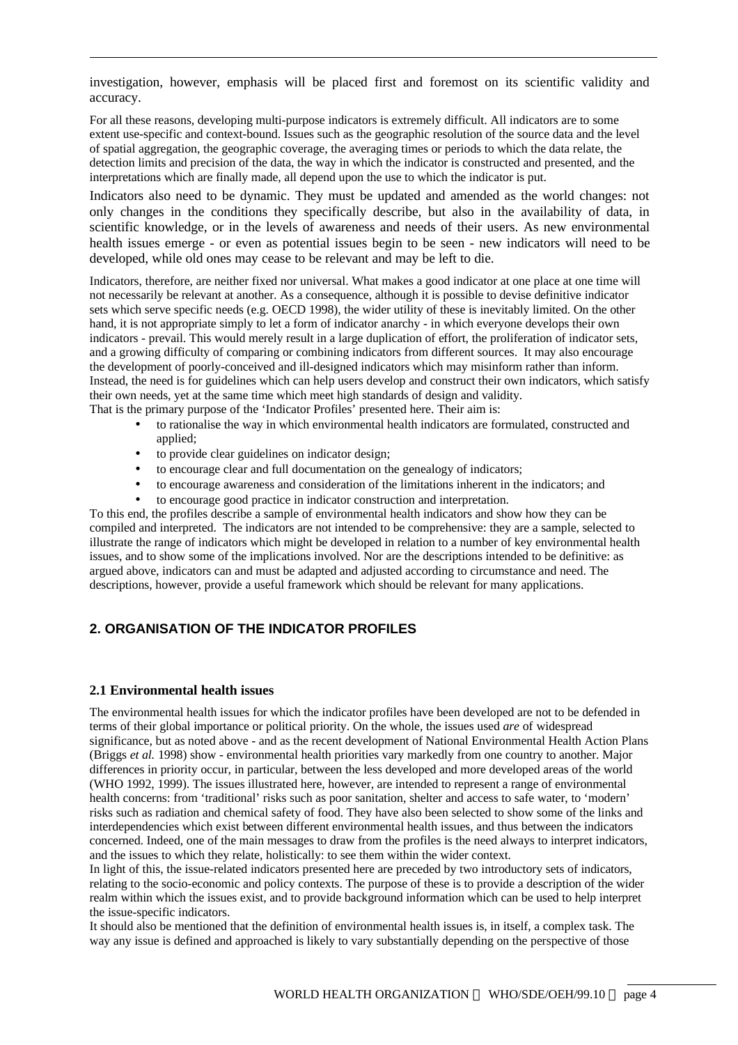investigation, however, emphasis will be placed first and foremost on its scientific validity and accuracy.

For all these reasons, developing multi-purpose indicators is extremely difficult. All indicators are to some extent use-specific and context-bound. Issues such as the geographic resolution of the source data and the level of spatial aggregation, the geographic coverage, the averaging times or periods to which the data relate, the detection limits and precision of the data, the way in which the indicator is constructed and presented, and the interpretations which are finally made, all depend upon the use to which the indicator is put.

Indicators also need to be dynamic. They must be updated and amended as the world changes: not only changes in the conditions they specifically describe, but also in the availability of data, in scientific knowledge, or in the levels of awareness and needs of their users. As new environmental health issues emerge - or even as potential issues begin to be seen - new indicators will need to be developed, while old ones may cease to be relevant and may be left to die.

Indicators, therefore, are neither fixed nor universal. What makes a good indicator at one place at one time will not necessarily be relevant at another. As a consequence, although it is possible to devise definitive indicator sets which serve specific needs (e.g. OECD 1998), the wider utility of these is inevitably limited. On the other hand, it is not appropriate simply to let a form of indicator anarchy - in which everyone develops their own indicators - prevail. This would merely result in a large duplication of effort, the proliferation of indicator sets, and a growing difficulty of comparing or combining indicators from different sources. It may also encourage the development of poorly-conceived and ill-designed indicators which may misinform rather than inform. Instead, the need is for guidelines which can help users develop and construct their own indicators, which satisfy their own needs, yet at the same time which meet high standards of design and validity.

That is the primary purpose of the 'Indicator Profiles' presented here. Their aim is:

- to rationalise the way in which environmental health indicators are formulated, constructed and applied;
- to provide clear guidelines on indicator design;
- to encourage clear and full documentation on the genealogy of indicators;
- to encourage awareness and consideration of the limitations inherent in the indicators; and
- to encourage good practice in indicator construction and interpretation.

To this end, the profiles describe a sample of environmental health indicators and show how they can be compiled and interpreted. The indicators are not intended to be comprehensive: they are a sample, selected to illustrate the range of indicators which might be developed in relation to a number of key environmental health issues, and to show some of the implications involved. Nor are the descriptions intended to be definitive: as argued above, indicators can and must be adapted and adjusted according to circumstance and need. The descriptions, however, provide a useful framework which should be relevant for many applications.

## 2. ORGANISATION OF THE INDICATOR PROFILES

### 2.1 Environmental health issues

The environmental health issues for which the indicator profiles have been developed are not to be defended in terms of their global importance or political priority. On the whole, the issues used *are* of widespread significance, but as noted above - and as the recent development of National Environmental Health Action Plans (Briggs *et al.* 1998) show - environmental health priorities vary markedly from one country to another. Major differences in priority occur, in particular, between the less developed and more developed areas of the world (WHO 1992, 1999). The issues illustrated here, however, are intended to represent a range of environmental health concerns: from 'traditional' risks such as poor sanitation, shelter and access to safe water, to 'modern' risks such as radiation and chemical safety of food. They have also been selected to show some of the links and interdependencies which exist between different environmental health issues, and thus between the indicators concerned. Indeed, one of the main messages to draw from the profiles is the need always to interpret indicators, and the issues to which they relate, holistically: to see them within the wider context.

In light of this, the issue-related indicators presented here are preceded by two introductory sets of indicators, relating to the socio-economic and policy contexts. The purpose of these is to provide a description of the wider realm within which the issues exist, and to provide background information which can be used to help interpret the issue-specific indicators.

It should also be mentioned that the definition of environmental health issues is, in itself, a complex task. The way any issue is defined and approached is likely to vary substantially depending on the perspective of those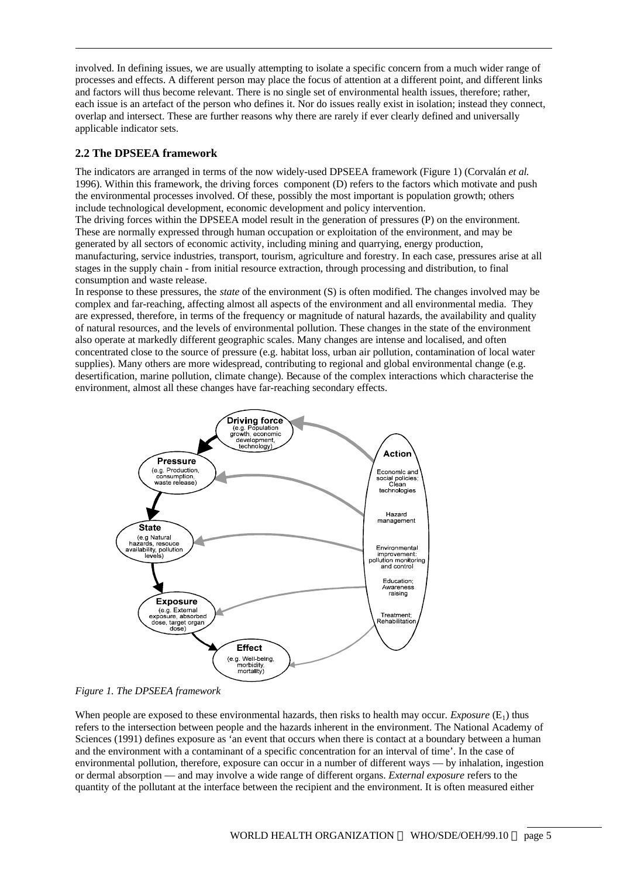involved. In defining issues, we are usually attempting to isolate a specific concern from a much wider range of processes and effects. A different person may place the focus of attention at a different point, and different links and factors will thus become relevant. There is no single set of environmental health issues, therefore; rather, each issue is an artefact of the person who defines it. Nor do issues really exist in isolation; instead they connect, overlap and intersect. These are further reasons why there are rarely if ever clearly defined and universally applicable indicator sets.

## 2.2 The DPSEEA framework

The indicators are arranged in terms of the now widely-used DPSEEA framework (Figure 1) (Corvalán *et al.* 1996). Within this framework, the driving forces component (D) refers to the factors which motivate and push the environmental processes involved. Of these, possibly the most important is population growth; others include technological development, economic development and policy intervention.

The driving forces within the DPSEEA model result in the generation of pressures (P) on the environment. These are normally expressed through human occupation or exploitation of the environment, and may be generated by all sectors of economic activity, including mining and quarrying, energy production, manufacturing, service industries, transport, tourism, agriculture and forestry. In each case, pressures arise at all stages in the supply chain - from initial resource extraction, through processing and distribution, to final consumption and waste release.

In response to these pressures, the *state* of the environment (S) is often modified. The changes involved may be complex and far-reaching, affecting almost all aspects of the environment and all environmental media. They are expressed, therefore, in terms of the frequency or magnitude of natural hazards, the availability and quality of natural resources, and the levels of environmental pollution. These changes in the state of the environment also operate at markedly different geographic scales. Many changes are intense and localised, and often concentrated close to the source of pressure (e.g. habitat loss, urban air pollution, contamination of local water supplies). Many others are more widespread, contributing to regional and global environmental change (e.g. desertification, marine pollution, climate change). Because of the complex interactions which characterise the environment, almost all these changes have far-reaching secondary effects.

Driving force (e.g. Population growth, economic development, technology)

Pressure (e.g. Production, consumption, waste release)

State (e.g Natural hazards, resouce availability, pollution levels)

Exposure (e.g. External exposure, absorbed dose, target organ dose)

Effect (e.g. Well-being, morbidity, mortality)

Action: Economic and social policies; Clean technologies — Hazard management — Environmental improvement: pollution monitoring and control — Education; Awareness raising — Treatment; Rehabilitation

*Figure 1. The DPSEEA framework*

When people are exposed to these environmental hazards, then risks to health may occur. *Exposure* ($E_1$) thus refers to the intersection between people and the hazards inherent in the environment. The National Academy of Sciences (1991) defines exposure as 'an event that occurs when there is contact at a boundary between a human and the environment with a contaminant of a specific concentration for an interval of time'. In the case of environmental pollution, therefore, exposure can occur in a number of different ways — by inhalation, ingestion or dermal absorption — and may involve a wide range of different organs. *External exposure* refers to the quantity of the pollutant at the interface between the recipient and the environment. It is often measured either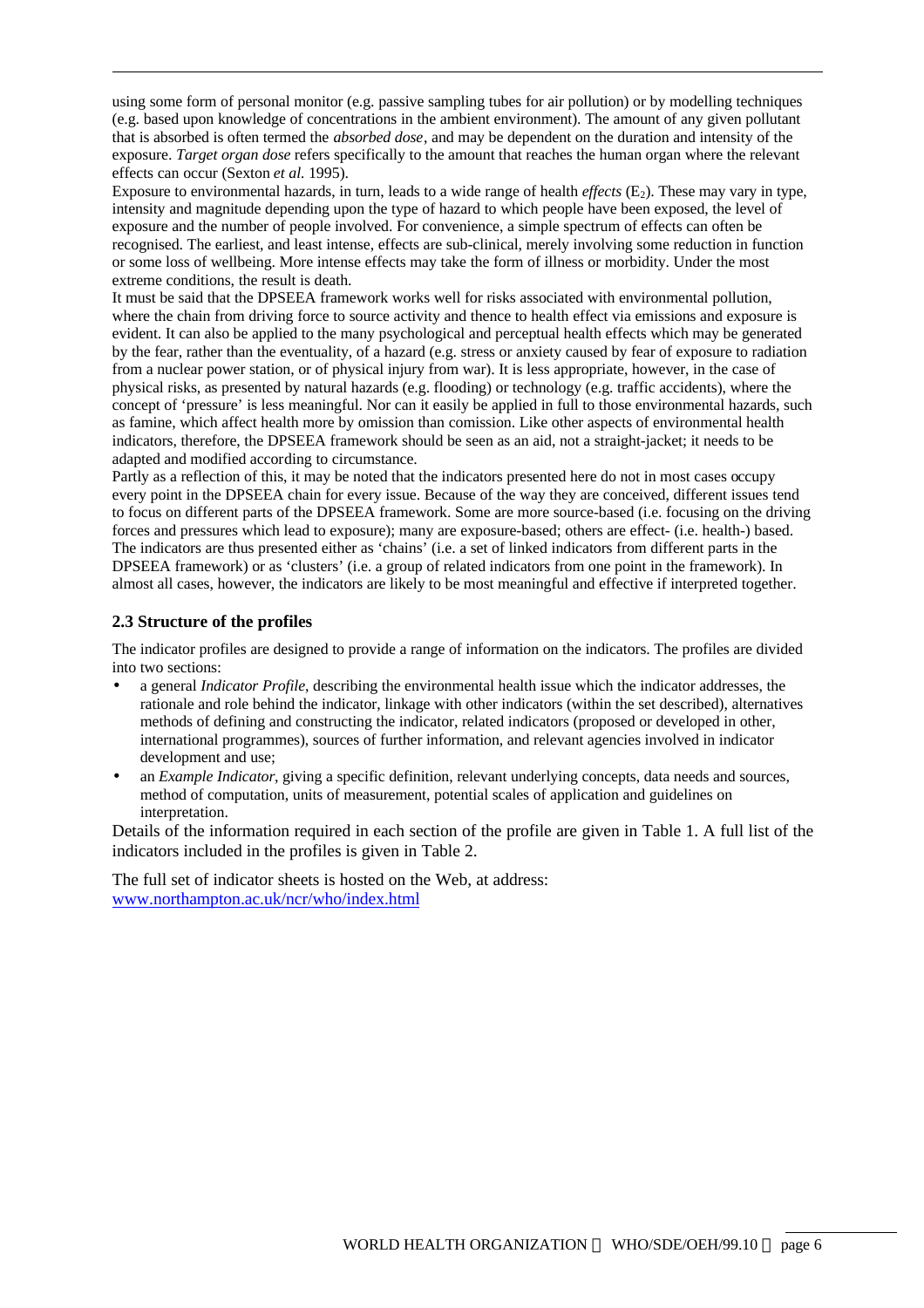using some form of personal monitor (e.g. passive sampling tubes for air pollution) or by modelling techniques (e.g. based upon knowledge of concentrations in the ambient environment). The amount of any given pollutant that is absorbed is often termed the *absorbed dose*, and may be dependent on the duration and intensity of the exposure. *Target organ dose* refers specifically to the amount that reaches the human organ where the relevant effects can occur (Sexton *et al.* 1995).

Exposure to environmental hazards, in turn, leads to a wide range of health *effects* ($E_2$). These may vary in type, intensity and magnitude depending upon the type of hazard to which people have been exposed, the level of exposure and the number of people involved. For convenience, a simple spectrum of effects can often be recognised. The earliest, and least intense, effects are sub-clinical, merely involving some reduction in function or some loss of wellbeing. More intense effects may take the form of illness or morbidity. Under the most extreme conditions, the result is death.

It must be said that the DPSEEA framework works well for risks associated with environmental pollution, where the chain from driving force to source activity and thence to health effect via emissions and exposure is evident. It can also be applied to the many psychological and perceptual health effects which may be generated by the fear, rather than the eventuality, of a hazard (e.g. stress or anxiety caused by fear of exposure to radiation from a nuclear power station, or of physical injury from war). It is less appropriate, however, in the case of physical risks, as presented by natural hazards (e.g. flooding) or technology (e.g. traffic accidents), where the concept of 'pressure' is less meaningful. Nor can it easily be applied in full to those environmental hazards, such as famine, which affect health more by omission than comission. Like other aspects of environmental health indicators, therefore, the DPSEEA framework should be seen as an aid, not a straight-jacket; it needs to be adapted and modified according to circumstance.

Partly as a reflection of this, it may be noted that the indicators presented here do not in most cases occupy every point in the DPSEEA chain for every issue. Because of the way they are conceived, different issues tend to focus on different parts of the DPSEEA framework. Some are more source-based (i.e. focusing on the driving forces and pressures which lead to exposure); many are exposure-based; others are effect- (i.e. health-) based. The indicators are thus presented either as 'chains' (i.e. a set of linked indicators from different parts in the DPSEEA framework) or as 'clusters' (i.e. a group of related indicators from one point in the framework). In almost all cases, however, the indicators are likely to be most meaningful and effective if interpreted together.

### 2.3 Structure of the profiles

The indicator profiles are designed to provide a range of information on the indicators. The profiles are divided into two sections:

- a general *Indicator Profile*, describing the environmental health issue which the indicator addresses, the rationale and role behind the indicator, linkage with other indicators (within the set described), alternatives methods of defining and constructing the indicator, related indicators (proposed or developed in other, international programmes), sources of further information, and relevant agencies involved in indicator development and use;
- an *Example Indicator*, giving a specific definition, relevant underlying concepts, data needs and sources, method of computation, units of measurement, potential scales of application and guidelines on interpretation.

Details of the information required in each section of the profile are given in Table 1. A full list of the indicators included in the profiles is given in Table 2.

The full set of indicator sheets is hosted on the Web, at address:
www.northampton.ac.uk/ncr/who/index.html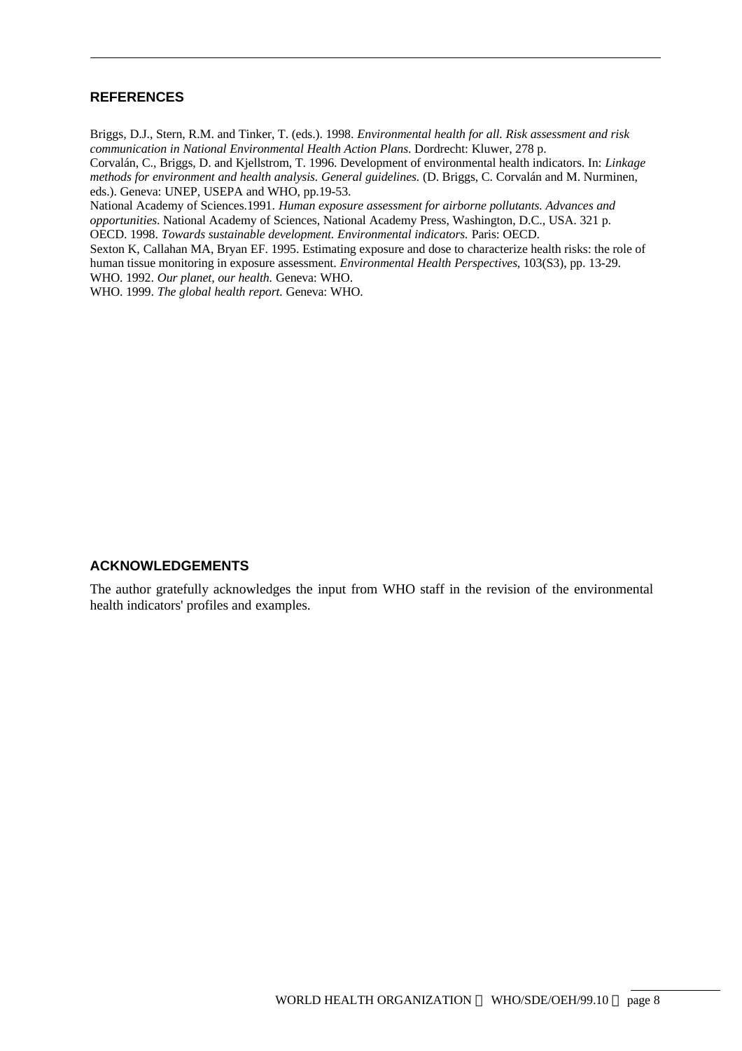## REFERENCES

Briggs, D.J., Stern, R.M. and Tinker, T. (eds.). 1998. *Environmental health for all. Risk assessment and risk communication in National Environmental Health Action Plans*. Dordrecht: Kluwer, 278 p.

Corvalán, C., Briggs, D. and Kjellstrom, T. 1996. Development of environmental health indicators. In: *Linkage methods for environment and health analysis. General guidelines.* (D. Briggs, C. Corvalán and M. Nurminen, eds.). Geneva: UNEP, USEPA and WHO, pp.19-53.

National Academy of Sciences.1991. *Human exposure assessment for airborne pollutants. Advances and opportunities*. National Academy of Sciences, National Academy Press, Washington, D.C., USA. 321 p.

OECD. 1998. *Towards sustainable development. Environmental indicators.* Paris: OECD.

Sexton K, Callahan MA, Bryan EF. 1995. Estimating exposure and dose to characterize health risks: the role of human tissue monitoring in exposure assessment. *Environmental Health Perspectives*, 103(S3), pp. 13-29.

WHO. 1992. *Our planet, our health.* Geneva: WHO.

WHO. 1999. *The global health report.* Geneva: WHO.

## ACKNOWLEDGEMENTS

The author gratefully acknowledges the input from WHO staff in the revision of the environmental health indicators' profiles and examples.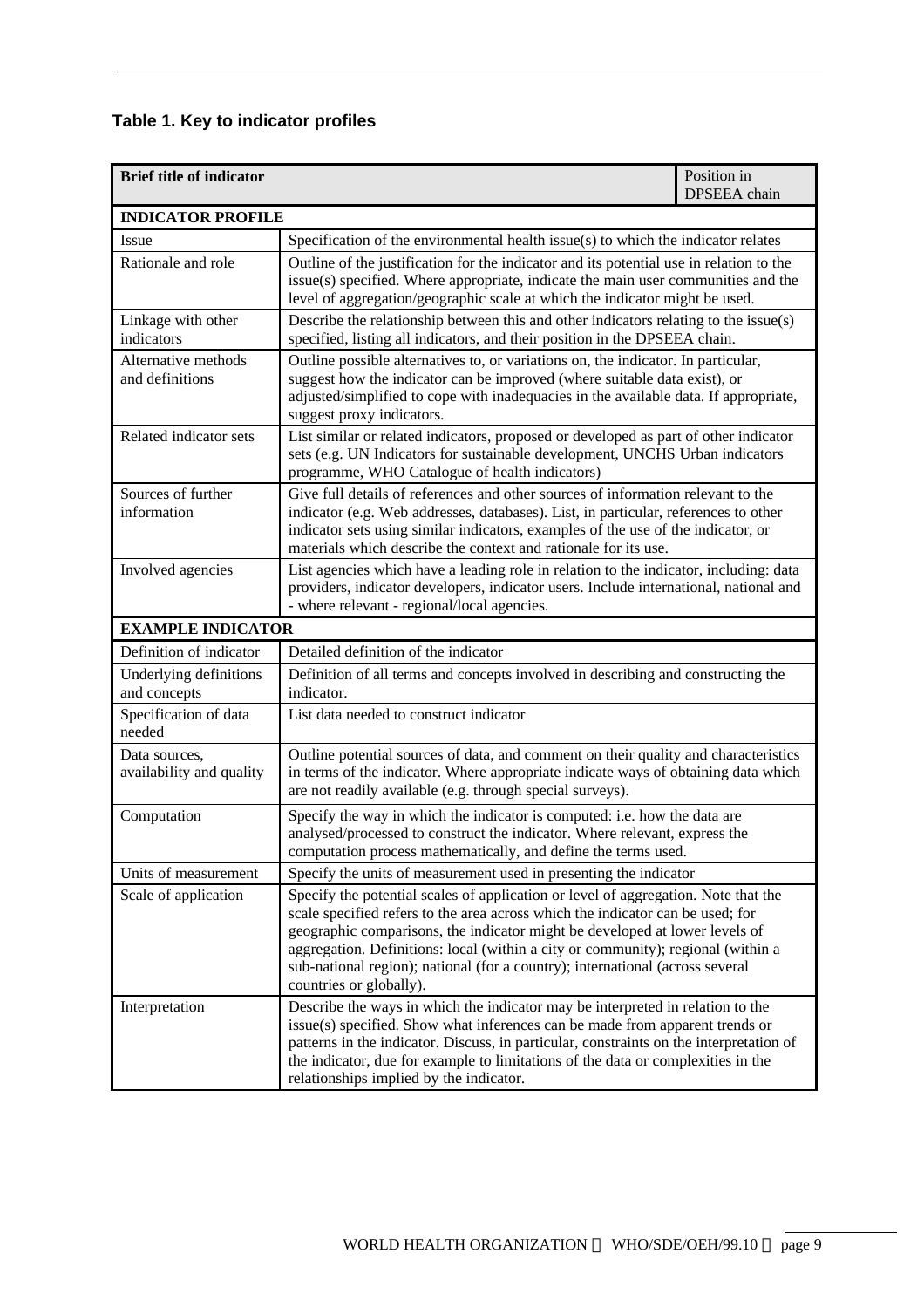### Table 1. Key to indicator profiles

| Brief title of indicator | | Position in DPSEEA chain |
|---|---|---|
| **INDICATOR PROFILE** | | |
| Issue | Specification of the environmental health issue(s) to which the indicator relates | |
| Rationale and role | Outline of the justification for the indicator and its potential use in relation to the issue(s) specified. Where appropriate, indicate the main user communities and the level of aggregation/geographic scale at which the indicator might be used. | |
| Linkage with other indicators | Describe the relationship between this and other indicators relating to the issue(s) specified, listing all indicators, and their position in the DPSEEA chain. | |
| Alternative methods and definitions | Outline possible alternatives to, or variations on, the indicator. In particular, suggest how the indicator can be improved (where suitable data exist), or adjusted/simplified to cope with inadequacies in the available data. If appropriate, suggest proxy indicators. | |
| Related indicator sets | List similar or related indicators, proposed or developed as part of other indicator sets (e.g. UN Indicators for sustainable development, UNCHS Urban indicators programme, WHO Catalogue of health indicators) | |
| Sources of further information | Give full details of references and other sources of information relevant to the indicator (e.g. Web addresses, databases). List, in particular, references to other indicator sets using similar indicators, examples of the use of the indicator, or materials which describe the context and rationale for its use. | |
| Involved agencies | List agencies which have a leading role in relation to the indicator, including: data providers, indicator developers, indicator users. Include international, national and - where relevant - regional/local agencies. | |
| **EXAMPLE INDICATOR** | | |
| Definition of indicator | Detailed definition of the indicator | |
| Underlying definitions and concepts | Definition of all terms and concepts involved in describing and constructing the indicator. | |
| Specification of data needed | List data needed to construct indicator | |
| Data sources, availability and quality | Outline potential sources of data, and comment on their quality and characteristics in terms of the indicator. Where appropriate indicate ways of obtaining data which are not readily available (e.g. through special surveys). | |
| Computation | Specify the way in which the indicator is computed: i.e. how the data are analysed/processed to construct the indicator. Where relevant, express the computation process mathematically, and define the terms used. | |
| Units of measurement | Specify the units of measurement used in presenting the indicator | |
| Scale of application | Specify the potential scales of application or level of aggregation. Note that the scale specified refers to the area across which the indicator can be used; for geographic comparisons, the indicator might be developed at lower levels of aggregation. Definitions: local (within a city or community); regional (within a sub-national region); national (for a country); international (across several countries or globally). | |
| Interpretation | Describe the ways in which the indicator may be interpreted in relation to the issue(s) specified. Show what inferences can be made from apparent trends or patterns in the indicator. Discuss, in particular, constraints on the interpretation of the indicator, due for example to limitations of the data or complexities in the relationships implied by the indicator. | |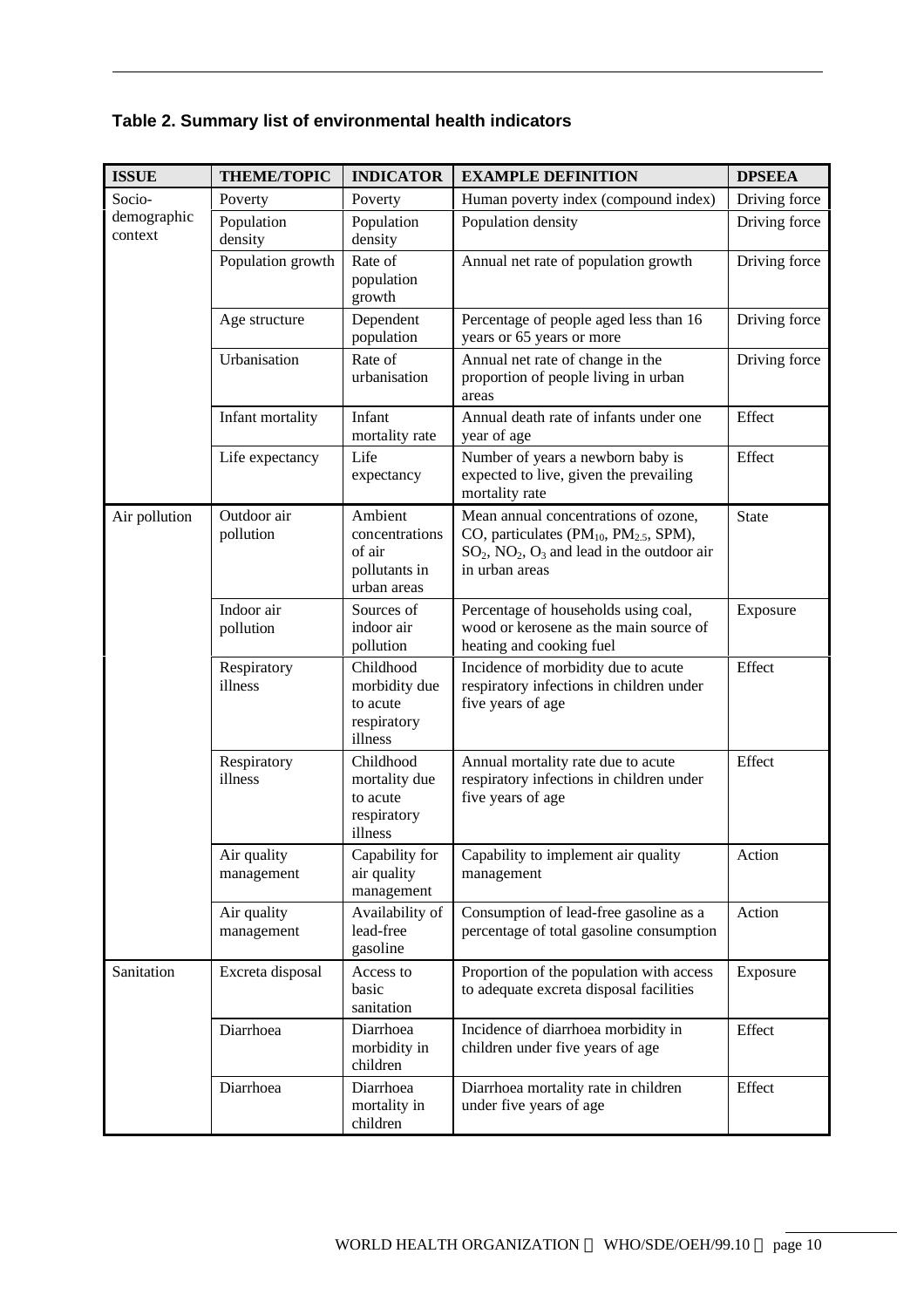**Table 2. Summary list of environmental health indicators**

| ISSUE | THEME/TOPIC | INDICATOR | EXAMPLE DEFINITION | DPSEEA |
|---|---|---|---|---|
| Socio-demographic context | Poverty | Poverty | Human poverty index (compound index) | Driving force |
| | Population density | Population density | Population density | Driving force |
| | Population growth | Rate of population growth | Annual net rate of population growth | Driving force |
| | Age structure | Dependent population | Percentage of people aged less than 16 years or 65 years or more | Driving force |
| | Urbanisation | Rate of urbanisation | Annual net rate of change in the proportion of people living in urban areas | Driving force |
| | Infant mortality | Infant mortality rate | Annual death rate of infants under one year of age | Effect |
| | Life expectancy | Life expectancy | Number of years a newborn baby is expected to live, given the prevailing mortality rate | Effect |
| Air pollution | Outdoor air pollution | Ambient concentrations of air pollutants in urban areas | Mean annual concentrations of ozone, CO, particulates ($PM_{10}$, $PM_{2.5}$, SPM), $SO_2$, $NO_2$, $O_3$ and lead in the outdoor air in urban areas | State |
| | Indoor air pollution | Sources of indoor air pollution | Percentage of households using coal, wood or kerosene as the main source of heating and cooking fuel | Exposure |
| | Respiratory illness | Childhood morbidity due to acute respiratory illness | Incidence of morbidity due to acute respiratory infections in children under five years of age | Effect |
| | Respiratory illness | Childhood mortality due to acute respiratory illness | Annual mortality rate due to acute respiratory infections in children under five years of age | Effect |
| | Air quality management | Capability for air quality management | Capability to implement air quality management | Action |
| | Air quality management | Availability of lead-free gasoline | Consumption of lead-free gasoline as a percentage of total gasoline consumption | Action |
| Sanitation | Excreta disposal | Access to basic sanitation | Proportion of the population with access to adequate excreta disposal facilities | Exposure |
| | Diarrhoea | Diarrhoea morbidity in children | Incidence of diarrhoea morbidity in children under five years of age | Effect |
| | Diarrhoea | Diarrhoea mortality in children | Diarrhoea mortality rate in children under five years of age | Effect |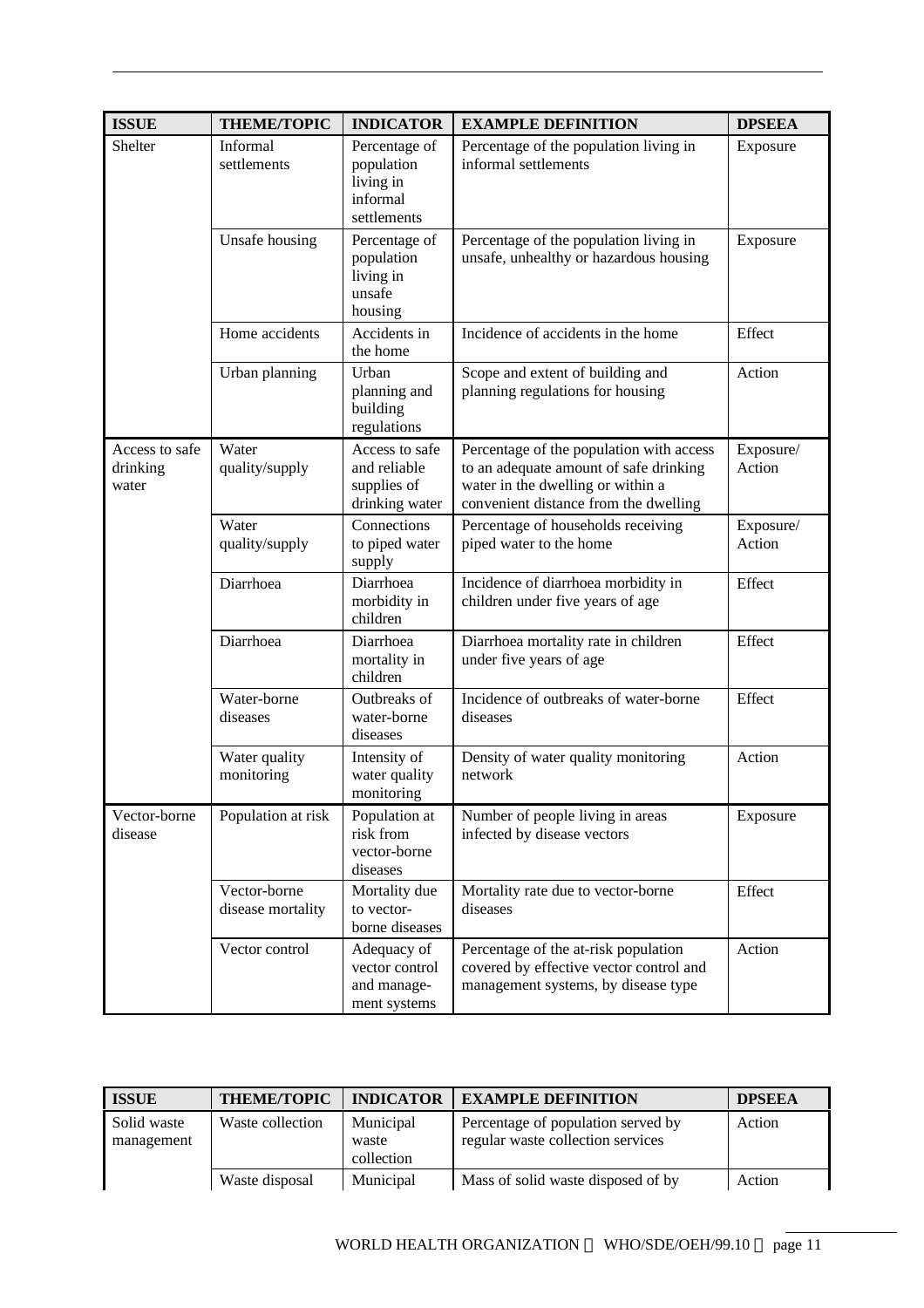| ISSUE | THEME/TOPIC | INDICATOR | EXAMPLE DEFINITION | DPSEEA |
|---|---|---|---|---|
| Shelter | Informal settlements | Percentage of population living in informal settlements | Percentage of the population living in informal settlements | Exposure |
| | Unsafe housing | Percentage of population living in unsafe housing | Percentage of the population living in unsafe, unhealthy or hazardous housing | Exposure |
| | Home accidents | Accidents in the home | Incidence of accidents in the home | Effect |
| | Urban planning | Urban planning and building regulations | Scope and extent of building and planning regulations for housing | Action |
| Access to safe drinking water | Water quality/supply | Access to safe and reliable supplies of drinking water | Percentage of the population with access to an adequate amount of safe drinking water in the dwelling or within a convenient distance from the dwelling | Exposure/ Action |
| | Water quality/supply | Connections to piped water supply | Percentage of households receiving piped water to the home | Exposure/ Action |
| | Diarrhoea | Diarrhoea morbidity in children | Incidence of diarrhoea morbidity in children under five years of age | Effect |
| | Diarrhoea | Diarrhoea mortality in children | Diarrhoea mortality rate in children under five years of age | Effect |
| | Water-borne diseases | Outbreaks of water-borne diseases | Incidence of outbreaks of water-borne diseases | Effect |
| | Water quality monitoring | Intensity of water quality monitoring | Density of water quality monitoring network | Action |
| Vector-borne disease | Population at risk | Population at risk from vector-borne diseases | Number of people living in areas infected by disease vectors | Exposure |
| | Vector-borne disease mortality | Mortality due to vector-borne diseases | Mortality rate due to vector-borne diseases | Effect |
| | Vector control | Adequacy of vector control and management systems | Percentage of the at-risk population covered by effective vector control and management systems, by disease type | Action |

| ISSUE | THEME/TOPIC | INDICATOR | EXAMPLE DEFINITION | DPSEEA |
|---|---|---|---|---|
| Solid waste management | Waste collection | Municipal waste collection | Percentage of population served by regular waste collection services | Action |
| | Waste disposal | Municipal | Mass of solid waste disposed of by | Action |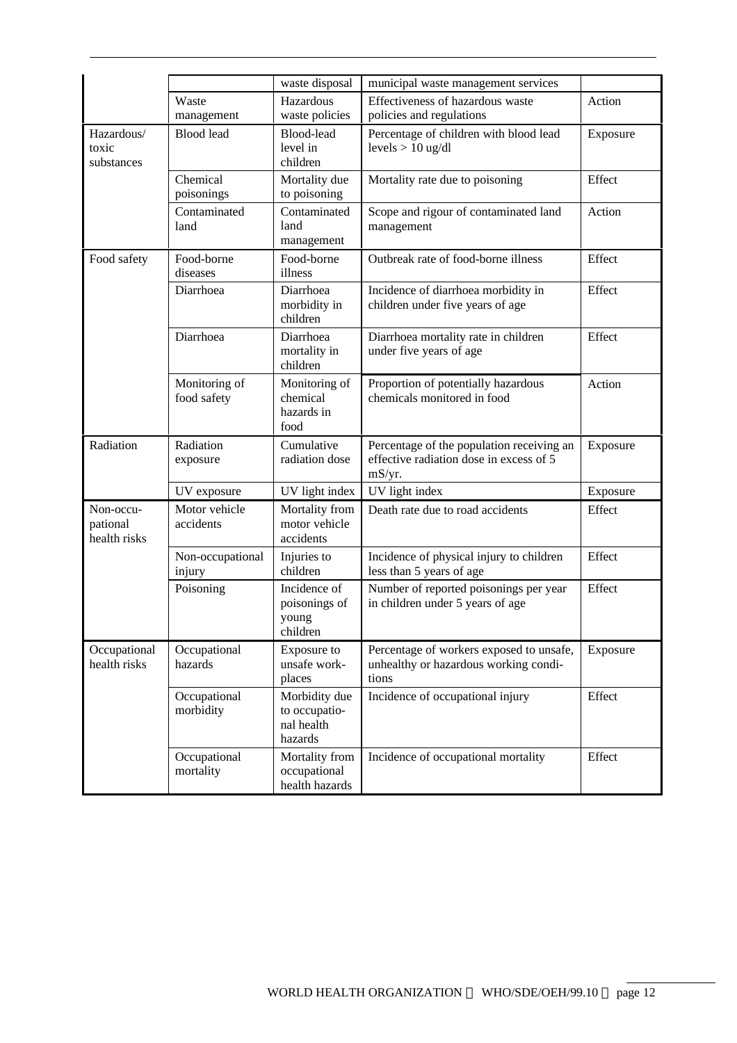| | | | | |
|---|---|---|---|---|
| | | waste disposal | municipal waste management services | |
| | Waste management | Hazardous waste policies | Effectiveness of hazardous waste policies and regulations | Action |
| Hazardous/ toxic substances | Blood lead | Blood-lead level in children | Percentage of children with blood lead levels > 10 ug/dl | Exposure |
| | Chemical poisonings | Mortality due to poisoning | Mortality rate due to poisoning | Effect |
| | Contaminated land | Contaminated land management | Scope and rigour of contaminated land management | Action |
| Food safety | Food-borne diseases | Food-borne illness | Outbreak rate of food-borne illness | Effect |
| | Diarrhoea | Diarrhoea morbidity in children | Incidence of diarrhoea morbidity in children under five years of age | Effect |
| | Diarrhoea | Diarrhoea mortality in children | Diarrhoea mortality rate in children under five years of age | Effect |
| | Monitoring of food safety | Monitoring of chemical hazards in food | Proportion of potentially hazardous chemicals monitored in food | Action |
| Radiation | Radiation exposure | Cumulative radiation dose | Percentage of the population receiving an effective radiation dose in excess of 5 mS/yr. | Exposure |
| | UV exposure | UV light index | UV light index | Exposure |
| Non-occupational health risks | Motor vehicle accidents | Mortality from motor vehicle accidents | Death rate due to road accidents | Effect |
| | Non-occupational injury | Injuries to children | Incidence of physical injury to children less than 5 years of age | Effect |
| | Poisoning | Incidence of poisonings of young children | Number of reported poisonings per year in children under 5 years of age | Effect |
| Occupational health risks | Occupational hazards | Exposure to unsafe workplaces | Percentage of workers exposed to unsafe, unhealthy or hazardous working conditions | Exposure |
| | Occupational morbidity | Morbidity due to occupational health hazards | Incidence of occupational injury | Effect |
| | Occupational mortality | Mortality from occupational health hazards | Incidence of occupational mortality | Effect |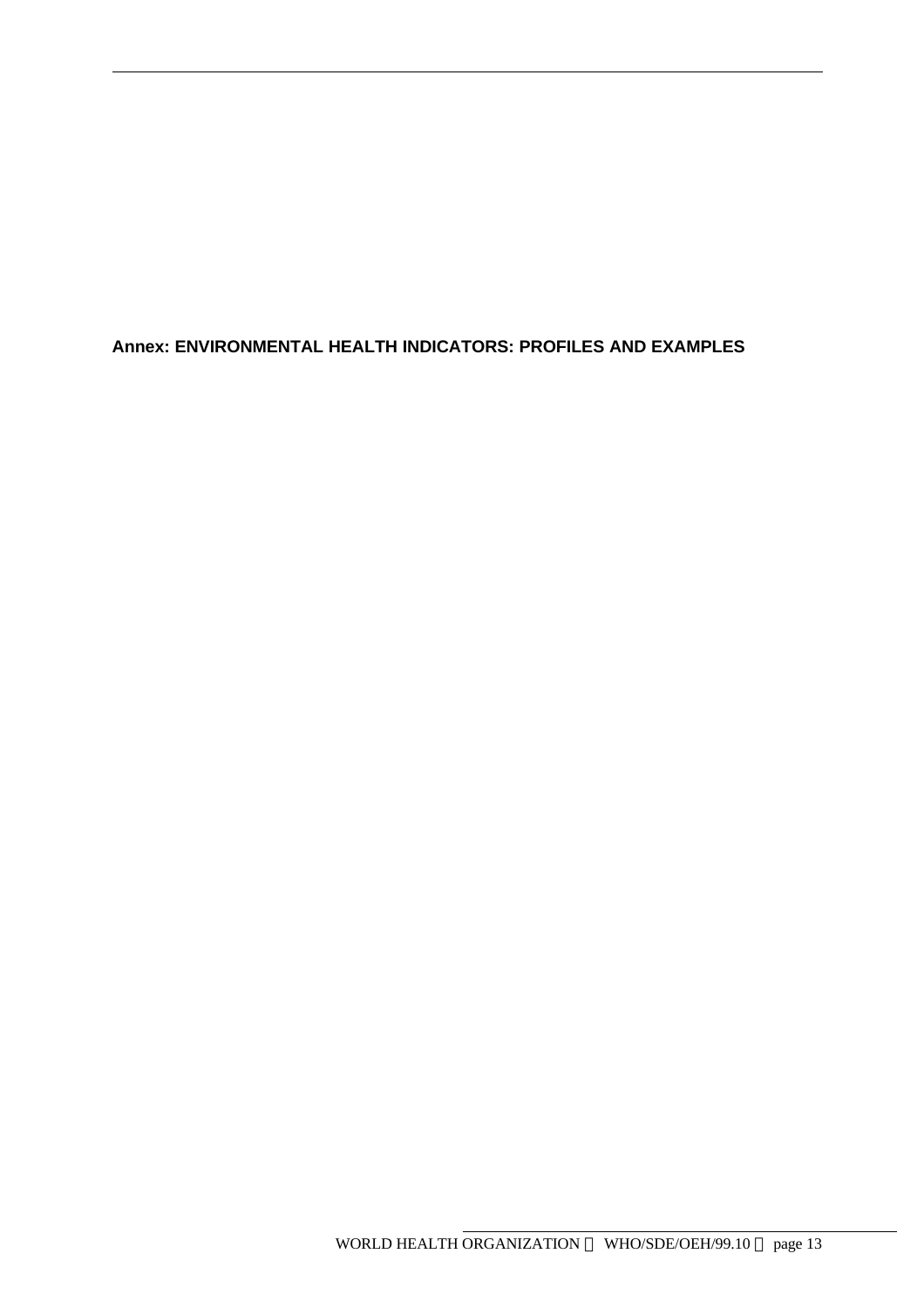# Annex: ENVIRONMENTAL HEALTH INDICATORS: PROFILES AND EXAMPLES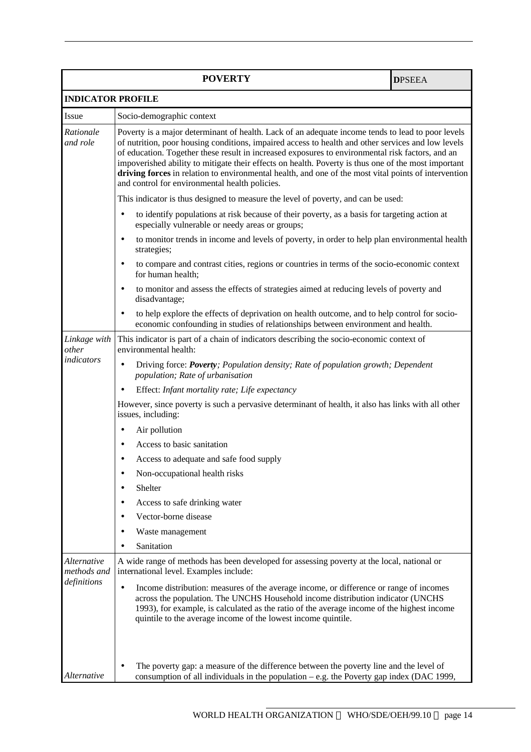| POVERTY | | **D**PSEEA |
|---|---|---|
| **INDICATOR PROFILE** | | |
| Issue | Socio-demographic context | |
| *Rationale and role* | Poverty is a major determinant of health. Lack of an adequate income tends to lead to poor levels of nutrition, poor housing conditions, impaired access to health and other services and low levels of education. Together these result in increased exposures to environmental risk factors, and an impoverished ability to mitigate their effects on health. Poverty is thus one of the most important **driving forces** in relation to environmental health, and one of the most vital points of intervention and control for environmental health policies.<br><br>This indicator is thus designed to measure the level of poverty, and can be used:<br>• to identify populations at risk because of their poverty, as a basis for targeting action at especially vulnerable or needy areas or groups;<br>• to monitor trends in income and levels of poverty, in order to help plan environmental health strategies;<br>• to compare and contrast cities, regions or countries in terms of the socio-economic context for human health;<br>• to monitor and assess the effects of strategies aimed at reducing levels of poverty and disadvantage;<br>• to help explore the effects of deprivation on health outcome, and to help control for socio-economic confounding in studies of relationships between environment and health. | |
| *Linkage with other indicators* | This indicator is part of a chain of indicators describing the socio-economic context of environmental health:<br>• Driving force: ***Poverty****; Population density; Rate of population growth; Dependent population; Rate of urbanisation*<br>• Effect: *Infant mortality rate; Life expectancy*<br><br>However, since poverty is such a pervasive determinant of health, it also has links with all other issues, including:<br>• Air pollution<br>• Access to basic sanitation<br>• Access to adequate and safe food supply<br>• Non-occupational health risks<br>• Shelter<br>• Access to safe drinking water<br>• Vector-borne disease<br>• Waste management<br>• Sanitation | |
| *Alternative methods and definitions* | A wide range of methods has been developed for assessing poverty at the local, national or international level. Examples include:<br>• Income distribution: measures of the average income, or difference or range of incomes across the population. The UNCHS Household income distribution indicator (UNCHS 1993), for example, is calculated as the ratio of the average income of the highest income quintile to the average income of the lowest income quintile.<br>• The poverty gap: a measure of the difference between the poverty line and the level of consumption of all individuals in the population – e.g. the Poverty gap index (DAC 1999, | |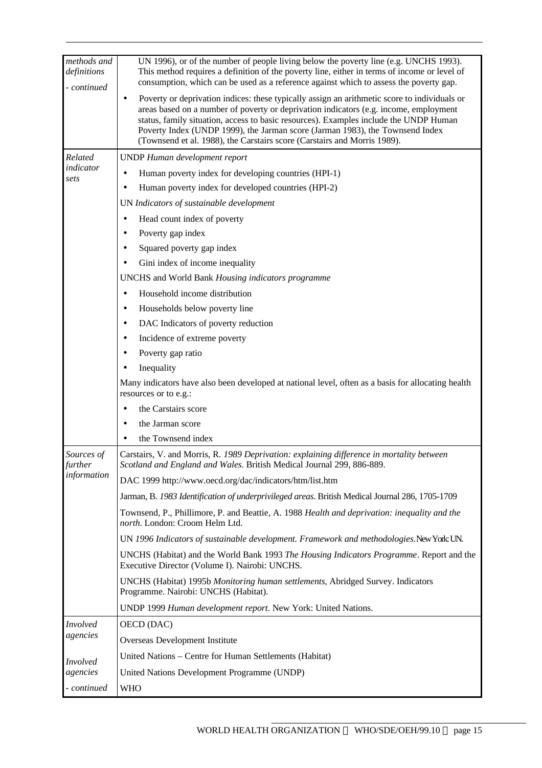| | |
|---|---|
| *methods and definitions* <br> *- continued* | UN 1996), or of the number of people living below the poverty line (e.g. UNCHS 1993). This method requires a definition of the poverty line, either in terms of income or level of consumption, which can be used as a reference against which to assess the poverty gap. <br> • Poverty or deprivation indices: these typically assign an arithmetic score to individuals or areas based on a number of poverty or deprivation indicators (e.g. income, employment status, family situation, access to basic resources). Examples include the UNDP Human Poverty Index (UNDP 1999), the Jarman score (Jarman 1983), the Townsend Index (Townsend et al. 1988), the Carstairs score (Carstairs and Morris 1989). |
| *Related indicator sets* | UNDP *Human development report* <br> • Human poverty index for developing countries (HPI-1) <br> • Human poverty index for developed countries (HPI-2) <br> UN *Indicators of sustainable development* <br> • Head count index of poverty <br> • Poverty gap index <br> • Squared poverty gap index <br> • Gini index of income inequality <br> UNCHS and World Bank *Housing indicators programme* <br> • Household income distribution <br> • Households below poverty line <br> • DAC Indicators of poverty reduction <br> • Incidence of extreme poverty <br> • Poverty gap ratio <br> • Inequality <br> Many indicators have also been developed at national level, often as a basis for allocating health resources or to e.g.: <br> • the Carstairs score <br> • the Jarman score <br> • the Townsend index |
| *Sources of further information* | Carstairs, V. and Morris, R. *1989 Deprivation: explaining difference in mortality between Scotland and England and Wales.* British Medical Journal 299, 886-889. <br> DAC 1999 http://www.oecd.org/dac/indicators/htm/list.htm <br> Jarman, B. *1983 Identification of underprivileged areas.* British Medical Journal 286, 1705-1709 <br> Townsend, P., Phillimore, P. and Beattie, A. 1988 *Health and deprivation: inequality and the north.* London: Croom Helm Ltd. <br> UN *1996 Indicators of sustainable development. Framework and methodologies.* New York: UN. <br> UNCHS (Habitat) and the World Bank 1993 *The Housing Indicators Programme*. Report and the Executive Director (Volume I). Nairobi: UNCHS. <br> UNCHS (Habitat) 1995b *Monitoring human settlements*, Abridged Survey. Indicators Programme. Nairobi: UNCHS (Habitat). <br> UNDP 1999 *Human development report*. New York: United Nations. |
| *Involved agencies* <br> <br> *Involved agencies* <br> *- continued* | OECD (DAC) <br> Overseas Development Institute <br> United Nations – Centre for Human Settlements (Habitat) <br> United Nations Development Programme (UNDP) <br> WHO |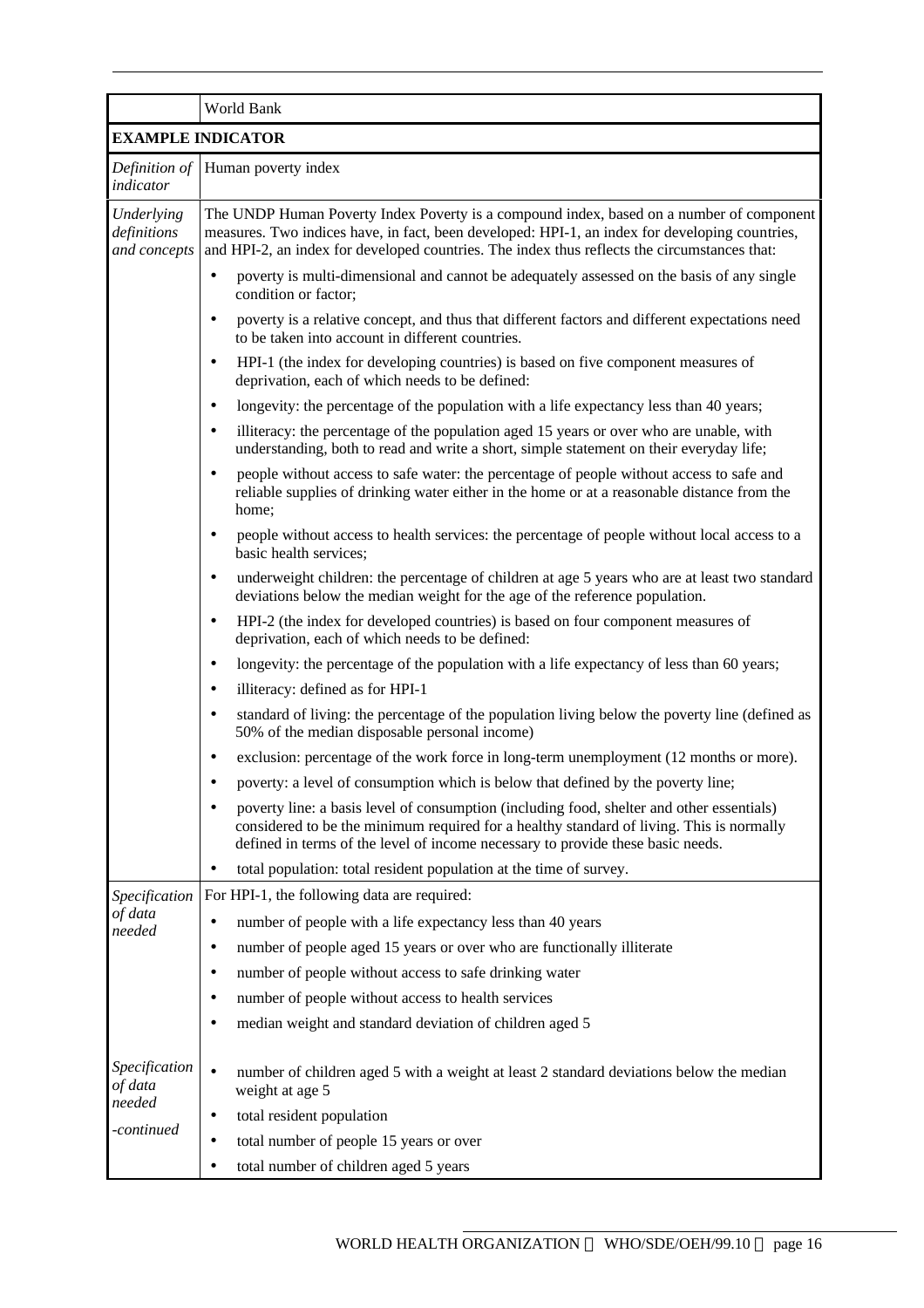| | World Bank |
|---|---|
| **EXAMPLE INDICATOR** | |
| *Definition of indicator* | Human poverty index |
| *Underlying definitions and concepts* | The UNDP Human Poverty Index Poverty is a compound index, based on a number of component measures. Two indices have, in fact, been developed: HPI-1, an index for developing countries, and HPI-2, an index for developed countries. The index thus reflects the circumstances that:<br>• poverty is multi-dimensional and cannot be adequately assessed on the basis of any single condition or factor;<br>• poverty is a relative concept, and thus that different factors and different expectations need to be taken into account in different countries.<br>• HPI-1 (the index for developing countries) is based on five component measures of deprivation, each of which needs to be defined:<br>• longevity: the percentage of the population with a life expectancy less than 40 years;<br>• illiteracy: the percentage of the population aged 15 years or over who are unable, with understanding, both to read and write a short, simple statement on their everyday life;<br>• people without access to safe water: the percentage of people without access to safe and reliable supplies of drinking water either in the home or at a reasonable distance from the home;<br>• people without access to health services: the percentage of people without local access to a basic health services;<br>• underweight children: the percentage of children at age 5 years who are at least two standard deviations below the median weight for the age of the reference population.<br>• HPI-2 (the index for developed countries) is based on four component measures of deprivation, each of which needs to be defined:<br>• longevity: the percentage of the population with a life expectancy of less than 60 years;<br>• illiteracy: defined as for HPI-1<br>• standard of living: the percentage of the population living below the poverty line (defined as 50% of the median disposable personal income)<br>• exclusion: percentage of the work force in long-term unemployment (12 months or more).<br>• poverty: a level of consumption which is below that defined by the poverty line;<br>• poverty line: a basis level of consumption (including food, shelter and other essentials) considered to be the minimum required for a healthy standard of living. This is normally defined in terms of the level of income necessary to provide these basic needs.<br>• total population: total resident population at the time of survey. |
| *Specification of data needed* | For HPI-1, the following data are required:<br>• number of people with a life expectancy less than 40 years<br>• number of people aged 15 years or over who are functionally illiterate<br>• number of people without access to safe drinking water<br>• number of people without access to health services<br>• median weight and standard deviation of children aged 5 |
| *Specification of data needed -continued* | • number of children aged 5 with a weight at least 2 standard deviations below the median weight at age 5<br>• total resident population<br>• total number of people 15 years or over<br>• total number of children aged 5 years |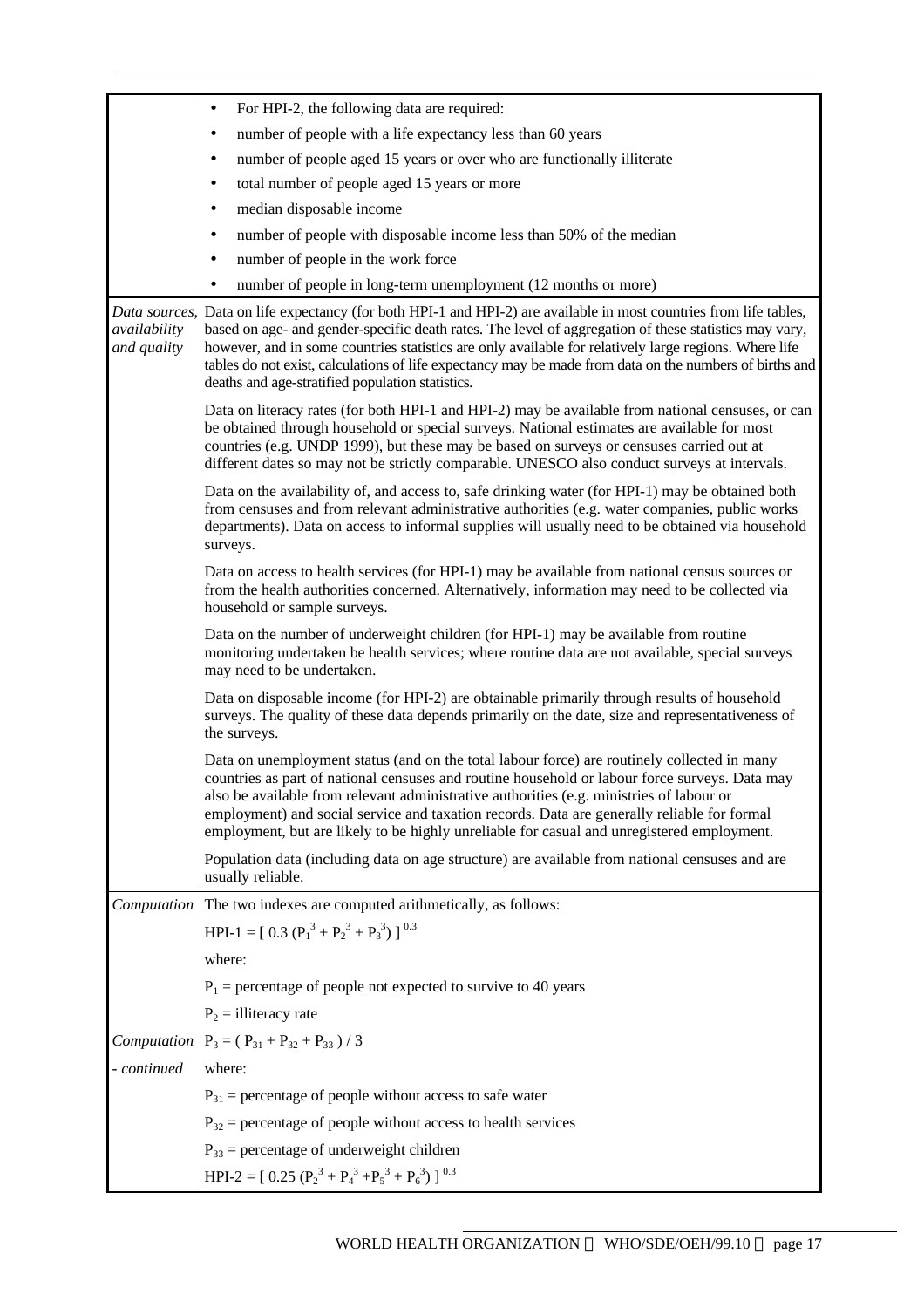| | |
|---|---|
| | • For HPI-2, the following data are required:<br>• number of people with a life expectancy less than 60 years<br>• number of people aged 15 years or over who are functionally illiterate<br>• total number of people aged 15 years or more<br>• median disposable income<br>• number of people with disposable income less than 50% of the median<br>• number of people in the work force<br>• number of people in long-term unemployment (12 months or more) |
| *Data sources, availability and quality* | Data on life expectancy (for both HPI-1 and HPI-2) are available in most countries from life tables, based on age- and gender-specific death rates. The level of aggregation of these statistics may vary, however, and in some countries statistics are only available for relatively large regions. Where life tables do not exist, calculations of life expectancy may be made from data on the numbers of births and deaths and age-stratified population statistics.<br><br>Data on literacy rates (for both HPI-1 and HPI-2) may be available from national censuses, or can be obtained through household or special surveys. National estimates are available for most countries (e.g. UNDP 1999), but these may be based on surveys or censuses carried out at different dates so may not be strictly comparable. UNESCO also conduct surveys at intervals.<br><br>Data on the availability of, and access to, safe drinking water (for HPI-1) may be obtained both from censuses and from relevant administrative authorities (e.g. water companies, public works departments). Data on access to informal supplies will usually need to be obtained via household surveys.<br><br>Data on access to health services (for HPI-1) may be available from national census sources or from the health authorities concerned. Alternatively, information may need to be collected via household or sample surveys.<br><br>Data on the number of underweight children (for HPI-1) may be available from routine monitoring undertaken be health services; where routine data are not available, special surveys may need to be undertaken.<br><br>Data on disposable income (for HPI-2) are obtainable primarily through results of household surveys. The quality of these data depends primarily on the date, size and representativeness of the surveys.<br><br>Data on unemployment status (and on the total labour force) are routinely collected in many countries as part of national censuses and routine household or labour force surveys. Data may also be available from relevant administrative authorities (e.g. ministries of labour or employment) and social service and taxation records. Data are generally reliable for formal employment, but are likely to be highly unreliable for casual and unregistered employment.<br><br>Population data (including data on age structure) are available from national censuses and are usually reliable. |
| *Computation* | The two indexes are computed arithmetically, as follows:<br><br>$\text{HPI-1} = [\, 0.3\,(P_1^3 + P_2^3 + P_3^3)\,]^{0.3}$<br><br>where:<br><br>$P_1$ = percentage of people not expected to survive to 40 years<br><br>$P_2$ = illiteracy rate |
| *Computation - continued* | $P_3 = (\, P_{31} + P_{32} + P_{33}\,) / 3$<br><br>where:<br><br>$P_{31}$ = percentage of people without access to safe water<br><br>$P_{32}$ = percentage of people without access to health services<br><br>$P_{33}$ = percentage of underweight children<br><br>$\text{HPI-2} = [\, 0.25\,(P_2^3 + P_4^3 + P_5^3 + P_6^3)\,]^{0.3}$ |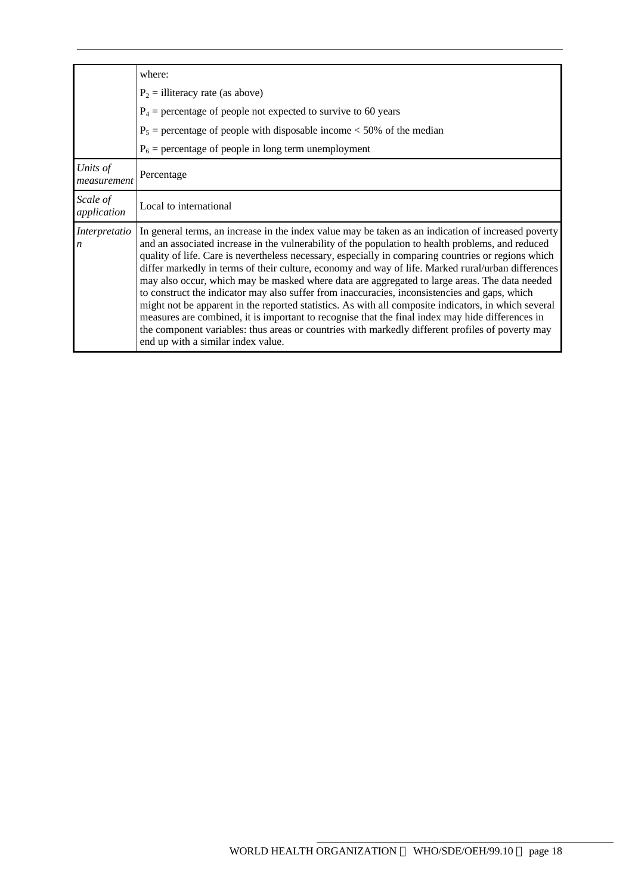|  |  |
| --- | --- |
|  | where:<br>$P_2$ = illiteracy rate (as above)<br>$P_4$ = percentage of people not expected to survive to 60 years<br>$P_5$ = percentage of people with disposable income < 50% of the median<br>$P_6$ = percentage of people in long term unemployment |
| *Units of measurement* | Percentage |
| *Scale of application* | Local to international |
| *Interpretation* | In general terms, an increase in the index value may be taken as an indication of increased poverty and an associated increase in the vulnerability of the population to health problems, and reduced quality of life. Care is nevertheless necessary, especially in comparing countries or regions which differ markedly in terms of their culture, economy and way of life. Marked rural/urban differences may also occur, which may be masked where data are aggregated to large areas. The data needed to construct the indicator may also suffer from inaccuracies, inconsistencies and gaps, which might not be apparent in the reported statistics. As with all composite indicators, in which several measures are combined, it is important to recognise that the final index may hide differences in the component variables: thus areas or countries with markedly different profiles of poverty may end up with a similar index value. |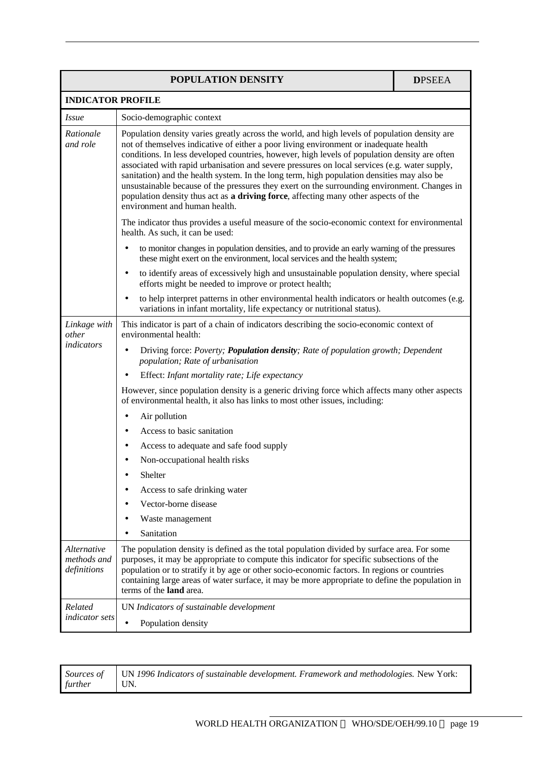| POPULATION DENSITY | **D**PSEEA |
|---|---|
| **INDICATOR PROFILE** | |
| *Issue* | Socio-demographic context |
| *Rationale and role* | Population density varies greatly across the world, and high levels of population density are not of themselves indicative of either a poor living environment or inadequate health conditions. In less developed countries, however, high levels of population density are often associated with rapid urbanisation and severe pressures on local services (e.g. water supply, sanitation) and the health system. In the long term, high population densities may also be unsustainable because of the pressures they exert on the surrounding environment. Changes in population density thus act as **a driving force**, affecting many other aspects of the environment and human health.<br><br>The indicator thus provides a useful measure of the socio-economic context for environmental health. As such, it can be used:<br>• to monitor changes in population densities, and to provide an early warning of the pressures these might exert on the environment, local services and the health system;<br>• to identify areas of excessively high and unsustainable population density, where special efforts might be needed to improve or protect health;<br>• to help interpret patterns in other environmental health indicators or health outcomes (e.g. variations in infant mortality, life expectancy or nutritional status). |
| *Linkage with other indicators* | This indicator is part of a chain of indicators describing the socio-economic context of environmental health:<br>• Driving force: *Poverty; **Population density**; Rate of population growth; Dependent population; Rate of urbanisation*<br>• Effect: *Infant mortality rate; Life expectancy*<br><br>However, since population density is a generic driving force which affects many other aspects of environmental health, it also has links to most other issues, including:<br>• Air pollution<br>• Access to basic sanitation<br>• Access to adequate and safe food supply<br>• Non-occupational health risks<br>• Shelter<br>• Access to safe drinking water<br>• Vector-borne disease<br>• Waste management<br>• Sanitation |
| *Alternative methods and definitions* | The population density is defined as the total population divided by surface area. For some purposes, it may be appropriate to compute this indicator for specific subsections of the population or to stratify it by age or other socio-economic factors. In regions or countries containing large areas of water surface, it may be more appropriate to define the population in terms of the **land** area. |
| *Related indicator sets* | UN *Indicators of sustainable development*<br>• Population density |

| | |
|---|---|
| *Sources of further* | UN *1996 Indicators of sustainable development. Framework and methodologies.* New York: UN. |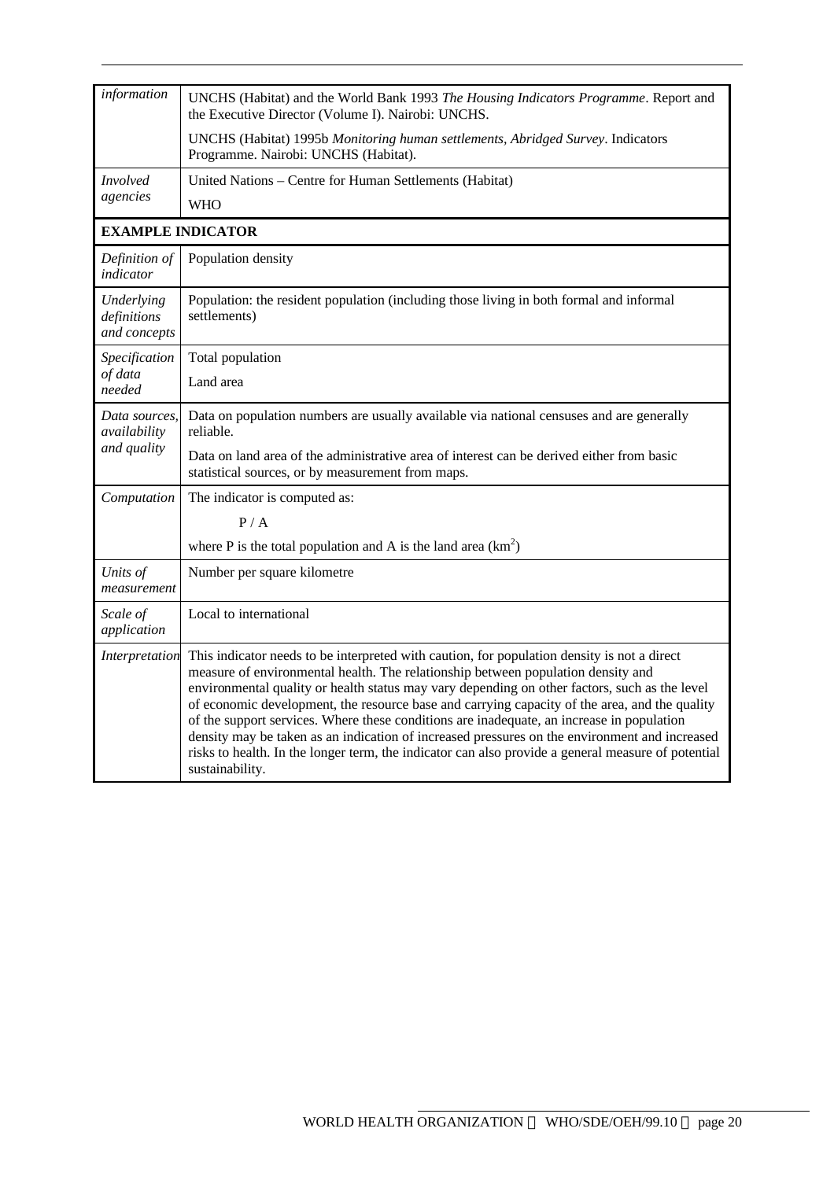| | |
|---|---|
| *information* | UNCHS (Habitat) and the World Bank 1993 *The Housing Indicators Programme*. Report and the Executive Director (Volume I). Nairobi: UNCHS.<br><br>UNCHS (Habitat) 1995b *Monitoring human settlements, Abridged Survey*. Indicators Programme. Nairobi: UNCHS (Habitat). |
| *Involved agencies* | United Nations – Centre for Human Settlements (Habitat)<br><br>WHO |
| **EXAMPLE INDICATOR** | |
| *Definition of indicator* | Population density |
| *Underlying definitions and concepts* | Population: the resident population (including those living in both formal and informal settlements) |
| *Specification of data needed* | Total population<br><br>Land area |
| *Data sources, availability and quality* | Data on population numbers are usually available via national censuses and are generally reliable.<br><br>Data on land area of the administrative area of interest can be derived either from basic statistical sources, or by measurement from maps. |
| *Computation* | The indicator is computed as:<br><br>$P / A$<br><br>where P is the total population and A is the land area ($km^2$) |
| *Units of measurement* | Number per square kilometre |
| *Scale of application* | Local to international |
| *Interpretation* | This indicator needs to be interpreted with caution, for population density is not a direct measure of environmental health. The relationship between population density and environmental quality or health status may vary depending on other factors, such as the level of economic development, the resource base and carrying capacity of the area, and the quality of the support services. Where these conditions are inadequate, an increase in population density may be taken as an indication of increased pressures on the environment and increased risks to health. In the longer term, the indicator can also provide a general measure of potential sustainability. |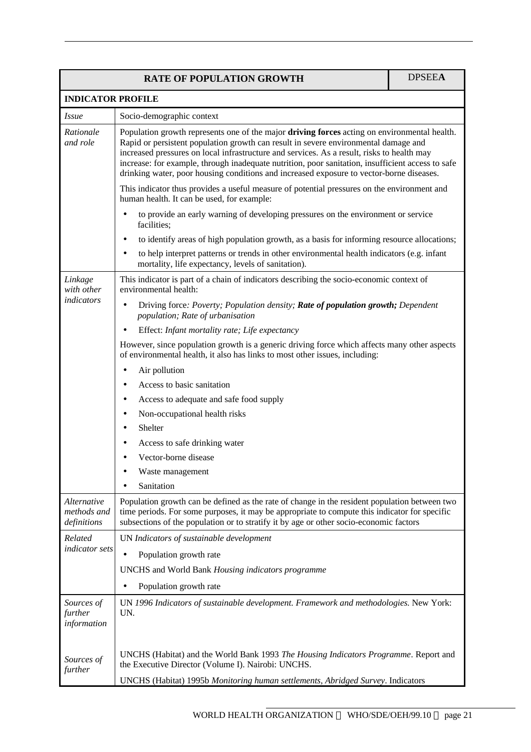| RATE OF POPULATION GROWTH | DPSEE**A** |
|---|---|
| **INDICATOR PROFILE** | |
| *Issue* | Socio-demographic context |
| *Rationale and role* | Population growth represents one of the major **driving forces** acting on environmental health. Rapid or persistent population growth can result in severe environmental damage and increased pressures on local infrastructure and services. As a result, risks to health may increase: for example, through inadequate nutrition, poor sanitation, insufficient access to safe drinking water, poor housing conditions and increased exposure to vector-borne diseases.<br><br>This indicator thus provides a useful measure of potential pressures on the environment and human health. It can be used, for example:<br>• to provide an early warning of developing pressures on the environment or service facilities;<br>• to identify areas of high population growth, as a basis for informing resource allocations;<br>• to help interpret patterns or trends in other environmental health indicators (e.g. infant mortality, life expectancy, levels of sanitation). |
| *Linkage with other indicators* | This indicator is part of a chain of indicators describing the socio-economic context of environmental health:<br>• Driving force*: Poverty; Population density;* ***Rate of population growth;*** *Dependent population; Rate of urbanisation*<br>• Effect: *Infant mortality rate; Life expectancy*<br><br>However, since population growth is a generic driving force which affects many other aspects of environmental health, it also has links to most other issues, including:<br>• Air pollution<br>• Access to basic sanitation<br>• Access to adequate and safe food supply<br>• Non-occupational health risks<br>• Shelter<br>• Access to safe drinking water<br>• Vector-borne disease<br>• Waste management<br>• Sanitation |
| *Alternative methods and definitions* | Population growth can be defined as the rate of change in the resident population between two time periods. For some purposes, it may be appropriate to compute this indicator for specific subsections of the population or to stratify it by age or other socio-economic factors |
| *Related indicator sets* | UN *Indicators of sustainable development*<br>• Population growth rate<br><br>UNCHS and World Bank *Housing indicators programme*<br>• Population growth rate |
| *Sources of further information* | UN *1996 Indicators of sustainable development. Framework and methodologies.* New York: UN. |
| *Sources of further* | UNCHS (Habitat) and the World Bank 1993 *The Housing Indicators Programme*. Report and the Executive Director (Volume I). Nairobi: UNCHS.<br><br>UNCHS (Habitat) 1995b *Monitoring human settlements, Abridged Survey*. Indicators |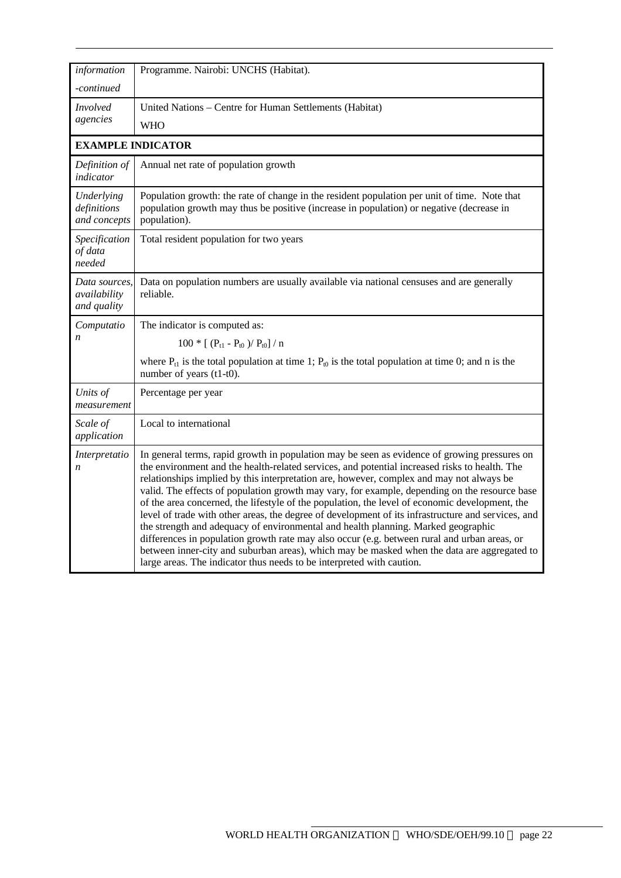| | |
|---|---|
| *information -continued* | Programme. Nairobi: UNCHS (Habitat). |
| *Involved agencies* | United Nations – Centre for Human Settlements (Habitat)<br>WHO |
| **EXAMPLE INDICATOR** | |
| *Definition of indicator* | Annual net rate of population growth |
| *Underlying definitions and concepts* | Population growth: the rate of change in the resident population per unit of time. Note that population growth may thus be positive (increase in population) or negative (decrease in population). |
| *Specification of data needed* | Total resident population for two years |
| *Data sources, availability and quality* | Data on population numbers are usually available via national censuses and are generally reliable. |
| *Computation* | The indicator is computed as:<br>$100 * [ (P_{t1} - P_{t0} )/ P_{t0}] / n$<br>where $P_{t1}$ is the total population at time 1; $P_{t0}$ is the total population at time 0; and n is the number of years (t1-t0). |
| *Units of measurement* | Percentage per year |
| *Scale of application* | Local to international |
| *Interpretation* | In general terms, rapid growth in population may be seen as evidence of growing pressures on the environment and the health-related services, and potential increased risks to health. The relationships implied by this interpretation are, however, complex and may not always be valid. The effects of population growth may vary, for example, depending on the resource base of the area concerned, the lifestyle of the population, the level of economic development, the level of trade with other areas, the degree of development of its infrastructure and services, and the strength and adequacy of environmental and health planning. Marked geographic differences in population growth rate may also occur (e.g. between rural and urban areas, or between inner-city and suburban areas), which may be masked when the data are aggregated to large areas. The indicator thus needs to be interpreted with caution. |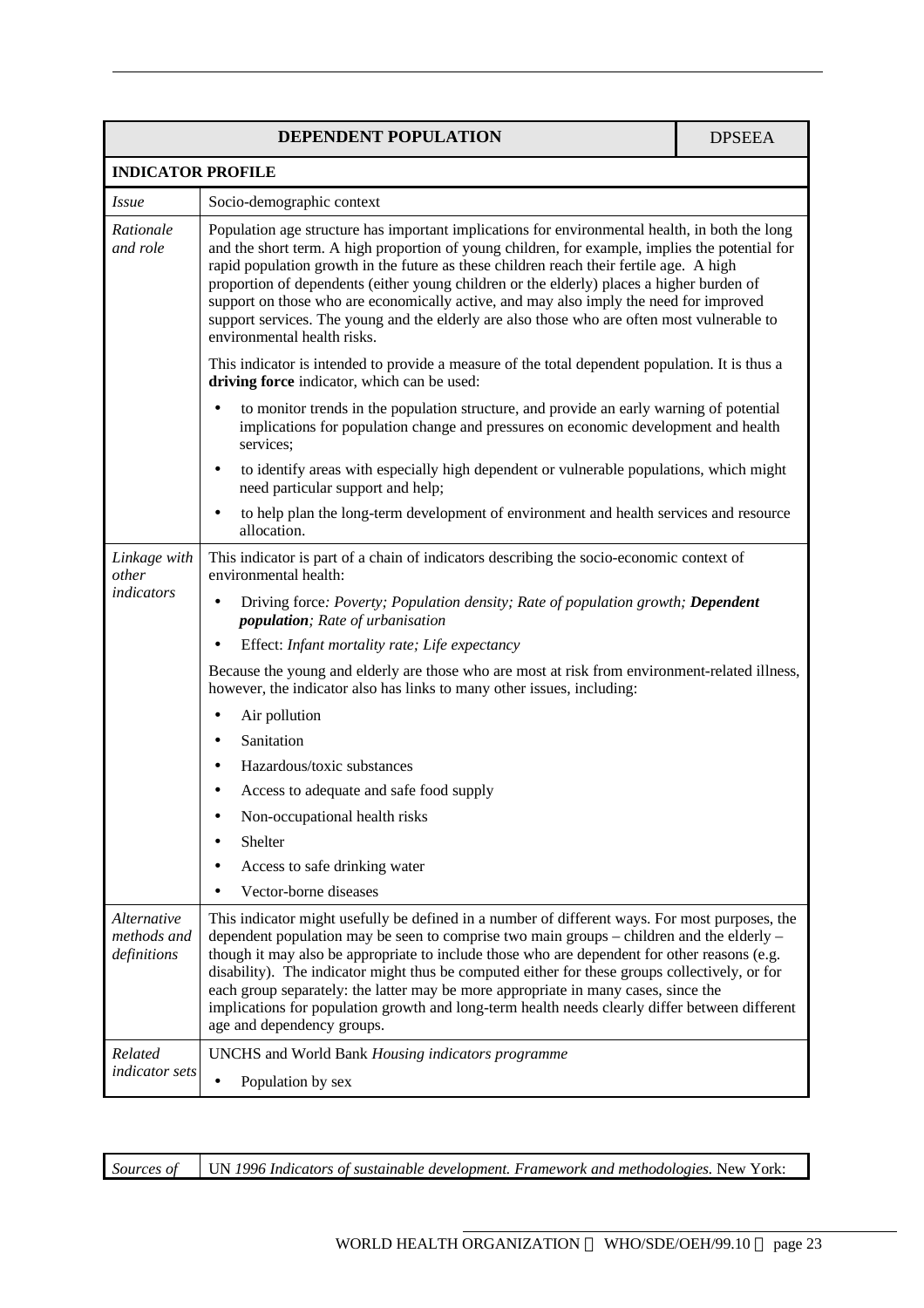| DEPENDENT POPULATION | DPSEEA |
|---|---|
| **INDICATOR PROFILE** | |
| *Issue* | Socio-demographic context |
| *Rationale and role* | Population age structure has important implications for environmental health, in both the long and the short term. A high proportion of young children, for example, implies the potential for rapid population growth in the future as these children reach their fertile age. A high proportion of dependents (either young children or the elderly) places a higher burden of support on those who are economically active, and may also imply the need for improved support services. The young and the elderly are also those who are often most vulnerable to environmental health risks.<br><br>This indicator is intended to provide a measure of the total dependent population. It is thus a **driving force** indicator, which can be used:<br>• to monitor trends in the population structure, and provide an early warning of potential implications for population change and pressures on economic development and health services;<br>• to identify areas with especially high dependent or vulnerable populations, which might need particular support and help;<br>• to help plan the long-term development of environment and health services and resource allocation. |
| *Linkage with other indicators* | This indicator is part of a chain of indicators describing the socio-economic context of environmental health:<br>• Driving force*: Poverty; Population density; Rate of population growth;* ***Dependent population****; Rate of urbanisation*<br>• Effect: *Infant mortality rate; Life expectancy*<br><br>Because the young and elderly are those who are most at risk from environment-related illness, however, the indicator also has links to many other issues, including:<br>• Air pollution<br>• Sanitation<br>• Hazardous/toxic substances<br>• Access to adequate and safe food supply<br>• Non-occupational health risks<br>• Shelter<br>• Access to safe drinking water<br>• Vector-borne diseases |
| *Alternative methods and definitions* | This indicator might usefully be defined in a number of different ways. For most purposes, the dependent population may be seen to comprise two main groups – children and the elderly – though it may also be appropriate to include those who are dependent for other reasons (e.g. disability). The indicator might thus be computed either for these groups collectively, or for each group separately: the latter may be more appropriate in many cases, since the implications for population growth and long-term health needs clearly differ between different age and dependency groups. |
| *Related indicator sets* | UNCHS and World Bank *Housing indicators programme*<br>• Population by sex |

| | |
|---|---|
| *Sources of* | UN *1996 Indicators of sustainable development. Framework and methodologies.* New York: |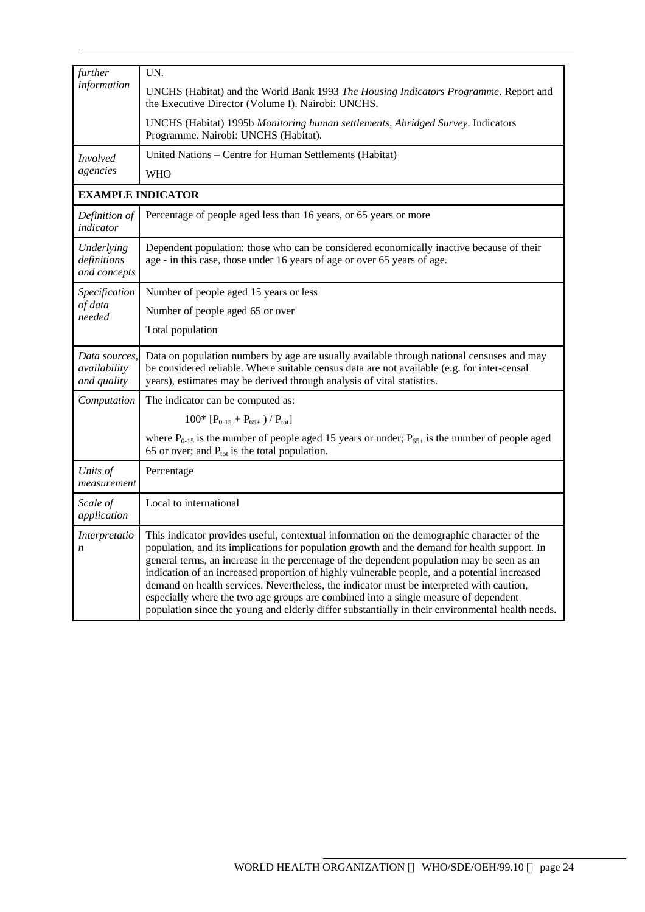| | |
|---|---|
| *further information* | UN.<br><br>UNCHS (Habitat) and the World Bank 1993 *The Housing Indicators Programme*. Report and the Executive Director (Volume I). Nairobi: UNCHS.<br><br>UNCHS (Habitat) 1995b *Monitoring human settlements, Abridged Survey*. Indicators Programme. Nairobi: UNCHS (Habitat). |
| *Involved agencies* | United Nations – Centre for Human Settlements (Habitat)<br><br>WHO |
| **EXAMPLE INDICATOR** | |
| *Definition of indicator* | Percentage of people aged less than 16 years, or 65 years or more |
| *Underlying definitions and concepts* | Dependent population: those who can be considered economically inactive because of their age - in this case, those under 16 years of age or over 65 years of age. |
| *Specification of data needed* | Number of people aged 15 years or less<br><br>Number of people aged 65 or over<br><br>Total population |
| *Data sources, availability and quality* | Data on population numbers by age are usually available through national censuses and may be considered reliable. Where suitable census data are not available (e.g. for inter-censal years), estimates may be derived through analysis of vital statistics. |
| *Computation* | The indicator can be computed as:<br><br>$100^* [P_{0-15} + P_{65+} ) / P_{tot}]$<br><br>where $P_{0-15}$ is the number of people aged 15 years or under; $P_{65+}$ is the number of people aged 65 or over; and $P_{tot}$ is the total population. |
| *Units of measurement* | Percentage |
| *Scale of application* | Local to international |
| *Interpretation* | This indicator provides useful, contextual information on the demographic character of the population, and its implications for population growth and the demand for health support. In general terms, an increase in the percentage of the dependent population may be seen as an indication of an increased proportion of highly vulnerable people, and a potential increased demand on health services. Nevertheless, the indicator must be interpreted with caution, especially where the two age groups are combined into a single measure of dependent population since the young and elderly differ substantially in their environmental health needs. |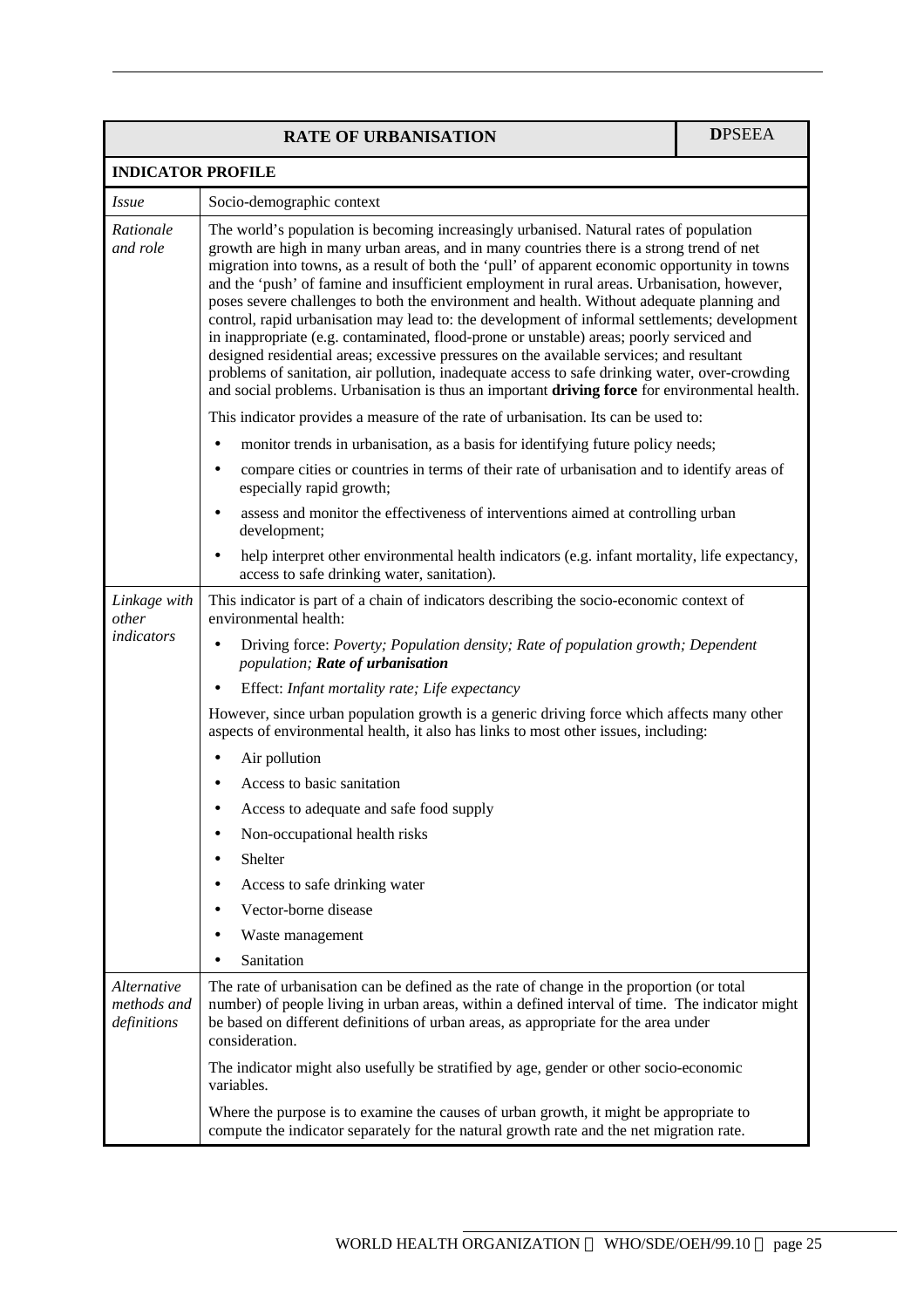| RATE OF URBANISATION | **D**PSEEA |
|---|---|
| **INDICATOR PROFILE** | |

| | |
|---|---|
| *Issue* | Socio-demographic context |
| *Rationale and role* | The world's population is becoming increasingly urbanised. Natural rates of population growth are high in many urban areas, and in many countries there is a strong trend of net migration into towns, as a result of both the 'pull' of apparent economic opportunity in towns and the 'push' of famine and insufficient employment in rural areas. Urbanisation, however, poses severe challenges to both the environment and health. Without adequate planning and control, rapid urbanisation may lead to: the development of informal settlements; development in inappropriate (e.g. contaminated, flood-prone or unstable) areas; poorly serviced and designed residential areas; excessive pressures on the available services; and resultant problems of sanitation, air pollution, inadequate access to safe drinking water, over-crowding and social problems. Urbanisation is thus an important **driving force** for environmental health.<br><br>This indicator provides a measure of the rate of urbanisation. Its can be used to:<br>• monitor trends in urbanisation, as a basis for identifying future policy needs;<br>• compare cities or countries in terms of their rate of urbanisation and to identify areas of especially rapid growth;<br>• assess and monitor the effectiveness of interventions aimed at controlling urban development;<br>• help interpret other environmental health indicators (e.g. infant mortality, life expectancy, access to safe drinking water, sanitation). |
| *Linkage with other indicators* | This indicator is part of a chain of indicators describing the socio-economic context of environmental health:<br>• Driving force: *Poverty; Population density; Rate of population growth; Dependent population;* ***Rate of urbanisation***<br>• Effect: *Infant mortality rate; Life expectancy*<br><br>However, since urban population growth is a generic driving force which affects many other aspects of environmental health, it also has links to most other issues, including:<br>• Air pollution<br>• Access to basic sanitation<br>• Access to adequate and safe food supply<br>• Non-occupational health risks<br>• Shelter<br>• Access to safe drinking water<br>• Vector-borne disease<br>• Waste management<br>• Sanitation |
| *Alternative methods and definitions* | The rate of urbanisation can be defined as the rate of change in the proportion (or total number) of people living in urban areas, within a defined interval of time. The indicator might be based on different definitions of urban areas, as appropriate for the area under consideration.<br><br>The indicator might also usefully be stratified by age, gender or other socio-economic variables.<br><br>Where the purpose is to examine the causes of urban growth, it might be appropriate to compute the indicator separately for the natural growth rate and the net migration rate. |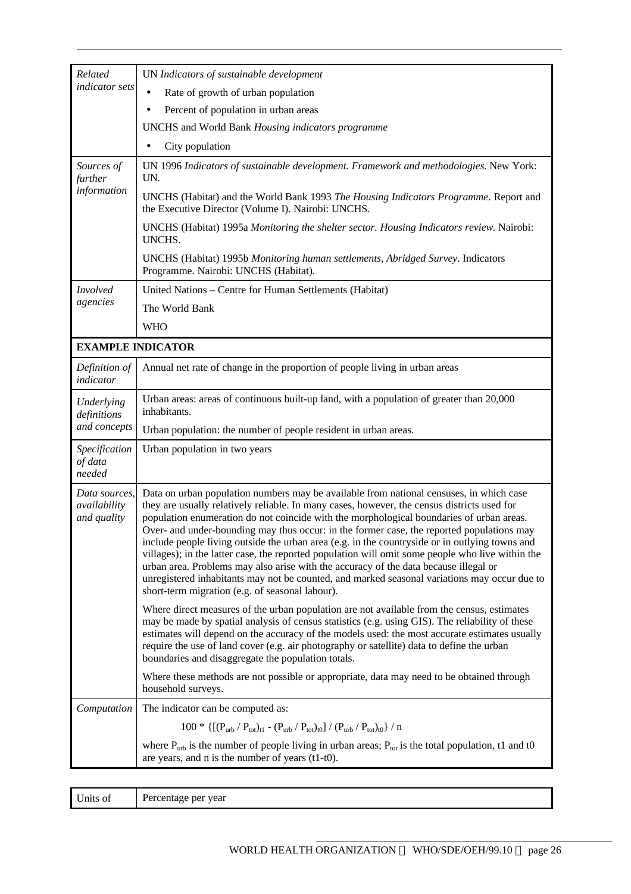| | |
|---|---|
| *Related indicator sets* | UN *Indicators of sustainable development*<br>• Rate of growth of urban population<br>• Percent of population in urban areas<br>UNCHS and World Bank *Housing indicators programme*<br>• City population |
| *Sources of further information* | UN 1996 *Indicators of sustainable development. Framework and methodologies.* New York: UN.<br>UNCHS (Habitat) and the World Bank 1993 *The Housing Indicators Programme*. Report and the Executive Director (Volume I). Nairobi: UNCHS.<br>UNCHS (Habitat) 1995a *Monitoring the shelter sector. Housing Indicators review.* Nairobi: UNCHS.<br>UNCHS (Habitat) 1995b *Monitoring human settlements, Abridged Survey*. Indicators Programme. Nairobi: UNCHS (Habitat). |
| *Involved agencies* | United Nations – Centre for Human Settlements (Habitat)<br>The World Bank<br>WHO |
| **EXAMPLE INDICATOR** | |
| *Definition of indicator* | Annual net rate of change in the proportion of people living in urban areas |
| *Underlying definitions and concepts* | Urban areas: areas of continuous built-up land, with a population of greater than 20,000 inhabitants.<br>Urban population: the number of people resident in urban areas. |
| *Specification of data needed* | Urban population in two years |
| *Data sources, availability and quality* | Data on urban population numbers may be available from national censuses, in which case they are usually relatively reliable. In many cases, however, the census districts used for population enumeration do not coincide with the morphological boundaries of urban areas. Over- and under-bounding may thus occur: in the former case, the reported populations may include people living outside the urban area (e.g. in the countryside or in outlying towns and villages); in the latter case, the reported population will omit some people who live within the urban area. Problems may also arise with the accuracy of the data because illegal or unregistered inhabitants may not be counted, and marked seasonal variations may occur due to short-term migration (e.g. of seasonal labour).<br>Where direct measures of the urban population are not available from the census, estimates may be made by spatial analysis of census statistics (e.g. using GIS). The reliability of these estimates will depend on the accuracy of the models used: the most accurate estimates usually require the use of land cover (e.g. air photography or satellite) data to define the urban boundaries and disaggregate the population totals.<br>Where these methods are not possible or appropriate, data may need to be obtained through household surveys. |
| *Computation* | The indicator can be computed as:<br>$100 * \{[(P_{urb} / P_{tot})_{t1} - (P_{urb} / P_{tot})_{t0}] / (P_{urb} / P_{tot})_{t0}\} / n$<br>where $P_{urb}$ is the number of people living in urban areas; $P_{tot}$ is the total population, t1 and t0 are years, and n is the number of years (t1-t0). |

| | |
|---|---|
| Units of | Percentage per year |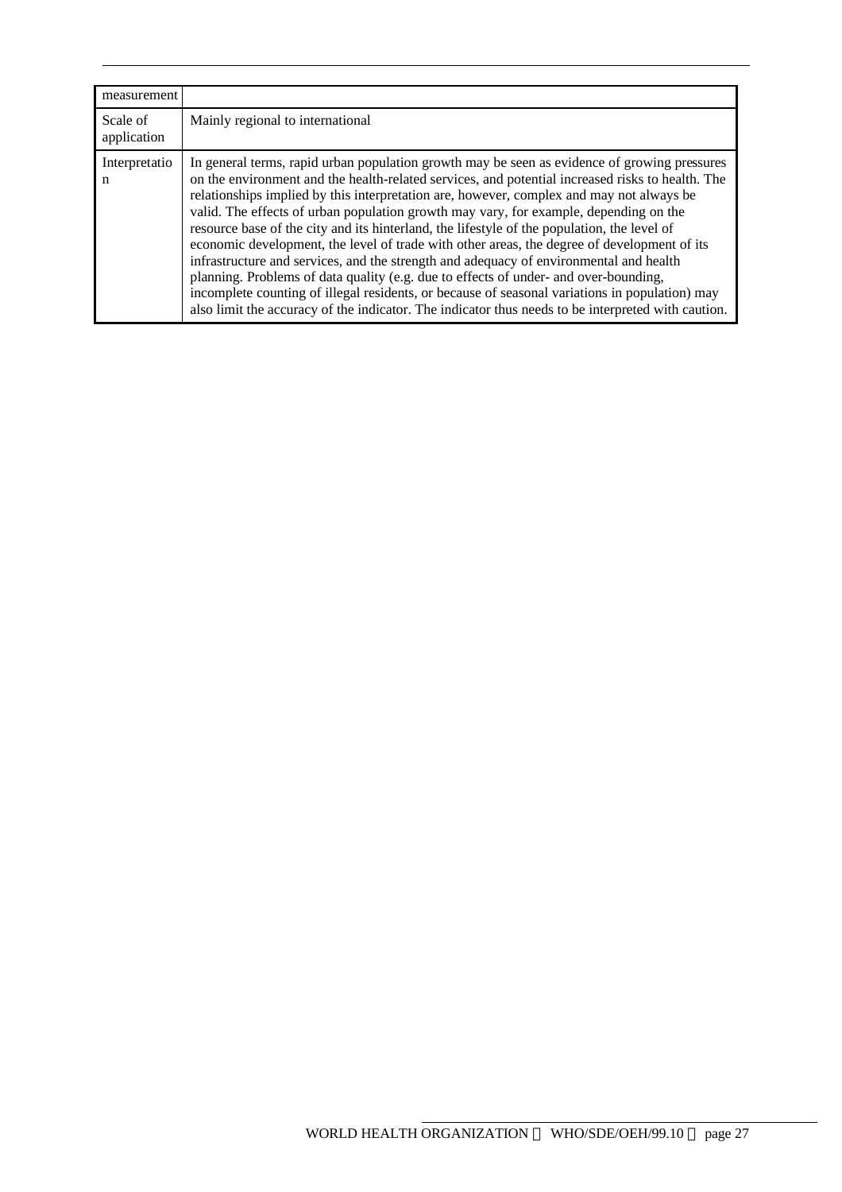| measurement | |
|---|---|
| Scale of application | Mainly regional to international |
| Interpretation | In general terms, rapid urban population growth may be seen as evidence of growing pressures on the environment and the health-related services, and potential increased risks to health. The relationships implied by this interpretation are, however, complex and may not always be valid. The effects of urban population growth may vary, for example, depending on the resource base of the city and its hinterland, the lifestyle of the population, the level of economic development, the level of trade with other areas, the degree of development of its infrastructure and services, and the strength and adequacy of environmental and health planning. Problems of data quality (e.g. due to effects of under- and over-bounding, incomplete counting of illegal residents, or because of seasonal variations in population) may also limit the accuracy of the indicator. The indicator thus needs to be interpreted with caution. |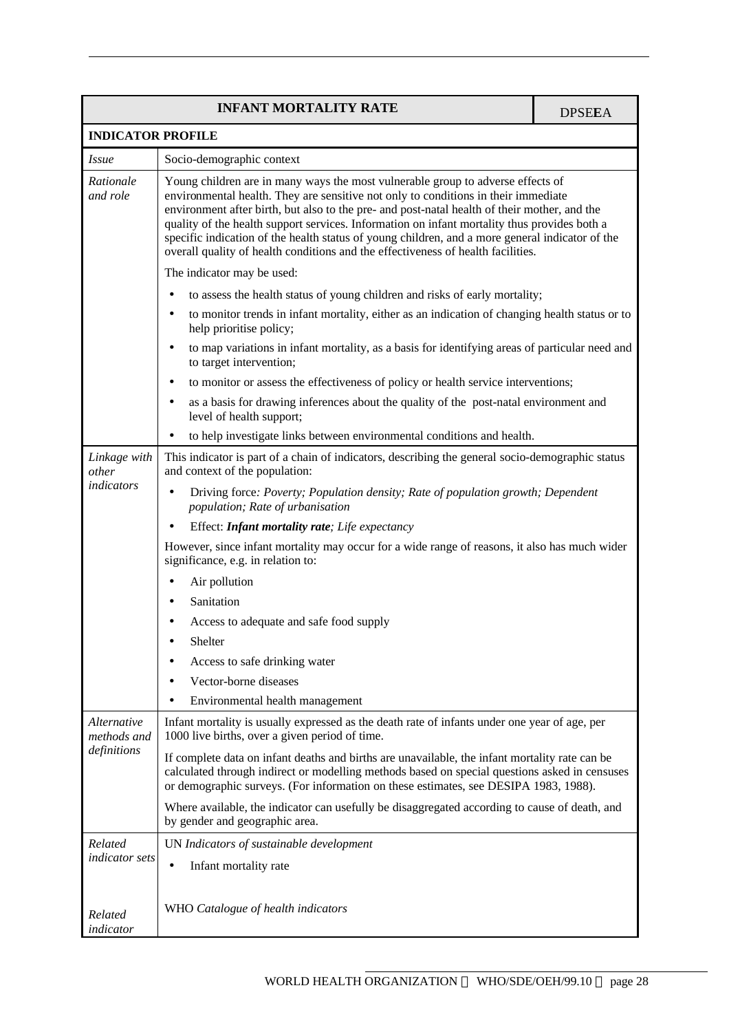| INFANT MORTALITY RATE | DPSEEA |
|---|---|
| **INDICATOR PROFILE** | |
| *Issue* | Socio-demographic context |
| *Rationale and role* | Young children are in many ways the most vulnerable group to adverse effects of environmental health. They are sensitive not only to conditions in their immediate environment after birth, but also to the pre- and post-natal health of their mother, and the quality of the health support services. Information on infant mortality thus provides both a specific indication of the health status of young children, and a more general indicator of the overall quality of health conditions and the effectiveness of health facilities.<br><br>The indicator may be used:<br>• to assess the health status of young children and risks of early mortality;<br>• to monitor trends in infant mortality, either as an indication of changing health status or to help prioritise policy;<br>• to map variations in infant mortality, as a basis for identifying areas of particular need and to target intervention;<br>• to monitor or assess the effectiveness of policy or health service interventions;<br>• as a basis for drawing inferences about the quality of the post-natal environment and level of health support;<br>• to help investigate links between environmental conditions and health. |
| *Linkage with other indicators* | This indicator is part of a chain of indicators, describing the general socio-demographic status and context of the population:<br>• Driving force*: Poverty; Population density; Rate of population growth; Dependent population; Rate of urbanisation*<br>• Effect: ***Infant mortality rate****; Life expectancy*<br><br>However, since infant mortality may occur for a wide range of reasons, it also has much wider significance, e.g. in relation to:<br>• Air pollution<br>• Sanitation<br>• Access to adequate and safe food supply<br>• Shelter<br>• Access to safe drinking water<br>• Vector-borne diseases<br>• Environmental health management |
| *Alternative methods and definitions* | Infant mortality is usually expressed as the death rate of infants under one year of age, per 1000 live births, over a given period of time.<br><br>If complete data on infant deaths and births are unavailable, the infant mortality rate can be calculated through indirect or modelling methods based on special questions asked in censuses or demographic surveys. (For information on these estimates, see DESIPA 1983, 1988).<br><br>Where available, the indicator can usefully be disaggregated according to cause of death, and by gender and geographic area. |
| *Related indicator sets* | UN *Indicators of sustainable development*<br>• Infant mortality rate |
| *Related indicator* | WHO *Catalogue of health indicators* |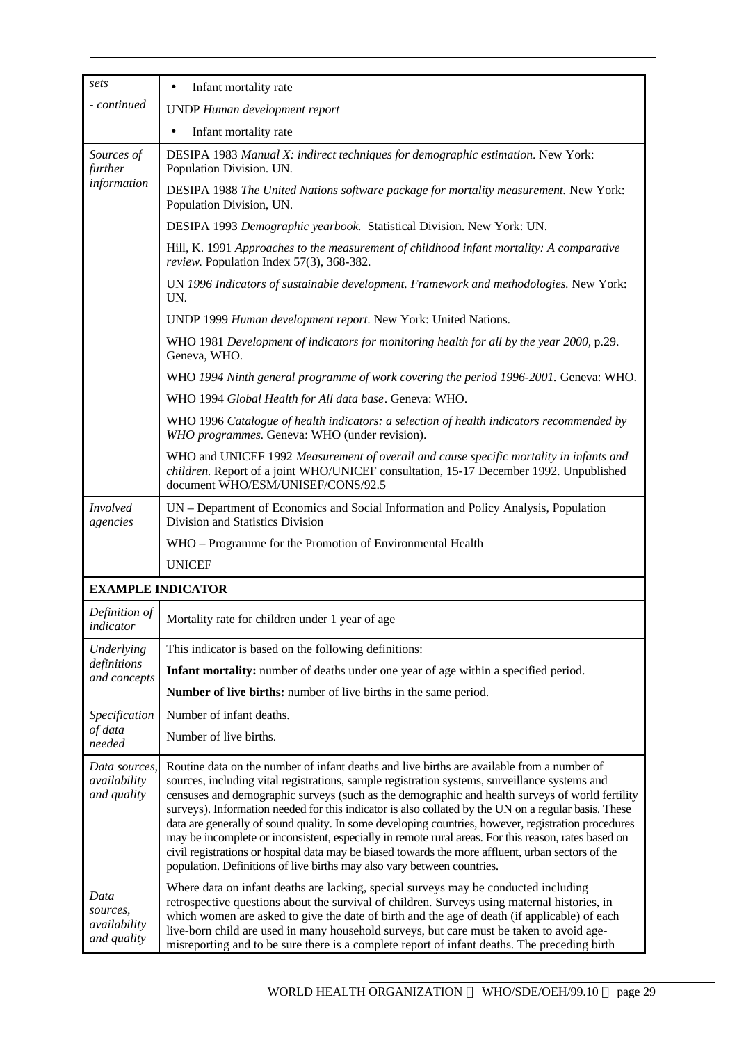| | |
|---|---|
| *sets* | • Infant mortality rate |
| *- continued* | UNDP *Human development report* |
| | • Infant mortality rate |
| *Sources of further information* | DESIPA 1983 *Manual X: indirect techniques for demographic estimation*. New York: Population Division. UN. |
| | DESIPA 1988 *The United Nations software package for mortality measurement.* New York: Population Division, UN. |
| | DESIPA 1993 *Demographic yearbook.* Statistical Division. New York: UN. |
| | Hill, K. 1991 *Approaches to the measurement of childhood infant mortality: A comparative review.* Population Index 57(3), 368-382. |
| | UN *1996 Indicators of sustainable development. Framework and methodologies.* New York: UN. |
| | UNDP 1999 *Human development report*. New York: United Nations. |
| | WHO 1981 *Development of indicators for monitoring health for all by the year 2000,* p.29. Geneva, WHO. |
| | WHO *1994 Ninth general programme of work covering the period 1996-2001.* Geneva: WHO. |
| | WHO 1994 *Global Health for All data base*. Geneva: WHO. |
| | WHO 1996 *Catalogue of health indicators: a selection of health indicators recommended by WHO programmes.* Geneva: WHO (under revision). |
| | WHO and UNICEF 1992 *Measurement of overall and cause specific mortality in infants and children.* Report of a joint WHO/UNICEF consultation, 15-17 December 1992. Unpublished document WHO/ESM/UNISEF/CONS/92.5 |
| *Involved agencies* | UN – Department of Economics and Social Information and Policy Analysis, Population Division and Statistics Division |
| | WHO – Programme for the Promotion of Environmental Health |
| | UNICEF |
| **EXAMPLE INDICATOR** | |
| *Definition of indicator* | Mortality rate for children under 1 year of age |
| *Underlying definitions and concepts* | This indicator is based on the following definitions: |
| | **Infant mortality:** number of deaths under one year of age within a specified period. |
| | **Number of live births:** number of live births in the same period. |
| *Specification of data needed* | Number of infant deaths. |
| | Number of live births. |
| *Data sources, availability and quality* | Routine data on the number of infant deaths and live births are available from a number of sources, including vital registrations, sample registration systems, surveillance systems and censuses and demographic surveys (such as the demographic and health surveys of world fertility surveys). Information needed for this indicator is also collated by the UN on a regular basis. These data are generally of sound quality. In some developing countries, however, registration procedures may be incomplete or inconsistent, especially in remote rural areas. For this reason, rates based on civil registrations or hospital data may be biased towards the more affluent, urban sectors of the population. Definitions of live births may also vary between countries. |
| *Data sources, availability and quality* | Where data on infant deaths are lacking, special surveys may be conducted including retrospective questions about the survival of children. Surveys using maternal histories, in which women are asked to give the date of birth and the age of death (if applicable) of each live-born child are used in many household surveys, but care must be taken to avoid age-misreporting and to be sure there is a complete report of infant deaths. The preceding birth |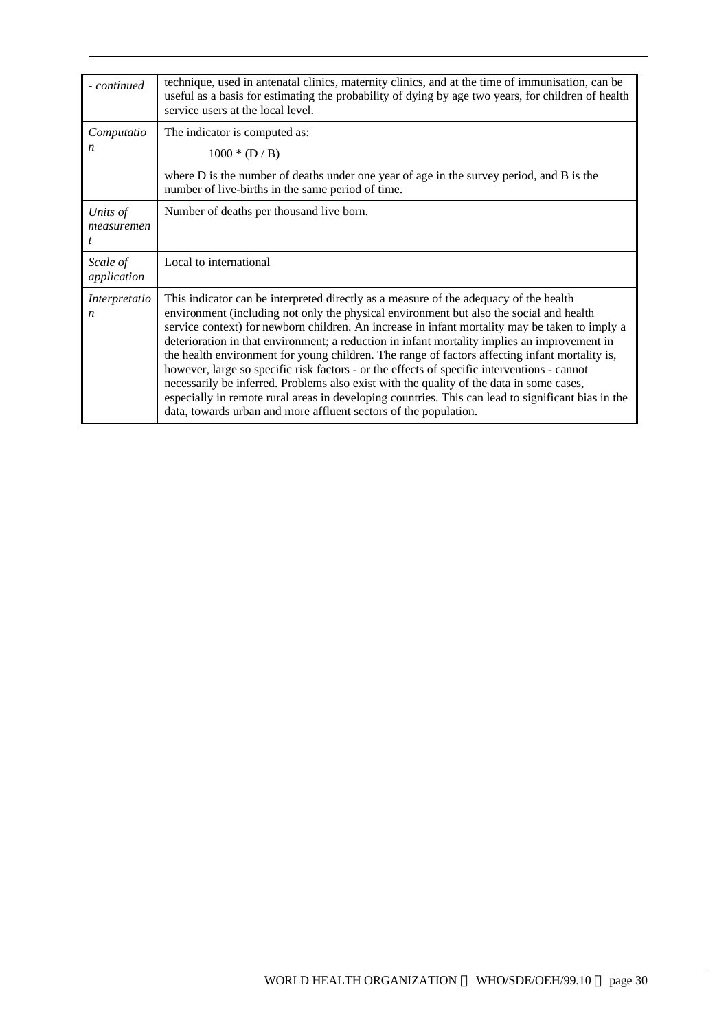| | |
|---|---|
| *- continued* | technique, used in antenatal clinics, maternity clinics, and at the time of immunisation, can be useful as a basis for estimating the probability of dying by age two years, for children of health service users at the local level. |
| *Computation* | The indicator is computed as: $1000 * (D / B)$ where D is the number of deaths under one year of age in the survey period, and B is the number of live-births in the same period of time. |
| *Units of measurement* | Number of deaths per thousand live born. |
| *Scale of application* | Local to international |
| *Interpretation* | This indicator can be interpreted directly as a measure of the adequacy of the health environment (including not only the physical environment but also the social and health service context) for newborn children. An increase in infant mortality may be taken to imply a deterioration in that environment; a reduction in infant mortality implies an improvement in the health environment for young children. The range of factors affecting infant mortality is, however, large so specific risk factors - or the effects of specific interventions - cannot necessarily be inferred. Problems also exist with the quality of the data in some cases, especially in remote rural areas in developing countries. This can lead to significant bias in the data, towards urban and more affluent sectors of the population. |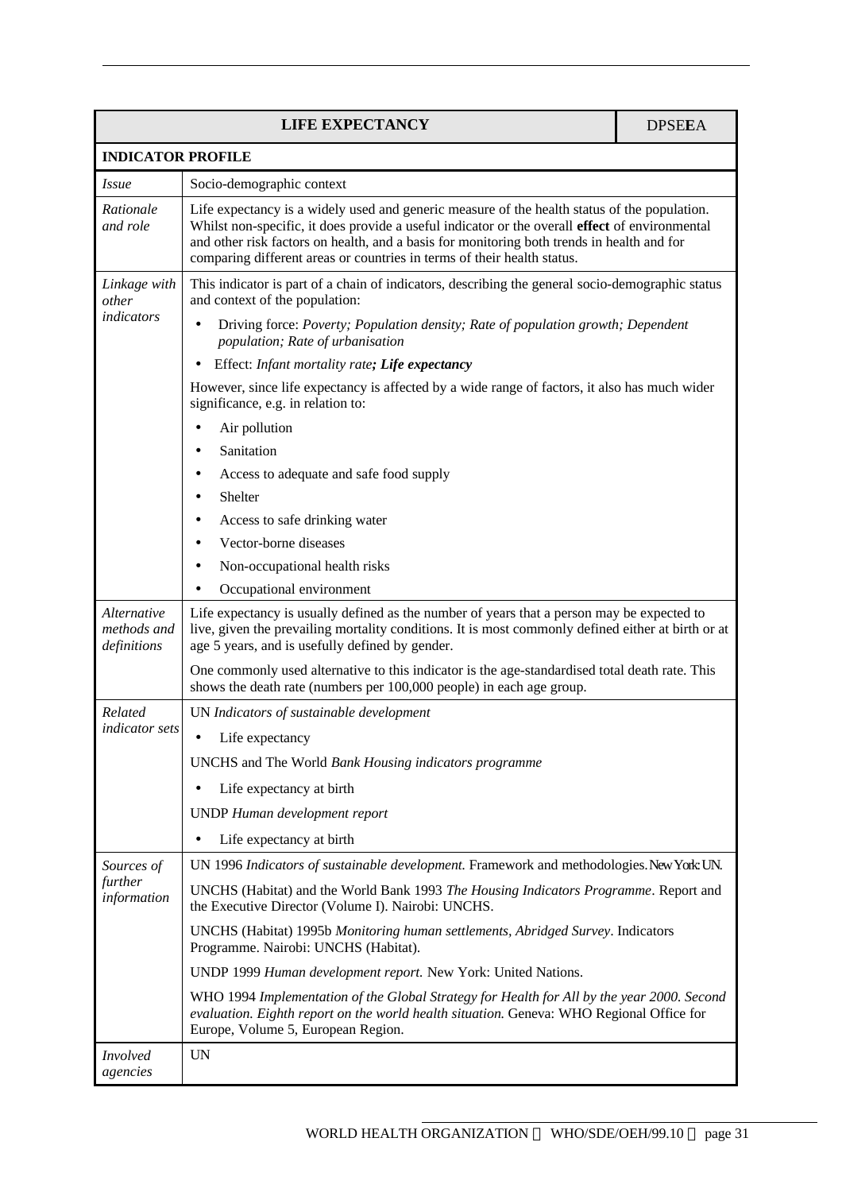| LIFE EXPECTANCY | DPSE**E**A |
|---|---|
| **INDICATOR PROFILE** | |
| *Issue* | Socio-demographic context |
| *Rationale and role* | Life expectancy is a widely used and generic measure of the health status of the population. Whilst non-specific, it does provide a useful indicator or the overall **effect** of environmental and other risk factors on health, and a basis for monitoring both trends in health and for comparing different areas or countries in terms of their health status. |
| *Linkage with other indicators* | This indicator is part of a chain of indicators, describing the general socio-demographic status and context of the population:<br>• Driving force: *Poverty; Population density; Rate of population growth; Dependent population; Rate of urbanisation*<br>• Effect: *Infant mortality rate**; Life expectancy***<br>However, since life expectancy is affected by a wide range of factors, it also has much wider significance, e.g. in relation to:<br>• Air pollution<br>• Sanitation<br>• Access to adequate and safe food supply<br>• Shelter<br>• Access to safe drinking water<br>• Vector-borne diseases<br>• Non-occupational health risks<br>• Occupational environment |
| *Alternative methods and definitions* | Life expectancy is usually defined as the number of years that a person may be expected to live, given the prevailing mortality conditions. It is most commonly defined either at birth or at age 5 years, and is usefully defined by gender.<br>One commonly used alternative to this indicator is the age-standardised total death rate. This shows the death rate (numbers per 100,000 people) in each age group. |
| *Related indicator sets* | UN *Indicators of sustainable development*<br>• Life expectancy<br>UNCHS and The World *Bank Housing indicators programme*<br>• Life expectancy at birth<br>UNDP *Human development report*<br>• Life expectancy at birth |
| *Sources of further information* | UN 1996 *Indicators of sustainable development.* Framework and methodologies. New York: UN.<br>UNCHS (Habitat) and the World Bank 1993 *The Housing Indicators Programme*. Report and the Executive Director (Volume I). Nairobi: UNCHS.<br>UNCHS (Habitat) 1995b *Monitoring human settlements, Abridged Survey*. Indicators Programme. Nairobi: UNCHS (Habitat).<br>UNDP 1999 *Human development report.* New York: United Nations.<br>WHO 1994 *Implementation of the Global Strategy for Health for All by the year 2000. Second evaluation. Eighth report on the world health situation.* Geneva: WHO Regional Office for Europe, Volume 5, European Region. |
| *Involved agencies* | UN |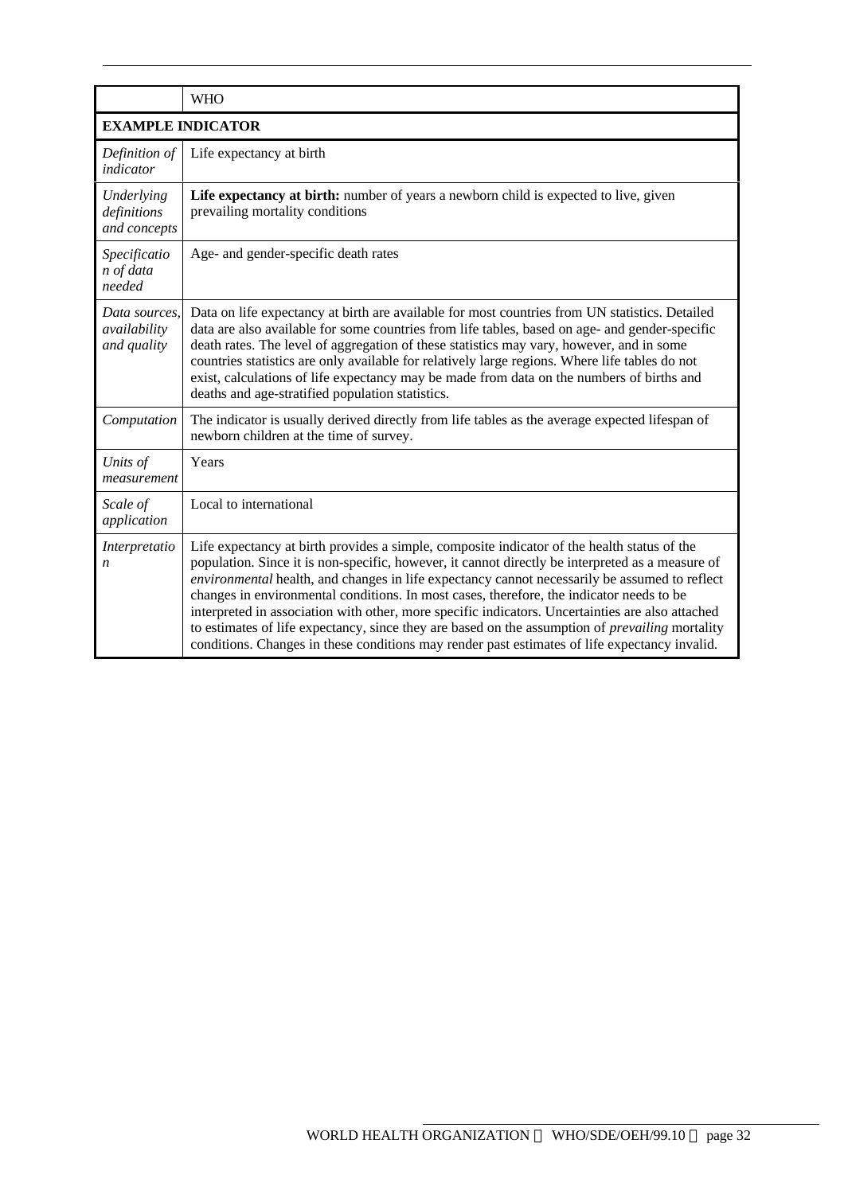| | WHO |
|---|---|
| **EXAMPLE INDICATOR** | |
| *Definition of indicator* | Life expectancy at birth |
| *Underlying definitions and concepts* | **Life expectancy at birth:** number of years a newborn child is expected to live, given prevailing mortality conditions |
| *Specification of data needed* | Age- and gender-specific death rates |
| *Data sources, availability and quality* | Data on life expectancy at birth are available for most countries from UN statistics. Detailed data are also available for some countries from life tables, based on age- and gender-specific death rates. The level of aggregation of these statistics may vary, however, and in some countries statistics are only available for relatively large regions. Where life tables do not exist, calculations of life expectancy may be made from data on the numbers of births and deaths and age-stratified population statistics. |
| *Computation* | The indicator is usually derived directly from life tables as the average expected lifespan of newborn children at the time of survey. |
| *Units of measurement* | Years |
| *Scale of application* | Local to international |
| *Interpretation* | Life expectancy at birth provides a simple, composite indicator of the health status of the population. Since it is non-specific, however, it cannot directly be interpreted as a measure of *environmental* health, and changes in life expectancy cannot necessarily be assumed to reflect changes in environmental conditions. In most cases, therefore, the indicator needs to be interpreted in association with other, more specific indicators. Uncertainties are also attached to estimates of life expectancy, since they are based on the assumption of *prevailing* mortality conditions. Changes in these conditions may render past estimates of life expectancy invalid. |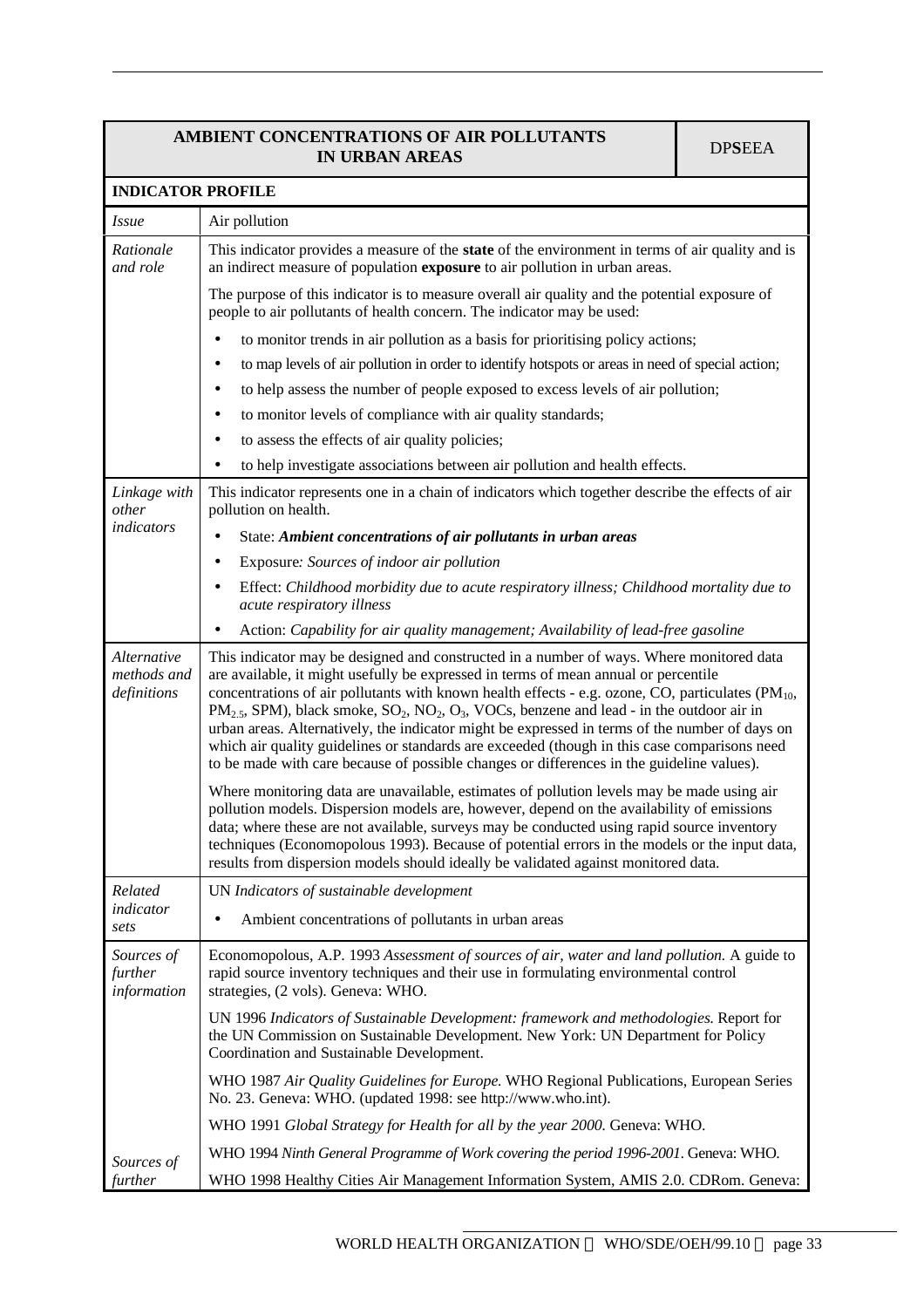| AMBIENT CONCENTRATIONS OF AIR POLLUTANTS IN URBAN AREAS | DPSEEA |
|---|---|
| **INDICATOR PROFILE** | |
| *Issue* | Air pollution |
| *Rationale and role* | This indicator provides a measure of the **state** of the environment in terms of air quality and is an indirect measure of population **exposure** to air pollution in urban areas.<br><br>The purpose of this indicator is to measure overall air quality and the potential exposure of people to air pollutants of health concern. The indicator may be used:<br><br>• to monitor trends in air pollution as a basis for prioritising policy actions;<br>• to map levels of air pollution in order to identify hotspots or areas in need of special action;<br>• to help assess the number of people exposed to excess levels of air pollution;<br>• to monitor levels of compliance with air quality standards;<br>• to assess the effects of air quality policies;<br>• to help investigate associations between air pollution and health effects. |
| *Linkage with other indicators* | This indicator represents one in a chain of indicators which together describe the effects of air pollution on health.<br><br>• State: ***Ambient concentrations of air pollutants in urban areas***<br>• Exposure*: Sources of indoor air pollution*<br>• Effect: *Childhood morbidity due to acute respiratory illness; Childhood mortality due to acute respiratory illness*<br>• Action: *Capability for air quality management; Availability of lead-free gasoline* |
| *Alternative methods and definitions* | This indicator may be designed and constructed in a number of ways. Where monitored data are available, it might usefully be expressed in terms of mean annual or percentile concentrations of air pollutants with known health effects - e.g. ozone, CO, particulates ($PM_{10}$, $PM_{2.5}$, SPM), black smoke, $SO_2$, $NO_2$, $O_3$, VOCs, benzene and lead - in the outdoor air in urban areas. Alternatively, the indicator might be expressed in terms of the number of days on which air quality guidelines or standards are exceeded (though in this case comparisons need to be made with care because of possible changes or differences in the guideline values).<br><br>Where monitoring data are unavailable, estimates of pollution levels may be made using air pollution models. Dispersion models are, however, depend on the availability of emissions data; where these are not available, surveys may be conducted using rapid source inventory techniques (Economopolous 1993). Because of potential errors in the models or the input data, results from dispersion models should ideally be validated against monitored data. |
| *Related indicator sets* | UN *Indicators of sustainable development*<br><br>• Ambient concentrations of pollutants in urban areas |
| *Sources of further information* | Economopolous, A.P. 1993 *Assessment of sources of air, water and land pollution.* A guide to rapid source inventory techniques and their use in formulating environmental control strategies, (2 vols). Geneva: WHO.<br><br>UN 1996 *Indicators of Sustainable Development: framework and methodologies.* Report for the UN Commission on Sustainable Development. New York: UN Department for Policy Coordination and Sustainable Development.<br><br>WHO 1987 *Air Quality Guidelines for Europe.* WHO Regional Publications, European Series No. 23. Geneva: WHO. (updated 1998: see http://www.who.int).<br><br>WHO 1991 *Global Strategy for Health for all by the year 2000.* Geneva: WHO.<br><br>WHO 1994 *Ninth General Programme of Work covering the period 1996-2001.* Geneva: WHO.<br><br>WHO 1998 Healthy Cities Air Management Information System, AMIS 2.0. CDRom. Geneva: |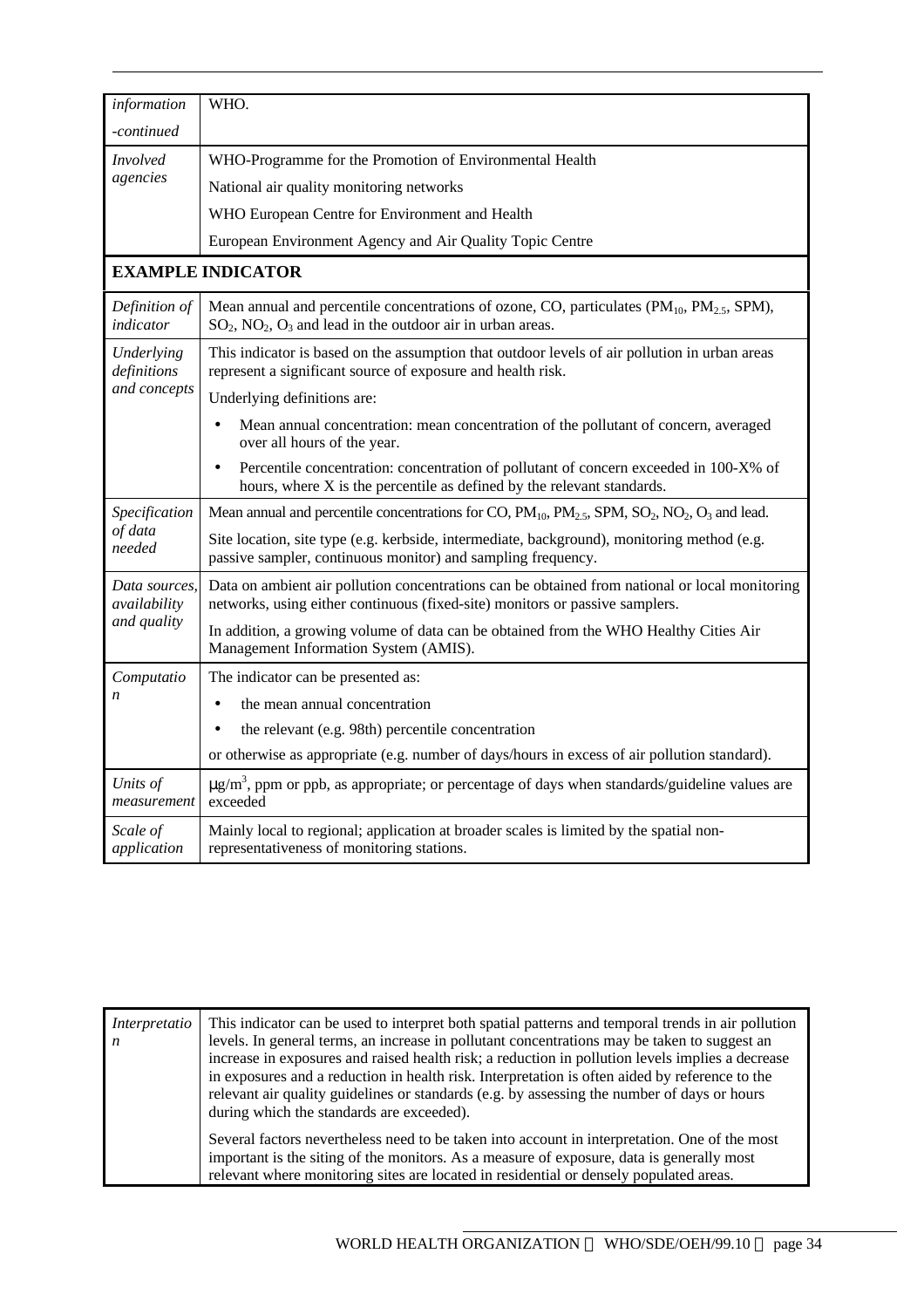| | |
|---|---|
| *information -continued* | WHO. |
| *Involved agencies* | WHO-Programme for the Promotion of Environmental Health<br>National air quality monitoring networks<br>WHO European Centre for Environment and Health<br>European Environment Agency and Air Quality Topic Centre |
| **EXAMPLE INDICATOR** | |
| *Definition of indicator* | Mean annual and percentile concentrations of ozone, CO, particulates ($PM_{10}$, $PM_{2.5}$, SPM), $SO_2$, $NO_2$, $O_3$ and lead in the outdoor air in urban areas. |
| *Underlying definitions and concepts* | This indicator is based on the assumption that outdoor levels of air pollution in urban areas represent a significant source of exposure and health risk.<br>Underlying definitions are:<br>• Mean annual concentration: mean concentration of the pollutant of concern, averaged over all hours of the year.<br>• Percentile concentration: concentration of pollutant of concern exceeded in 100-X% of hours, where X is the percentile as defined by the relevant standards. |
| *Specification of data needed* | Mean annual and percentile concentrations for CO, $PM_{10}$, $PM_{2.5}$, SPM, $SO_2$, $NO_2$, $O_3$ and lead.<br>Site location, site type (e.g. kerbside, intermediate, background), monitoring method (e.g. passive sampler, continuous monitor) and sampling frequency. |
| *Data sources, availability and quality* | Data on ambient air pollution concentrations can be obtained from national or local monitoring networks, using either continuous (fixed-site) monitors or passive samplers.<br>In addition, a growing volume of data can be obtained from the WHO Healthy Cities Air Management Information System (AMIS). |
| *Computation* | The indicator can be presented as:<br>• the mean annual concentration<br>• the relevant (e.g. 98th) percentile concentration<br>or otherwise as appropriate (e.g. number of days/hours in excess of air pollution standard). |
| *Units of measurement* | $\mu g/m^3$, ppm or ppb, as appropriate; or percentage of days when standards/guideline values are exceeded |
| *Scale of application* | Mainly local to regional; application at broader scales is limited by the spatial non-representativeness of monitoring stations. |
| *Interpretation* | This indicator can be used to interpret both spatial patterns and temporal trends in air pollution levels. In general terms, an increase in pollutant concentrations may be taken to suggest an increase in exposures and raised health risk; a reduction in pollution levels implies a decrease in exposures and a reduction in health risk. Interpretation is often aided by reference to the relevant air quality guidelines or standards (e.g. by assessing the number of days or hours during which the standards are exceeded).<br>Several factors nevertheless need to be taken into account in interpretation. One of the most important is the siting of the monitors. As a measure of exposure, data is generally most relevant where monitoring sites are located in residential or densely populated areas. |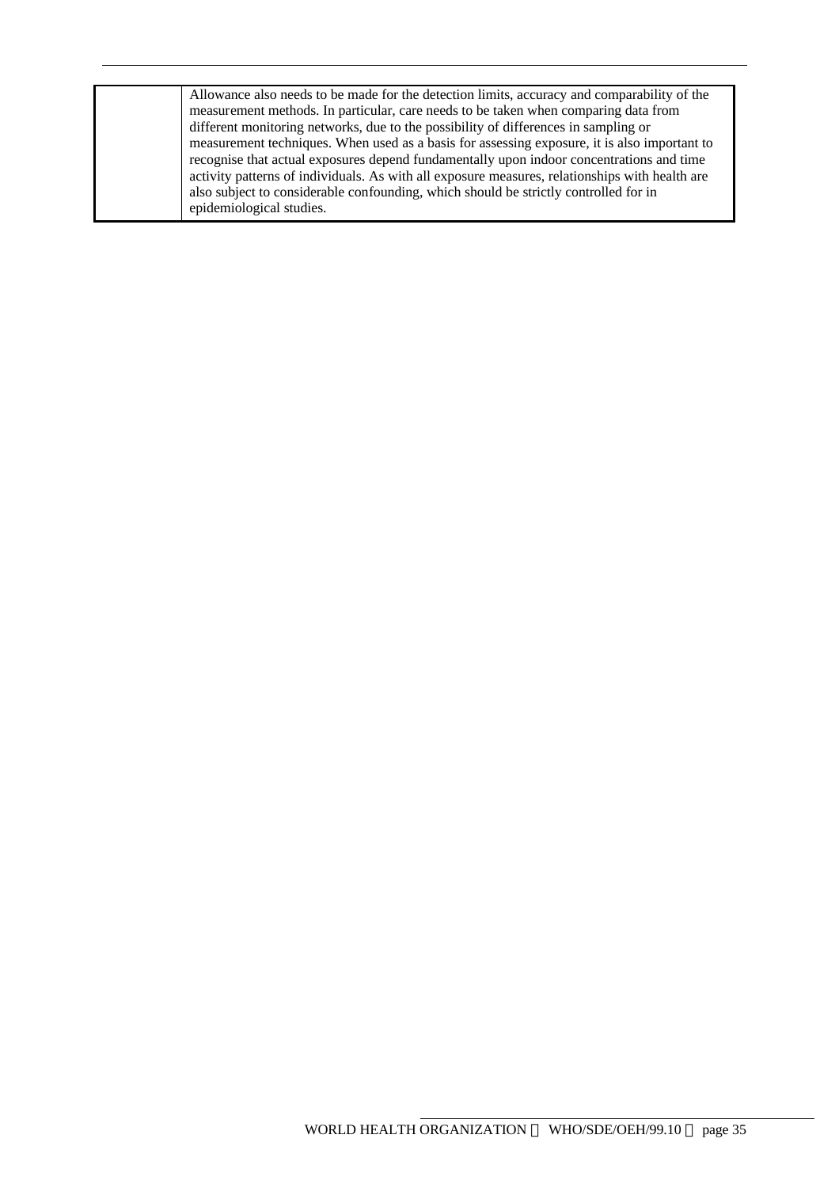|  | Allowance also needs to be made for the detection limits, accuracy and comparability of the measurement methods. In particular, care needs to be taken when comparing data from different monitoring networks, due to the possibility of differences in sampling or measurement techniques. When used as a basis for assessing exposure, it is also important to recognise that actual exposures depend fundamentally upon indoor concentrations and time activity patterns of individuals. As with all exposure measures, relationships with health are also subject to considerable confounding, which should be strictly controlled for in epidemiological studies. |
|---|---|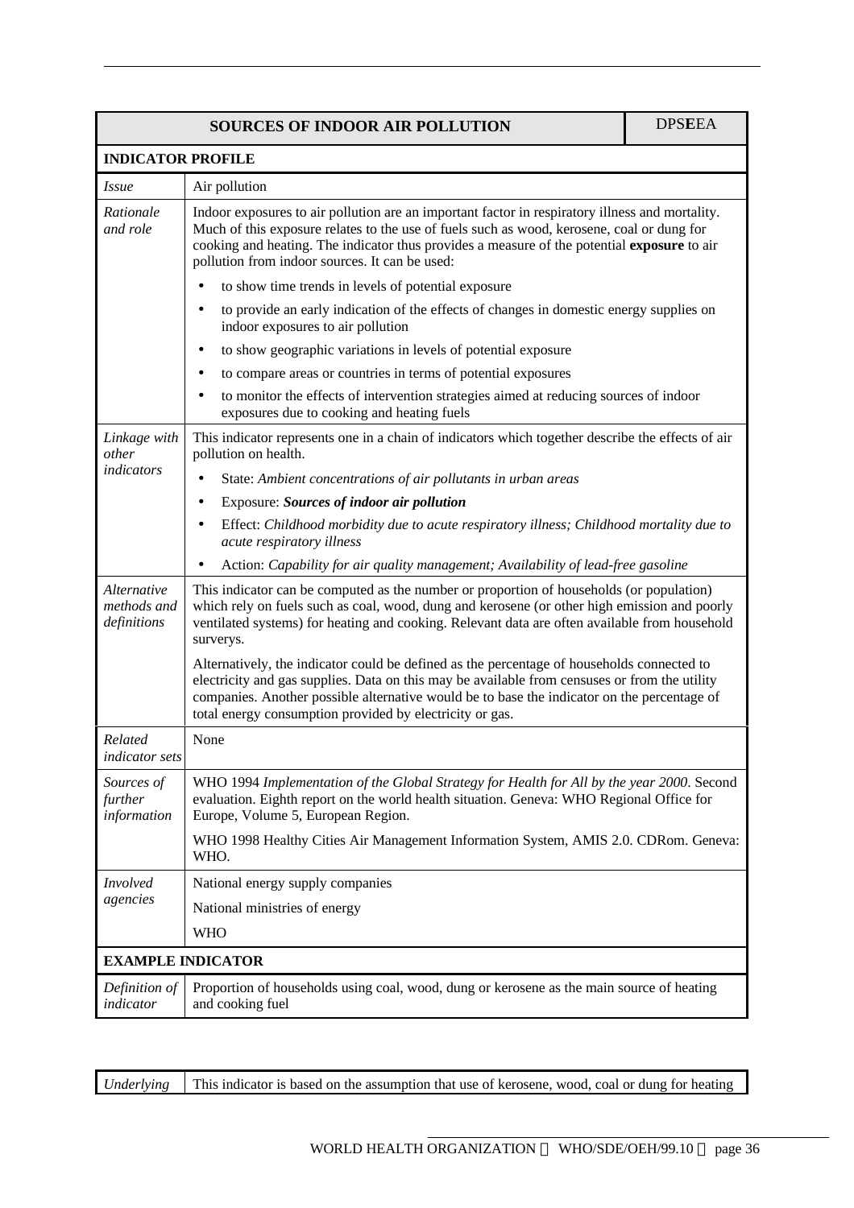| SOURCES OF INDOOR AIR POLLUTION | DPS**E**EA |
|---|---|
| **INDICATOR PROFILE** | |
| *Issue* | Air pollution |
| *Rationale and role* | Indoor exposures to air pollution are an important factor in respiratory illness and mortality. Much of this exposure relates to the use of fuels such as wood, kerosene, coal or dung for cooking and heating. The indicator thus provides a measure of the potential **exposure** to air pollution from indoor sources. It can be used:<br>• to show time trends in levels of potential exposure<br>• to provide an early indication of the effects of changes in domestic energy supplies on indoor exposures to air pollution<br>• to show geographic variations in levels of potential exposure<br>• to compare areas or countries in terms of potential exposures<br>• to monitor the effects of intervention strategies aimed at reducing sources of indoor exposures due to cooking and heating fuels |
| *Linkage with other indicators* | This indicator represents one in a chain of indicators which together describe the effects of air pollution on health.<br>• State: *Ambient concentrations of air pollutants in urban areas*<br>• Exposure: ***Sources of indoor air pollution***<br>• Effect: *Childhood morbidity due to acute respiratory illness; Childhood mortality due to acute respiratory illness*<br>• Action: *Capability for air quality management; Availability of lead-free gasoline* |
| *Alternative methods and definitions* | This indicator can be computed as the number or proportion of households (or population) which rely on fuels such as coal, wood, dung and kerosene (or other high emission and poorly ventilated systems) for heating and cooking. Relevant data are often available from household surverys.<br>Alternatively, the indicator could be defined as the percentage of households connected to electricity and gas supplies. Data on this may be available from censuses or from the utility companies. Another possible alternative would be to base the indicator on the percentage of total energy consumption provided by electricity or gas. |
| *Related indicator sets* | None |
| *Sources of further information* | WHO 1994 *Implementation of the Global Strategy for Health for All by the year 2000*. Second evaluation. Eighth report on the world health situation. Geneva: WHO Regional Office for Europe, Volume 5, European Region.<br>WHO 1998 Healthy Cities Air Management Information System, AMIS 2.0. CDRom. Geneva: WHO. |
| *Involved agencies* | National energy supply companies<br>National ministries of energy<br>WHO |
| **EXAMPLE INDICATOR** | |
| *Definition of indicator* | Proportion of households using coal, wood, dung or kerosene as the main source of heating and cooking fuel |
| *Underlying* | This indicator is based on the assumption that use of kerosene, wood, coal or dung for heating |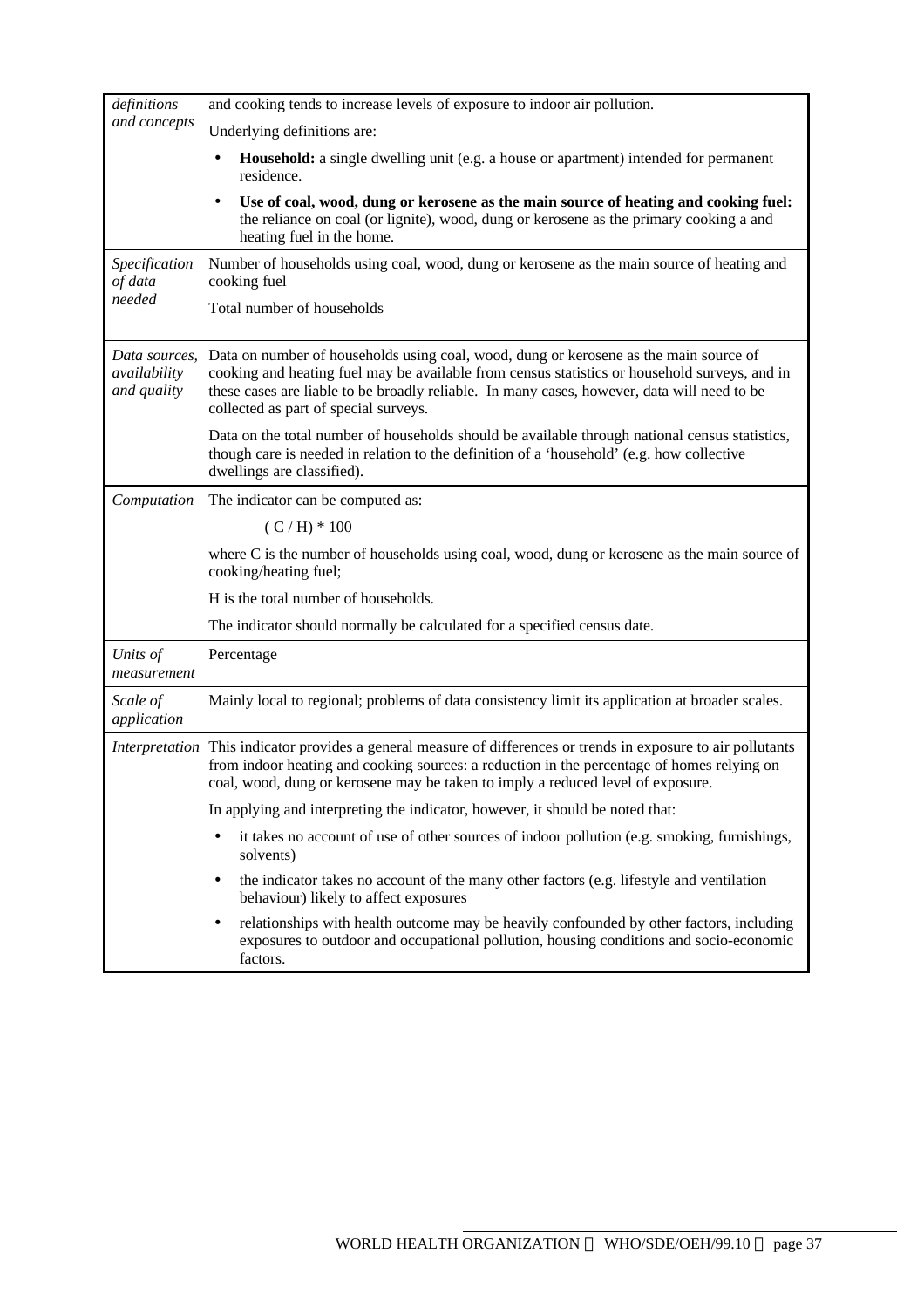| | |
|---|---|
| *definitions and concepts* | and cooking tends to increase levels of exposure to indoor air pollution.<br><br>Underlying definitions are:<br><br>• **Household:** a single dwelling unit (e.g. a house or apartment) intended for permanent residence.<br><br>• **Use of coal, wood, dung or kerosene as the main source of heating and cooking fuel:** the reliance on coal (or lignite), wood, dung or kerosene as the primary cooking a and heating fuel in the home. |
| *Specification of data needed* | Number of households using coal, wood, dung or kerosene as the main source of heating and cooking fuel<br><br>Total number of households |
| *Data sources, availability and quality* | Data on number of households using coal, wood, dung or kerosene as the main source of cooking and heating fuel may be available from census statistics or household surveys, and in these cases are liable to be broadly reliable. In many cases, however, data will need to be collected as part of special surveys.<br><br>Data on the total number of households should be available through national census statistics, though care is needed in relation to the definition of a 'household' (e.g. how collective dwellings are classified). |
| *Computation* | The indicator can be computed as:<br><br>$(C / H) * 100$<br><br>where C is the number of households using coal, wood, dung or kerosene as the main source of cooking/heating fuel;<br><br>H is the total number of households.<br><br>The indicator should normally be calculated for a specified census date. |
| *Units of measurement* | Percentage |
| *Scale of application* | Mainly local to regional; problems of data consistency limit its application at broader scales. |
| *Interpretation* | This indicator provides a general measure of differences or trends in exposure to air pollutants from indoor heating and cooking sources: a reduction in the percentage of homes relying on coal, wood, dung or kerosene may be taken to imply a reduced level of exposure.<br><br>In applying and interpreting the indicator, however, it should be noted that:<br><br>• it takes no account of use of other sources of indoor pollution (e.g. smoking, furnishings, solvents)<br><br>• the indicator takes no account of the many other factors (e.g. lifestyle and ventilation behaviour) likely to affect exposures<br><br>• relationships with health outcome may be heavily confounded by other factors, including exposures to outdoor and occupational pollution, housing conditions and socio-economic factors. |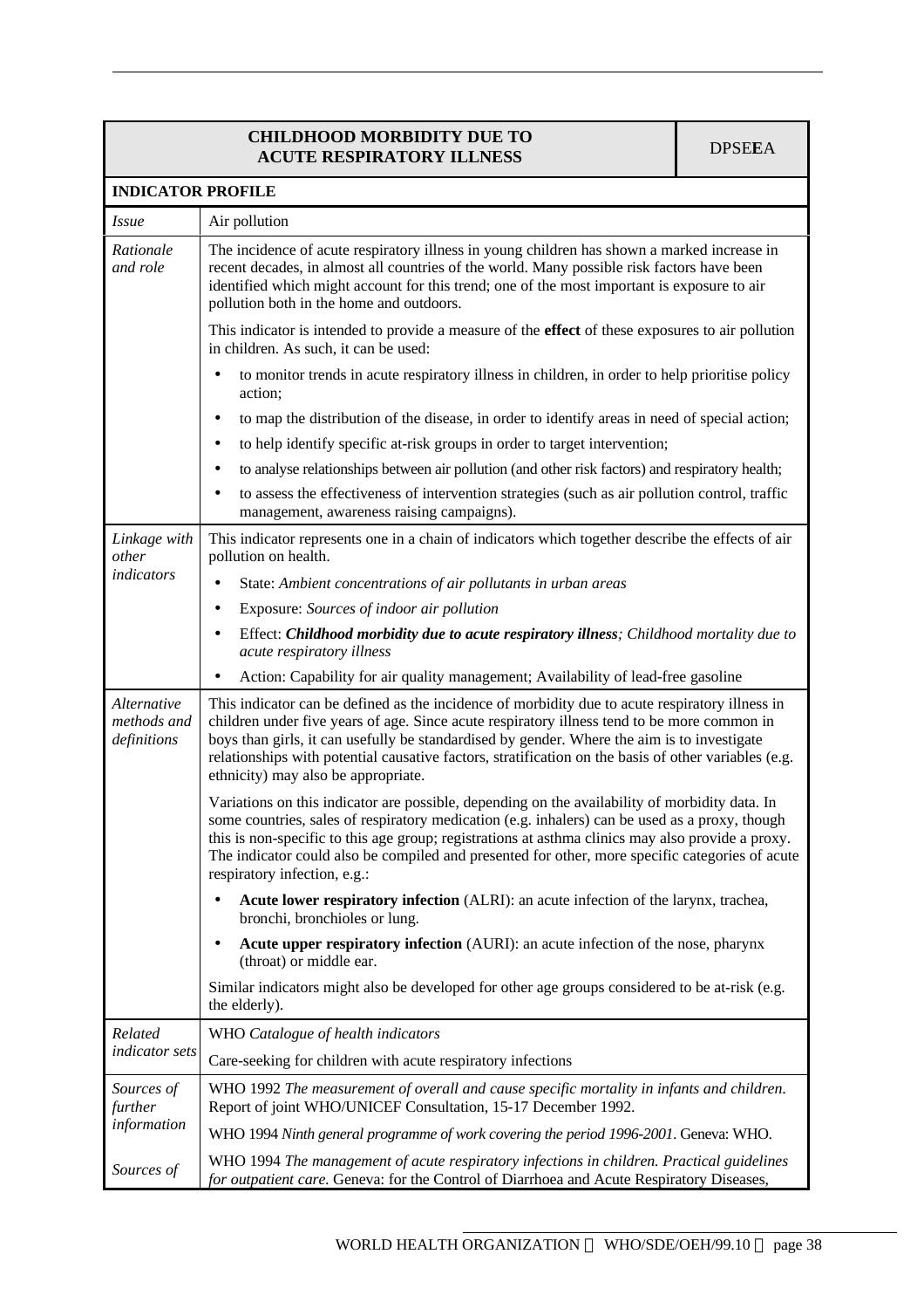| CHILDHOOD MORBIDITY DUE TO ACUTE RESPIRATORY ILLNESS | DPSEEA |
|---|---|
| **INDICATOR PROFILE** | |
| *Issue* | Air pollution |
| *Rationale and role* | The incidence of acute respiratory illness in young children has shown a marked increase in recent decades, in almost all countries of the world. Many possible risk factors have been identified which might account for this trend; one of the most important is exposure to air pollution both in the home and outdoors.<br><br>This indicator is intended to provide a measure of the **effect** of these exposures to air pollution in children. As such, it can be used:<br>• to monitor trends in acute respiratory illness in children, in order to help prioritise policy action;<br>• to map the distribution of the disease, in order to identify areas in need of special action;<br>• to help identify specific at-risk groups in order to target intervention;<br>• to analyse relationships between air pollution (and other risk factors) and respiratory health;<br>• to assess the effectiveness of intervention strategies (such as air pollution control, traffic management, awareness raising campaigns). |
| *Linkage with other indicators* | This indicator represents one in a chain of indicators which together describe the effects of air pollution on health.<br>• State: *Ambient concentrations of air pollutants in urban areas*<br>• Exposure: *Sources of indoor air pollution*<br>• Effect: ***Childhood morbidity due to acute respiratory illness***; *Childhood mortality due to acute respiratory illness*<br>• Action: Capability for air quality management; Availability of lead-free gasoline |
| *Alternative methods and definitions* | This indicator can be defined as the incidence of morbidity due to acute respiratory illness in children under five years of age. Since acute respiratory illness tend to be more common in boys than girls, it can usefully be standardised by gender. Where the aim is to investigate relationships with potential causative factors, stratification on the basis of other variables (e.g. ethnicity) may also be appropriate.<br><br>Variations on this indicator are possible, depending on the availability of morbidity data. In some countries, sales of respiratory medication (e.g. inhalers) can be used as a proxy, though this is non-specific to this age group; registrations at asthma clinics may also provide a proxy. The indicator could also be compiled and presented for other, more specific categories of acute respiratory infection, e.g.:<br>• **Acute lower respiratory infection** (ALRI): an acute infection of the larynx, trachea, bronchi, bronchioles or lung.<br>• **Acute upper respiratory infection** (AURI): an acute infection of the nose, pharynx (throat) or middle ear.<br><br>Similar indicators might also be developed for other age groups considered to be at-risk (e.g. the elderly). |
| *Related indicator sets* | WHO *Catalogue of health indicators*<br>Care-seeking for children with acute respiratory infections |
| *Sources of further information* | WHO 1992 *The measurement of overall and cause specific mortality in infants and children*. Report of joint WHO/UNICEF Consultation, 15-17 December 1992.<br>WHO 1994 *Ninth general programme of work covering the period 1996-2001*. Geneva: WHO. |
| *Sources of* | WHO 1994 *The management of acute respiratory infections in children. Practical guidelines for outpatient care*. Geneva: for the Control of Diarrhoea and Acute Respiratory Diseases, |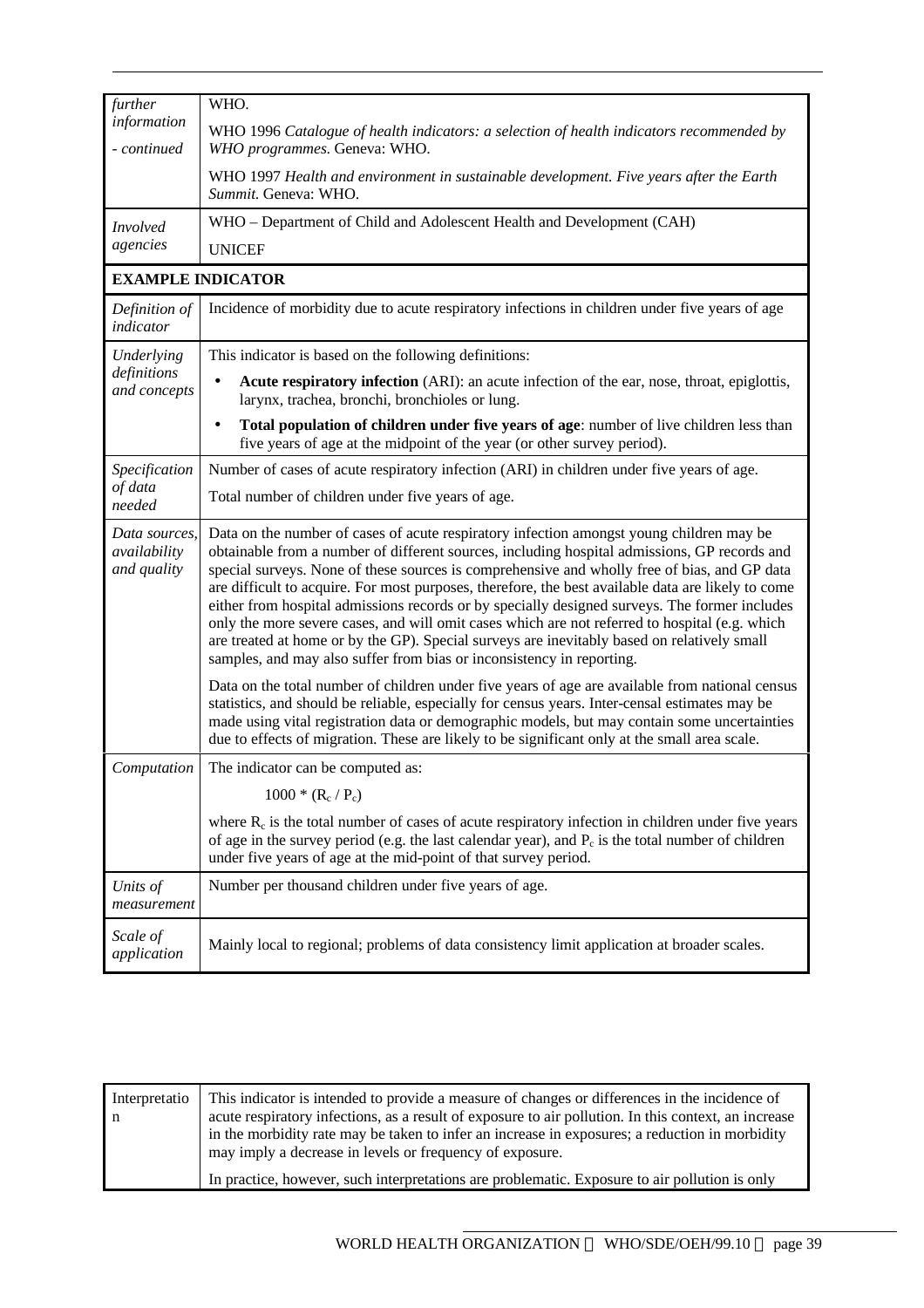| | |
|---|---|
| *further information - continued* | WHO.<br><br>WHO 1996 *Catalogue of health indicators: a selection of health indicators recommended by WHO programmes.* Geneva: WHO.<br><br>WHO 1997 *Health and environment in sustainable development. Five years after the Earth Summit.* Geneva: WHO. |
| *Involved agencies* | WHO – Department of Child and Adolescent Health and Development (CAH)<br><br>UNICEF |

**EXAMPLE INDICATOR**

| | |
|---|---|
| *Definition of indicator* | Incidence of morbidity due to acute respiratory infections in children under five years of age |
| *Underlying definitions and concepts* | This indicator is based on the following definitions:<br>• **Acute respiratory infection** (ARI): an acute infection of the ear, nose, throat, epiglottis, larynx, trachea, bronchi, bronchioles or lung.<br>• **Total population of children under five years of age**: number of live children less than five years of age at the midpoint of the year (or other survey period). |
| *Specification of data needed* | Number of cases of acute respiratory infection (ARI) in children under five years of age.<br><br>Total number of children under five years of age. |
| *Data sources, availability and quality* | Data on the number of cases of acute respiratory infection amongst young children may be obtainable from a number of different sources, including hospital admissions, GP records and special surveys. None of these sources is comprehensive and wholly free of bias, and GP data are difficult to acquire. For most purposes, therefore, the best available data are likely to come either from hospital admissions records or by specially designed surveys. The former includes only the more severe cases, and will omit cases which are not referred to hospital (e.g. which are treated at home or by the GP). Special surveys are inevitably based on relatively small samples, and may also suffer from bias or inconsistency in reporting.<br><br>Data on the total number of children under five years of age are available from national census statistics, and should be reliable, especially for census years. Inter-censal estimates may be made using vital registration data or demographic models, but may contain some uncertainties due to effects of migration. These are likely to be significant only at the small area scale. |
| *Computation* | The indicator can be computed as:<br><br>$1000 * (R_c / P_c)$<br><br>where $R_c$ is the total number of cases of acute respiratory infection in children under five years of age in the survey period (e.g. the last calendar year), and $P_c$ is the total number of children under five years of age at the mid-point of that survey period. |
| *Units of measurement* | Number per thousand children under five years of age. |
| *Scale of application* | Mainly local to regional; problems of data consistency limit application at broader scales. |

| | |
|---|---|
| Interpretation | This indicator is intended to provide a measure of changes or differences in the incidence of acute respiratory infections, as a result of exposure to air pollution. In this context, an increase in the morbidity rate may be taken to infer an increase in exposures; a reduction in morbidity may imply a decrease in levels or frequency of exposure.<br><br>In practice, however, such interpretations are problematic. Exposure to air pollution is only |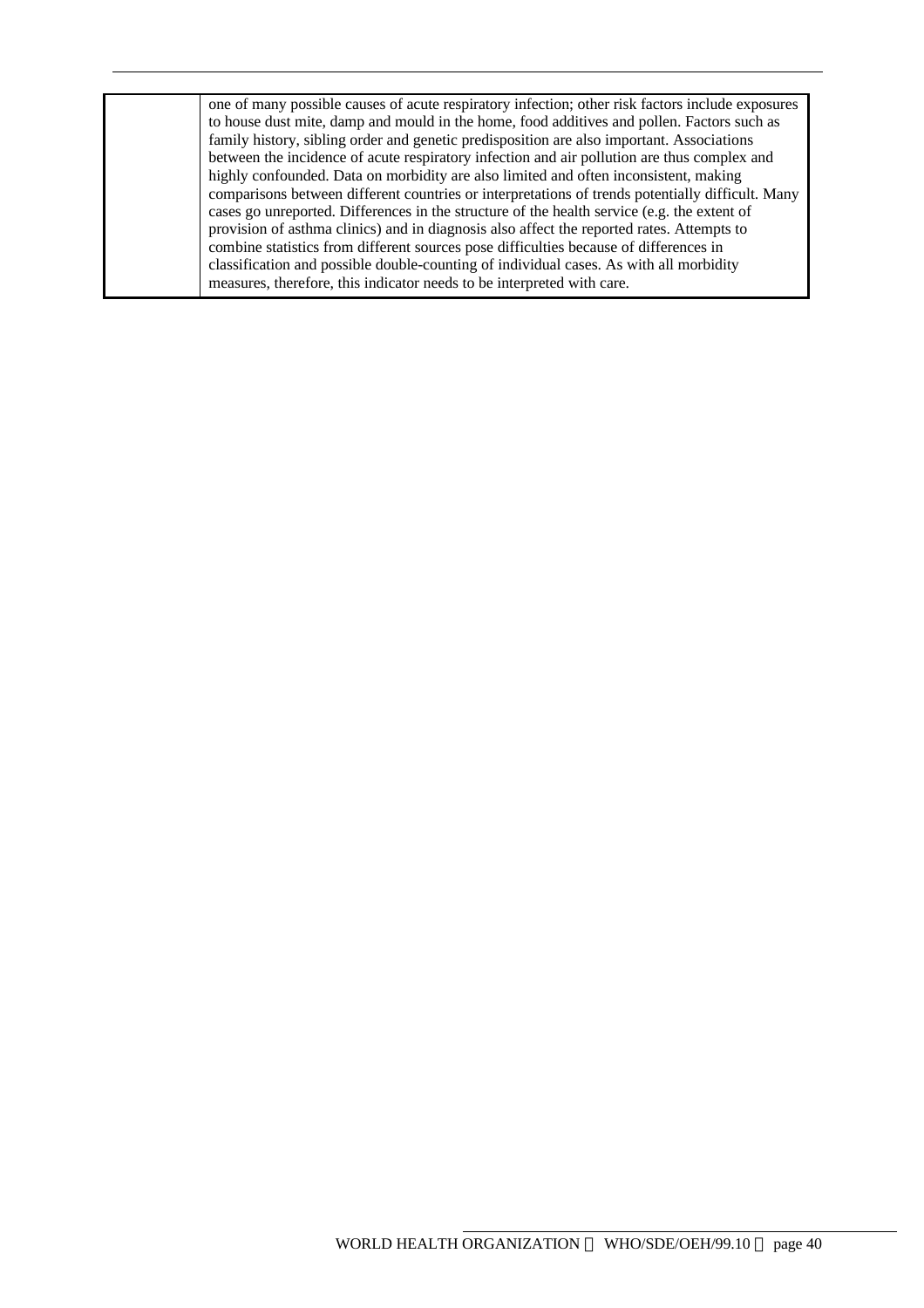| | |
|---|---|
| | one of many possible causes of acute respiratory infection; other risk factors include exposures to house dust mite, damp and mould in the home, food additives and pollen. Factors such as family history, sibling order and genetic predisposition are also important. Associations between the incidence of acute respiratory infection and air pollution are thus complex and highly confounded. Data on morbidity are also limited and often inconsistent, making comparisons between different countries or interpretations of trends potentially difficult. Many cases go unreported. Differences in the structure of the health service (e.g. the extent of provision of asthma clinics) and in diagnosis also affect the reported rates. Attempts to combine statistics from different sources pose difficulties because of differences in classification and possible double-counting of individual cases. As with all morbidity measures, therefore, this indicator needs to be interpreted with care. |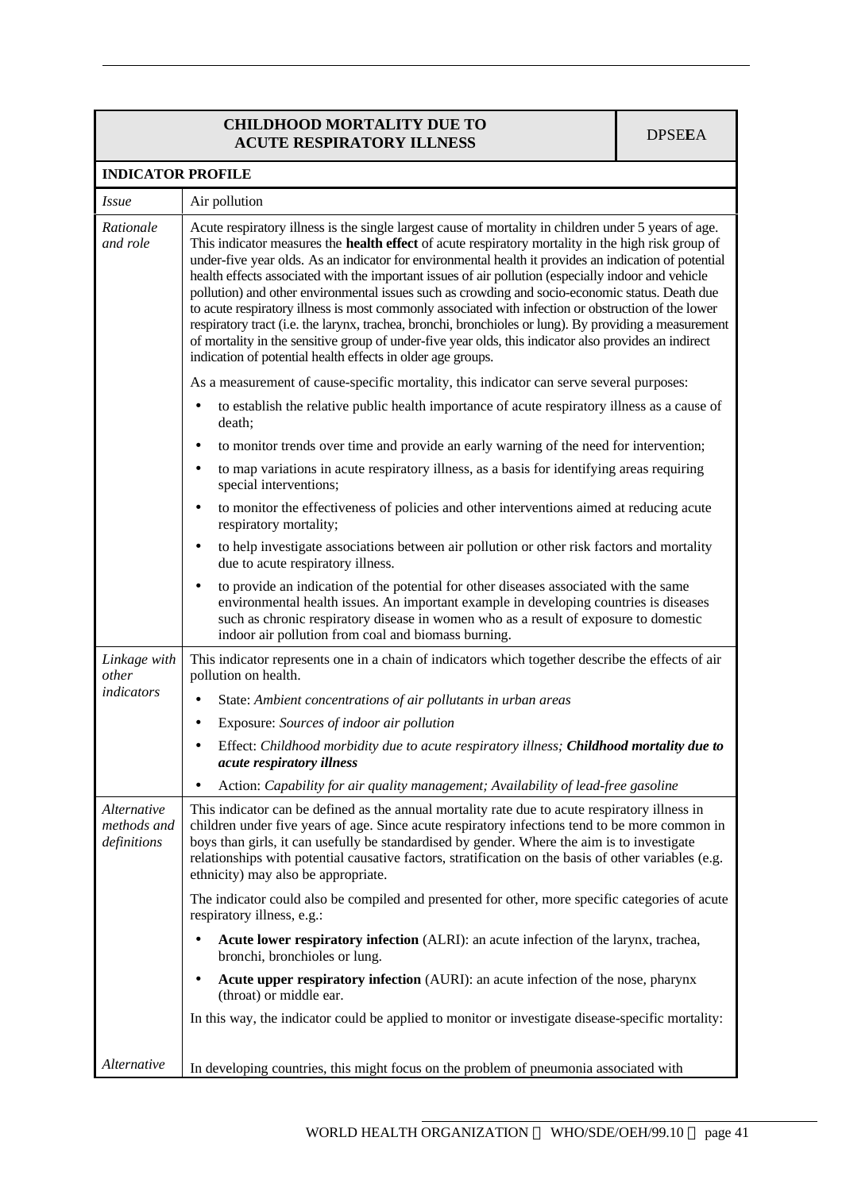| CHILDHOOD MORTALITY DUE TO ACUTE RESPIRATORY ILLNESS | DPSE**E**A |
|---|---|
| **INDICATOR PROFILE** | |
| *Issue* | Air pollution |
| *Rationale and role* | Acute respiratory illness is the single largest cause of mortality in children under 5 years of age. This indicator measures the **health effect** of acute respiratory mortality in the high risk group of under-five year olds. As an indicator for environmental health it provides an indication of potential health effects associated with the important issues of air pollution (especially indoor and vehicle pollution) and other environmental issues such as crowding and socio-economic status. Death due to acute respiratory illness is most commonly associated with infection or obstruction of the lower respiratory tract (i.e. the larynx, trachea, bronchi, bronchioles or lung). By providing a measurement of mortality in the sensitive group of under-five year olds, this indicator also provides an indirect indication of potential health effects in older age groups.<br><br>As a measurement of cause-specific mortality, this indicator can serve several purposes:<br>• to establish the relative public health importance of acute respiratory illness as a cause of death;<br>• to monitor trends over time and provide an early warning of the need for intervention;<br>• to map variations in acute respiratory illness, as a basis for identifying areas requiring special interventions;<br>• to monitor the effectiveness of policies and other interventions aimed at reducing acute respiratory mortality;<br>• to help investigate associations between air pollution or other risk factors and mortality due to acute respiratory illness.<br>• to provide an indication of the potential for other diseases associated with the same environmental health issues. An important example in developing countries is diseases such as chronic respiratory disease in women who as a result of exposure to domestic indoor air pollution from coal and biomass burning. |
| *Linkage with other indicators* | This indicator represents one in a chain of indicators which together describe the effects of air pollution on health.<br>• State: *Ambient concentrations of air pollutants in urban areas*<br>• Exposure: *Sources of indoor air pollution*<br>• Effect: *Childhood morbidity due to acute respiratory illness;* ***Childhood mortality due to acute respiratory illness***<br>• Action: *Capability for air quality management; Availability of lead-free gasoline* |
| *Alternative methods and definitions* | This indicator can be defined as the annual mortality rate due to acute respiratory illness in children under five years of age. Since acute respiratory infections tend to be more common in boys than girls, it can usefully be standardised by gender. Where the aim is to investigate relationships with potential causative factors, stratification on the basis of other variables (e.g. ethnicity) may also be appropriate.<br><br>The indicator could also be compiled and presented for other, more specific categories of acute respiratory illness, e.g.:<br>• **Acute lower respiratory infection** (ALRI): an acute infection of the larynx, trachea, bronchi, bronchioles or lung.<br>• **Acute upper respiratory infection** (AURI): an acute infection of the nose, pharynx (throat) or middle ear.<br><br>In this way, the indicator could be applied to monitor or investigate disease-specific mortality: |
| *Alternative* | In developing countries, this might focus on the problem of pneumonia associated with |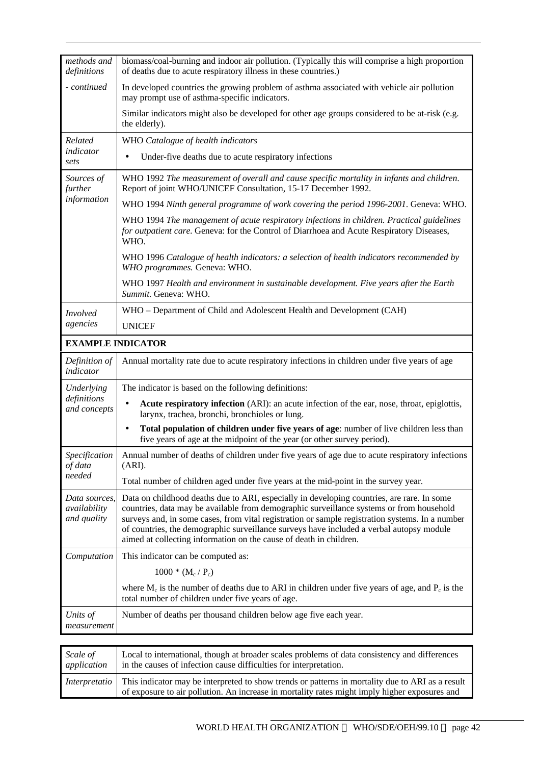| | |
|---|---|
| *methods and definitions* | biomass/coal-burning and indoor air pollution. (Typically this will comprise a high proportion of deaths due to acute respiratory illness in these countries.) |
| *- continued* | In developed countries the growing problem of asthma associated with vehicle air pollution may prompt use of asthma-specific indicators. |
| | Similar indicators might also be developed for other age groups considered to be at-risk (e.g. the elderly). |
| *Related indicator sets* | WHO *Catalogue of health indicators* <br> • Under-five deaths due to acute respiratory infections |
| *Sources of further information* | WHO 1992 *The measurement of overall and cause specific mortality in infants and children.* Report of joint WHO/UNICEF Consultation, 15-17 December 1992. |
| | WHO 1994 *Ninth general programme of work covering the period 1996-2001*. Geneva: WHO. |
| | WHO 1994 *The management of acute respiratory infections in children. Practical guidelines for outpatient care.* Geneva: for the Control of Diarrhoea and Acute Respiratory Diseases, WHO. |
| | WHO 1996 *Catalogue of health indicators: a selection of health indicators recommended by WHO programmes.* Geneva: WHO. |
| | WHO 1997 *Health and environment in sustainable development. Five years after the Earth Summit.* Geneva: WHO. |
| *Involved agencies* | WHO – Department of Child and Adolescent Health and Development (CAH) |
| | UNICEF |
| **EXAMPLE INDICATOR** | |
| *Definition of indicator* | Annual mortality rate due to acute respiratory infections in children under five years of age |
| *Underlying definitions and concepts* | The indicator is based on the following definitions: <br> • **Acute respiratory infection** (ARI): an acute infection of the ear, nose, throat, epiglottis, larynx, trachea, bronchi, bronchioles or lung. <br> • **Total population of children under five years of age**: number of live children less than five years of age at the midpoint of the year (or other survey period). |
| *Specification of data needed* | Annual number of deaths of children under five years of age due to acute respiratory infections (ARI). |
| | Total number of children aged under five years at the mid-point in the survey year. |
| *Data sources, availability and quality* | Data on childhood deaths due to ARI, especially in developing countries, are rare. In some countries, data may be available from demographic surveillance systems or from household surveys and, in some cases, from vital registration or sample registration systems. In a number of countries, the demographic surveillance surveys have included a verbal autopsy module aimed at collecting information on the cause of death in children. |
| *Computation* | This indicator can be computed as: <br> $1000 * (M_c / P_c)$ <br> where $M_c$ is the number of deaths due to ARI in children under five years of age, and $P_c$ is the total number of children under five years of age. |
| *Units of measurement* | Number of deaths per thousand children below age five each year. |
| *Scale of application* | Local to international, though at broader scales problems of data consistency and differences in the causes of infection cause difficulties for interpretation. |
| *Interpretatio* | This indicator may be interpreted to show trends or patterns in mortality due to ARI as a result of exposure to air pollution. An increase in mortality rates might imply higher exposures and |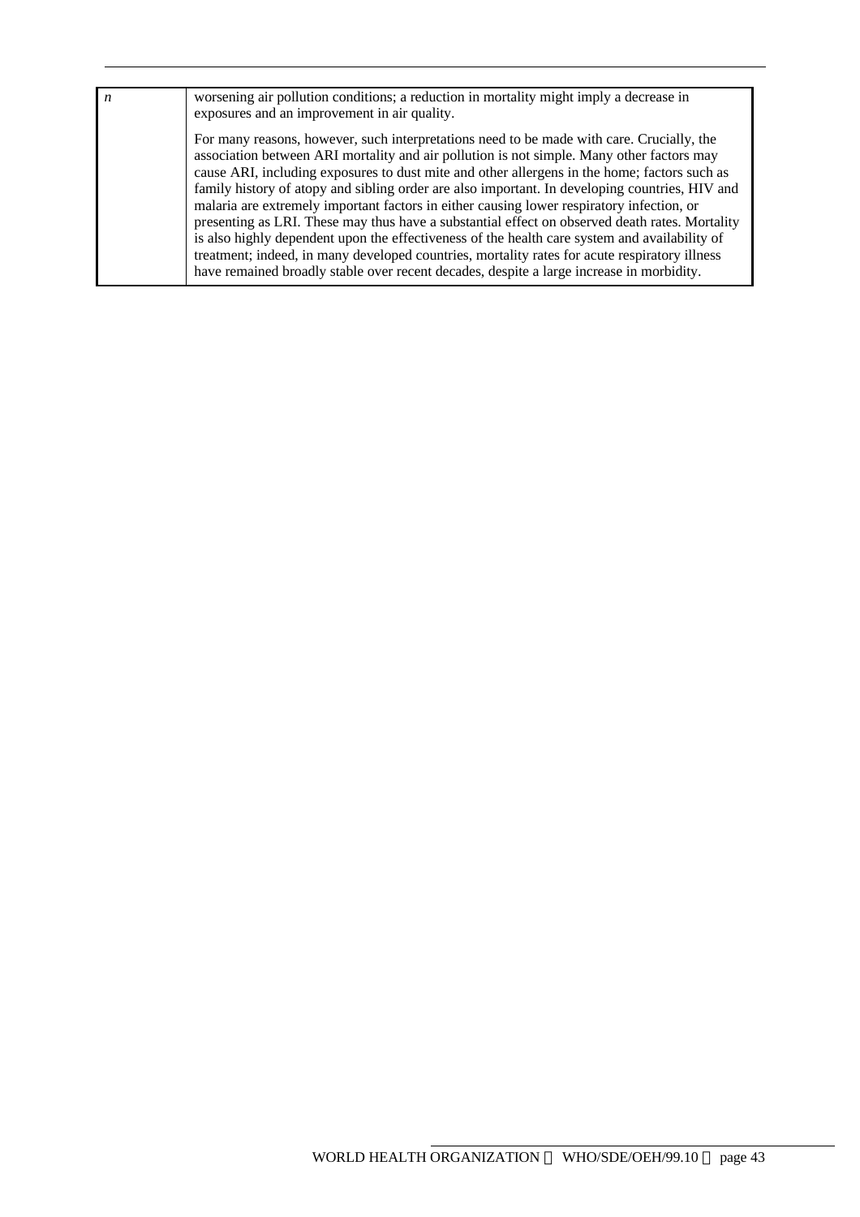| *n* | worsening air pollution conditions; a reduction in mortality might imply a decrease in exposures and an improvement in air quality.<br><br>For many reasons, however, such interpretations need to be made with care. Crucially, the association between ARI mortality and air pollution is not simple. Many other factors may cause ARI, including exposures to dust mite and other allergens in the home; factors such as family history of atopy and sibling order are also important. In developing countries, HIV and malaria are extremely important factors in either causing lower respiratory infection, or presenting as LRI. These may thus have a substantial effect on observed death rates. Mortality is also highly dependent upon the effectiveness of the health care system and availability of treatment; indeed, in many developed countries, mortality rates for acute respiratory illness have remained broadly stable over recent decades, despite a large increase in morbidity. |
|---|---|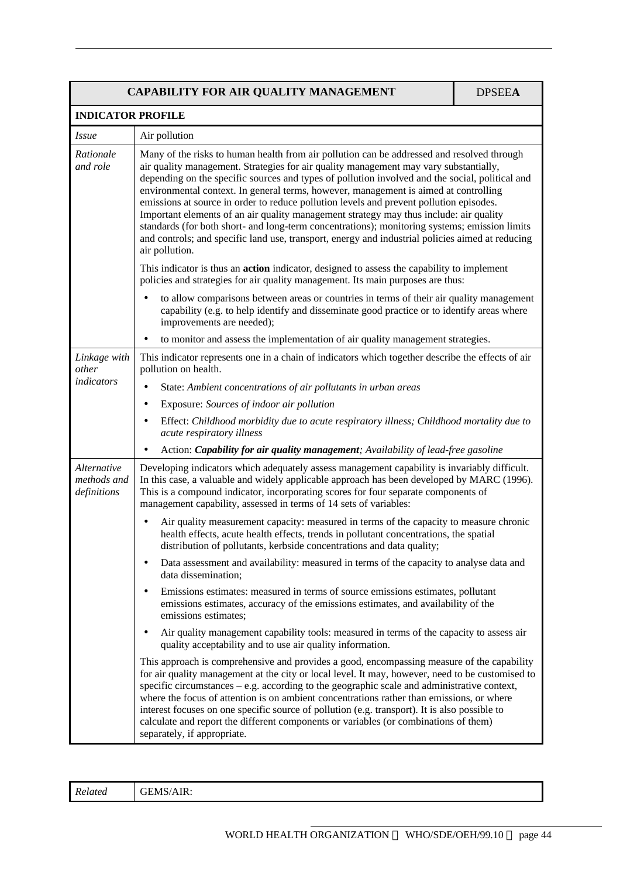| CAPABILITY FOR AIR QUALITY MANAGEMENT | | DPSEE**A** |
|---|---|---|
| **INDICATOR PROFILE** | | |
| *Issue* | Air pollution | |
| *Rationale and role* | Many of the risks to human health from air pollution can be addressed and resolved through air quality management. Strategies for air quality management may vary substantially, depending on the specific sources and types of pollution involved and the social, political and environmental context. In general terms, however, management is aimed at controlling emissions at source in order to reduce pollution levels and prevent pollution episodes. Important elements of an air quality management strategy may thus include: air quality standards (for both short- and long-term concentrations); monitoring systems; emission limits and controls; and specific land use, transport, energy and industrial policies aimed at reducing air pollution.<br><br>This indicator is thus an **action** indicator, designed to assess the capability to implement policies and strategies for air quality management. Its main purposes are thus:<br>• to allow comparisons between areas or countries in terms of their air quality management capability (e.g. to help identify and disseminate good practice or to identify areas where improvements are needed);<br>• to monitor and assess the implementation of air quality management strategies. | |
| *Linkage with other indicators* | This indicator represents one in a chain of indicators which together describe the effects of air pollution on health.<br>• State: *Ambient concentrations of air pollutants in urban areas*<br>• Exposure: *Sources of indoor air pollution*<br>• Effect: *Childhood morbidity due to acute respiratory illness; Childhood mortality due to acute respiratory illness*<br>• Action: ***Capability for air quality management****; Availability of lead-free gasoline* | |
| *Alternative methods and definitions* | Developing indicators which adequately assess management capability is invariably difficult. In this case, a valuable and widely applicable approach has been developed by MARC (1996). This is a compound indicator, incorporating scores for four separate components of management capability, assessed in terms of 14 sets of variables:<br>• Air quality measurement capacity: measured in terms of the capacity to measure chronic health effects, acute health effects, trends in pollutant concentrations, the spatial distribution of pollutants, kerbside concentrations and data quality;<br>• Data assessment and availability: measured in terms of the capacity to analyse data and data dissemination;<br>• Emissions estimates: measured in terms of source emissions estimates, pollutant emissions estimates, accuracy of the emissions estimates, and availability of the emissions estimates;<br>• Air quality management capability tools: measured in terms of the capacity to assess air quality acceptability and to use air quality information.<br><br>This approach is comprehensive and provides a good, encompassing measure of the capability for air quality management at the city or local level. It may, however, need to be customised to specific circumstances – e.g. according to the geographic scale and administrative context, where the focus of attention is on ambient concentrations rather than emissions, or where interest focuses on one specific source of pollution (e.g. transport). It is also possible to calculate and report the different components or variables (or combinations of them) separately, if appropriate. | |

| *Related* | GEMS/AIR: |
|---|---|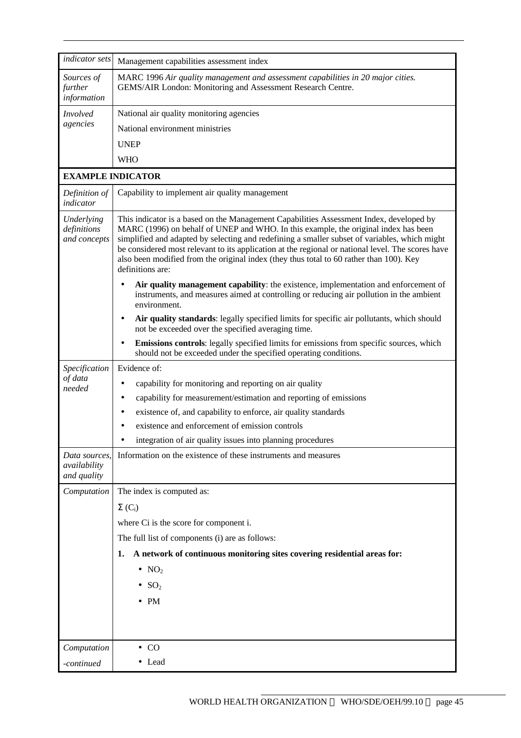| | |
|---|---|
| *indicator sets* | Management capabilities assessment index |
| *Sources of further information* | MARC 1996 *Air quality management and assessment capabilities in 20 major cities.* GEMS/AIR London: Monitoring and Assessment Research Centre. |
| *Involved agencies* | National air quality monitoring agencies<br>National environment ministries<br>UNEP<br>WHO |
| **EXAMPLE INDICATOR** | |
| *Definition of indicator* | Capability to implement air quality management |
| *Underlying definitions and concepts* | This indicator is a based on the Management Capabilities Assessment Index, developed by MARC (1996) on behalf of UNEP and WHO. In this example, the original index has been simplified and adapted by selecting and redefining a smaller subset of variables, which might be considered most relevant to its application at the regional or national level. The scores have also been modified from the original index (they thus total to 60 rather than 100). Key definitions are:<br>• **Air quality management capability**: the existence, implementation and enforcement of instruments, and measures aimed at controlling or reducing air pollution in the ambient environment.<br>• **Air quality standards**: legally specified limits for specific air pollutants, which should not be exceeded over the specified averaging time.<br>• **Emissions controls**: legally specified limits for emissions from specific sources, which should not be exceeded under the specified operating conditions. |
| *Specification of data needed* | Evidence of:<br>• capability for monitoring and reporting on air quality<br>• capability for measurement/estimation and reporting of emissions<br>• existence of, and capability to enforce, air quality standards<br>• existence and enforcement of emission controls<br>• integration of air quality issues into planning procedures |
| *Data sources, availability and quality* | Information on the existence of these instruments and measures |
| *Computation* | The index is computed as:<br>$\Sigma (C_i)$<br>where Ci is the score for component i.<br>The full list of components (i) are as follows:<br>**1. A network of continuous monitoring sites covering residential areas for:**<br>• $NO_2$<br>• $SO_2$<br>• PM |
| *Computation -continued* | • CO<br>• Lead |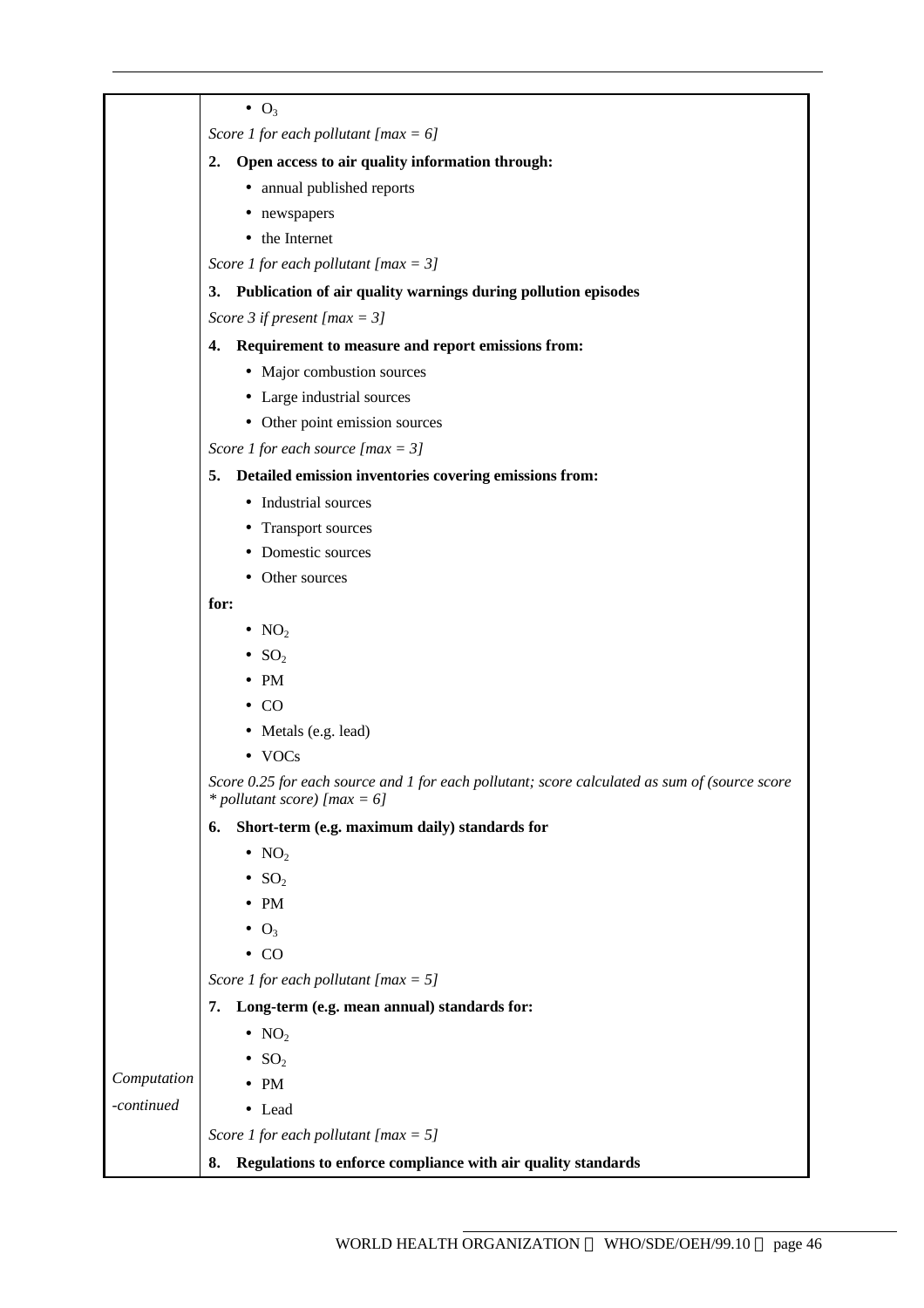| | |
|---|---|
| | • $O_3$ |
| | *Score 1 for each pollutant [max = 6]* |
| | **2. Open access to air quality information through:** |
| | • annual published reports |
| | • newspapers |
| | • the Internet |
| | *Score 1 for each pollutant [max = 3]* |
| | **3. Publication of air quality warnings during pollution episodes** |
| | *Score 3 if present [max = 3]* |
| | **4. Requirement to measure and report emissions from:** |
| | • Major combustion sources |
| | • Large industrial sources |
| | • Other point emission sources |
| | *Score 1 for each source [max = 3]* |
| | **5. Detailed emission inventories covering emissions from:** |
| | • Industrial sources |
| | • Transport sources |
| | • Domestic sources |
| | • Other sources |
| | **for:** |
| | • $NO_2$ |
| | • $SO_2$ |
| | • PM |
| | • CO |
| | • Metals (e.g. lead) |
| | • VOCs |
| | *Score 0.25 for each source and 1 for each pollutant; score calculated as sum of (source score * pollutant score) [max = 6]* |
| | **6. Short-term (e.g. maximum daily) standards for** |
| | • $NO_2$ |
| | • $SO_2$ |
| | • PM |
| | • $O_3$ |
| | • CO |
| | *Score 1 for each pollutant [max = 5]* |
| | **7. Long-term (e.g. mean annual) standards for:** |
| | • $NO_2$ |
| | • $SO_2$ |
| *Computation -continued* | • PM |
| | • Lead |
| | *Score 1 for each pollutant [max = 5]* |
| | **8. Regulations to enforce compliance with air quality standards** |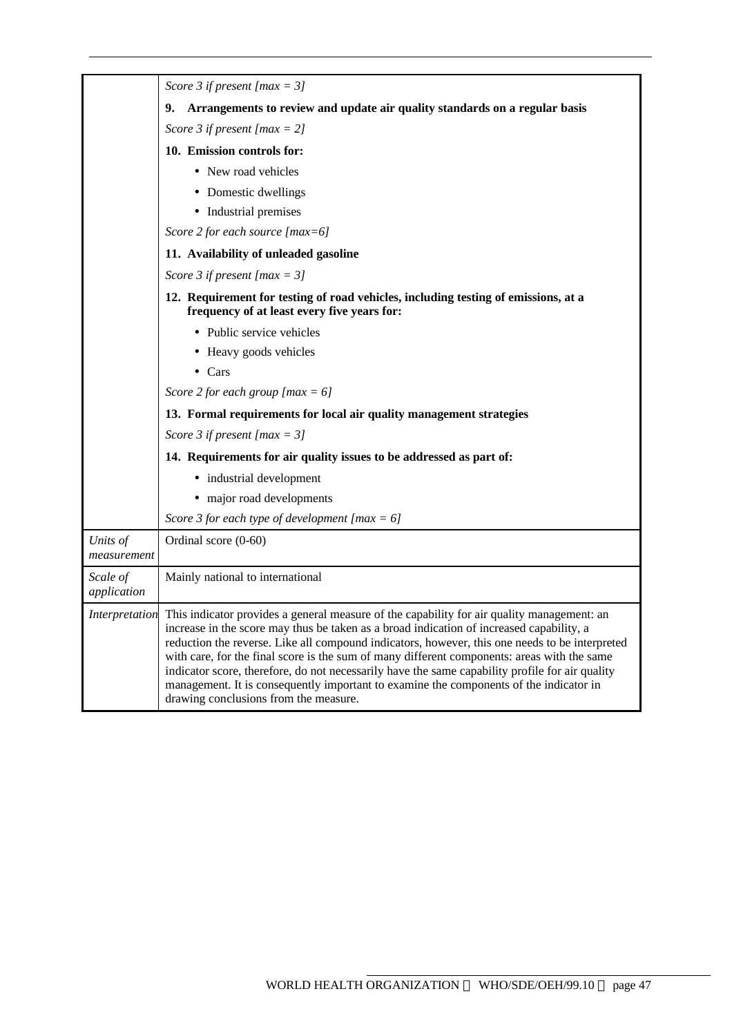| | |
|---|---|
| | *Score 3 if present [max = 3]* |
| | **9. Arrangements to review and update air quality standards on a regular basis** |
| | *Score 3 if present [max = 2]* |
| | **10. Emission controls for:** |
| | • New road vehicles |
| | • Domestic dwellings |
| | • Industrial premises |
| | *Score 2 for each source [max=6]* |
| | **11. Availability of unleaded gasoline** |
| | *Score 3 if present [max = 3]* |
| | **12. Requirement for testing of road vehicles, including testing of emissions, at a frequency of at least every five years for:** |
| | • Public service vehicles |
| | • Heavy goods vehicles |
| | • Cars |
| | *Score 2 for each group [max = 6]* |
| | **13. Formal requirements for local air quality management strategies** |
| | *Score 3 if present [max = 3]* |
| | **14. Requirements for air quality issues to be addressed as part of:** |
| | • industrial development |
| | • major road developments |
| | *Score 3 for each type of development [max = 6]* |
| *Units of measurement* | Ordinal score (0-60) |
| *Scale of application* | Mainly national to international |
| *Interpretation* | This indicator provides a general measure of the capability for air quality management: an increase in the score may thus be taken as a broad indication of increased capability, a reduction the reverse. Like all compound indicators, however, this one needs to be interpreted with care, for the final score is the sum of many different components: areas with the same indicator score, therefore, do not necessarily have the same capability profile for air quality management. It is consequently important to examine the components of the indicator in drawing conclusions from the measure. |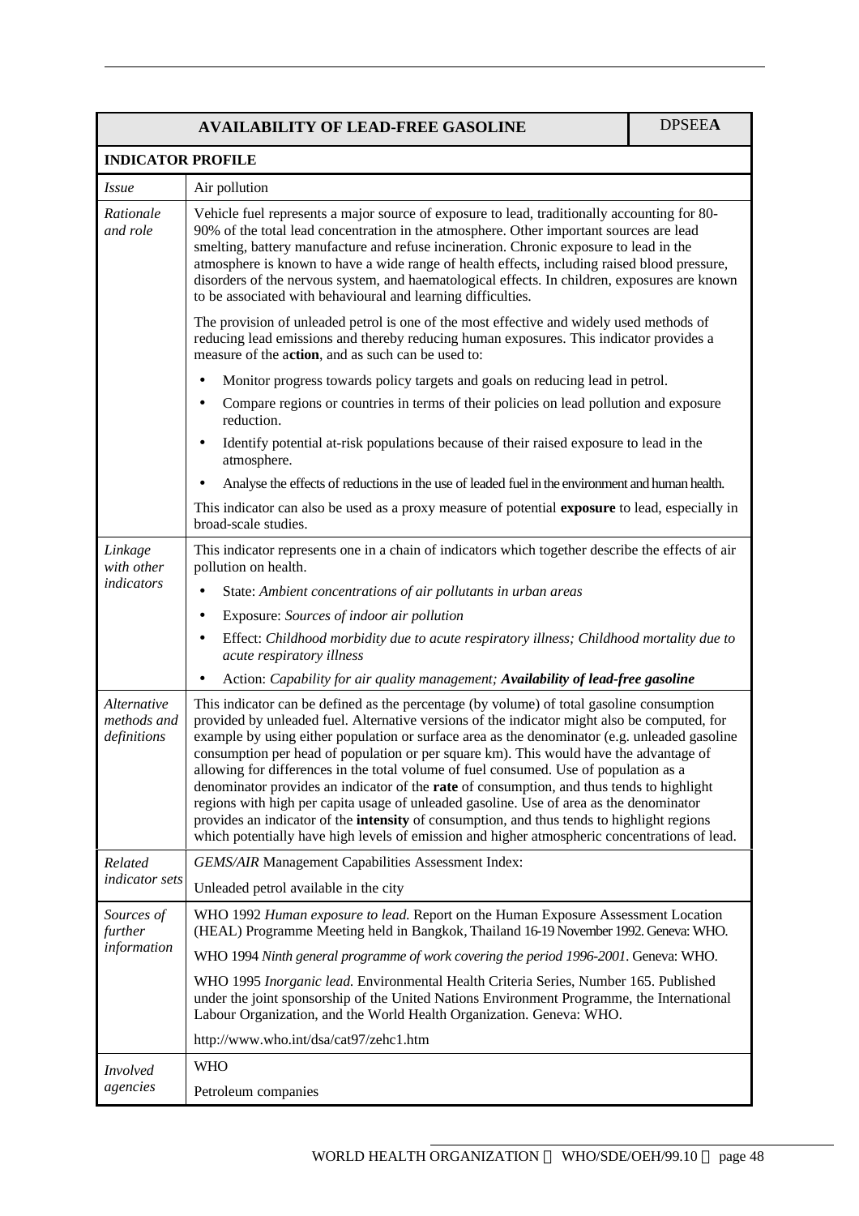| AVAILABILITY OF LEAD-FREE GASOLINE | DPSEE**A** |
|---|---|
| **INDICATOR PROFILE** | |
| *Issue* | Air pollution |
| *Rationale and role* | Vehicle fuel represents a major source of exposure to lead, traditionally accounting for 80-90% of the total lead concentration in the atmosphere. Other important sources are lead smelting, battery manufacture and refuse incineration. Chronic exposure to lead in the atmosphere is known to have a wide range of health effects, including raised blood pressure, disorders of the nervous system, and haematological effects. In children, exposures are known to be associated with behavioural and learning difficulties.<br><br>The provision of unleaded petrol is one of the most effective and widely used methods of reducing lead emissions and thereby reducing human exposures. This indicator provides a measure of the a**ction**, and as such can be used to:<br><br>• Monitor progress towards policy targets and goals on reducing lead in petrol.<br>• Compare regions or countries in terms of their policies on lead pollution and exposure reduction.<br>• Identify potential at-risk populations because of their raised exposure to lead in the atmosphere.<br>• Analyse the effects of reductions in the use of leaded fuel in the environment and human health.<br><br>This indicator can also be used as a proxy measure of potential **exposure** to lead, especially in broad-scale studies. |
| *Linkage with other indicators* | This indicator represents one in a chain of indicators which together describe the effects of air pollution on health.<br><br>• State: *Ambient concentrations of air pollutants in urban areas*<br>• Exposure: *Sources of indoor air pollution*<br>• Effect: *Childhood morbidity due to acute respiratory illness; Childhood mortality due to acute respiratory illness*<br>• Action: *Capability for air quality management;* ***Availability of lead-free gasoline*** |
| *Alternative methods and definitions* | This indicator can be defined as the percentage (by volume) of total gasoline consumption provided by unleaded fuel. Alternative versions of the indicator might also be computed, for example by using either population or surface area as the denominator (e.g. unleaded gasoline consumption per head of population or per square km). This would have the advantage of allowing for differences in the total volume of fuel consumed. Use of population as a denominator provides an indicator of the **rate** of consumption, and thus tends to highlight regions with high per capita usage of unleaded gasoline. Use of area as the denominator provides an indicator of the **intensity** of consumption, and thus tends to highlight regions which potentially have high levels of emission and higher atmospheric concentrations of lead. |
| *Related indicator sets* | *GEMS/AIR* Management Capabilities Assessment Index:<br><br>Unleaded petrol available in the city |
| *Sources of further information* | WHO 1992 *Human exposure to lead.* Report on the Human Exposure Assessment Location (HEAL) Programme Meeting held in Bangkok, Thailand 16-19 November 1992. Geneva: WHO.<br><br>WHO 1994 *Ninth general programme of work covering the period 1996-2001.* Geneva: WHO.<br><br>WHO 1995 *Inorganic lead.* Environmental Health Criteria Series, Number 165. Published under the joint sponsorship of the United Nations Environment Programme, the International Labour Organization, and the World Health Organization. Geneva: WHO.<br><br>http://www.who.int/dsa/cat97/zehc1.htm |
| *Involved agencies* | WHO<br><br>Petroleum companies |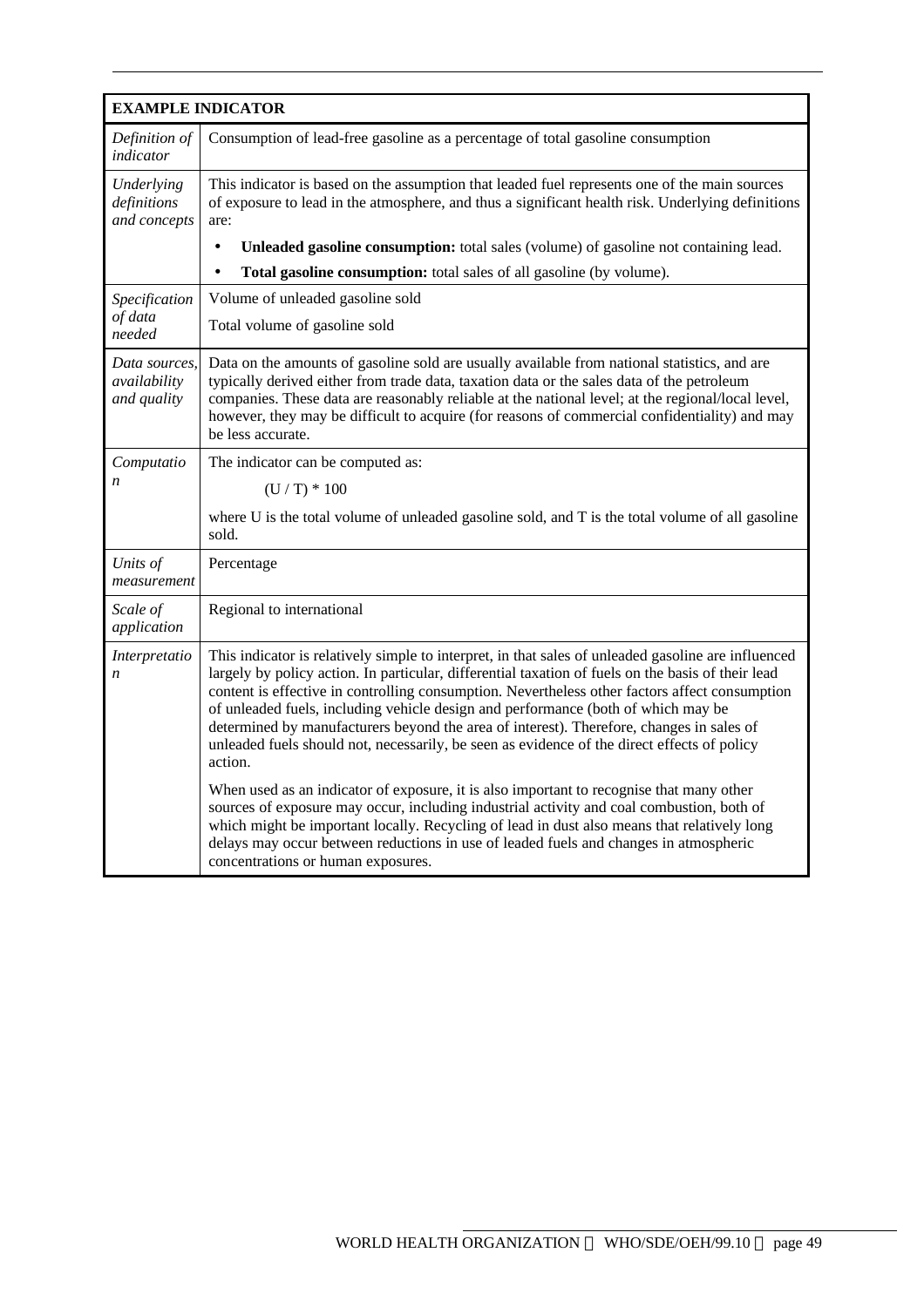| EXAMPLE INDICATOR | |
|---|---|
| *Definition of indicator* | Consumption of lead-free gasoline as a percentage of total gasoline consumption |
| *Underlying definitions and concepts* | This indicator is based on the assumption that leaded fuel represents one of the main sources of exposure to lead in the atmosphere, and thus a significant health risk. Underlying definitions are:<br>• **Unleaded gasoline consumption:** total sales (volume) of gasoline not containing lead.<br>• **Total gasoline consumption:** total sales of all gasoline (by volume). |
| *Specification of data needed* | Volume of unleaded gasoline sold<br>Total volume of gasoline sold |
| *Data sources, availability and quality* | Data on the amounts of gasoline sold are usually available from national statistics, and are typically derived either from trade data, taxation data or the sales data of the petroleum companies. These data are reasonably reliable at the national level; at the regional/local level, however, they may be difficult to acquire (for reasons of commercial confidentiality) and may be less accurate. |
| *Computation* | The indicator can be computed as:<br>$(U / T) * 100$<br>where U is the total volume of unleaded gasoline sold, and T is the total volume of all gasoline sold. |
| *Units of measurement* | Percentage |
| *Scale of application* | Regional to international |
| *Interpretation* | This indicator is relatively simple to interpret, in that sales of unleaded gasoline are influenced largely by policy action. In particular, differential taxation of fuels on the basis of their lead content is effective in controlling consumption. Nevertheless other factors affect consumption of unleaded fuels, including vehicle design and performance (both of which may be determined by manufacturers beyond the area of interest). Therefore, changes in sales of unleaded fuels should not, necessarily, be seen as evidence of the direct effects of policy action.<br><br>When used as an indicator of exposure, it is also important to recognise that many other sources of exposure may occur, including industrial activity and coal combustion, both of which might be important locally. Recycling of lead in dust also means that relatively long delays may occur between reductions in use of leaded fuels and changes in atmospheric concentrations or human exposures. |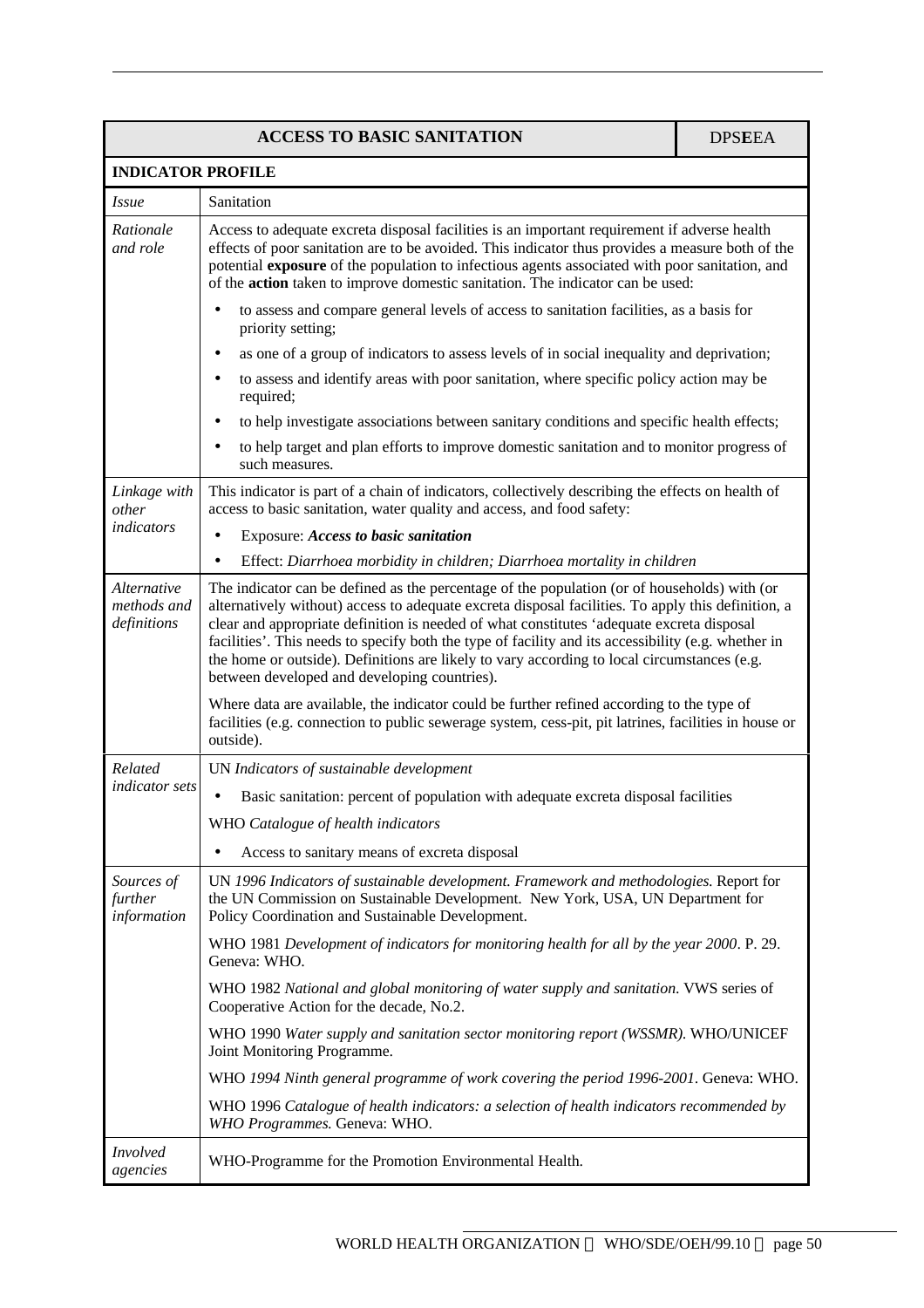| ACCESS TO BASIC SANITATION | DPS**E**EA |
|---|---|
| **INDICATOR PROFILE** | |
| *Issue* | Sanitation |
| *Rationale and role* | Access to adequate excreta disposal facilities is an important requirement if adverse health effects of poor sanitation are to be avoided. This indicator thus provides a measure both of the potential **exposure** of the population to infectious agents associated with poor sanitation, and of the **action** taken to improve domestic sanitation. The indicator can be used:<br>• to assess and compare general levels of access to sanitation facilities, as a basis for priority setting;<br>• as one of a group of indicators to assess levels of in social inequality and deprivation;<br>• to assess and identify areas with poor sanitation, where specific policy action may be required;<br>• to help investigate associations between sanitary conditions and specific health effects;<br>• to help target and plan efforts to improve domestic sanitation and to monitor progress of such measures. |
| *Linkage with other indicators* | This indicator is part of a chain of indicators, collectively describing the effects on health of access to basic sanitation, water quality and access, and food safety:<br>• Exposure: ***Access to basic sanitation***<br>• Effect: *Diarrhoea morbidity in children; Diarrhoea mortality in children* |
| *Alternative methods and definitions* | The indicator can be defined as the percentage of the population (or of households) with (or alternatively without) access to adequate excreta disposal facilities. To apply this definition, a clear and appropriate definition is needed of what constitutes 'adequate excreta disposal facilities'. This needs to specify both the type of facility and its accessibility (e.g. whether in the home or outside). Definitions are likely to vary according to local circumstances (e.g. between developed and developing countries).<br>Where data are available, the indicator could be further refined according to the type of facilities (e.g. connection to public sewerage system, cess-pit, pit latrines, facilities in house or outside). |
| *Related indicator sets* | UN *Indicators of sustainable development*<br>• Basic sanitation: percent of population with adequate excreta disposal facilities<br>WHO *Catalogue of health indicators*<br>• Access to sanitary means of excreta disposal |
| *Sources of further information* | UN *1996 Indicators of sustainable development. Framework and methodologies.* Report for the UN Commission on Sustainable Development. New York, USA, UN Department for Policy Coordination and Sustainable Development.<br>WHO 1981 *Development of indicators for monitoring health for all by the year 2000*. P. 29. Geneva: WHO.<br>WHO 1982 *National and global monitoring of water supply and sanitation.* VWS series of Cooperative Action for the decade, No.2.<br>WHO 1990 *Water supply and sanitation sector monitoring report (WSSMR).* WHO/UNICEF Joint Monitoring Programme.<br>WHO *1994 Ninth general programme of work covering the period 1996-2001.* Geneva: WHO.<br>WHO 1996 *Catalogue of health indicators: a selection of health indicators recommended by WHO Programmes.* Geneva: WHO. |
| *Involved agencies* | WHO-Programme for the Promotion Environmental Health. |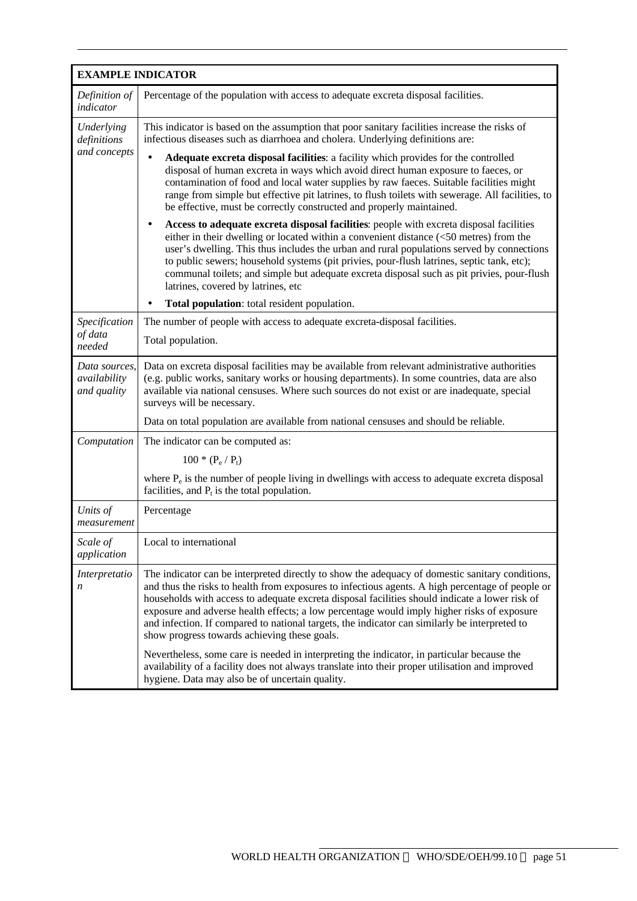| **EXAMPLE INDICATOR** | |
|---|---|
| *Definition of indicator* | Percentage of the population with access to adequate excreta disposal facilities. |
| *Underlying definitions and concepts* | This indicator is based on the assumption that poor sanitary facilities increase the risks of infectious diseases such as diarrhoea and cholera. Underlying definitions are:<br><br>• **Adequate excreta disposal facilities**: a facility which provides for the controlled disposal of human excreta in ways which avoid direct human exposure to faeces, or contamination of food and local water supplies by raw faeces. Suitable facilities might range from simple but effective pit latrines, to flush toilets with sewerage. All facilities, to be effective, must be correctly constructed and properly maintained.<br><br>• **Access to adequate excreta disposal facilities**: people with excreta disposal facilities either in their dwelling or located within a convenient distance (<50 metres) from the user's dwelling. This thus includes the urban and rural populations served by connections to public sewers; household systems (pit privies, pour-flush latrines, septic tank, etc); communal toilets; and simple but adequate excreta disposal such as pit privies, pour-flush latrines, covered by latrines, etc<br><br>• **Total population**: total resident population. |
| *Specification of data needed* | The number of people with access to adequate excreta-disposal facilities.<br><br>Total population. |
| *Data sources, availability and quality* | Data on excreta disposal facilities may be available from relevant administrative authorities (e.g. public works, sanitary works or housing departments). In some countries, data are also available via national censuses. Where such sources do not exist or are inadequate, special surveys will be necessary.<br><br>Data on total population are available from national censuses and should be reliable. |
| *Computation* | The indicator can be computed as:<br><br>$100 * (P_e / P_t)$<br><br>where $P_e$ is the number of people living in dwellings with access to adequate excreta disposal facilities, and $P_t$ is the total population. |
| *Units of measurement* | Percentage |
| *Scale of application* | Local to international |
| *Interpretation* | The indicator can be interpreted directly to show the adequacy of domestic sanitary conditions, and thus the risks to health from exposures to infectious agents. A high percentage of people or households with access to adequate excreta disposal facilities should indicate a lower risk of exposure and adverse health effects; a low percentage would imply higher risks of exposure and infection. If compared to national targets, the indicator can similarly be interpreted to show progress towards achieving these goals.<br><br>Nevertheless, some care is needed in interpreting the indicator, in particular because the availability of a facility does not always translate into their proper utilisation and improved hygiene. Data may also be of uncertain quality. |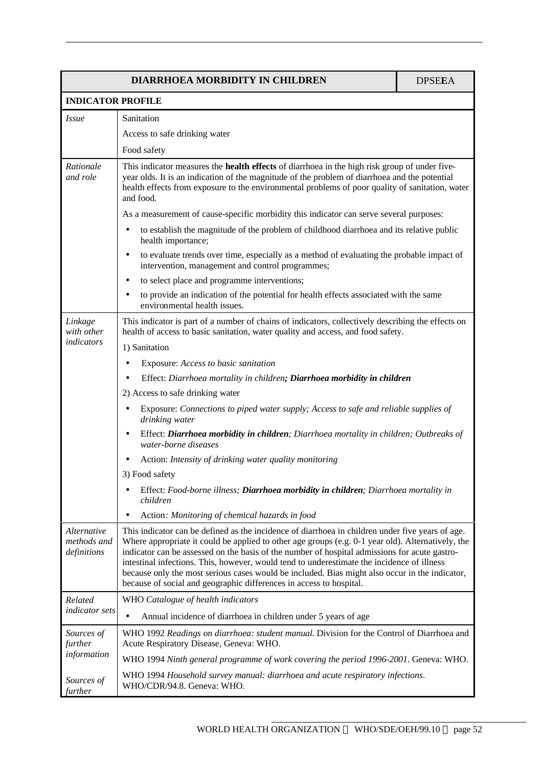| **DIARRHOEA MORBIDITY IN CHILDREN** | | DPSE**E**A |
|---|---|---|
| **INDICATOR PROFILE** | | |
| *Issue* | Sanitation<br>Access to safe drinking water<br>Food safety | |
| *Rationale and role* | This indicator measures the **health effects** of diarrhoea in the high risk group of under five-year olds. It is an indication of the magnitude of the problem of diarrhoea and the potential health effects from exposure to the environmental problems of poor quality of sanitation, water and food.<br>As a measurement of cause-specific morbidity this indicator can serve several purposes:<br>• to establish the magnitude of the problem of childhood diarrhoea and its relative public health importance;<br>• to evaluate trends over time, especially as a method of evaluating the probable impact of intervention, management and control programmes;<br>• to select place and programme interventions;<br>• to provide an indication of the potential for health effects associated with the same environmental health issues. | |
| *Linkage with other indicators* | This indicator is part of a number of chains of indicators, collectively describing the effects on health of access to basic sanitation, water quality and access, and food safety.<br>1) Sanitation<br>• Exposure: *Access to basic sanitation*<br>• Effect: *Diarrhoea mortality in children**; Diarrhoea morbidity in children***<br>2) Access to safe drinking water<br>• Exposure: *Connections to piped water supply; Access to safe and reliable supplies of drinking water*<br>• Effect: ***Diarrhoea morbidity in children**; Diarrhoea mortality in children; Outbreaks of water-borne diseases*<br>• Action: *Intensity of drinking water quality monitoring*<br>3) Food safety<br>• Effect: *Food-borne illness; **Diarrhoea morbidity in children**; Diarrhoea mortality in children*<br>• Action*: Monitoring of chemical hazards in food* | |
| *Alternative methods and definitions* | This indicator can be defined as the incidence of diarrhoea in children under five years of age. Where appropriate it could be applied to other age groups (e.g. 0-1 year old). Alternatively, the indicator can be assessed on the basis of the number of hospital admissions for acute gastro-intestinal infections. This, however, would tend to underestimate the incidence of illness because only the most serious cases would be included. Bias might also occur in the indicator, because of social and geographic differences in access to hospital. | |
| *Related indicator sets* | WHO *Catalogue of health indicators*<br>• Annual incidence of diarrhoea in children under 5 years of age | |
| *Sources of further information* | WHO 1992 *Readings on diarrhoea: student manual*. Division for the Control of Diarrhoea and Acute Respiratory Disease, Geneva: WHO.<br>WHO 1994 *Ninth general programme of work covering the period 1996-2001*. Geneva: WHO.<br>WHO 1994 *Household survey manual: diarrhoea and acute respiratory infections*. WHO/CDR/94.8. Geneva: WHO. | |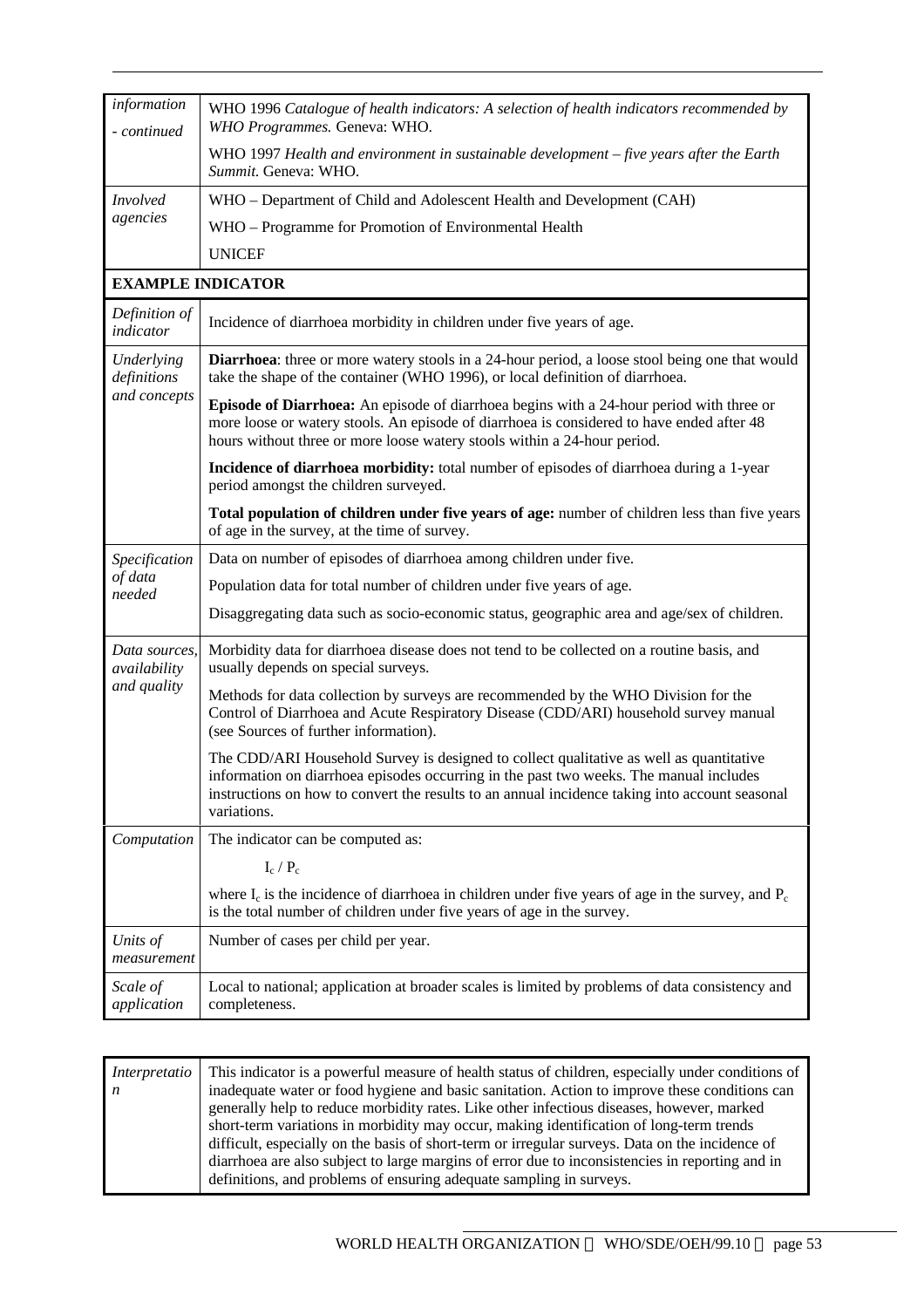| | |
|---|---|
| *information - continued* | WHO 1996 *Catalogue of health indicators: A selection of health indicators recommended by WHO Programmes.* Geneva: WHO.<br>WHO 1997 *Health and environment in sustainable development – five years after the Earth Summit.* Geneva: WHO. |
| *Involved agencies* | WHO – Department of Child and Adolescent Health and Development (CAH)<br>WHO – Programme for Promotion of Environmental Health<br>UNICEF |
| **EXAMPLE INDICATOR** | |
| *Definition of indicator* | Incidence of diarrhoea morbidity in children under five years of age. |
| *Underlying definitions and concepts* | **Diarrhoea**: three or more watery stools in a 24-hour period, a loose stool being one that would take the shape of the container (WHO 1996), or local definition of diarrhoea.<br>**Episode of Diarrhoea:** An episode of diarrhoea begins with a 24-hour period with three or more loose or watery stools. An episode of diarrhoea is considered to have ended after 48 hours without three or more loose watery stools within a 24-hour period.<br>**Incidence of diarrhoea morbidity:** total number of episodes of diarrhoea during a 1-year period amongst the children surveyed.<br>**Total population of children under five years of age:** number of children less than five years of age in the survey, at the time of survey. |
| *Specification of data needed* | Data on number of episodes of diarrhoea among children under five.<br>Population data for total number of children under five years of age.<br>Disaggregating data such as socio-economic status, geographic area and age/sex of children. |
| *Data sources, availability and quality* | Morbidity data for diarrhoea disease does not tend to be collected on a routine basis, and usually depends on special surveys.<br>Methods for data collection by surveys are recommended by the WHO Division for the Control of Diarrhoea and Acute Respiratory Disease (CDD/ARI) household survey manual (see Sources of further information).<br>The CDD/ARI Household Survey is designed to collect qualitative as well as quantitative information on diarrhoea episodes occurring in the past two weeks. The manual includes instructions on how to convert the results to an annual incidence taking into account seasonal variations. |
| *Computation* | The indicator can be computed as:<br>$I_c / P_c$<br>where $I_c$ is the incidence of diarrhoea in children under five years of age in the survey, and $P_c$ is the total number of children under five years of age in the survey. |
| *Units of measurement* | Number of cases per child per year. |
| *Scale of application* | Local to national; application at broader scales is limited by problems of data consistency and completeness. |

| | |
|---|---|
| *Interpretation* | This indicator is a powerful measure of health status of children, especially under conditions of inadequate water or food hygiene and basic sanitation. Action to improve these conditions can generally help to reduce morbidity rates. Like other infectious diseases, however, marked short-term variations in morbidity may occur, making identification of long-term trends difficult, especially on the basis of short-term or irregular surveys. Data on the incidence of diarrhoea are also subject to large margins of error due to inconsistencies in reporting and in definitions, and problems of ensuring adequate sampling in surveys. |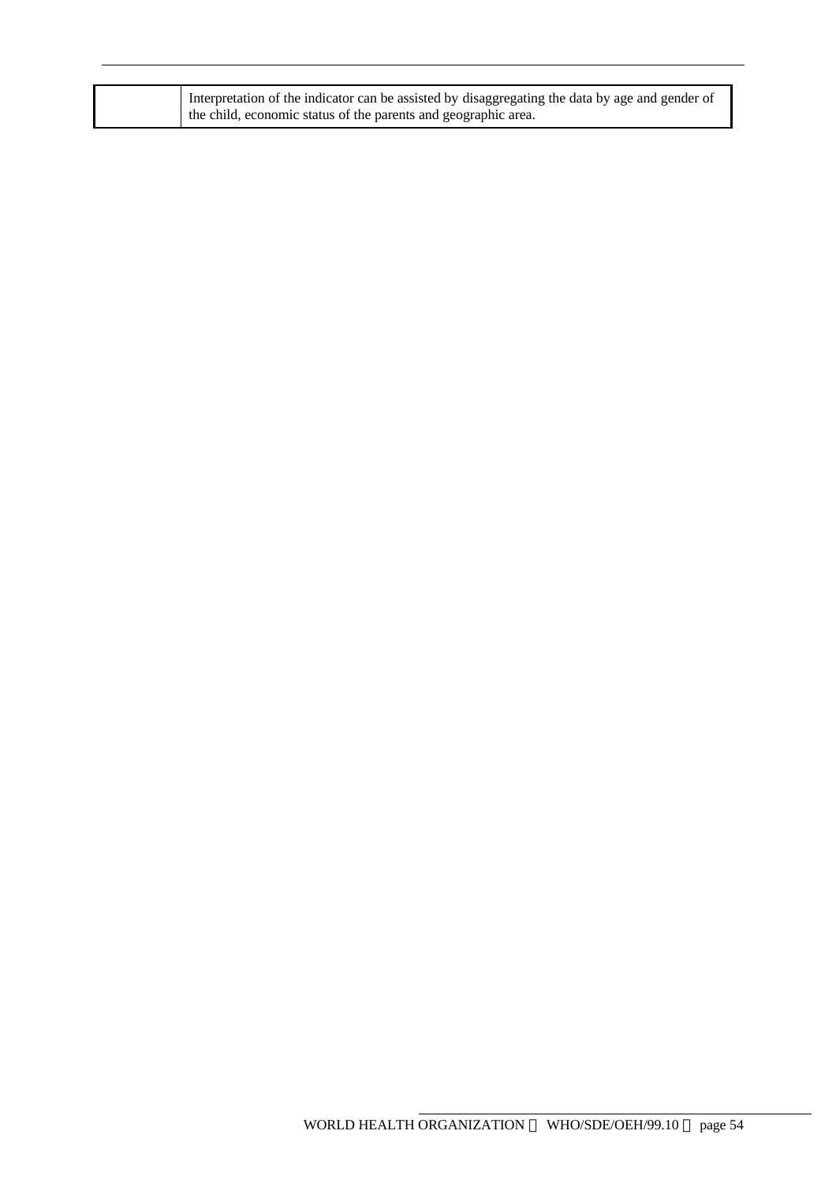|  | Interpretation of the indicator can be assisted by disaggregating the data by age and gender of the child, economic status of the parents and geographic area. |
| --- | --- |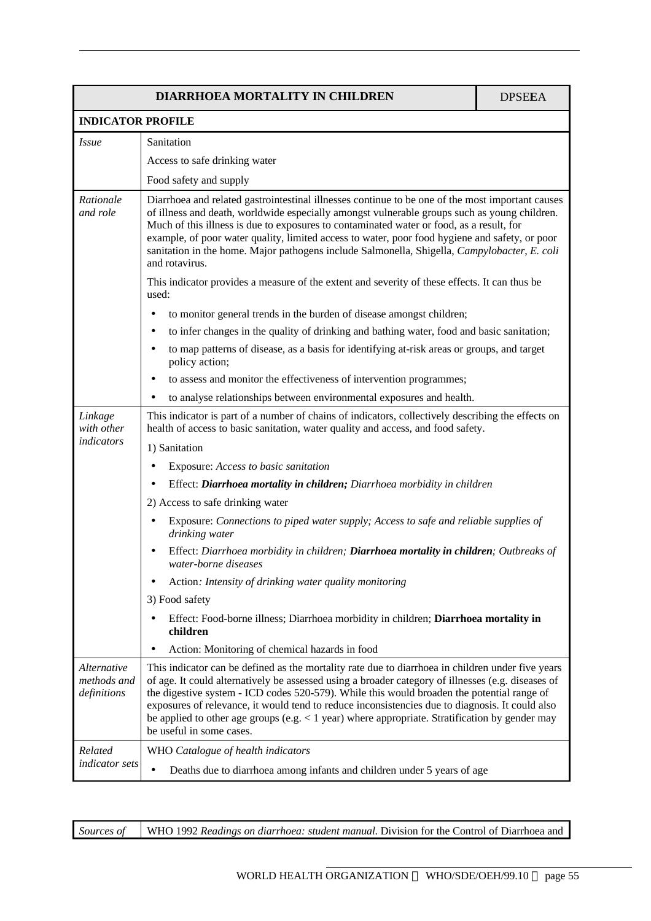| DIARRHOEA MORTALITY IN CHILDREN | DPSE**E**A |
|---|---|
| **INDICATOR PROFILE** | |
| *Issue* | Sanitation<br>Access to safe drinking water<br>Food safety and supply |
| *Rationale and role* | Diarrhoea and related gastrointestinal illnesses continue to be one of the most important causes of illness and death, worldwide especially amongst vulnerable groups such as young children. Much of this illness is due to exposures to contaminated water or food, as a result, for example, of poor water quality, limited access to water, poor food hygiene and safety, or poor sanitation in the home. Major pathogens include Salmonella, Shigella, *Campylobacter*, *E. coli* and rotavirus.<br><br>This indicator provides a measure of the extent and severity of these effects. It can thus be used:<br>• to monitor general trends in the burden of disease amongst children;<br>• to infer changes in the quality of drinking and bathing water, food and basic sanitation;<br>• to map patterns of disease, as a basis for identifying at-risk areas or groups, and target policy action;<br>• to assess and monitor the effectiveness of intervention programmes;<br>• to analyse relationships between environmental exposures and health. |
| *Linkage with other indicators* | This indicator is part of a number of chains of indicators, collectively describing the effects on health of access to basic sanitation, water quality and access, and food safety.<br>1) Sanitation<br>• Exposure: *Access to basic sanitation*<br>• Effect: ***Diarrhoea mortality in children;*** *Diarrhoea morbidity in children*<br>2) Access to safe drinking water<br>• Exposure: *Connections to piped water supply; Access to safe and reliable supplies of drinking water*<br>• Effect: *Diarrhoea morbidity in children;* ***Diarrhoea mortality in children****; Outbreaks of water-borne diseases*<br>• Action*: Intensity of drinking water quality monitoring*<br>3) Food safety<br>• Effect: Food-borne illness; Diarrhoea morbidity in children; **Diarrhoea mortality in children**<br>• Action: Monitoring of chemical hazards in food |
| *Alternative methods and definitions* | This indicator can be defined as the mortality rate due to diarrhoea in children under five years of age. It could alternatively be assessed using a broader category of illnesses (e.g. diseases of the digestive system - ICD codes 520-579). While this would broaden the potential range of exposures of relevance, it would tend to reduce inconsistencies due to diagnosis. It could also be applied to other age groups (e.g. < 1 year) where appropriate. Stratification by gender may be useful in some cases. |
| *Related indicator sets* | WHO *Catalogue of health indicators*<br>• Deaths due to diarrhoea among infants and children under 5 years of age |

| *Sources of* | WHO 1992 *Readings on diarrhoea: student manual*. Division for the Control of Diarrhoea and |
|---|---|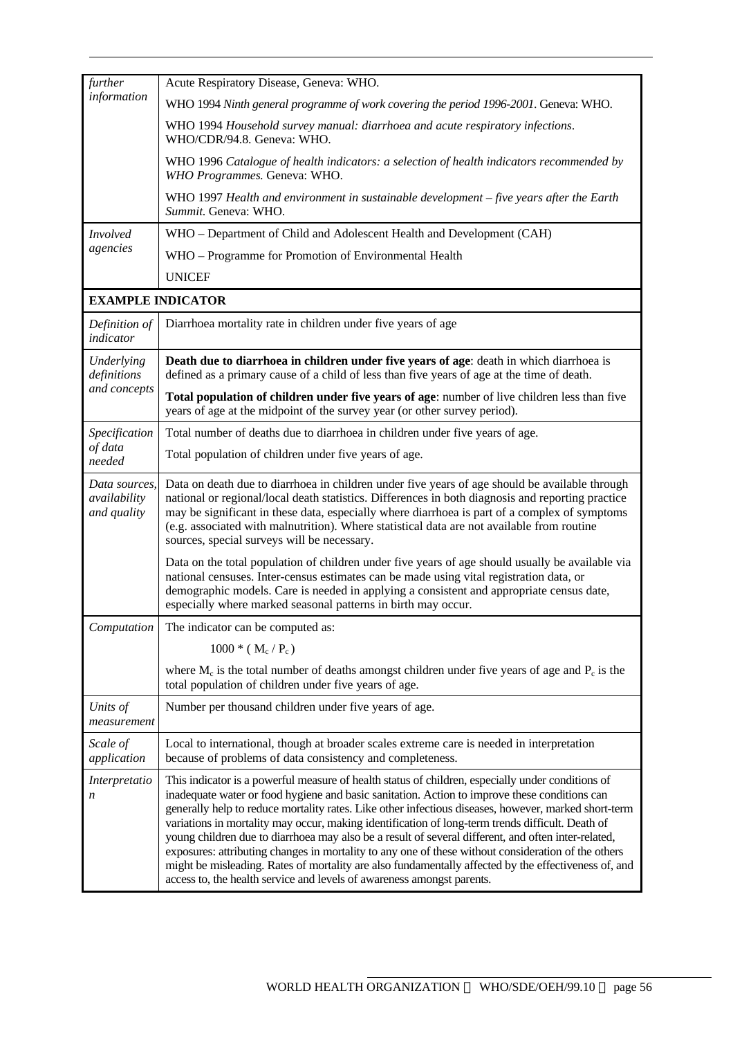| | |
|---|---|
| *further information* | Acute Respiratory Disease, Geneva: WHO.<br>WHO 1994 *Ninth general programme of work covering the period 1996-2001*. Geneva: WHO.<br>WHO 1994 *Household survey manual: diarrhoea and acute respiratory infections*. WHO/CDR/94.8. Geneva: WHO.<br>WHO 1996 *Catalogue of health indicators: a selection of health indicators recommended by WHO Programmes.* Geneva: WHO.<br>WHO 1997 *Health and environment in sustainable development – five years after the Earth Summit.* Geneva: WHO. |
| *Involved agencies* | WHO – Department of Child and Adolescent Health and Development (CAH)<br>WHO – Programme for Promotion of Environmental Health<br>UNICEF |
| **EXAMPLE INDICATOR** | |
| *Definition of indicator* | Diarrhoea mortality rate in children under five years of age |
| *Underlying definitions and concepts* | **Death due to diarrhoea in children under five years of age**: death in which diarrhoea is defined as a primary cause of a child of less than five years of age at the time of death.<br>**Total population of children under five years of age**: number of live children less than five years of age at the midpoint of the survey year (or other survey period). |
| *Specification of data needed* | Total number of deaths due to diarrhoea in children under five years of age.<br>Total population of children under five years of age. |
| *Data sources, availability and quality* | Data on death due to diarrhoea in children under five years of age should be available through national or regional/local death statistics. Differences in both diagnosis and reporting practice may be significant in these data, especially where diarrhoea is part of a complex of symptoms (e.g. associated with malnutrition). Where statistical data are not available from routine sources, special surveys will be necessary.<br>Data on the total population of children under five years of age should usually be available via national censuses. Inter-census estimates can be made using vital registration data, or demographic models. Care is needed in applying a consistent and appropriate census date, especially where marked seasonal patterns in birth may occur. |
| *Computation* | The indicator can be computed as:<br>$1000 * ( M_c / P_c )$<br>where $M_c$ is the total number of deaths amongst children under five years of age and $P_c$ is the total population of children under five years of age. |
| *Units of measurement* | Number per thousand children under five years of age. |
| *Scale of application* | Local to international, though at broader scales extreme care is needed in interpretation because of problems of data consistency and completeness. |
| *Interpretation* | This indicator is a powerful measure of health status of children, especially under conditions of inadequate water or food hygiene and basic sanitation. Action to improve these conditions can generally help to reduce mortality rates. Like other infectious diseases, however, marked short-term variations in mortality may occur, making identification of long-term trends difficult. Death of young children due to diarrhoea may also be a result of several different, and often inter-related, exposures: attributing changes in mortality to any one of these without consideration of the others might be misleading. Rates of mortality are also fundamentally affected by the effectiveness of, and access to, the health service and levels of awareness amongst parents. |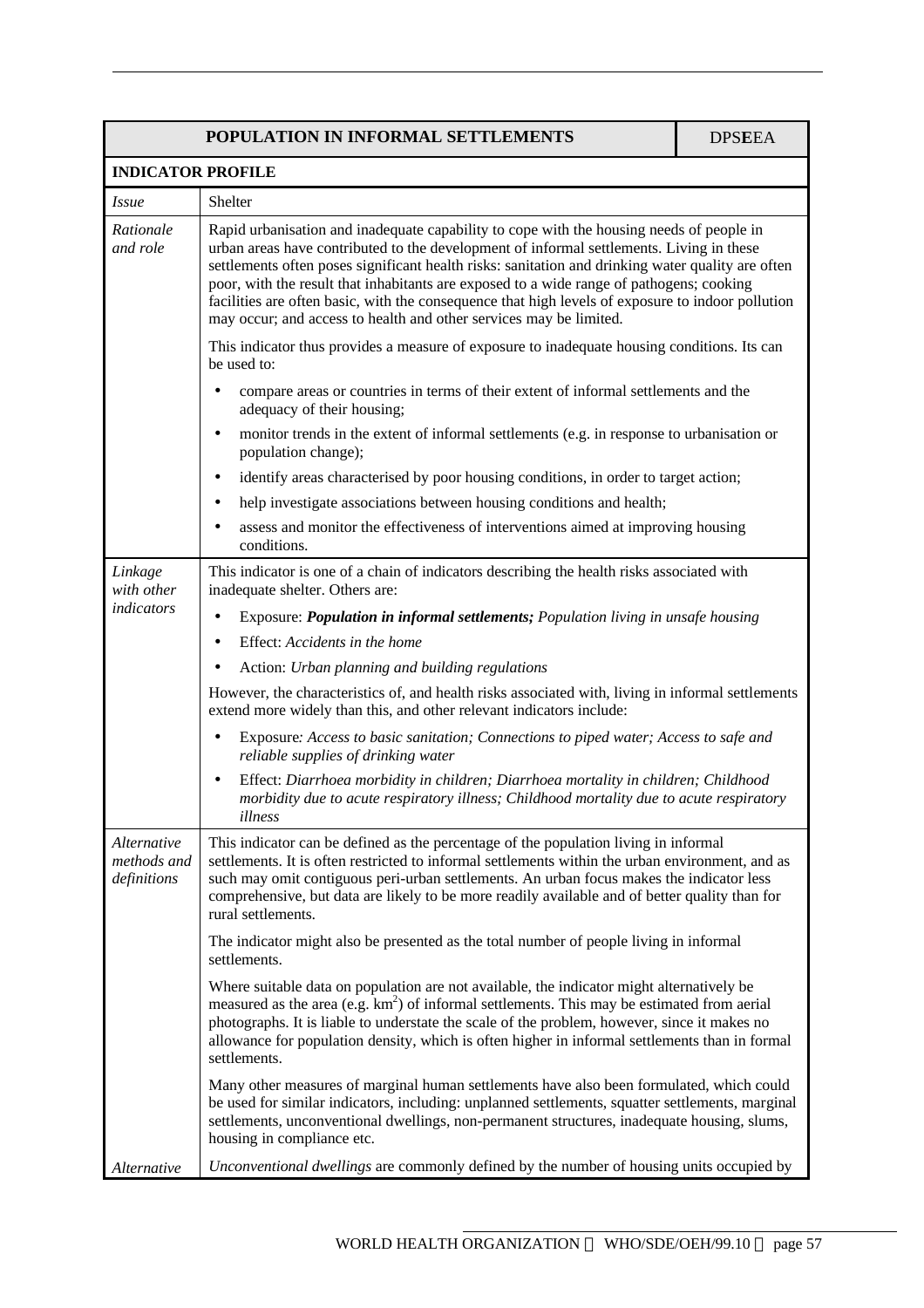| POPULATION IN INFORMAL SETTLEMENTS | | DPSEEA |
|---|---|---|
| **INDICATOR PROFILE** | | |
| *Issue* | Shelter | |
| *Rationale and role* | Rapid urbanisation and inadequate capability to cope with the housing needs of people in urban areas have contributed to the development of informal settlements. Living in these settlements often poses significant health risks: sanitation and drinking water quality are often poor, with the result that inhabitants are exposed to a wide range of pathogens; cooking facilities are often basic, with the consequence that high levels of exposure to indoor pollution may occur; and access to health and other services may be limited.<br><br>This indicator thus provides a measure of exposure to inadequate housing conditions. Its can be used to:<br>• compare areas or countries in terms of their extent of informal settlements and the adequacy of their housing;<br>• monitor trends in the extent of informal settlements (e.g. in response to urbanisation or population change);<br>• identify areas characterised by poor housing conditions, in order to target action;<br>• help investigate associations between housing conditions and health;<br>• assess and monitor the effectiveness of interventions aimed at improving housing conditions. | |
| *Linkage with other indicators* | This indicator is one of a chain of indicators describing the health risks associated with inadequate shelter. Others are:<br>• Exposure: ***Population in informal settlements;*** *Population living in unsafe housing*<br>• Effect: *Accidents in the home*<br>• Action: *Urban planning and building regulations*<br><br>However, the characteristics of, and health risks associated with, living in informal settlements extend more widely than this, and other relevant indicators include:<br>• Exposure*: Access to basic sanitation; Connections to piped water; Access to safe and reliable supplies of drinking water*<br>• Effect: *Diarrhoea morbidity in children; Diarrhoea mortality in children; Childhood morbidity due to acute respiratory illness; Childhood mortality due to acute respiratory illness* | |
| *Alternative methods and definitions* | This indicator can be defined as the percentage of the population living in informal settlements. It is often restricted to informal settlements within the urban environment, and as such may omit contiguous peri-urban settlements. An urban focus makes the indicator less comprehensive, but data are likely to be more readily available and of better quality than for rural settlements.<br><br>The indicator might also be presented as the total number of people living in informal settlements.<br><br>Where suitable data on population are not available, the indicator might alternatively be measured as the area (e.g. $km^2$) of informal settlements. This may be estimated from aerial photographs. It is liable to understate the scale of the problem, however, since it makes no allowance for population density, which is often higher in informal settlements than in formal settlements.<br><br>Many other measures of marginal human settlements have also been formulated, which could be used for similar indicators, including: unplanned settlements, squatter settlements, marginal settlements, unconventional dwellings, non-permanent structures, inadequate housing, slums, housing in compliance etc. | |
| *Alternative* | *Unconventional dwellings* are commonly defined by the number of housing units occupied by | |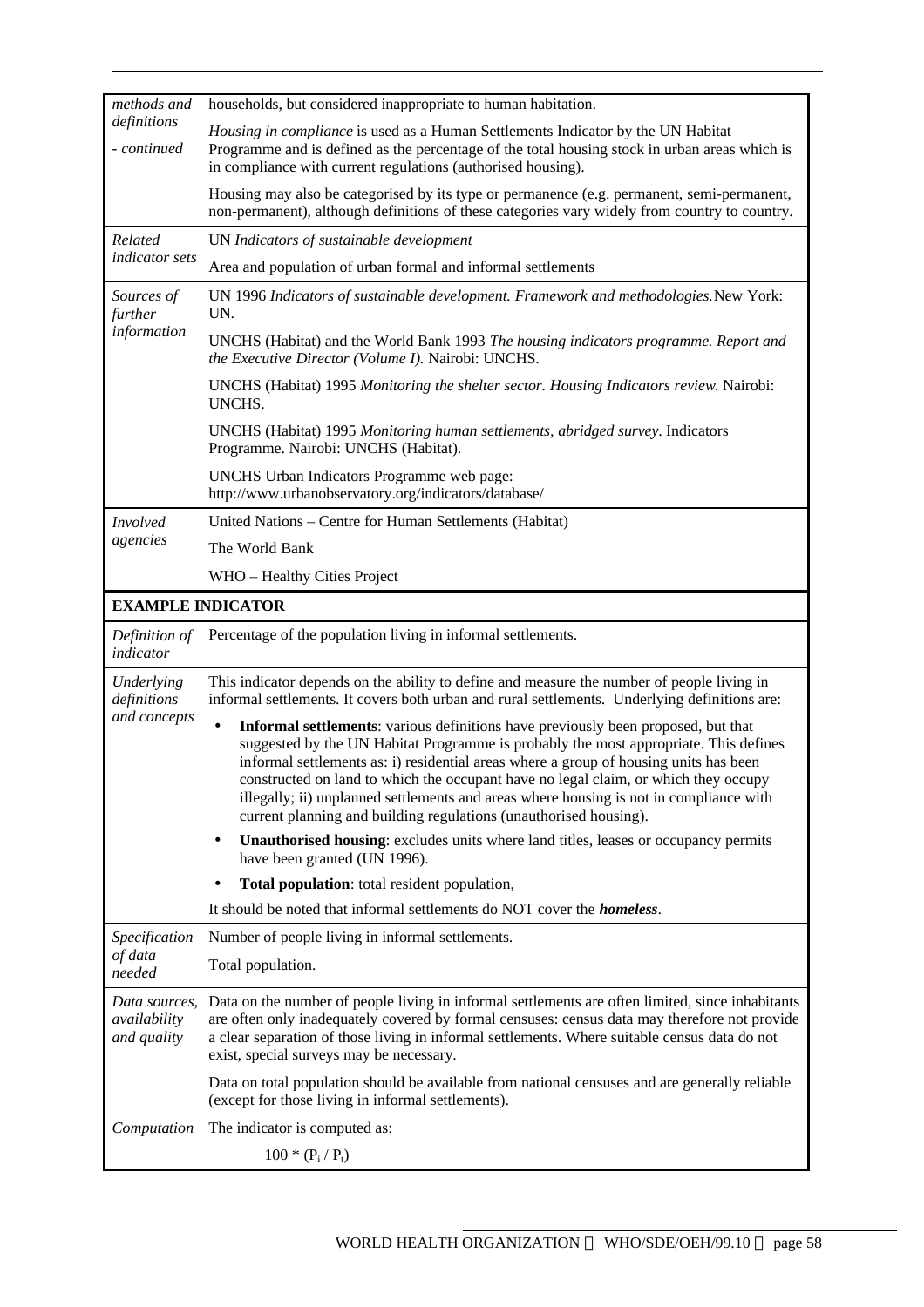| | |
|---|---|
| *methods and definitions - continued* | households, but considered inappropriate to human habitation.<br><br>*Housing in compliance* is used as a Human Settlements Indicator by the UN Habitat Programme and is defined as the percentage of the total housing stock in urban areas which is in compliance with current regulations (authorised housing).<br><br>Housing may also be categorised by its type or permanence (e.g. permanent, semi-permanent, non-permanent), although definitions of these categories vary widely from country to country. |
| *Related indicator sets* | UN *Indicators of sustainable development*<br><br>Area and population of urban formal and informal settlements |
| *Sources of further information* | UN 1996 *Indicators of sustainable development. Framework and methodologies.* New York: UN.<br><br>UNCHS (Habitat) and the World Bank 1993 *The housing indicators programme. Report and the Executive Director (Volume I).* Nairobi: UNCHS.<br><br>UNCHS (Habitat) 1995 *Monitoring the shelter sector. Housing Indicators review.* Nairobi: UNCHS.<br><br>UNCHS (Habitat) 1995 *Monitoring human settlements, abridged survey*. Indicators Programme. Nairobi: UNCHS (Habitat).<br><br>UNCHS Urban Indicators Programme web page: http://www.urbanobservatory.org/indicators/database/ |
| *Involved agencies* | United Nations – Centre for Human Settlements (Habitat)<br><br>The World Bank<br><br>WHO – Healthy Cities Project |

**EXAMPLE INDICATOR**

| | |
|---|---|
| *Definition of indicator* | Percentage of the population living in informal settlements. |
| *Underlying definitions and concepts* | This indicator depends on the ability to define and measure the number of people living in informal settlements. It covers both urban and rural settlements. Underlying definitions are:<br><br>• **Informal settlements**: various definitions have previously been proposed, but that suggested by the UN Habitat Programme is probably the most appropriate. This defines informal settlements as: i) residential areas where a group of housing units has been constructed on land to which the occupant have no legal claim, or which they occupy illegally; ii) unplanned settlements and areas where housing is not in compliance with current planning and building regulations (unauthorised housing).<br><br>• **Unauthorised housing**: excludes units where land titles, leases or occupancy permits have been granted (UN 1996).<br><br>• **Total population**: total resident population,<br><br>It should be noted that informal settlements do NOT cover the ***homeless***. |
| *Specification of data needed* | Number of people living in informal settlements.<br><br>Total population. |
| *Data sources, availability and quality* | Data on the number of people living in informal settlements are often limited, since inhabitants are often only inadequately covered by formal censuses: census data may therefore not provide a clear separation of those living in informal settlements. Where suitable census data do not exist, special surveys may be necessary.<br><br>Data on total population should be available from national censuses and are generally reliable (except for those living in informal settlements). |
| *Computation* | The indicator is computed as:<br><br>$100 * (P_i / P_t)$ |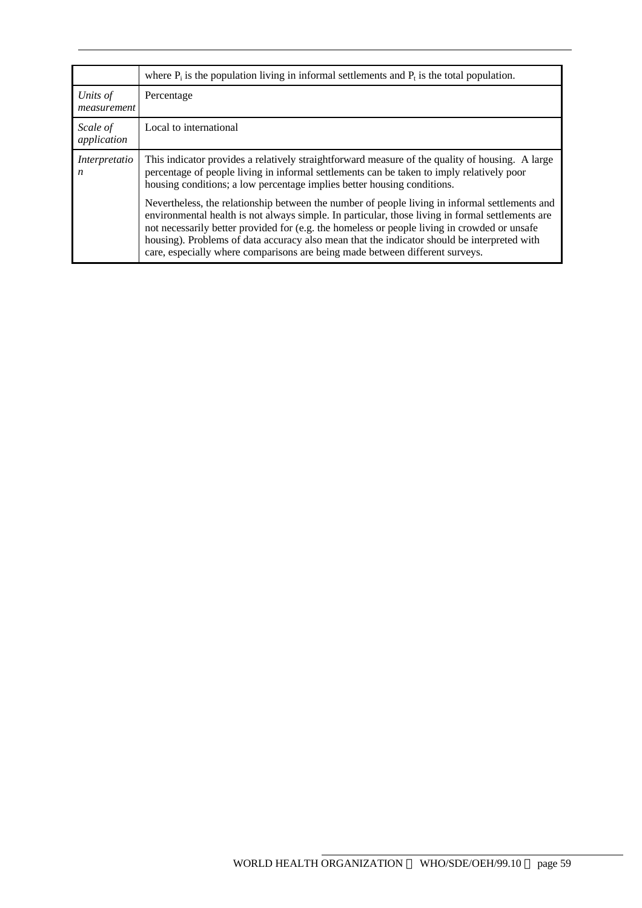| | |
|---|---|
| | where $P_i$ is the population living in informal settlements and $P_t$ is the total population. |
| *Units of measurement* | Percentage |
| *Scale of application* | Local to international |
| *Interpretation* | This indicator provides a relatively straightforward measure of the quality of housing. A large percentage of people living in informal settlements can be taken to imply relatively poor housing conditions; a low percentage implies better housing conditions.<br><br>Nevertheless, the relationship between the number of people living in informal settlements and environmental health is not always simple. In particular, those living in formal settlements are not necessarily better provided for (e.g. the homeless or people living in crowded or unsafe housing). Problems of data accuracy also mean that the indicator should be interpreted with care, especially where comparisons are being made between different surveys. |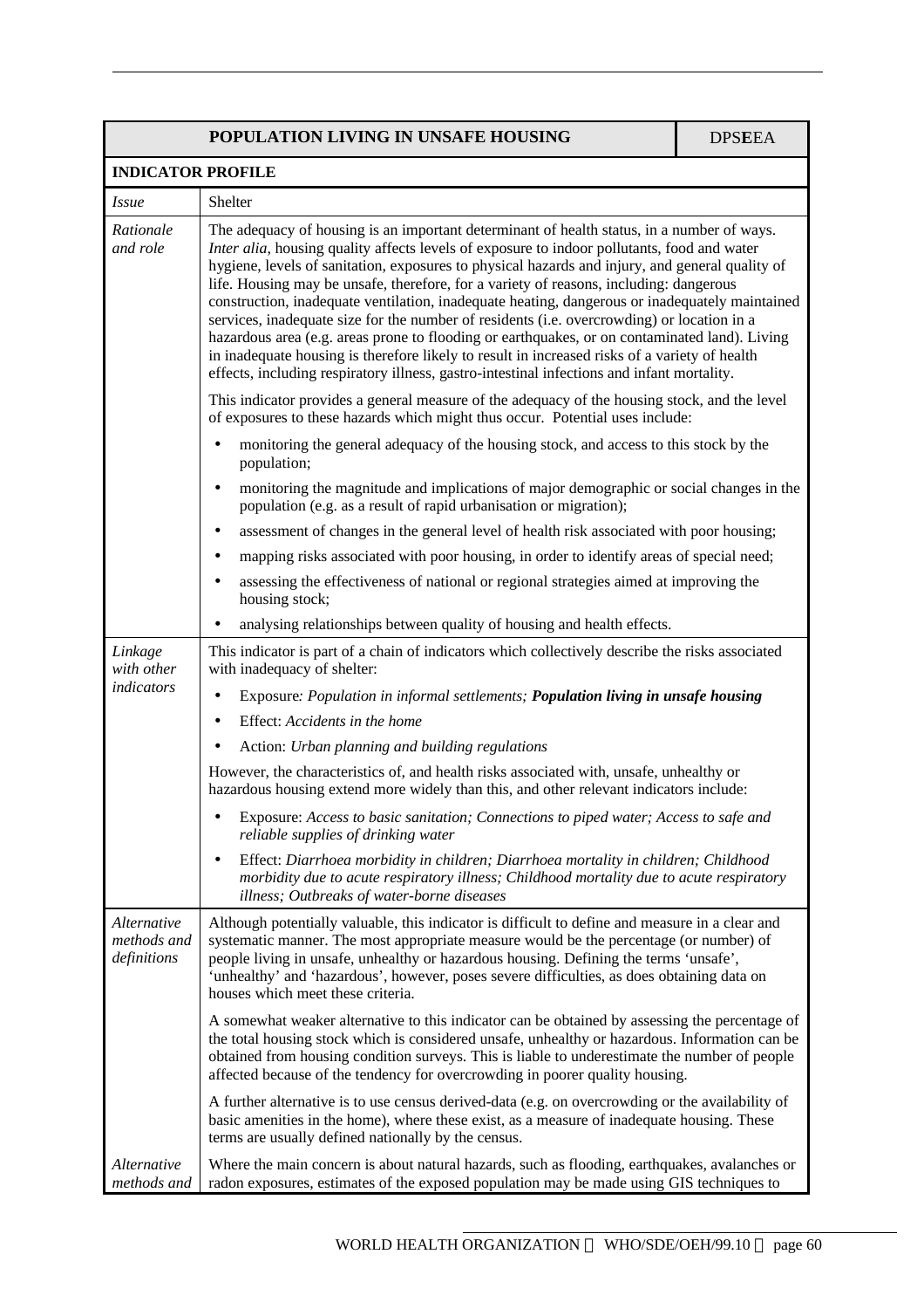| POPULATION LIVING IN UNSAFE HOUSING | | DPSEEA |
|---|---|---|
| **INDICATOR PROFILE** | | |
| *Issue* | Shelter | |
| *Rationale and role* | The adequacy of housing is an important determinant of health status, in a number of ways. *Inter alia*, housing quality affects levels of exposure to indoor pollutants, food and water hygiene, levels of sanitation, exposures to physical hazards and injury, and general quality of life. Housing may be unsafe, therefore, for a variety of reasons, including: dangerous construction, inadequate ventilation, inadequate heating, dangerous or inadequately maintained services, inadequate size for the number of residents (i.e. overcrowding) or location in a hazardous area (e.g. areas prone to flooding or earthquakes, or on contaminated land). Living in inadequate housing is therefore likely to result in increased risks of a variety of health effects, including respiratory illness, gastro-intestinal infections and infant mortality.<br><br>This indicator provides a general measure of the adequacy of the housing stock, and the level of exposures to these hazards which might thus occur. Potential uses include:<br><br>• monitoring the general adequacy of the housing stock, and access to this stock by the population;<br>• monitoring the magnitude and implications of major demographic or social changes in the population (e.g. as a result of rapid urbanisation or migration);<br>• assessment of changes in the general level of health risk associated with poor housing;<br>• mapping risks associated with poor housing, in order to identify areas of special need;<br>• assessing the effectiveness of national or regional strategies aimed at improving the housing stock;<br>• analysing relationships between quality of housing and health effects. | |
| *Linkage with other indicators* | This indicator is part of a chain of indicators which collectively describe the risks associated with inadequacy of shelter:<br><br>• Exposure*: Population in informal settlements;* ***Population living in unsafe housing***<br>• Effect: *Accidents in the home*<br>• Action: *Urban planning and building regulations*<br><br>However, the characteristics of, and health risks associated with, unsafe, unhealthy or hazardous housing extend more widely than this, and other relevant indicators include:<br><br>• Exposure: *Access to basic sanitation; Connections to piped water; Access to safe and reliable supplies of drinking water*<br>• Effect: *Diarrhoea morbidity in children; Diarrhoea mortality in children; Childhood morbidity due to acute respiratory illness; Childhood mortality due to acute respiratory illness; Outbreaks of water-borne diseases* | |
| *Alternative methods and definitions* | Although potentially valuable, this indicator is difficult to define and measure in a clear and systematic manner. The most appropriate measure would be the percentage (or number) of people living in unsafe, unhealthy or hazardous housing. Defining the terms 'unsafe', 'unhealthy' and 'hazardous', however, poses severe difficulties, as does obtaining data on houses which meet these criteria.<br><br>A somewhat weaker alternative to this indicator can be obtained by assessing the percentage of the total housing stock which is considered unsafe, unhealthy or hazardous. Information can be obtained from housing condition surveys. This is liable to underestimate the number of people affected because of the tendency for overcrowding in poorer quality housing.<br><br>A further alternative is to use census derived-data (e.g. on overcrowding or the availability of basic amenities in the home), where these exist, as a measure of inadequate housing. These terms are usually defined nationally by the census. | |
| *Alternative methods and* | Where the main concern is about natural hazards, such as flooding, earthquakes, avalanches or radon exposures, estimates of the exposed population may be made using GIS techniques to | |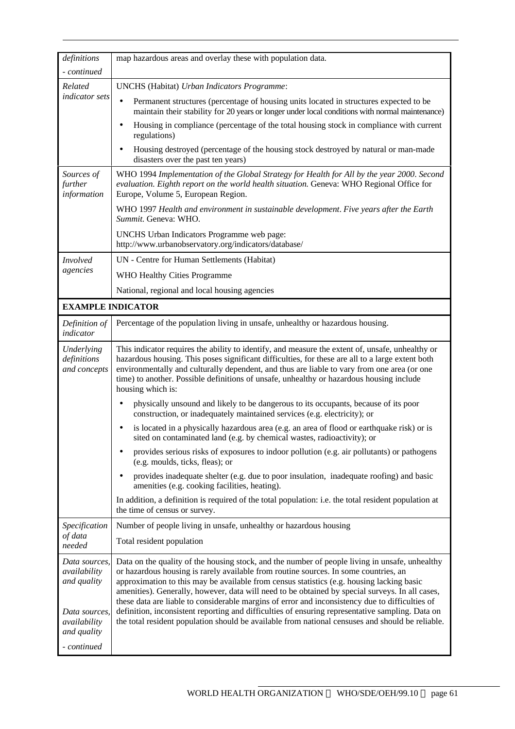| | |
|---|---|
| *definitions - continued* | map hazardous areas and overlay these with population data. |
| *Related indicator sets* | UNCHS (Habitat) *Urban Indicators Programme*:<br>• Permanent structures (percentage of housing units located in structures expected to be maintain their stability for 20 years or longer under local conditions with normal maintenance)<br>• Housing in compliance (percentage of the total housing stock in compliance with current regulations)<br>• Housing destroyed (percentage of the housing stock destroyed by natural or man-made disasters over the past ten years) |
| *Sources of further information* | WHO 1994 *Implementation of the Global Strategy for Health for All by the year 2000. Second evaluation. Eighth report on the world health situation.* Geneva: WHO Regional Office for Europe, Volume 5, European Region.<br>WHO 1997 *Health and environment in sustainable development. Five years after the Earth Summit.* Geneva: WHO.<br>UNCHS Urban Indicators Programme web page: http://www.urbanobservatory.org/indicators/database/ |
| *Involved agencies* | UN - Centre for Human Settlements (Habitat)<br>WHO Healthy Cities Programme<br>National, regional and local housing agencies |
| **EXAMPLE INDICATOR** | |
| *Definition of indicator* | Percentage of the population living in unsafe, unhealthy or hazardous housing. |
| *Underlying definitions and concepts* | This indicator requires the ability to identify, and measure the extent of, unsafe, unhealthy or hazardous housing. This poses significant difficulties, for these are all to a large extent both environmentally and culturally dependent, and thus are liable to vary from one area (or one time) to another. Possible definitions of unsafe, unhealthy or hazardous housing include housing which is:<br>• physically unsound and likely to be dangerous to its occupants, because of its poor construction, or inadequately maintained services (e.g. electricity); or<br>• is located in a physically hazardous area (e.g. an area of flood or earthquake risk) or is sited on contaminated land (e.g. by chemical wastes, radioactivity); or<br>• provides serious risks of exposures to indoor pollution (e.g. air pollutants) or pathogens (e.g. moulds, ticks, fleas); or<br>• provides inadequate shelter (e.g. due to poor insulation, inadequate roofing) and basic amenities (e.g. cooking facilities, heating).<br>In addition, a definition is required of the total population: i.e. the total resident population at the time of census or survey. |
| *Specification of data needed* | Number of people living in unsafe, unhealthy or hazardous housing<br>Total resident population |
| *Data sources, availability and quality* | Data on the quality of the housing stock, and the number of people living in unsafe, unhealthy or hazardous housing is rarely available from routine sources. In some countries, an approximation to this may be available from census statistics (e.g. housing lacking basic amenities). Generally, however, data will need to be obtained by special surveys. In all cases, these data are liable to considerable margins of error and inconsistency due to difficulties of definition, inconsistent reporting and difficulties of ensuring representative sampling. Data on the total resident population should be available from national censuses and should be reliable. |
| *Data sources, availability and quality - continued* | |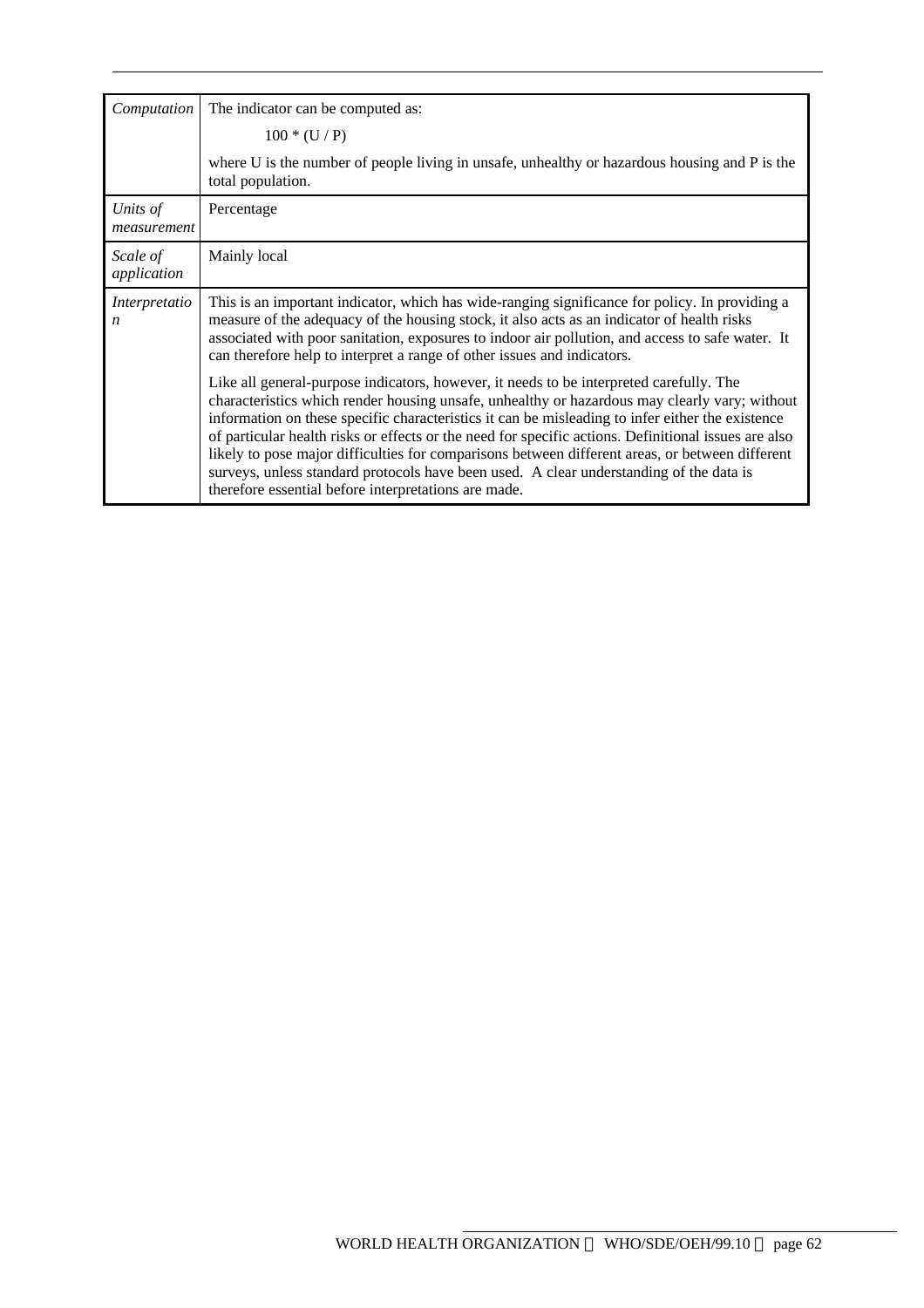| | |
|---|---|
| *Computation* | The indicator can be computed as:<br><br>$100 * (U / P)$<br><br>where U is the number of people living in unsafe, unhealthy or hazardous housing and P is the total population. |
| *Units of measurement* | Percentage |
| *Scale of application* | Mainly local |
| *Interpretation* | This is an important indicator, which has wide-ranging significance for policy. In providing a measure of the adequacy of the housing stock, it also acts as an indicator of health risks associated with poor sanitation, exposures to indoor air pollution, and access to safe water. It can therefore help to interpret a range of other issues and indicators.<br><br>Like all general-purpose indicators, however, it needs to be interpreted carefully. The characteristics which render housing unsafe, unhealthy or hazardous may clearly vary; without information on these specific characteristics it can be misleading to infer either the existence of particular health risks or effects or the need for specific actions. Definitional issues are also likely to pose major difficulties for comparisons between different areas, or between different surveys, unless standard protocols have been used. A clear understanding of the data is therefore essential before interpretations are made. |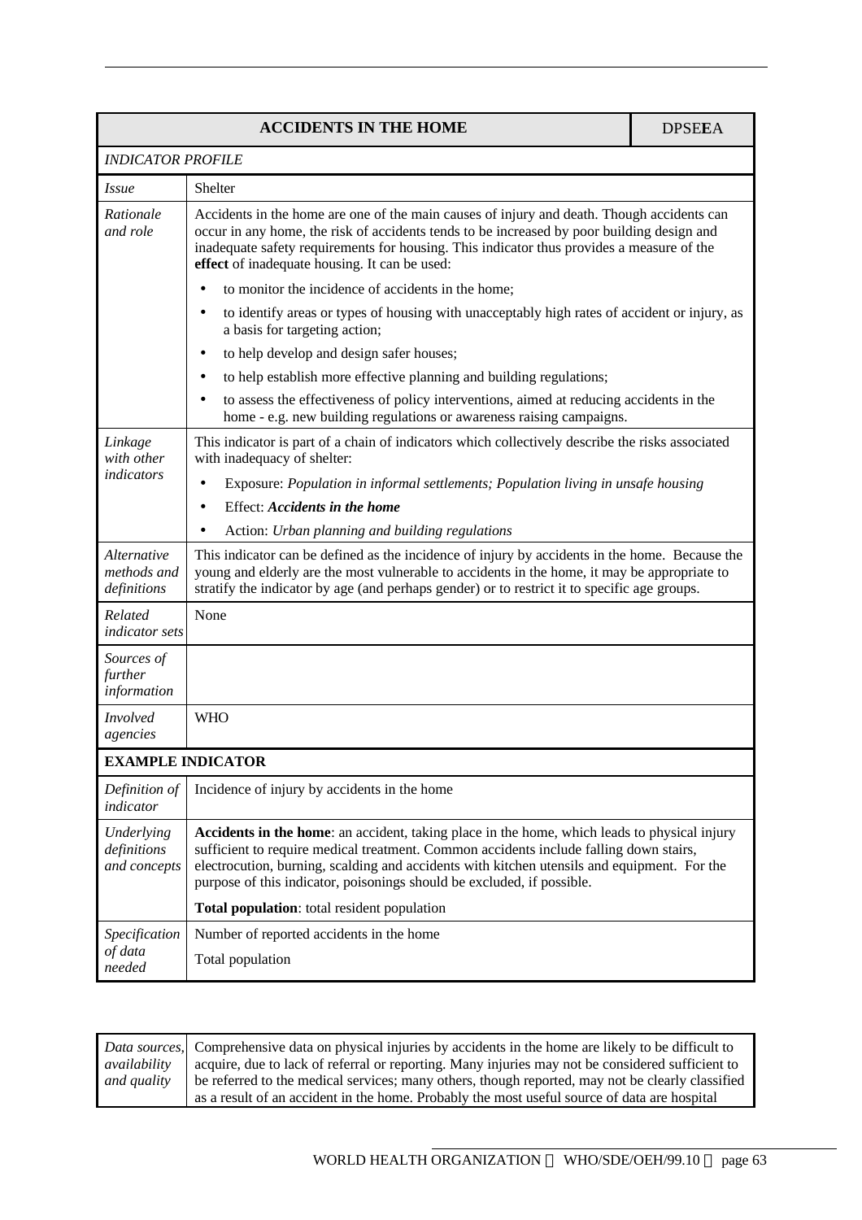| ACCIDENTS IN THE HOME | DPSE**E**A |
|---|---|
| *INDICATOR PROFILE* | |
| *Issue* | Shelter |
| *Rationale and role* | Accidents in the home are one of the main causes of injury and death. Though accidents can occur in any home, the risk of accidents tends to be increased by poor building design and inadequate safety requirements for housing. This indicator thus provides a measure of the **effect** of inadequate housing. It can be used:<br>• to monitor the incidence of accidents in the home;<br>• to identify areas or types of housing with unacceptably high rates of accident or injury, as a basis for targeting action;<br>• to help develop and design safer houses;<br>• to help establish more effective planning and building regulations;<br>• to assess the effectiveness of policy interventions, aimed at reducing accidents in the home - e.g. new building regulations or awareness raising campaigns. |
| *Linkage with other indicators* | This indicator is part of a chain of indicators which collectively describe the risks associated with inadequacy of shelter:<br>• Exposure: *Population in informal settlements; Population living in unsafe housing*<br>• Effect: ***Accidents in the home***<br>• Action: *Urban planning and building regulations* |
| *Alternative methods and definitions* | This indicator can be defined as the incidence of injury by accidents in the home. Because the young and elderly are the most vulnerable to accidents in the home, it may be appropriate to stratify the indicator by age (and perhaps gender) or to restrict it to specific age groups. |
| *Related indicator sets* | None |
| *Sources of further information* | |
| *Involved agencies* | WHO |
| **EXAMPLE INDICATOR** | |
| *Definition of indicator* | Incidence of injury by accidents in the home |
| *Underlying definitions and concepts* | **Accidents in the home**: an accident, taking place in the home, which leads to physical injury sufficient to require medical treatment. Common accidents include falling down stairs, electrocution, burning, scalding and accidents with kitchen utensils and equipment. For the purpose of this indicator, poisonings should be excluded, if possible.<br>**Total population**: total resident population |
| *Specification of data needed* | Number of reported accidents in the home<br>Total population |

| | |
|---|---|
| *Data sources, availability and quality* | Comprehensive data on physical injuries by accidents in the home are likely to be difficult to acquire, due to lack of referral or reporting. Many injuries may not be considered sufficient to be referred to the medical services; many others, though reported, may not be clearly classified as a result of an accident in the home. Probably the most useful source of data are hospital |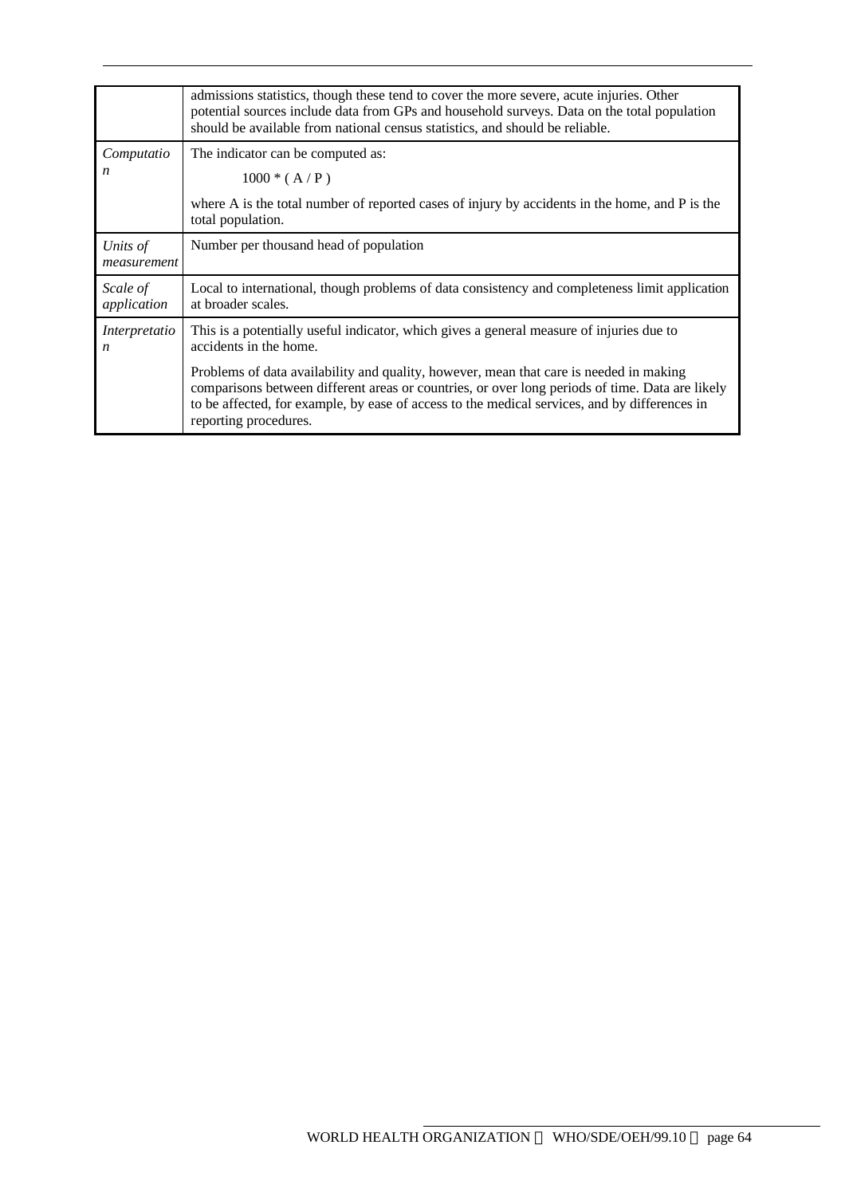| | |
|---|---|
| | admissions statistics, though these tend to cover the more severe, acute injuries. Other potential sources include data from GPs and household surveys. Data on the total population should be available from national census statistics, and should be reliable. |
| *Computation* | The indicator can be computed as: <br><br> $1000 * ( A / P )$ <br><br> where A is the total number of reported cases of injury by accidents in the home, and P is the total population. |
| *Units of measurement* | Number per thousand head of population |
| *Scale of application* | Local to international, though problems of data consistency and completeness limit application at broader scales. |
| *Interpretation* | This is a potentially useful indicator, which gives a general measure of injuries due to accidents in the home. <br><br> Problems of data availability and quality, however, mean that care is needed in making comparisons between different areas or countries, or over long periods of time. Data are likely to be affected, for example, by ease of access to the medical services, and by differences in reporting procedures. |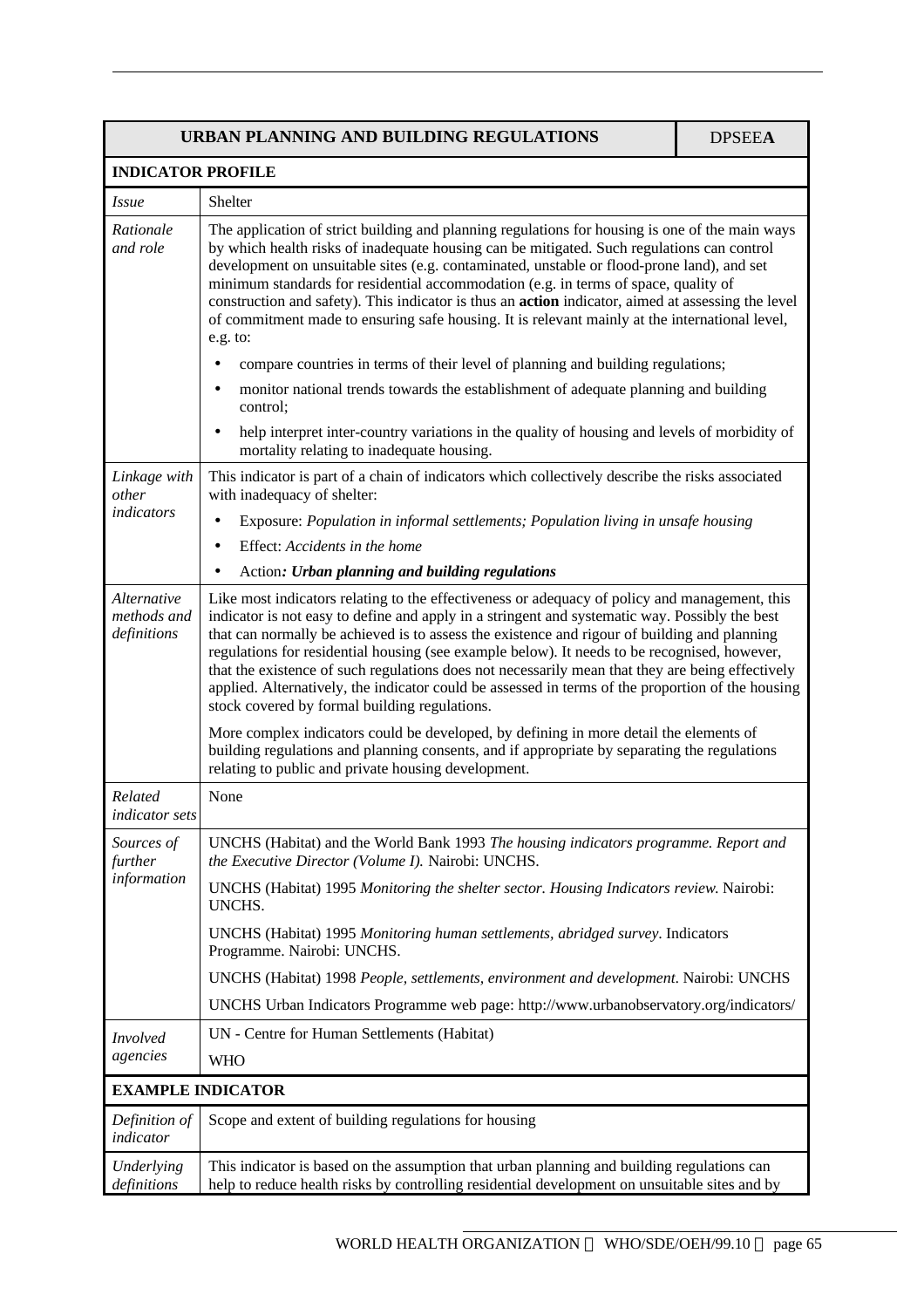| URBAN PLANNING AND BUILDING REGULATIONS | | DPSEE**A** |
|---|---|---|
| **INDICATOR PROFILE** | | |
| *Issue* | Shelter | |
| *Rationale and role* | The application of strict building and planning regulations for housing is one of the main ways by which health risks of inadequate housing can be mitigated. Such regulations can control development on unsuitable sites (e.g. contaminated, unstable or flood-prone land), and set minimum standards for residential accommodation (e.g. in terms of space, quality of construction and safety). This indicator is thus an **action** indicator, aimed at assessing the level of commitment made to ensuring safe housing. It is relevant mainly at the international level, e.g. to:<br>• compare countries in terms of their level of planning and building regulations;<br>• monitor national trends towards the establishment of adequate planning and building control;<br>• help interpret inter-country variations in the quality of housing and levels of morbidity of mortality relating to inadequate housing. | |
| *Linkage with other indicators* | This indicator is part of a chain of indicators which collectively describe the risks associated with inadequacy of shelter:<br>• Exposure: *Population in informal settlements; Population living in unsafe housing*<br>• Effect: *Accidents in the home*<br>• Action***: Urban planning and building regulations*** | |
| *Alternative methods and definitions* | Like most indicators relating to the effectiveness or adequacy of policy and management, this indicator is not easy to define and apply in a stringent and systematic way. Possibly the best that can normally be achieved is to assess the existence and rigour of building and planning regulations for residential housing (see example below). It needs to be recognised, however, that the existence of such regulations does not necessarily mean that they are being effectively applied. Alternatively, the indicator could be assessed in terms of the proportion of the housing stock covered by formal building regulations.<br><br>More complex indicators could be developed, by defining in more detail the elements of building regulations and planning consents, and if appropriate by separating the regulations relating to public and private housing development. | |
| *Related indicator sets* | None | |
| *Sources of further information* | UNCHS (Habitat) and the World Bank 1993 *The housing indicators programme. Report and the Executive Director (Volume I).* Nairobi: UNCHS.<br><br>UNCHS (Habitat) 1995 *Monitoring the shelter sector. Housing Indicators review.* Nairobi: UNCHS.<br><br>UNCHS (Habitat) 1995 *Monitoring human settlements, abridged survey*. Indicators Programme. Nairobi: UNCHS.<br><br>UNCHS (Habitat) 1998 *People, settlements, environment and development*. Nairobi: UNCHS<br><br>UNCHS Urban Indicators Programme web page: http://www.urbanobservatory.org/indicators/ | |
| *Involved agencies* | UN - Centre for Human Settlements (Habitat)<br>WHO | |
| **EXAMPLE INDICATOR** | | |
| *Definition of indicator* | Scope and extent of building regulations for housing | |
| *Underlying definitions* | This indicator is based on the assumption that urban planning and building regulations can help to reduce health risks by controlling residential development on unsuitable sites and by | |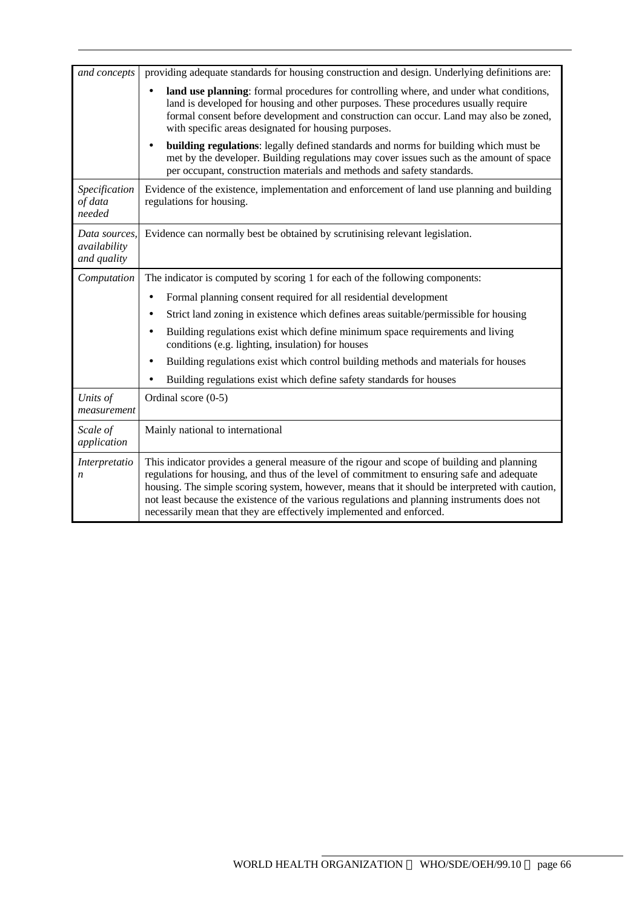| *and concepts* | providing adequate standards for housing construction and design. Underlying definitions are:<br>• **land use planning**: formal procedures for controlling where, and under what conditions, land is developed for housing and other purposes. These procedures usually require formal consent before development and construction can occur. Land may also be zoned, with specific areas designated for housing purposes.<br>• **building regulations**: legally defined standards and norms for building which must be met by the developer. Building regulations may cover issues such as the amount of space per occupant, construction materials and methods and safety standards. |
|---|---|
| *Specification of data needed* | Evidence of the existence, implementation and enforcement of land use planning and building regulations for housing. |
| *Data sources, availability and quality* | Evidence can normally best be obtained by scrutinising relevant legislation. |
| *Computation* | The indicator is computed by scoring 1 for each of the following components:<br>• Formal planning consent required for all residential development<br>• Strict land zoning in existence which defines areas suitable/permissible for housing<br>• Building regulations exist which define minimum space requirements and living conditions (e.g. lighting, insulation) for houses<br>• Building regulations exist which control building methods and materials for houses<br>• Building regulations exist which define safety standards for houses |
| *Units of measurement* | Ordinal score (0-5) |
| *Scale of application* | Mainly national to international |
| *Interpretation* | This indicator provides a general measure of the rigour and scope of building and planning regulations for housing, and thus of the level of commitment to ensuring safe and adequate housing. The simple scoring system, however, means that it should be interpreted with caution, not least because the existence of the various regulations and planning instruments does not necessarily mean that they are effectively implemented and enforced. |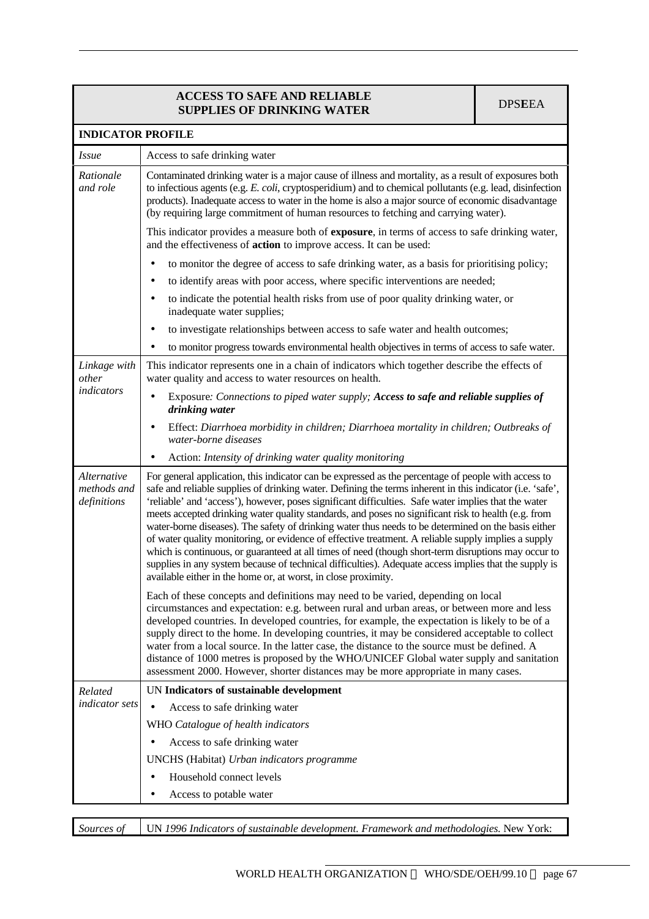| **ACCESS TO SAFE AND RELIABLE SUPPLIES OF DRINKING WATER** | DPS**E**EA |
|---|---|
| **INDICATOR PROFILE** | |
| *Issue* | Access to safe drinking water |
| *Rationale and role* | Contaminated drinking water is a major cause of illness and mortality, as a result of exposures both to infectious agents (e.g. *E. coli*, cryptosperidium) and to chemical pollutants (e.g. lead, disinfection products). Inadequate access to water in the home is also a major source of economic disadvantage (by requiring large commitment of human resources to fetching and carrying water).<br><br>This indicator provides a measure both of **exposure**, in terms of access to safe drinking water, and the effectiveness of **action** to improve access. It can be used:<br>• to monitor the degree of access to safe drinking water, as a basis for prioritising policy;<br>• to identify areas with poor access, where specific interventions are needed;<br>• to indicate the potential health risks from use of poor quality drinking water, or inadequate water supplies;<br>• to investigate relationships between access to safe water and health outcomes;<br>• to monitor progress towards environmental health objectives in terms of access to safe water. |
| *Linkage with other indicators* | This indicator represents one in a chain of indicators which together describe the effects of water quality and access to water resources on health.<br>• Exposure*: Connections to piped water supply;* ***Access to safe and reliable supplies of drinking water***<br>• Effect: *Diarrhoea morbidity in children; Diarrhoea mortality in children; Outbreaks of water-borne diseases*<br>• Action: *Intensity of drinking water quality monitoring* |
| *Alternative methods and definitions* | For general application, this indicator can be expressed as the percentage of people with access to safe and reliable supplies of drinking water. Defining the terms inherent in this indicator (i.e. 'safe', 'reliable' and 'access'), however, poses significant difficulties. Safe water implies that the water meets accepted drinking water quality standards, and poses no significant risk to health (e.g. from water-borne diseases). The safety of drinking water thus needs to be determined on the basis either of water quality monitoring, or evidence of effective treatment. A reliable supply implies a supply which is continuous, or guaranteed at all times of need (though short-term disruptions may occur to supplies in any system because of technical difficulties). Adequate access implies that the supply is available either in the home or, at worst, in close proximity.<br><br>Each of these concepts and definitions may need to be varied, depending on local circumstances and expectation: e.g. between rural and urban areas, or between more and less developed countries. In developed countries, for example, the expectation is likely to be of a supply direct to the home. In developing countries, it may be considered acceptable to collect water from a local source. In the latter case, the distance to the source must be defined. A distance of 1000 metres is proposed by the WHO/UNICEF Global water supply and sanitation assessment 2000. However, shorter distances may be more appropriate in many cases. |
| *Related indicator sets* | UN **Indicators of sustainable development**<br>• Access to safe drinking water<br>WHO *Catalogue of health indicators*<br>• Access to safe drinking water<br>UNCHS (Habitat) *Urban indicators programme*<br>• Household connect levels<br>• Access to potable water |

| *Sources of* | UN *1996 Indicators of sustainable development. Framework and methodologies.* New York: |
|---|---|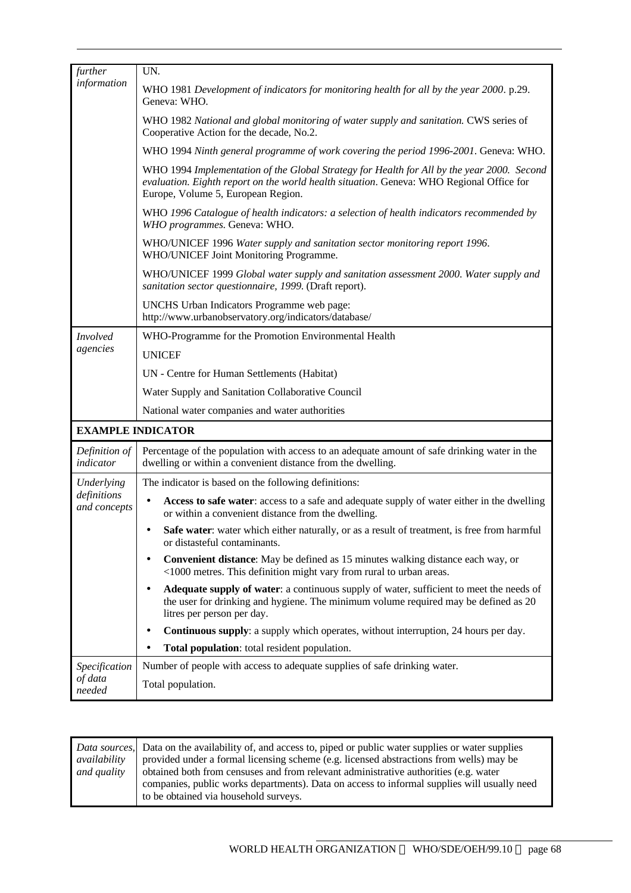| | |
|---|---|
| *further information* | UN. |
| | WHO 1981 *Development of indicators for monitoring health for all by the year 2000*. p.29. Geneva: WHO. |
| | WHO 1982 *National and global monitoring of water supply and sanitation.* CWS series of Cooperative Action for the decade, No.2. |
| | WHO 1994 *Ninth general programme of work covering the period 1996-2001*. Geneva: WHO. |
| | WHO 1994 *Implementation of the Global Strategy for Health for All by the year 2000. Second evaluation. Eighth report on the world health situation*. Geneva: WHO Regional Office for Europe, Volume 5, European Region. |
| | WHO *1996 Catalogue of health indicators: a selection of health indicators recommended by WHO programmes.* Geneva: WHO. |
| | WHO/UNICEF 1996 *Water supply and sanitation sector monitoring report 1996*. WHO/UNICEF Joint Monitoring Programme. |
| | WHO/UNICEF 1999 *Global water supply and sanitation assessment 2000. Water supply and sanitation sector questionnaire, 1999.* (Draft report). |
| | UNCHS Urban Indicators Programme web page: http://www.urbanobservatory.org/indicators/database/ |
| *Involved agencies* | WHO-Programme for the Promotion Environmental Health |
| | UNICEF |
| | UN - Centre for Human Settlements (Habitat) |
| | Water Supply and Sanitation Collaborative Council |
| | National water companies and water authorities |

**EXAMPLE INDICATOR**

| | |
|---|---|
| *Definition of indicator* | Percentage of the population with access to an adequate amount of safe drinking water in the dwelling or within a convenient distance from the dwelling. |
| *Underlying definitions and concepts* | The indicator is based on the following definitions: |
| | • **Access to safe water**: access to a safe and adequate supply of water either in the dwelling or within a convenient distance from the dwelling. |
| | • **Safe water**: water which either naturally, or as a result of treatment, is free from harmful or distasteful contaminants. |
| | • **Convenient distance**: May be defined as 15 minutes walking distance each way, or <1000 metres. This definition might vary from rural to urban areas. |
| | • **Adequate supply of water**: a continuous supply of water, sufficient to meet the needs of the user for drinking and hygiene. The minimum volume required may be defined as 20 litres per person per day. |
| | • **Continuous supply**: a supply which operates, without interruption, 24 hours per day. |
| | • **Total population**: total resident population. |
| *Specification of data needed* | Number of people with access to adequate supplies of safe drinking water. |
| | Total population. |

| | |
|---|---|
| *Data sources, availability and quality* | Data on the availability of, and access to, piped or public water supplies or water supplies provided under a formal licensing scheme (e.g. licensed abstractions from wells) may be obtained both from censuses and from relevant administrative authorities (e.g. water companies, public works departments). Data on access to informal supplies will usually need to be obtained via household surveys. |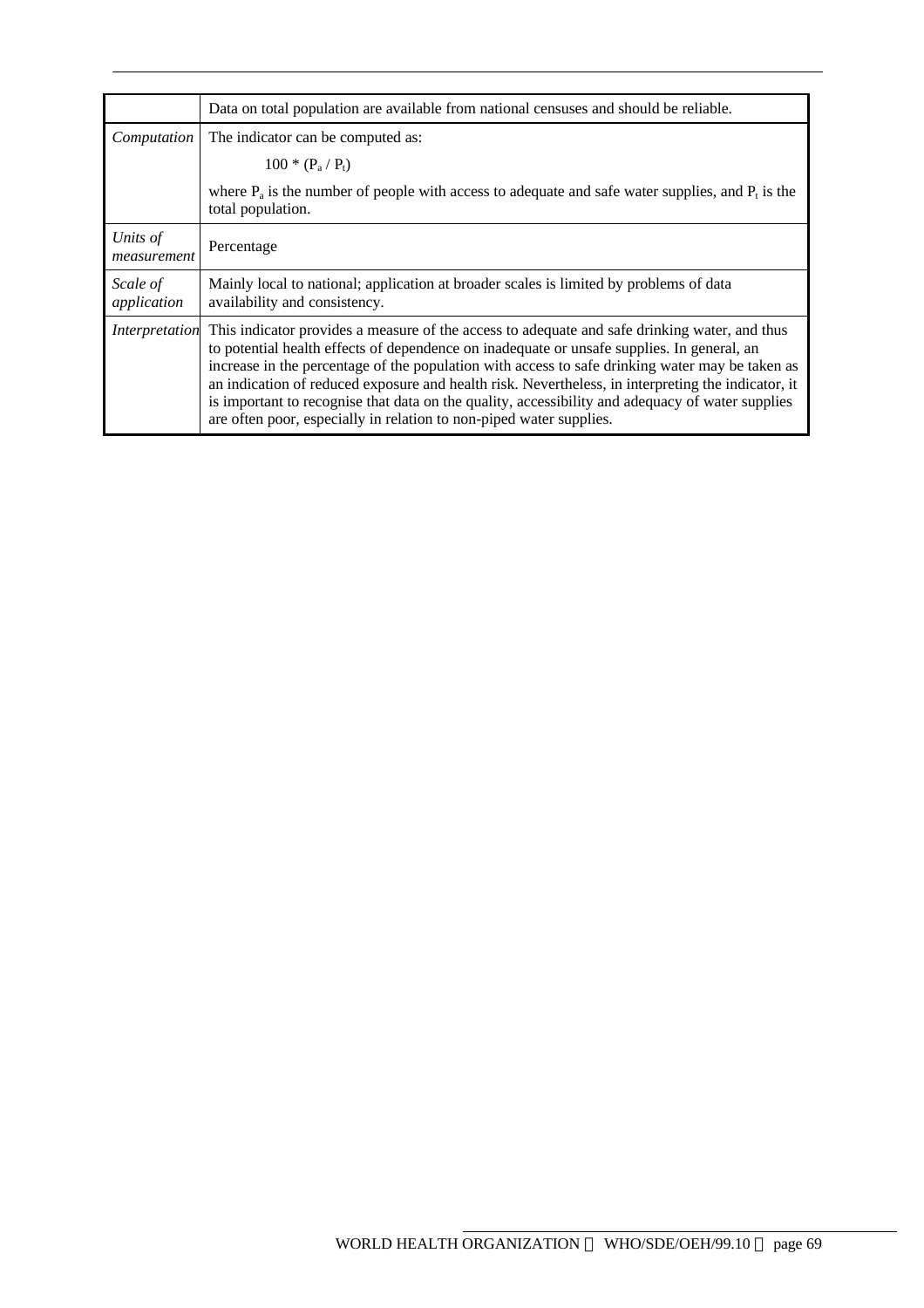| | |
|---|---|
| | Data on total population are available from national censuses and should be reliable. |
| *Computation* | The indicator can be computed as: $100 * (P_a / P_t)$ where $P_a$ is the number of people with access to adequate and safe water supplies, and $P_t$ is the total population. |
| *Units of measurement* | Percentage |
| *Scale of application* | Mainly local to national; application at broader scales is limited by problems of data availability and consistency. |
| *Interpretation* | This indicator provides a measure of the access to adequate and safe drinking water, and thus to potential health effects of dependence on inadequate or unsafe supplies. In general, an increase in the percentage of the population with access to safe drinking water may be taken as an indication of reduced exposure and health risk. Nevertheless, in interpreting the indicator, it is important to recognise that data on the quality, accessibility and adequacy of water supplies are often poor, especially in relation to non-piped water supplies. |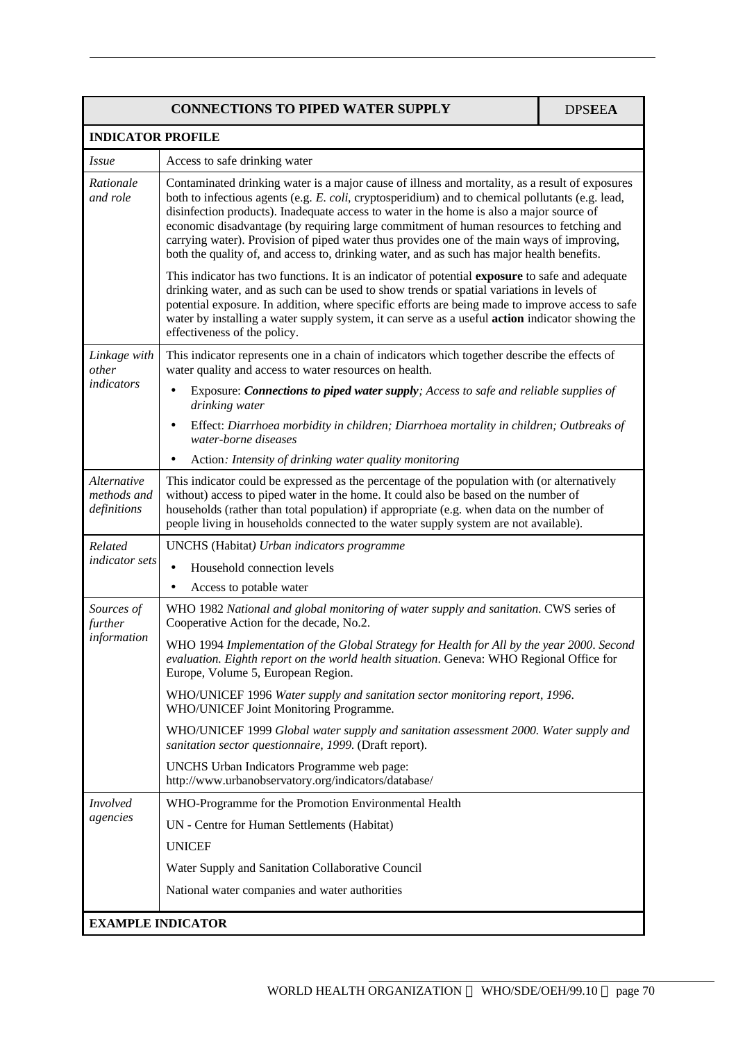| **CONNECTIONS TO PIPED WATER SUPPLY** | DPS**EEA** |
|---|---|
| **INDICATOR PROFILE** | |
| *Issue* | Access to safe drinking water |
| *Rationale and role* | Contaminated drinking water is a major cause of illness and mortality, as a result of exposures both to infectious agents (e.g. *E. coli*, cryptosperidium) and to chemical pollutants (e.g. lead, disinfection products). Inadequate access to water in the home is also a major source of economic disadvantage (by requiring large commitment of human resources to fetching and carrying water). Provision of piped water thus provides one of the main ways of improving, both the quality of, and access to, drinking water, and as such has major health benefits.<br><br>This indicator has two functions. It is an indicator of potential **exposure** to safe and adequate drinking water, and as such can be used to show trends or spatial variations in levels of potential exposure. In addition, where specific efforts are being made to improve access to safe water by installing a water supply system, it can serve as a useful **action** indicator showing the effectiveness of the policy. |
| *Linkage with other indicators* | This indicator represents one in a chain of indicators which together describe the effects of water quality and access to water resources on health.<br>• Exposure: ***Connections to piped water supply****; Access to safe and reliable supplies of drinking water*<br>• Effect: *Diarrhoea morbidity in children; Diarrhoea mortality in children; Outbreaks of water-borne diseases*<br>• Action*: Intensity of drinking water quality monitoring* |
| *Alternative methods and definitions* | This indicator could be expressed as the percentage of the population with (or alternatively without) access to piped water in the home. It could also be based on the number of households (rather than total population) if appropriate (e.g. when data on the number of people living in households connected to the water supply system are not available). |
| *Related indicator sets* | UNCHS (Habitat*) Urban indicators programme*<br>• Household connection levels<br>• Access to potable water |
| *Sources of further information* | WHO 1982 *National and global monitoring of water supply and sanitation*. CWS series of Cooperative Action for the decade, No.2.<br><br>WHO 1994 *Implementation of the Global Strategy for Health for All by the year 2000. Second evaluation. Eighth report on the world health situation*. Geneva: WHO Regional Office for Europe, Volume 5, European Region.<br><br>WHO/UNICEF 1996 *Water supply and sanitation sector monitoring report, 1996*. WHO/UNICEF Joint Monitoring Programme.<br><br>WHO/UNICEF 1999 *Global water supply and sanitation assessment 2000. Water supply and sanitation sector questionnaire, 1999.* (Draft report).<br><br>UNCHS Urban Indicators Programme web page: http://www.urbanobservatory.org/indicators/database/ |
| *Involved agencies* | WHO-Programme for the Promotion Environmental Health<br>UN - Centre for Human Settlements (Habitat)<br>UNICEF<br>Water Supply and Sanitation Collaborative Council<br>National water companies and water authorities |
| **EXAMPLE INDICATOR** | |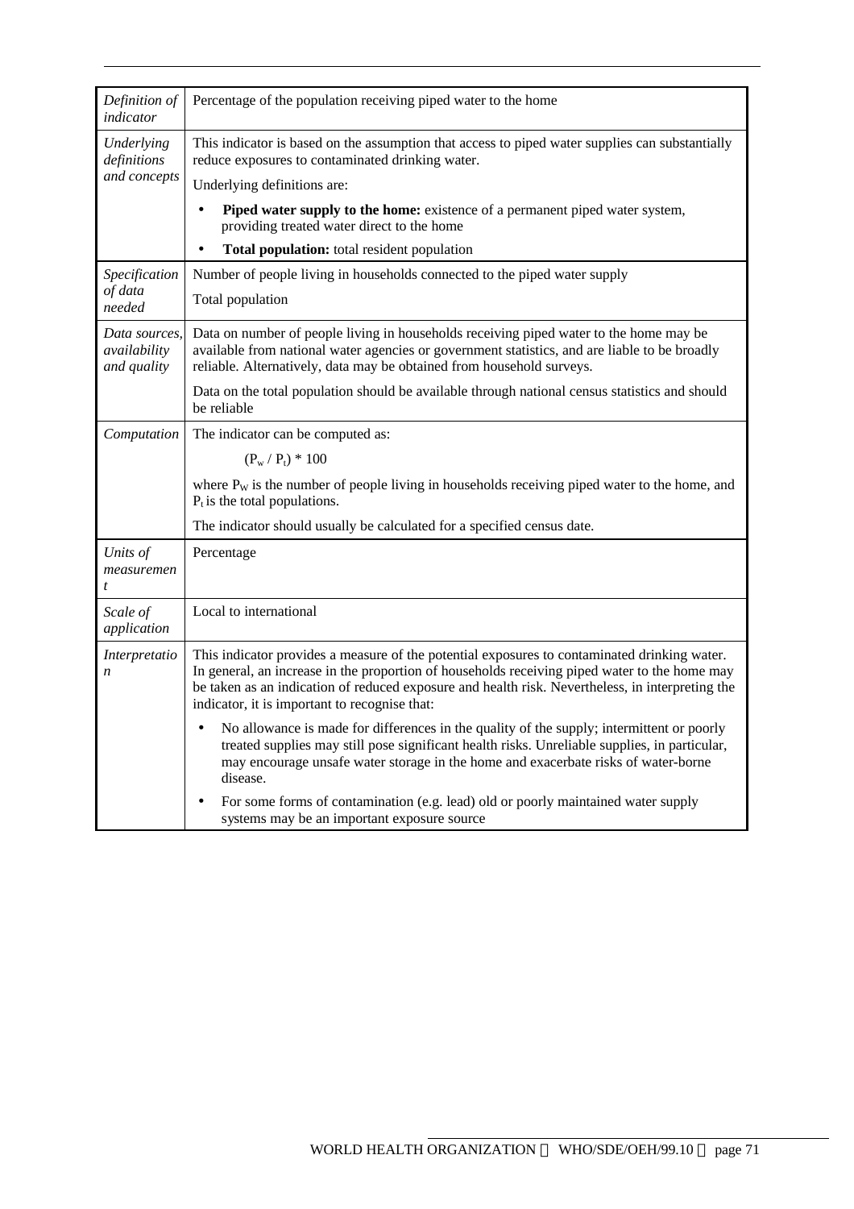| | |
|---|---|
| *Definition of indicator* | Percentage of the population receiving piped water to the home |
| *Underlying definitions and concepts* | This indicator is based on the assumption that access to piped water supplies can substantially reduce exposures to contaminated drinking water.<br>Underlying definitions are:<br>• **Piped water supply to the home:** existence of a permanent piped water system, providing treated water direct to the home<br>• **Total population:** total resident population |
| *Specification of data needed* | Number of people living in households connected to the piped water supply<br>Total population |
| *Data sources, availability and quality* | Data on number of people living in households receiving piped water to the home may be available from national water agencies or government statistics, and are liable to be broadly reliable. Alternatively, data may be obtained from household surveys.<br>Data on the total population should be available through national census statistics and should be reliable |
| *Computation* | The indicator can be computed as:<br>$(P_w / P_t) * 100$<br>where $P_W$ is the number of people living in households receiving piped water to the home, and $P_t$ is the total populations.<br>The indicator should usually be calculated for a specified census date. |
| *Units of measurement* | Percentage |
| *Scale of application* | Local to international |
| *Interpretation* | This indicator provides a measure of the potential exposures to contaminated drinking water. In general, an increase in the proportion of households receiving piped water to the home may be taken as an indication of reduced exposure and health risk. Nevertheless, in interpreting the indicator, it is important to recognise that:<br>• No allowance is made for differences in the quality of the supply; intermittent or poorly treated supplies may still pose significant health risks. Unreliable supplies, in particular, may encourage unsafe water storage in the home and exacerbate risks of water-borne disease.<br>• For some forms of contamination (e.g. lead) old or poorly maintained water supply systems may be an important exposure source |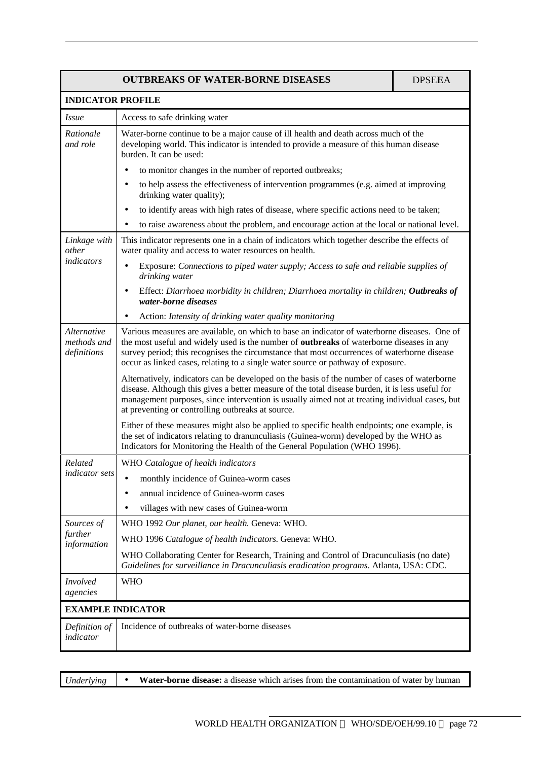| **OUTBREAKS OF WATER-BORNE DISEASES** | DPSE**E**A |
|---|---|
| **INDICATOR PROFILE** | |
| *Issue* | Access to safe drinking water |
| *Rationale and role* | Water-borne continue to be a major cause of ill health and death across much of the developing world. This indicator is intended to provide a measure of this human disease burden. It can be used:<br>• to monitor changes in the number of reported outbreaks;<br>• to help assess the effectiveness of intervention programmes (e.g. aimed at improving drinking water quality);<br>• to identify areas with high rates of disease, where specific actions need to be taken;<br>• to raise awareness about the problem, and encourage action at the local or national level. |
| *Linkage with other indicators* | This indicator represents one in a chain of indicators which together describe the effects of water quality and access to water resources on health.<br>• Exposure: *Connections to piped water supply; Access to safe and reliable supplies of drinking water*<br>• Effect: *Diarrhoea morbidity in children; Diarrhoea mortality in children;* ***Outbreaks of water-borne diseases***<br>• Action: *Intensity of drinking water quality monitoring* |
| *Alternative methods and definitions* | Various measures are available, on which to base an indicator of waterborne diseases. One of the most useful and widely used is the number of **outbreaks** of waterborne diseases in any survey period; this recognises the circumstance that most occurrences of waterborne disease occur as linked cases, relating to a single water source or pathway of exposure.<br><br>Alternatively, indicators can be developed on the basis of the number of cases of waterborne disease. Although this gives a better measure of the total disease burden, it is less useful for management purposes, since intervention is usually aimed not at treating individual cases, but at preventing or controlling outbreaks at source.<br><br>Either of these measures might also be applied to specific health endpoints; one example, is the set of indicators relating to dranunculiasis (Guinea-worm) developed by the WHO as Indicators for Monitoring the Health of the General Population (WHO 1996). |
| *Related indicator sets* | WHO *Catalogue of health indicators*<br>• monthly incidence of Guinea-worm cases<br>• annual incidence of Guinea-worm cases<br>• villages with new cases of Guinea-worm |
| *Sources of further information* | WHO 1992 *Our planet, our health.* Geneva: WHO.<br><br>WHO 1996 *Catalogue of health indicators.* Geneva: WHO.<br><br>WHO Collaborating Center for Research, Training and Control of Dracunculiasis (no date) *Guidelines for surveillance in Dracunculiasis eradication programs*. Atlanta, USA: CDC. |
| *Involved agencies* | WHO |
| **EXAMPLE INDICATOR** | |
| *Definition of indicator* | Incidence of outbreaks of water-borne diseases |

| *Underlying* | • **Water-borne disease:** a disease which arises from the contamination of water by human |
|---|---|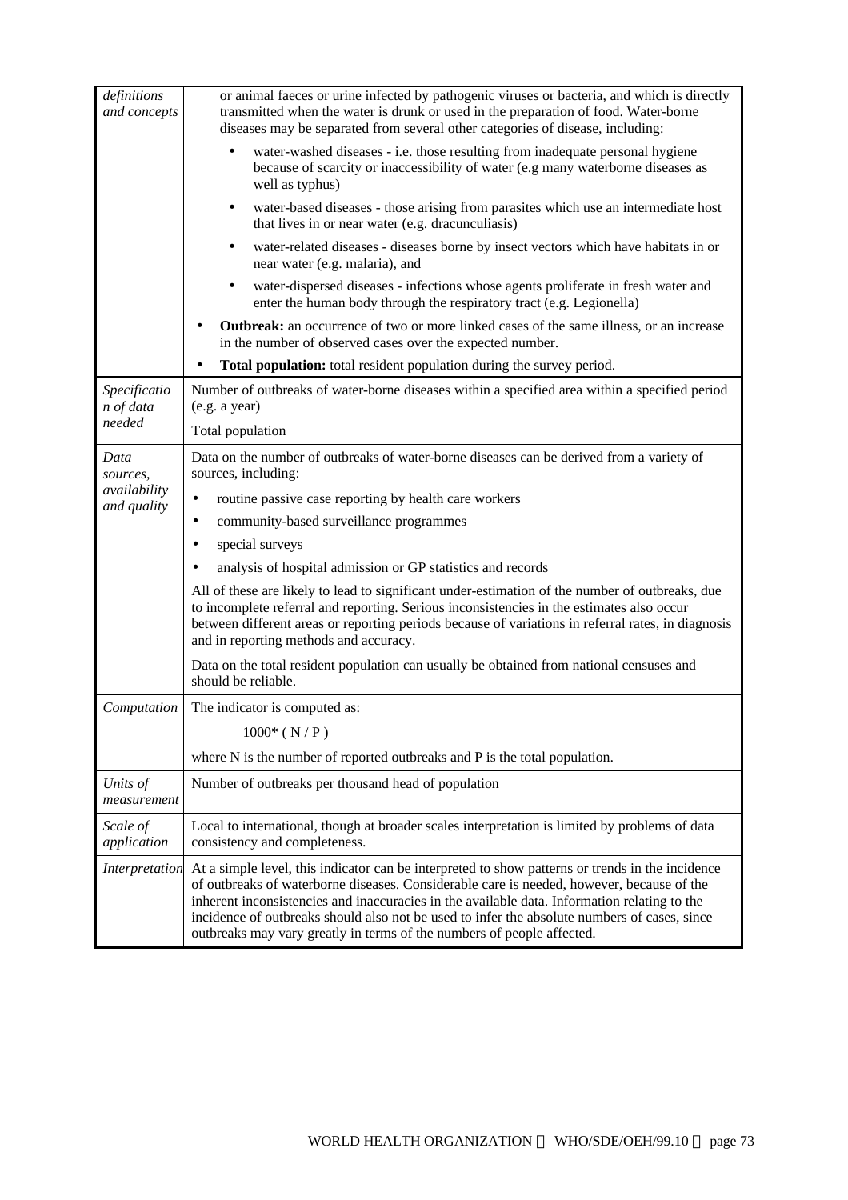| | |
|---|---|
| *definitions and concepts* | or animal faeces or urine infected by pathogenic viruses or bacteria, and which is directly transmitted when the water is drunk or used in the preparation of food. Water-borne diseases may be separated from several other categories of disease, including:<br>• water-washed diseases - i.e. those resulting from inadequate personal hygiene because of scarcity or inaccessibility of water (e.g many waterborne diseases as well as typhus)<br>• water-based diseases - those arising from parasites which use an intermediate host that lives in or near water (e.g. dracunculiasis)<br>• water-related diseases - diseases borne by insect vectors which have habitats in or near water (e.g. malaria), and<br>• water-dispersed diseases - infections whose agents proliferate in fresh water and enter the human body through the respiratory tract (e.g. Legionella)<br>• **Outbreak:** an occurrence of two or more linked cases of the same illness, or an increase in the number of observed cases over the expected number.<br>• **Total population:** total resident population during the survey period. |
| *Specification of data needed* | Number of outbreaks of water-borne diseases within a specified area within a specified period (e.g. a year)<br>Total population |
| *Data sources, availability and quality* | Data on the number of outbreaks of water-borne diseases can be derived from a variety of sources, including:<br>• routine passive case reporting by health care workers<br>• community-based surveillance programmes<br>• special surveys<br>• analysis of hospital admission or GP statistics and records<br>All of these are likely to lead to significant under-estimation of the number of outbreaks, due to incomplete referral and reporting. Serious inconsistencies in the estimates also occur between different areas or reporting periods because of variations in referral rates, in diagnosis and in reporting methods and accuracy.<br>Data on the total resident population can usually be obtained from national censuses and should be reliable. |
| *Computation* | The indicator is computed as:<br>$1000 * ( N / P )$<br>where N is the number of reported outbreaks and P is the total population. |
| *Units of measurement* | Number of outbreaks per thousand head of population |
| *Scale of application* | Local to international, though at broader scales interpretation is limited by problems of data consistency and completeness. |
| *Interpretation* | At a simple level, this indicator can be interpreted to show patterns or trends in the incidence of outbreaks of waterborne diseases. Considerable care is needed, however, because of the inherent inconsistencies and inaccuracies in the available data. Information relating to the incidence of outbreaks should also not be used to infer the absolute numbers of cases, since outbreaks may vary greatly in terms of the numbers of people affected. |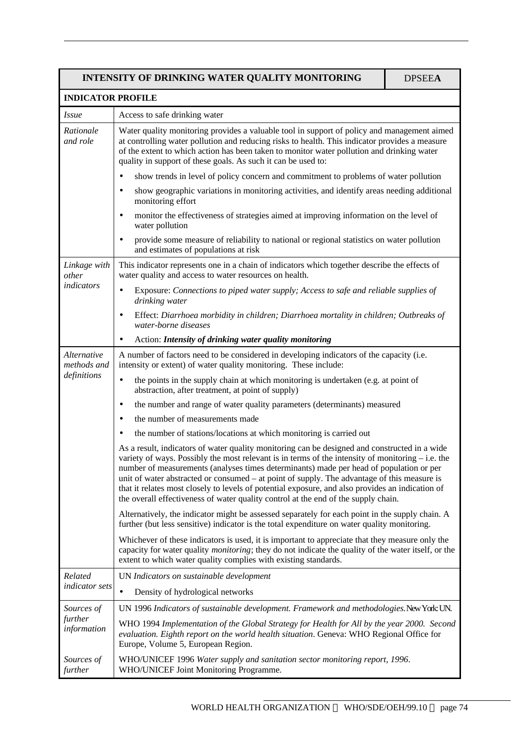| INTENSITY OF DRINKING WATER QUALITY MONITORING | DPSEE**A** |
|---|---|
| **INDICATOR PROFILE** | |
| *Issue* | Access to safe drinking water |
| *Rationale and role* | Water quality monitoring provides a valuable tool in support of policy and management aimed at controlling water pollution and reducing risks to health. This indicator provides a measure of the extent to which action has been taken to monitor water pollution and drinking water quality in support of these goals. As such it can be used to:<br>• show trends in level of policy concern and commitment to problems of water pollution<br>• show geographic variations in monitoring activities, and identify areas needing additional monitoring effort<br>• monitor the effectiveness of strategies aimed at improving information on the level of water pollution<br>• provide some measure of reliability to national or regional statistics on water pollution and estimates of populations at risk |
| *Linkage with other indicators* | This indicator represents one in a chain of indicators which together describe the effects of water quality and access to water resources on health.<br>• Exposure: *Connections to piped water supply; Access to safe and reliable supplies of drinking water*<br>• Effect: *Diarrhoea morbidity in children; Diarrhoea mortality in children; Outbreaks of water-borne diseases*<br>• Action: ***Intensity of drinking water quality monitoring*** |
| *Alternative methods and definitions* | A number of factors need to be considered in developing indicators of the capacity (i.e. intensity or extent) of water quality monitoring. These include:<br>• the points in the supply chain at which monitoring is undertaken (e.g. at point of abstraction, after treatment, at point of supply)<br>• the number and range of water quality parameters (determinants) measured<br>• the number of measurements made<br>• the number of stations/locations at which monitoring is carried out<br>As a result, indicators of water quality monitoring can be designed and constructed in a wide variety of ways. Possibly the most relevant is in terms of the intensity of monitoring – i.e. the number of measurements (analyses times determinants) made per head of population or per unit of water abstracted or consumed – at point of supply. The advantage of this measure is that it relates most closely to levels of potential exposure, and also provides an indication of the overall effectiveness of water quality control at the end of the supply chain.<br>Alternatively, the indicator might be assessed separately for each point in the supply chain. A further (but less sensitive) indicator is the total expenditure on water quality monitoring.<br>Whichever of these indicators is used, it is important to appreciate that they measure only the capacity for water quality *monitoring*; they do not indicate the quality of the water itself, or the extent to which water quality complies with existing standards. |
| *Related indicator sets* | UN *Indicators on sustainable development*<br>• Density of hydrological networks |
| *Sources of further information* | UN 1996 *Indicators of sustainable development. Framework and methodologies.* New York: UN.<br>WHO 1994 *Implementation of the Global Strategy for Health for All by the year 2000. Second evaluation. Eighth report on the world health situation*. Geneva: WHO Regional Office for Europe, Volume 5, European Region. |
| *Sources of further* | WHO/UNICEF 1996 *Water supply and sanitation sector monitoring report, 1996*. WHO/UNICEF Joint Monitoring Programme. |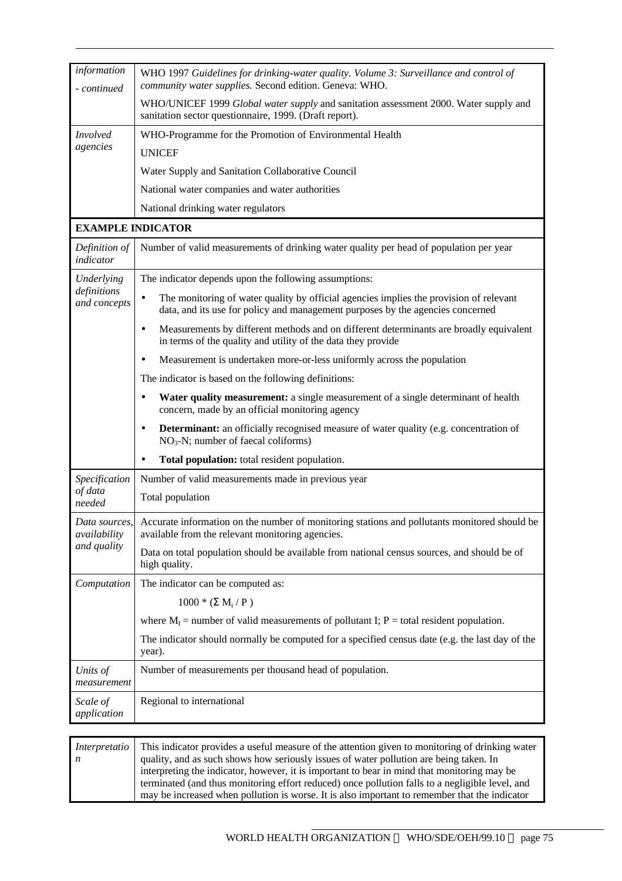| | |
|---|---|
| *information - continued* | WHO 1997 *Guidelines for drinking-water quality. Volume 3: Surveillance and control of community water supplies.* Second edition. Geneva: WHO.<br><br>WHO/UNICEF 1999 *Global water supply* and sanitation assessment 2000. Water supply and sanitation sector questionnaire, 1999. (Draft report). |
| *Involved agencies* | WHO-Programme for the Promotion of Environmental Health<br><br>UNICEF<br><br>Water Supply and Sanitation Collaborative Council<br><br>National water companies and water authorities<br><br>National drinking water regulators |

**EXAMPLE INDICATOR**

| | |
|---|---|
| *Definition of indicator* | Number of valid measurements of drinking water quality per head of population per year |
| *Underlying definitions and concepts* | The indicator depends upon the following assumptions:<br><br>• The monitoring of water quality by official agencies implies the provision of relevant data, and its use for policy and management purposes by the agencies concerned<br><br>• Measurements by different methods and on different determinants are broadly equivalent in terms of the quality and utility of the data they provide<br><br>• Measurement is undertaken more-or-less uniformly across the population<br><br>The indicator is based on the following definitions:<br><br>• **Water quality measurement:** a single measurement of a single determinant of health concern, made by an official monitoring agency<br><br>• **Determinant:** an officially recognised measure of water quality (e.g. concentration of $NO_3$-N; number of faecal coliforms)<br><br>• **Total population:** total resident population. |
| *Specification of data needed* | Number of valid measurements made in previous year<br><br>Total population |
| *Data sources, availability and quality* | Accurate information on the number of monitoring stations and pollutants monitored should be available from the relevant monitoring agencies.<br><br>Data on total population should be available from national census sources, and should be of high quality. |
| *Computation* | The indicator can be computed as:<br><br>$1000 * (\Sigma M_i / P)$<br><br>where $M_I$ = number of valid measurements of pollutant I; P = total resident population.<br><br>The indicator should normally be computed for a specified census date (e.g. the last day of the year). |
| *Units of measurement* | Number of measurements per thousand head of population. |
| *Scale of application* | Regional to international |

| | |
|---|---|
| *Interpretation* | This indicator provides a useful measure of the attention given to monitoring of drinking water quality, and as such shows how seriously issues of water pollution are being taken. In interpreting the indicator, however, it is important to bear in mind that monitoring may be terminated (and thus monitoring effort reduced) once pollution falls to a negligible level, and may be increased when pollution is worse. It is also important to remember that the indicator |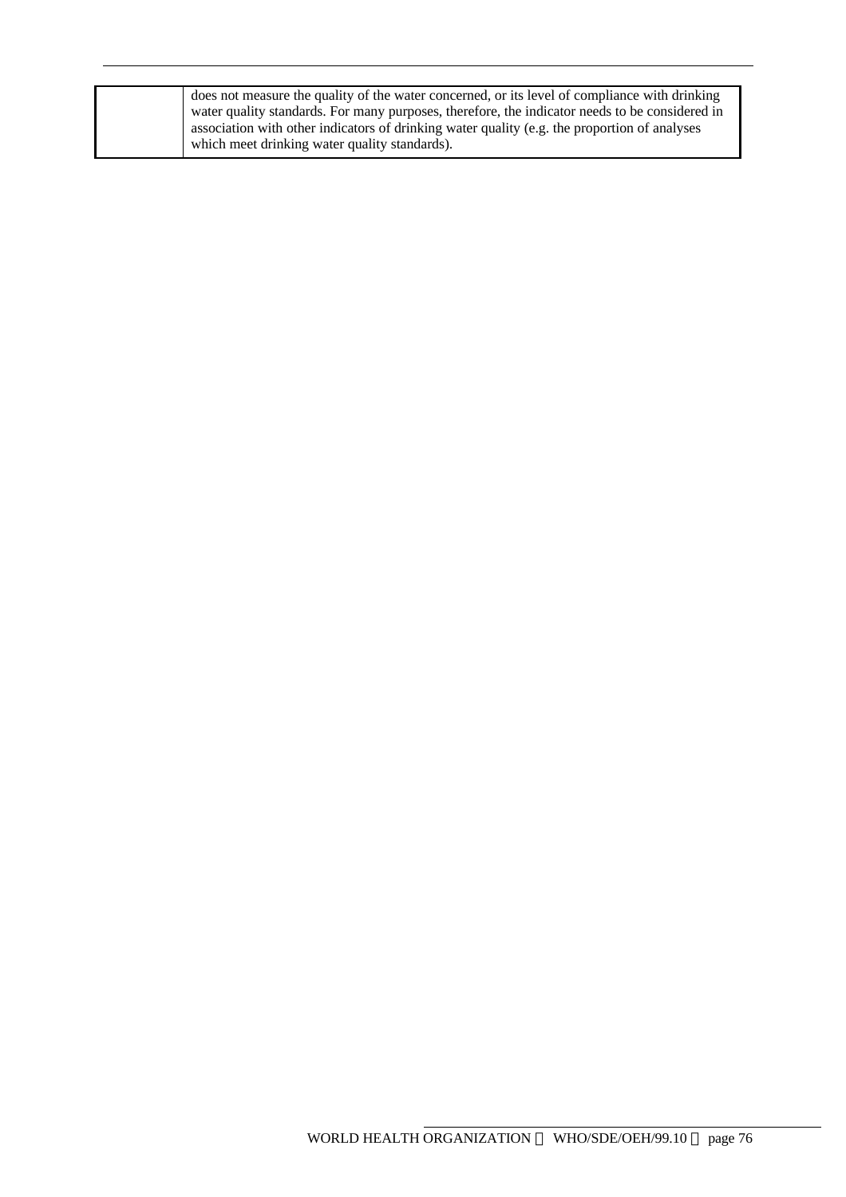|  | does not measure the quality of the water concerned, or its level of compliance with drinking water quality standards. For many purposes, therefore, the indicator needs to be considered in association with other indicators of drinking water quality (e.g. the proportion of analyses which meet drinking water quality standards). |
|---|---|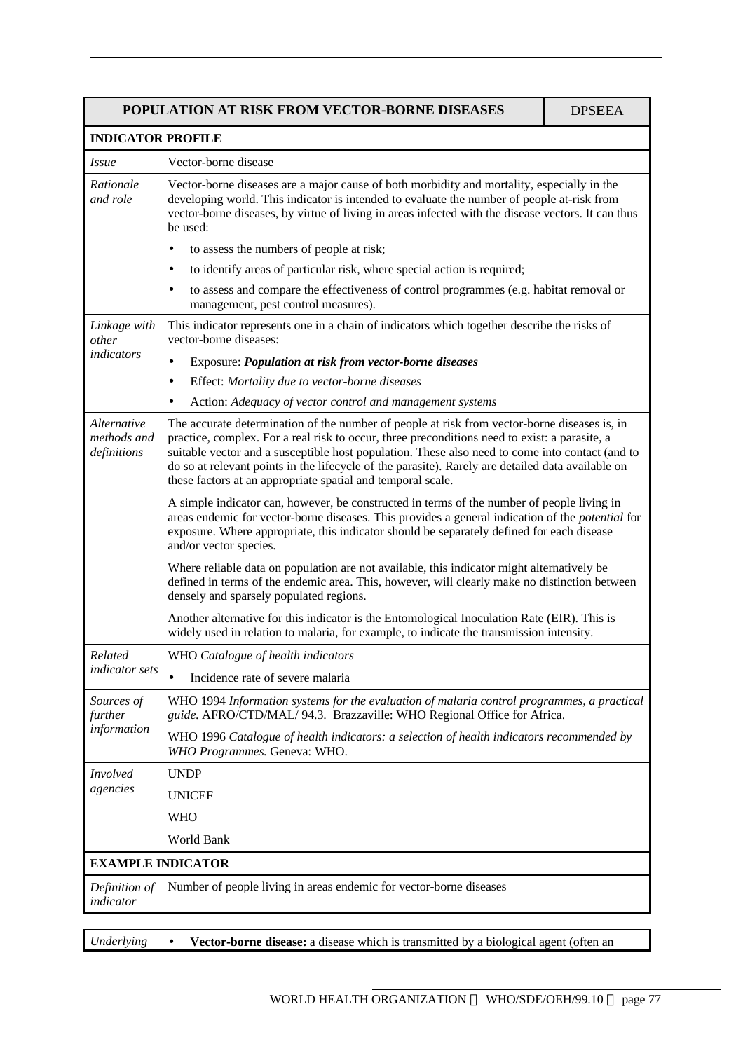| POPULATION AT RISK FROM VECTOR-BORNE DISEASES | DPS**E**EA |
|---|---|
| **INDICATOR PROFILE** | |
| *Issue* | Vector-borne disease |
| *Rationale and role* | Vector-borne diseases are a major cause of both morbidity and mortality, especially in the developing world. This indicator is intended to evaluate the number of people at-risk from vector-borne diseases, by virtue of living in areas infected with the disease vectors. It can thus be used:<br>• to assess the numbers of people at risk;<br>• to identify areas of particular risk, where special action is required;<br>• to assess and compare the effectiveness of control programmes (e.g. habitat removal or management, pest control measures). |
| *Linkage with other indicators* | This indicator represents one in a chain of indicators which together describe the risks of vector-borne diseases:<br>• Exposure: ***Population at risk from vector-borne diseases***<br>• Effect: *Mortality due to vector-borne diseases*<br>• Action: *Adequacy of vector control and management systems* |
| *Alternative methods and definitions* | The accurate determination of the number of people at risk from vector-borne diseases is, in practice, complex. For a real risk to occur, three preconditions need to exist: a parasite, a suitable vector and a susceptible host population. These also need to come into contact (and to do so at relevant points in the lifecycle of the parasite). Rarely are detailed data available on these factors at an appropriate spatial and temporal scale.<br><br>A simple indicator can, however, be constructed in terms of the number of people living in areas endemic for vector-borne diseases. This provides a general indication of the *potential* for exposure. Where appropriate, this indicator should be separately defined for each disease and/or vector species.<br><br>Where reliable data on population are not available, this indicator might alternatively be defined in terms of the endemic area. This, however, will clearly make no distinction between densely and sparsely populated regions.<br><br>Another alternative for this indicator is the Entomological Inoculation Rate (EIR). This is widely used in relation to malaria, for example, to indicate the transmission intensity. |
| *Related indicator sets* | WHO *Catalogue of health indicators*<br>• Incidence rate of severe malaria |
| *Sources of further information* | WHO 1994 *Information systems for the evaluation of malaria control programmes, a practical guide.* AFRO/CTD/MAL/ 94.3. Brazzaville: WHO Regional Office for Africa.<br><br>WHO 1996 *Catalogue of health indicators: a selection of health indicators recommended by WHO Programmes.* Geneva: WHO. |
| *Involved agencies* | UNDP<br>UNICEF<br>WHO<br>World Bank |
| **EXAMPLE INDICATOR** | |
| *Definition of indicator* | Number of people living in areas endemic for vector-borne diseases |

| *Underlying* | • **Vector-borne disease:** a disease which is transmitted by a biological agent (often an |
|---|---|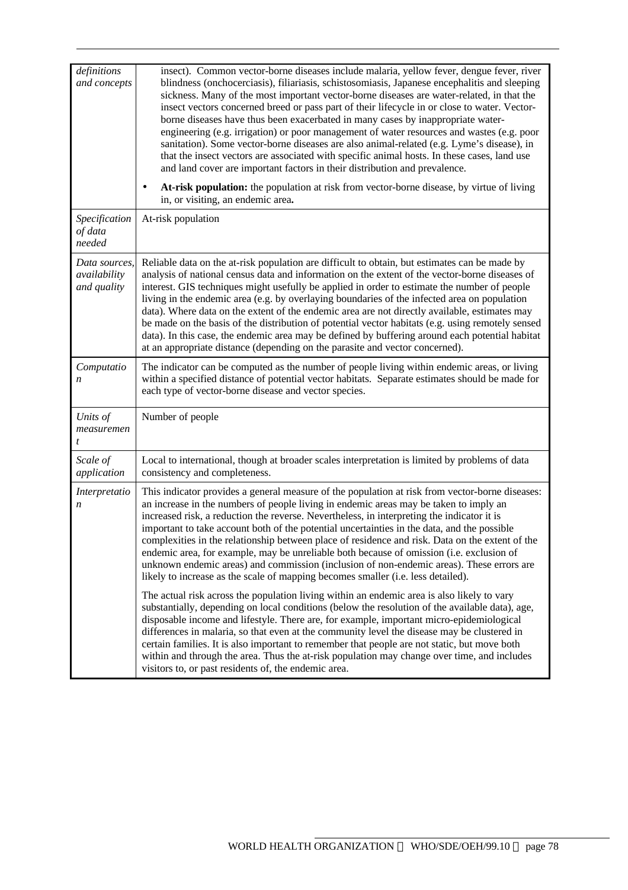| | |
|---|---|
| *definitions and concepts* | insect). Common vector-borne diseases include malaria, yellow fever, dengue fever, river blindness (onchocerciasis), filiariasis, schistosomiasis, Japanese encephalitis and sleeping sickness. Many of the most important vector-borne diseases are water-related, in that the insect vectors concerned breed or pass part of their lifecycle in or close to water. Vector-borne diseases have thus been exacerbated in many cases by inappropriate water-engineering (e.g. irrigation) or poor management of water resources and wastes (e.g. poor sanitation). Some vector-borne diseases are also animal-related (e.g. Lyme's disease), in that the insect vectors are associated with specific animal hosts. In these cases, land use and land cover are important factors in their distribution and prevalence.<br><br>• **At-risk population:** the population at risk from vector-borne disease, by virtue of living in, or visiting, an endemic area**.** |
| *Specification of data needed* | At-risk population |
| *Data sources, availability and quality* | Reliable data on the at-risk population are difficult to obtain, but estimates can be made by analysis of national census data and information on the extent of the vector-borne diseases of interest. GIS techniques might usefully be applied in order to estimate the number of people living in the endemic area (e.g. by overlaying boundaries of the infected area on population data). Where data on the extent of the endemic area are not directly available, estimates may be made on the basis of the distribution of potential vector habitats (e.g. using remotely sensed data). In this case, the endemic area may be defined by buffering around each potential habitat at an appropriate distance (depending on the parasite and vector concerned). |
| *Computation* | The indicator can be computed as the number of people living within endemic areas, or living within a specified distance of potential vector habitats. Separate estimates should be made for each type of vector-borne disease and vector species. |
| *Units of measurement* | Number of people |
| *Scale of application* | Local to international, though at broader scales interpretation is limited by problems of data consistency and completeness. |
| *Interpretation* | This indicator provides a general measure of the population at risk from vector-borne diseases: an increase in the numbers of people living in endemic areas may be taken to imply an increased risk, a reduction the reverse. Nevertheless, in interpreting the indicator it is important to take account both of the potential uncertainties in the data, and the possible complexities in the relationship between place of residence and risk. Data on the extent of the endemic area, for example, may be unreliable both because of omission (i.e. exclusion of unknown endemic areas) and commission (inclusion of non-endemic areas). These errors are likely to increase as the scale of mapping becomes smaller (i.e. less detailed).<br><br>The actual risk across the population living within an endemic area is also likely to vary substantially, depending on local conditions (below the resolution of the available data), age, disposable income and lifestyle. There are, for example, important micro-epidemiological differences in malaria, so that even at the community level the disease may be clustered in certain families. It is also important to remember that people are not static, but move both within and through the area. Thus the at-risk population may change over time, and includes visitors to, or past residents of, the endemic area. |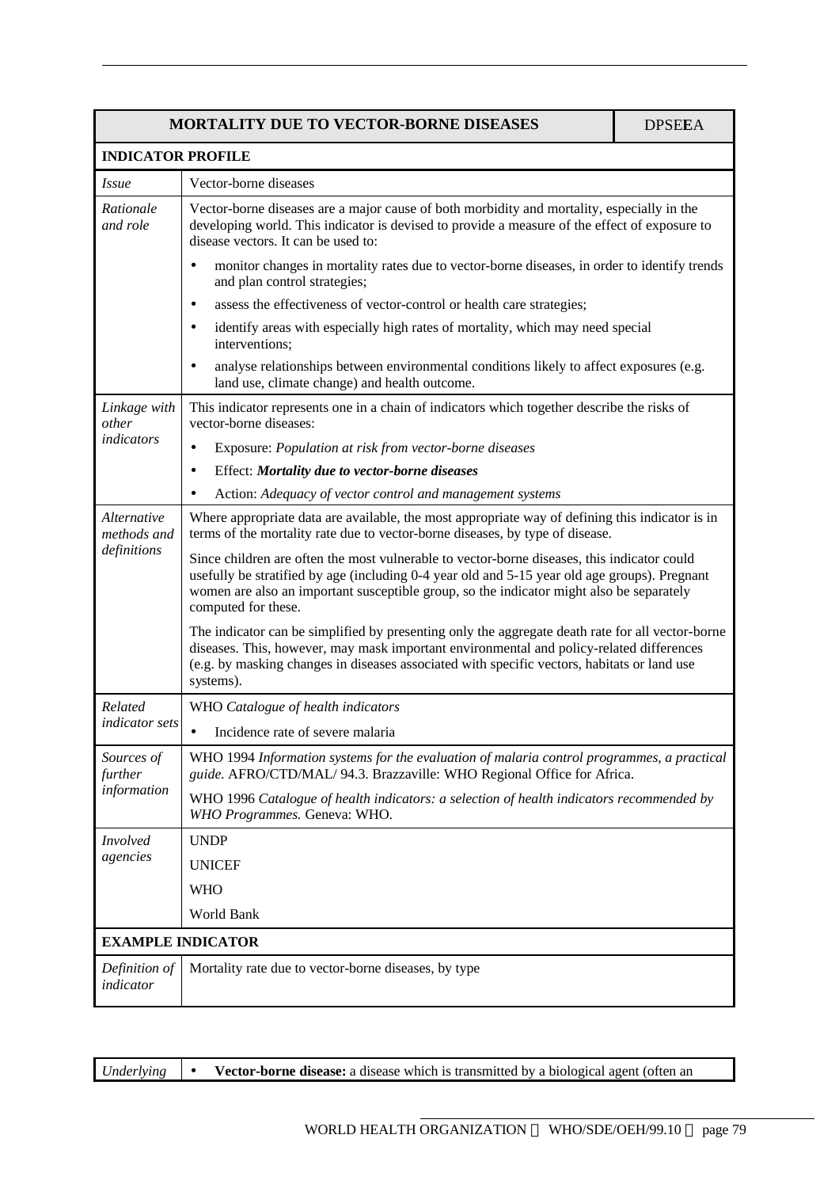| MORTALITY DUE TO VECTOR-BORNE DISEASES | DPSE**E**A |
|---|---|
| **INDICATOR PROFILE** | |
| *Issue* | Vector-borne diseases |
| *Rationale and role* | Vector-borne diseases are a major cause of both morbidity and mortality, especially in the developing world. This indicator is devised to provide a measure of the effect of exposure to disease vectors. It can be used to:<br>• monitor changes in mortality rates due to vector-borne diseases, in order to identify trends and plan control strategies;<br>• assess the effectiveness of vector-control or health care strategies;<br>• identify areas with especially high rates of mortality, which may need special interventions;<br>• analyse relationships between environmental conditions likely to affect exposures (e.g. land use, climate change) and health outcome. |
| *Linkage with other indicators* | This indicator represents one in a chain of indicators which together describe the risks of vector-borne diseases:<br>• Exposure: *Population at risk from vector-borne diseases*<br>• Effect: ***Mortality due to vector-borne diseases***<br>• Action: *Adequacy of vector control and management systems* |
| *Alternative methods and definitions* | Where appropriate data are available, the most appropriate way of defining this indicator is in terms of the mortality rate due to vector-borne diseases, by type of disease.<br>Since children are often the most vulnerable to vector-borne diseases, this indicator could usefully be stratified by age (including 0-4 year old and 5-15 year old age groups). Pregnant women are also an important susceptible group, so the indicator might also be separately computed for these.<br>The indicator can be simplified by presenting only the aggregate death rate for all vector-borne diseases. This, however, may mask important environmental and policy-related differences (e.g. by masking changes in diseases associated with specific vectors, habitats or land use systems). |
| *Related indicator sets* | WHO *Catalogue of health indicators*<br>• Incidence rate of severe malaria |
| *Sources of further information* | WHO 1994 *Information systems for the evaluation of malaria control programmes, a practical guide.* AFRO/CTD/MAL/ 94.3. Brazzaville: WHO Regional Office for Africa.<br>WHO 1996 *Catalogue of health indicators: a selection of health indicators recommended by WHO Programmes.* Geneva: WHO. |
| *Involved agencies* | UNDP<br>UNICEF<br>WHO<br>World Bank |
| **EXAMPLE INDICATOR** | |
| *Definition of indicator* | Mortality rate due to vector-borne diseases, by type |

| *Underlying* | • **Vector-borne disease:** a disease which is transmitted by a biological agent (often an |
|---|---|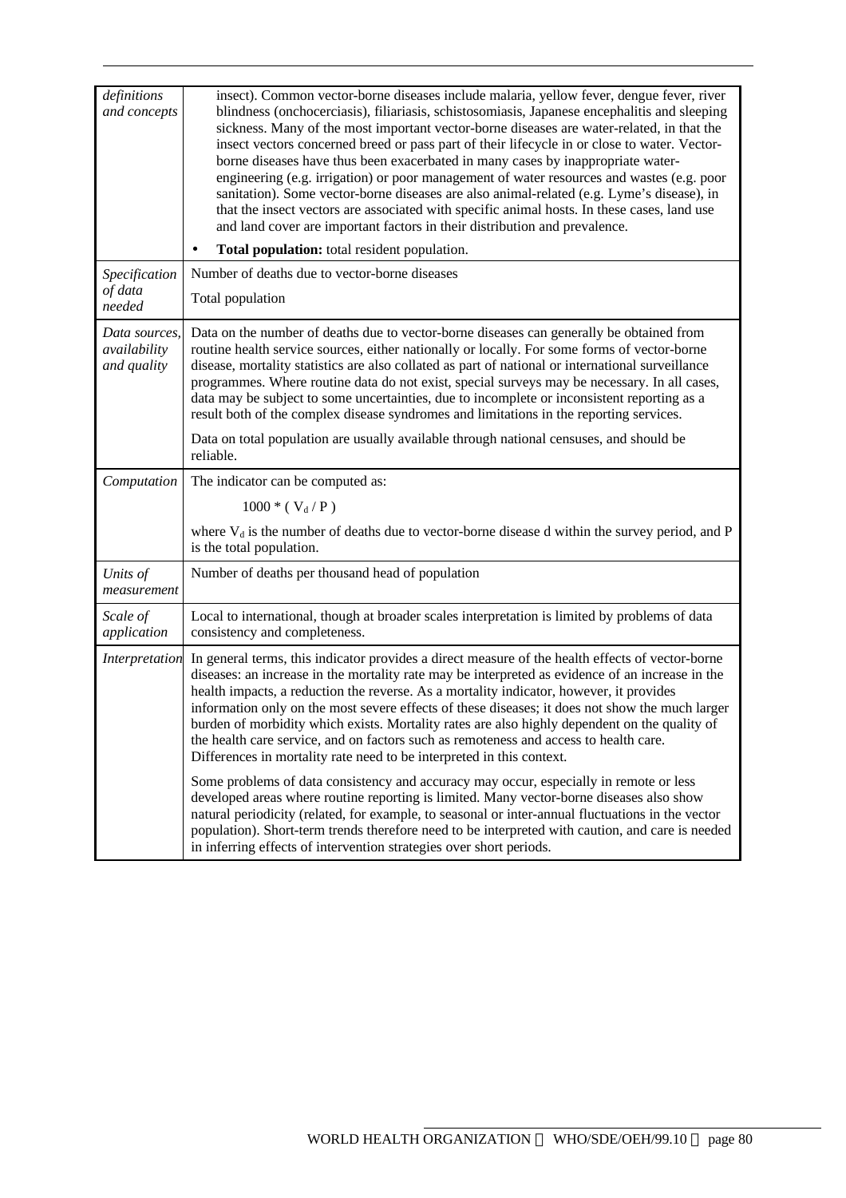| | |
|---|---|
| *definitions and concepts* | insect). Common vector-borne diseases include malaria, yellow fever, dengue fever, river blindness (onchocerciasis), filiariasis, schistosomiasis, Japanese encephalitis and sleeping sickness. Many of the most important vector-borne diseases are water-related, in that the insect vectors concerned breed or pass part of their lifecycle in or close to water. Vector-borne diseases have thus been exacerbated in many cases by inappropriate water-engineering (e.g. irrigation) or poor management of water resources and wastes (e.g. poor sanitation). Some vector-borne diseases are also animal-related (e.g. Lyme's disease), in that the insect vectors are associated with specific animal hosts. In these cases, land use and land cover are important factors in their distribution and prevalence.<br>• **Total population:** total resident population. |
| *Specification of data needed* | Number of deaths due to vector-borne diseases<br>Total population |
| *Data sources, availability and quality* | Data on the number of deaths due to vector-borne diseases can generally be obtained from routine health service sources, either nationally or locally. For some forms of vector-borne disease, mortality statistics are also collated as part of national or international surveillance programmes. Where routine data do not exist, special surveys may be necessary. In all cases, data may be subject to some uncertainties, due to incomplete or inconsistent reporting as a result both of the complex disease syndromes and limitations in the reporting services.<br>Data on total population are usually available through national censuses, and should be reliable. |
| *Computation* | The indicator can be computed as:<br>$1000 * ( V_d / P )$<br>where $V_d$ is the number of deaths due to vector-borne disease d within the survey period, and P is the total population. |
| *Units of measurement* | Number of deaths per thousand head of population |
| *Scale of application* | Local to international, though at broader scales interpretation is limited by problems of data consistency and completeness. |
| *Interpretation* | In general terms, this indicator provides a direct measure of the health effects of vector-borne diseases: an increase in the mortality rate may be interpreted as evidence of an increase in the health impacts, a reduction the reverse. As a mortality indicator, however, it provides information only on the most severe effects of these diseases; it does not show the much larger burden of morbidity which exists. Mortality rates are also highly dependent on the quality of the health care service, and on factors such as remoteness and access to health care. Differences in mortality rate need to be interpreted in this context.<br>Some problems of data consistency and accuracy may occur, especially in remote or less developed areas where routine reporting is limited. Many vector-borne diseases also show natural periodicity (related, for example, to seasonal or inter-annual fluctuations in the vector population). Short-term trends therefore need to be interpreted with caution, and care is needed in inferring effects of intervention strategies over short periods. |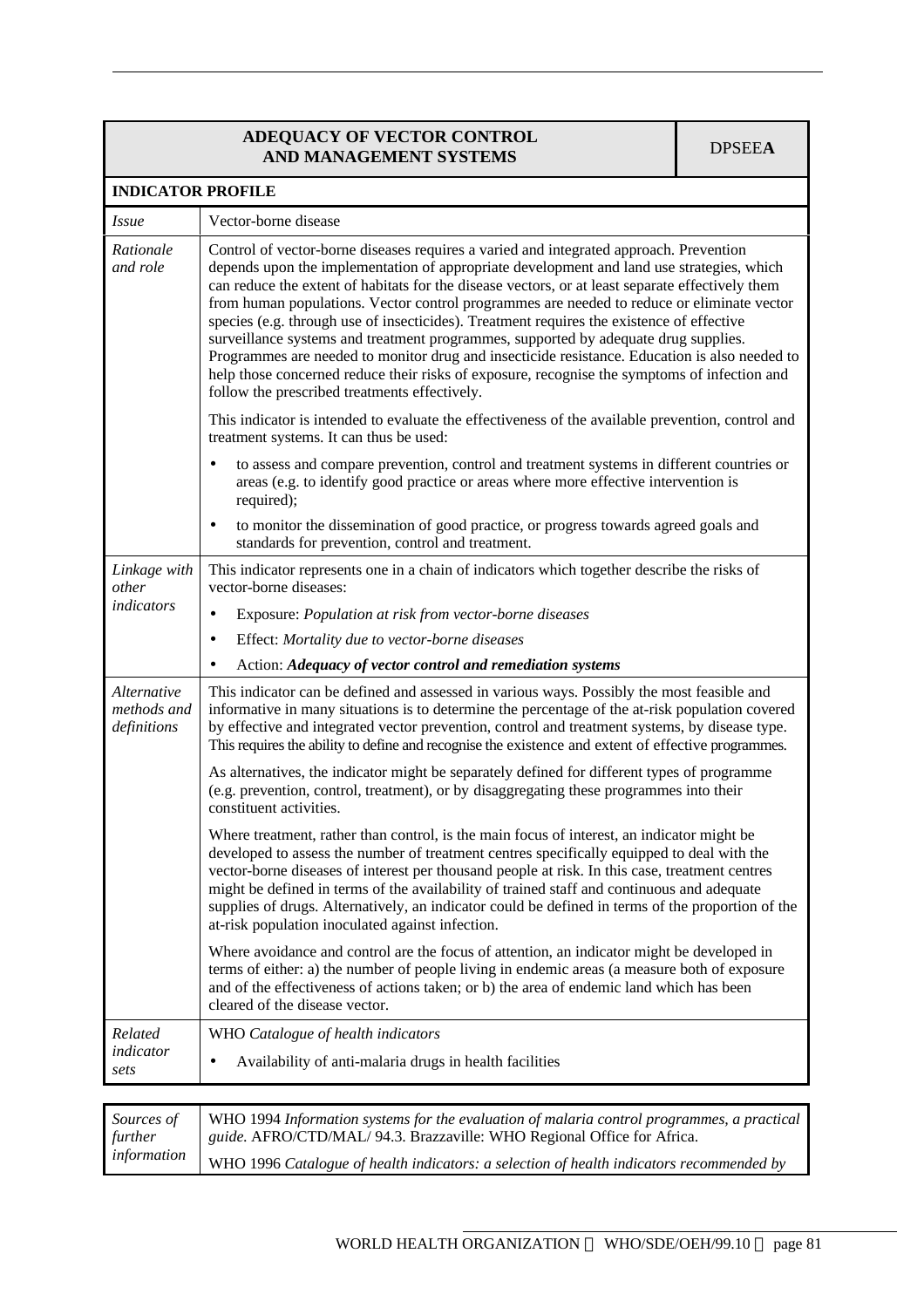| **ADEQUACY OF VECTOR CONTROL AND MANAGEMENT SYSTEMS** | DPSEE**A** |
|---|---|

**INDICATOR PROFILE**

| | |
|---|---|
| *Issue* | Vector-borne disease |
| *Rationale and role* | Control of vector-borne diseases requires a varied and integrated approach. Prevention depends upon the implementation of appropriate development and land use strategies, which can reduce the extent of habitats for the disease vectors, or at least separate effectively them from human populations. Vector control programmes are needed to reduce or eliminate vector species (e.g. through use of insecticides). Treatment requires the existence of effective surveillance systems and treatment programmes, supported by adequate drug supplies. Programmes are needed to monitor drug and insecticide resistance. Education is also needed to help those concerned reduce their risks of exposure, recognise the symptoms of infection and follow the prescribed treatments effectively.<br><br>This indicator is intended to evaluate the effectiveness of the available prevention, control and treatment systems. It can thus be used:<br><br>• to assess and compare prevention, control and treatment systems in different countries or areas (e.g. to identify good practice or areas where more effective intervention is required);<br>• to monitor the dissemination of good practice, or progress towards agreed goals and standards for prevention, control and treatment. |
| *Linkage with other indicators* | This indicator represents one in a chain of indicators which together describe the risks of vector-borne diseases:<br><br>• Exposure: *Population at risk from vector-borne diseases*<br>• Effect: *Mortality due to vector-borne diseases*<br>• Action: ***Adequacy of vector control and remediation systems*** |
| *Alternative methods and definitions* | This indicator can be defined and assessed in various ways. Possibly the most feasible and informative in many situations is to determine the percentage of the at-risk population covered by effective and integrated vector prevention, control and treatment systems, by disease type. This requires the ability to define and recognise the existence and extent of effective programmes.<br><br>As alternatives, the indicator might be separately defined for different types of programme (e.g. prevention, control, treatment), or by disaggregating these programmes into their constituent activities.<br><br>Where treatment, rather than control, is the main focus of interest, an indicator might be developed to assess the number of treatment centres specifically equipped to deal with the vector-borne diseases of interest per thousand people at risk. In this case, treatment centres might be defined in terms of the availability of trained staff and continuous and adequate supplies of drugs. Alternatively, an indicator could be defined in terms of the proportion of the at-risk population inoculated against infection.<br><br>Where avoidance and control are the focus of attention, an indicator might be developed in terms of either: a) the number of people living in endemic areas (a measure both of exposure and of the effectiveness of actions taken; or b) the area of endemic land which has been cleared of the disease vector. |
| *Related indicator sets* | WHO *Catalogue of health indicators*<br><br>• Availability of anti-malaria drugs in health facilities |

| | |
|---|---|
| *Sources of further information* | WHO 1994 *Information systems for the evaluation of malaria control programmes, a practical guide.* AFRO/CTD/MAL/ 94.3. Brazzaville: WHO Regional Office for Africa.<br><br>WHO 1996 *Catalogue of health indicators: a selection of health indicators recommended by* |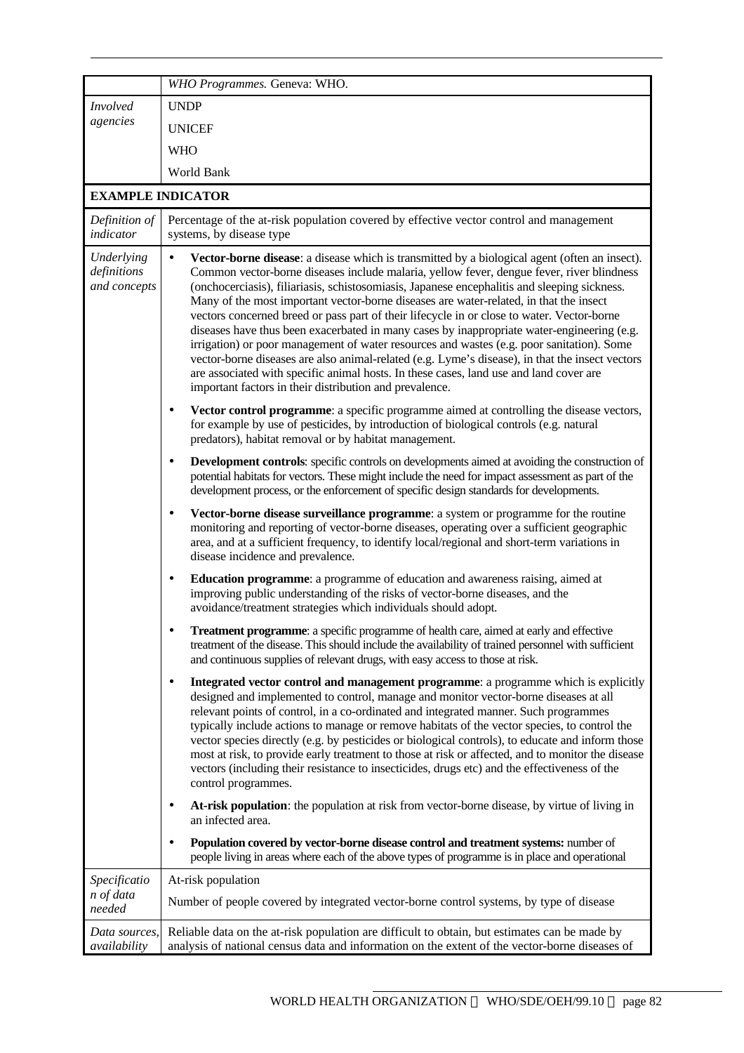| | |
|---|---|
| | *WHO Programmes.* Geneva: WHO. |
| *Involved agencies* | UNDP<br>UNICEF<br>WHO<br>World Bank |
| **EXAMPLE INDICATOR** | |
| *Definition of indicator* | Percentage of the at-risk population covered by effective vector control and management systems, by disease type |
| *Underlying definitions and concepts* | • **Vector-borne disease**: a disease which is transmitted by a biological agent (often an insect). Common vector-borne diseases include malaria, yellow fever, dengue fever, river blindness (onchocerciasis), filiariasis, schistosomiasis, Japanese encephalitis and sleeping sickness. Many of the most important vector-borne diseases are water-related, in that the insect vectors concerned breed or pass part of their lifecycle in or close to water. Vector-borne diseases have thus been exacerbated in many cases by inappropriate water-engineering (e.g. irrigation) or poor management of water resources and wastes (e.g. poor sanitation). Some vector-borne diseases are also animal-related (e.g. Lyme's disease), in that the insect vectors are associated with specific animal hosts. In these cases, land use and land cover are important factors in their distribution and prevalence.<br>• **Vector control programme**: a specific programme aimed at controlling the disease vectors, for example by use of pesticides, by introduction of biological controls (e.g. natural predators), habitat removal or by habitat management.<br>• **Development controls**: specific controls on developments aimed at avoiding the construction of potential habitats for vectors. These might include the need for impact assessment as part of the development process, or the enforcement of specific design standards for developments.<br>• **Vector-borne disease surveillance programme**: a system or programme for the routine monitoring and reporting of vector-borne diseases, operating over a sufficient geographic area, and at a sufficient frequency, to identify local/regional and short-term variations in disease incidence and prevalence.<br>• **Education programme**: a programme of education and awareness raising, aimed at improving public understanding of the risks of vector-borne diseases, and the avoidance/treatment strategies which individuals should adopt.<br>• **Treatment programme**: a specific programme of health care, aimed at early and effective treatment of the disease. This should include the availability of trained personnel with sufficient and continuous supplies of relevant drugs, with easy access to those at risk.<br>• **Integrated vector control and management programme**: a programme which is explicitly designed and implemented to control, manage and monitor vector-borne diseases at all relevant points of control, in a co-ordinated and integrated manner. Such programmes typically include actions to manage or remove habitats of the vector species, to control the vector species directly (e.g. by pesticides or biological controls), to educate and inform those most at risk, to provide early treatment to those at risk or affected, and to monitor the disease vectors (including their resistance to insecticides, drugs etc) and the effectiveness of the control programmes.<br>• **At-risk population**: the population at risk from vector-borne disease, by virtue of living in an infected area.<br>• **Population covered by vector-borne disease control and treatment systems:** number of people living in areas where each of the above types of programme is in place and operational |
| *Specification of data needed* | At-risk population<br>Number of people covered by integrated vector-borne control systems, by type of disease |
| *Data sources, availability* | Reliable data on the at-risk population are difficult to obtain, but estimates can be made by analysis of national census data and information on the extent of the vector-borne diseases of |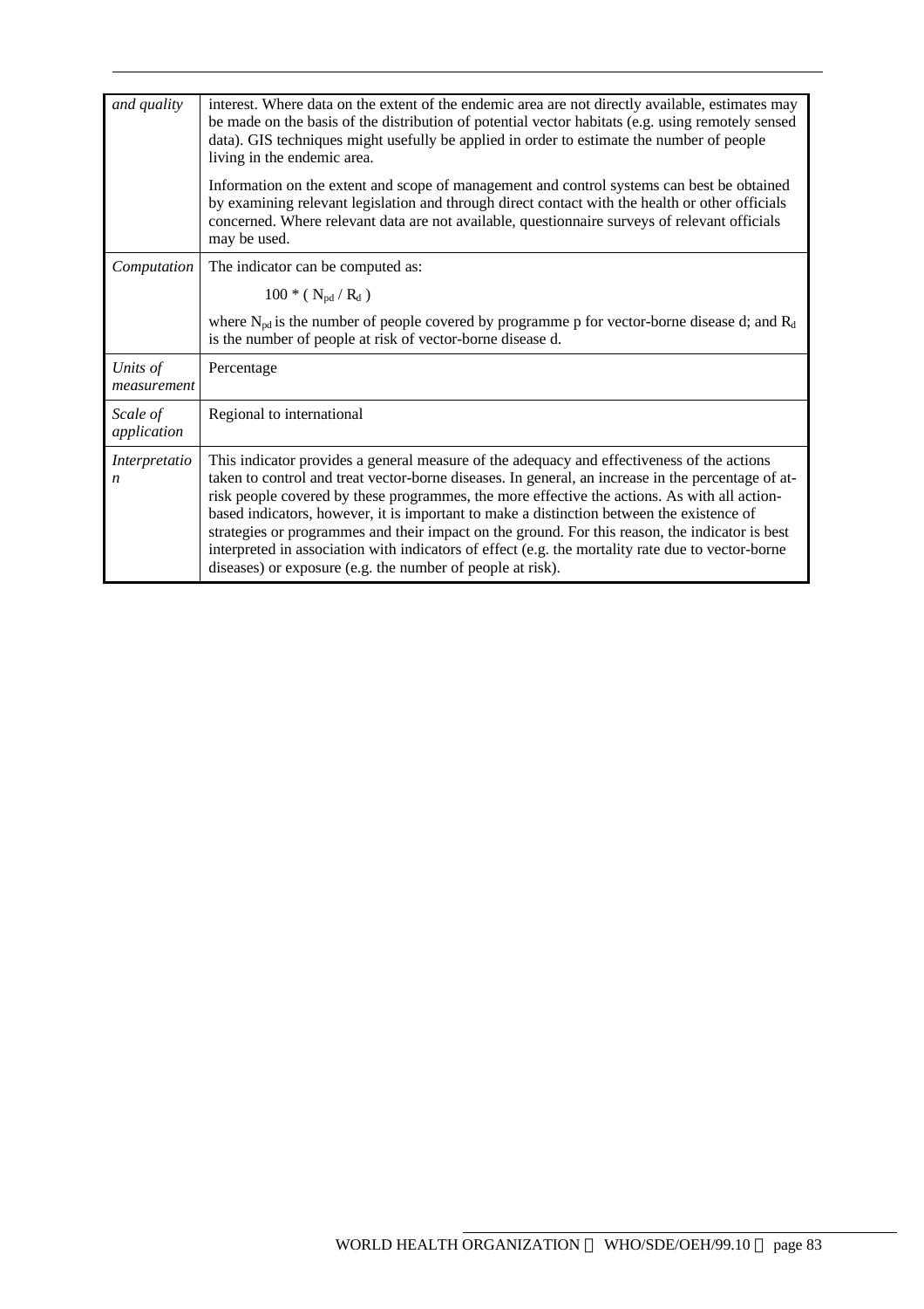| | |
|---|---|
| *and quality* | interest. Where data on the extent of the endemic area are not directly available, estimates may be made on the basis of the distribution of potential vector habitats (e.g. using remotely sensed data). GIS techniques might usefully be applied in order to estimate the number of people living in the endemic area.<br><br>Information on the extent and scope of management and control systems can best be obtained by examining relevant legislation and through direct contact with the health or other officials concerned. Where relevant data are not available, questionnaire surveys of relevant officials may be used. |
| *Computation* | The indicator can be computed as:<br><br>$100 * ( N_{pd} / R_d )$<br><br>where $N_{pd}$ is the number of people covered by programme p for vector-borne disease d; and $R_d$ is the number of people at risk of vector-borne disease d. |
| *Units of measurement* | Percentage |
| *Scale of application* | Regional to international |
| *Interpretation* | This indicator provides a general measure of the adequacy and effectiveness of the actions taken to control and treat vector-borne diseases. In general, an increase in the percentage of at-risk people covered by these programmes, the more effective the actions. As with all action-based indicators, however, it is important to make a distinction between the existence of strategies or programmes and their impact on the ground. For this reason, the indicator is best interpreted in association with indicators of effect (e.g. the mortality rate due to vector-borne diseases) or exposure (e.g. the number of people at risk). |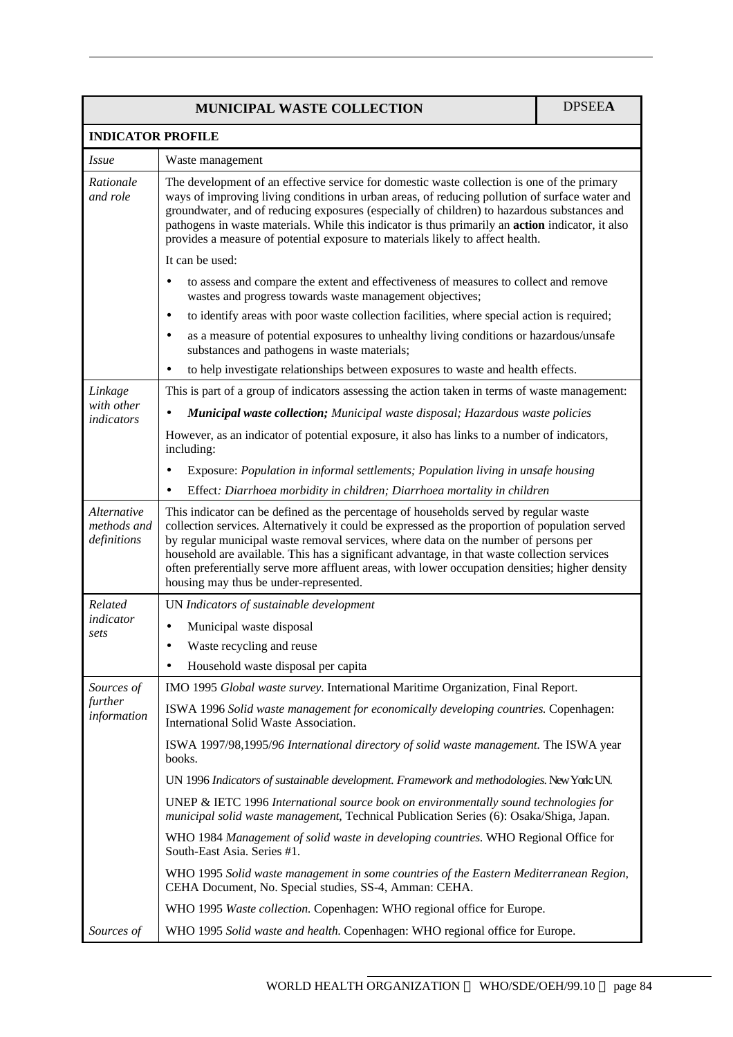| MUNICIPAL WASTE COLLECTION | DPSEE**A** |
|---|---|
| **INDICATOR PROFILE** | |
| *Issue* | Waste management |
| *Rationale and role* | The development of an effective service for domestic waste collection is one of the primary ways of improving living conditions in urban areas, of reducing pollution of surface water and groundwater, and of reducing exposures (especially of children) to hazardous substances and pathogens in waste materials. While this indicator is thus primarily an **action** indicator, it also provides a measure of potential exposure to materials likely to affect health.<br><br>It can be used:<br>• to assess and compare the extent and effectiveness of measures to collect and remove wastes and progress towards waste management objectives;<br>• to identify areas with poor waste collection facilities, where special action is required;<br>• as a measure of potential exposures to unhealthy living conditions or hazardous/unsafe substances and pathogens in waste materials;<br>• to help investigate relationships between exposures to waste and health effects. |
| *Linkage with other indicators* | This is part of a group of indicators assessing the action taken in terms of waste management:<br>• ***Municipal waste collection;*** *Municipal waste disposal; Hazardous waste policies*<br><br>However, as an indicator of potential exposure, it also has links to a number of indicators, including:<br>• Exposure: *Population in informal settlements; Population living in unsafe housing*<br>• Effect*: Diarrhoea morbidity in children; Diarrhoea mortality in children* |
| *Alternative methods and definitions* | This indicator can be defined as the percentage of households served by regular waste collection services. Alternatively it could be expressed as the proportion of population served by regular municipal waste removal services, where data on the number of persons per household are available. This has a significant advantage, in that waste collection services often preferentially serve more affluent areas, with lower occupation densities; higher density housing may thus be under-represented. |
| *Related indicator sets* | UN *Indicators of sustainable development*<br>• Municipal waste disposal<br>• Waste recycling and reuse<br>• Household waste disposal per capita |
| *Sources of further information* | IMO 1995 *Global waste survey*. International Maritime Organization, Final Report.<br><br>ISWA 1996 *Solid waste management for economically developing countries.* Copenhagen: International Solid Waste Association.<br><br>ISWA 1997/98,1995/*96 International directory of solid waste management.* The ISWA year books.<br><br>UN 1996 *Indicators of sustainable development. Framework and methodologies.* New York: UN.<br><br>UNEP & IETC 1996 *International source book on environmentally sound technologies for municipal solid waste management,* Technical Publication Series (6): Osaka/Shiga, Japan.<br><br>WHO 1984 *Management of solid waste in developing countries.* WHO Regional Office for South-East Asia. Series #1.<br><br>WHO 1995 *Solid waste management in some countries of the Eastern Mediterranean Region,* CEHA Document, No. Special studies, SS-4, Amman: CEHA.<br><br>WHO 1995 *Waste collection.* Copenhagen: WHO regional office for Europe. |
| *Sources of* | WHO 1995 *Solid waste and health.* Copenhagen: WHO regional office for Europe. |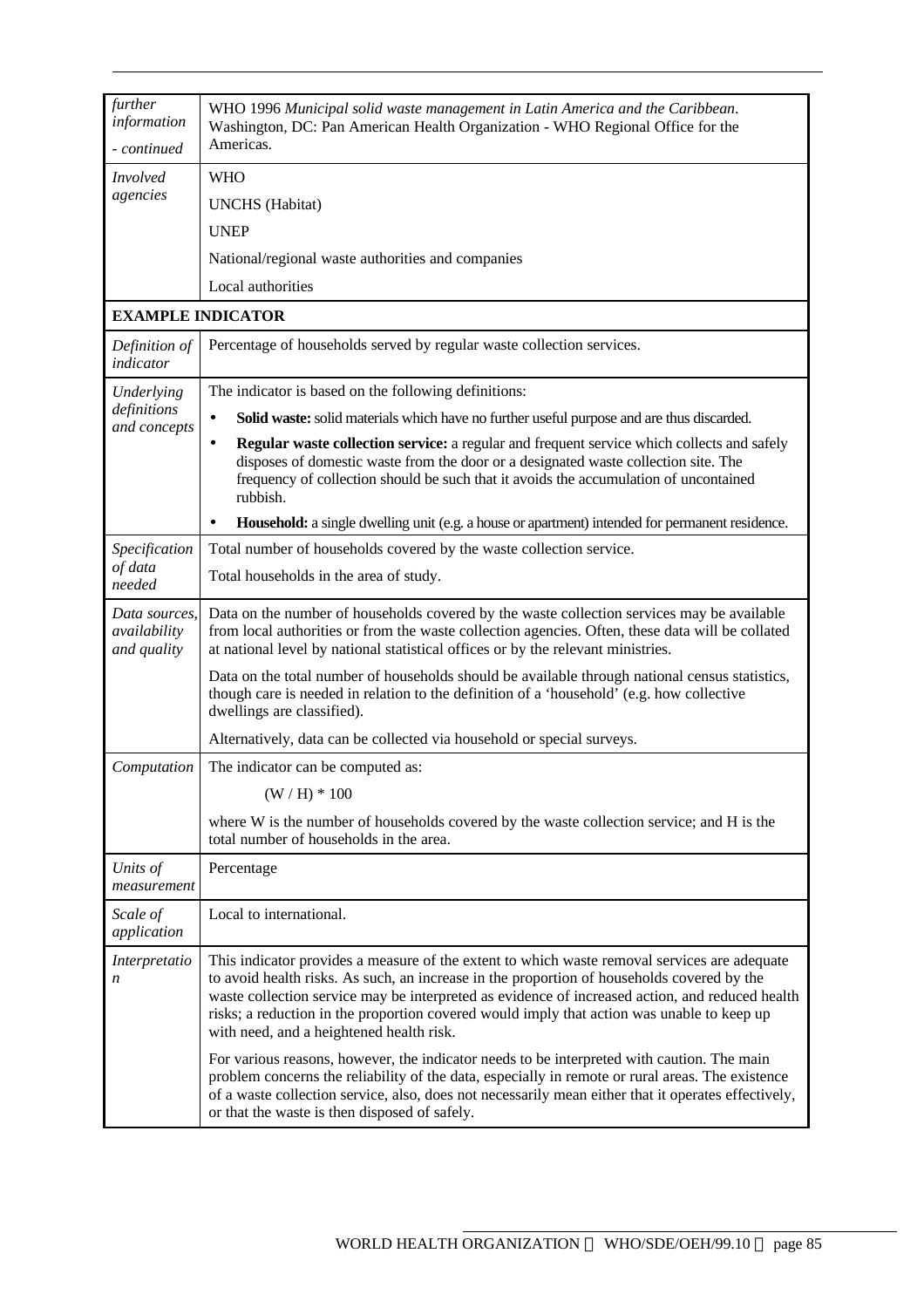| | |
|---|---|
| *further information - continued* | WHO 1996 *Municipal solid waste management in Latin America and the Caribbean*. Washington, DC: Pan American Health Organization - WHO Regional Office for the Americas. |
| *Involved agencies* | WHO<br>UNCHS (Habitat)<br>UNEP<br>National/regional waste authorities and companies<br>Local authorities |
| **EXAMPLE INDICATOR** | |
| *Definition of indicator* | Percentage of households served by regular waste collection services. |
| *Underlying definitions and concepts* | The indicator is based on the following definitions:<br>• **Solid waste:** solid materials which have no further useful purpose and are thus discarded.<br>• **Regular waste collection service:** a regular and frequent service which collects and safely disposes of domestic waste from the door or a designated waste collection site. The frequency of collection should be such that it avoids the accumulation of uncontained rubbish.<br>• **Household:** a single dwelling unit (e.g. a house or apartment) intended for permanent residence. |
| *Specification of data needed* | Total number of households covered by the waste collection service.<br>Total households in the area of study. |
| *Data sources, availability and quality* | Data on the number of households covered by the waste collection services may be available from local authorities or from the waste collection agencies. Often, these data will be collated at national level by national statistical offices or by the relevant ministries.<br>Data on the total number of households should be available through national census statistics, though care is needed in relation to the definition of a 'household' (e.g. how collective dwellings are classified).<br>Alternatively, data can be collected via household or special surveys. |
| *Computation* | The indicator can be computed as:<br>$(W / H) * 100$<br>where W is the number of households covered by the waste collection service; and H is the total number of households in the area. |
| *Units of measurement* | Percentage |
| *Scale of application* | Local to international. |
| *Interpretation* | This indicator provides a measure of the extent to which waste removal services are adequate to avoid health risks. As such, an increase in the proportion of households covered by the waste collection service may be interpreted as evidence of increased action, and reduced health risks; a reduction in the proportion covered would imply that action was unable to keep up with need, and a heightened health risk.<br>For various reasons, however, the indicator needs to be interpreted with caution. The main problem concerns the reliability of the data, especially in remote or rural areas. The existence of a waste collection service, also, does not necessarily mean either that it operates effectively, or that the waste is then disposed of safely. |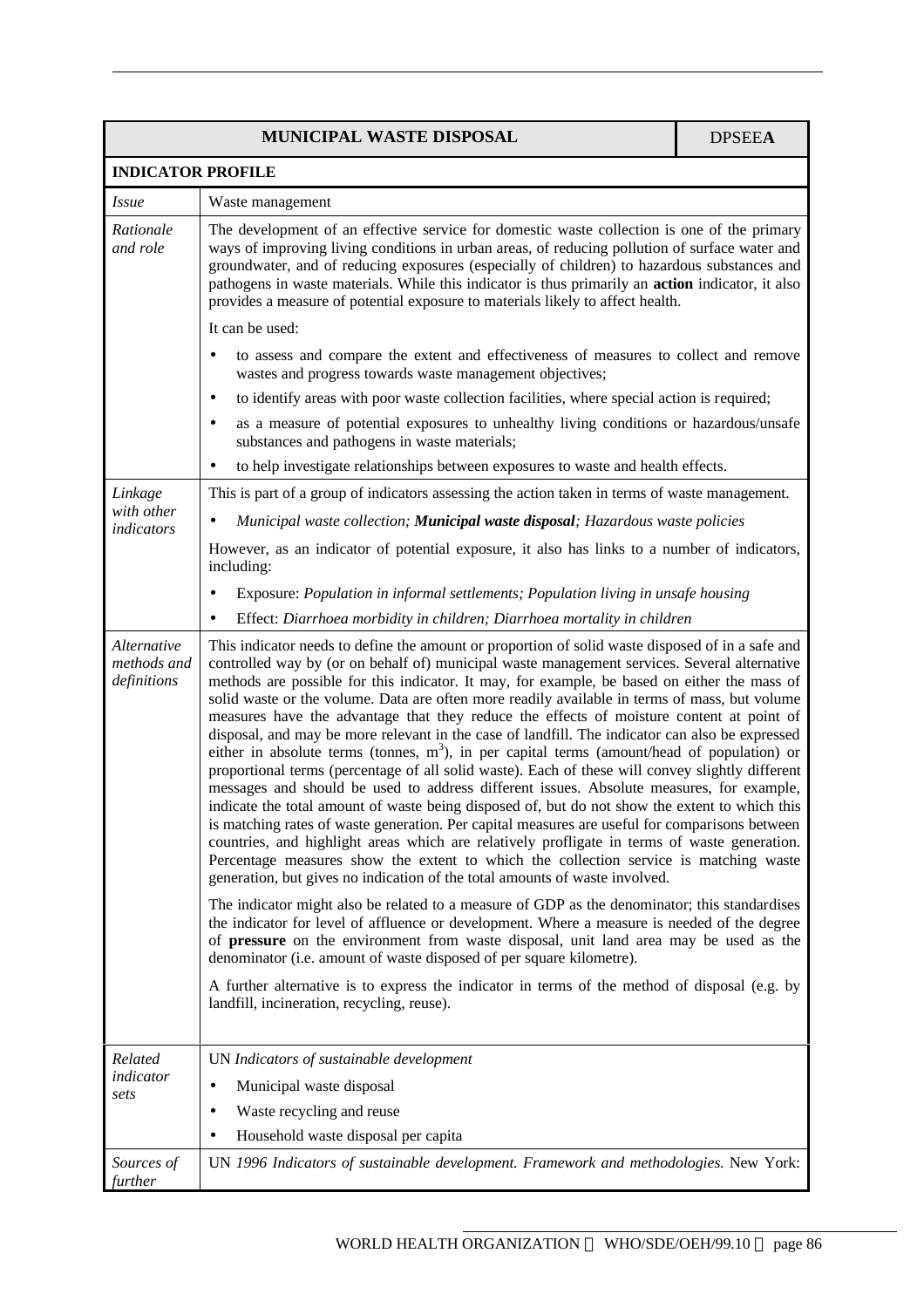| MUNICIPAL WASTE DISPOSAL | DPSEE**A** |
|---|---|
| **INDICATOR PROFILE** | |
| *Issue* | Waste management |
| *Rationale and role* | The development of an effective service for domestic waste collection is one of the primary ways of improving living conditions in urban areas, of reducing pollution of surface water and groundwater, and of reducing exposures (especially of children) to hazardous substances and pathogens in waste materials. While this indicator is thus primarily an **action** indicator, it also provides a measure of potential exposure to materials likely to affect health.<br><br>It can be used:<br>• to assess and compare the extent and effectiveness of measures to collect and remove wastes and progress towards waste management objectives;<br>• to identify areas with poor waste collection facilities, where special action is required;<br>• as a measure of potential exposures to unhealthy living conditions or hazardous/unsafe substances and pathogens in waste materials;<br>• to help investigate relationships between exposures to waste and health effects. |
| *Linkage with other indicators* | This is part of a group of indicators assessing the action taken in terms of waste management.<br>• *Municipal waste collection;* ***Municipal waste disposal****; Hazardous waste policies*<br><br>However, as an indicator of potential exposure, it also has links to a number of indicators, including:<br>• Exposure: *Population in informal settlements; Population living in unsafe housing*<br>• Effect: *Diarrhoea morbidity in children; Diarrhoea mortality in children* |
| *Alternative methods and definitions* | This indicator needs to define the amount or proportion of solid waste disposed of in a safe and controlled way by (or on behalf of) municipal waste management services. Several alternative methods are possible for this indicator. It may, for example, be based on either the mass of solid waste or the volume. Data are often more readily available in terms of mass, but volume measures have the advantage that they reduce the effects of moisture content at point of disposal, and may be more relevant in the case of landfill. The indicator can also be expressed either in absolute terms (tonnes, $m^3$), in per capital terms (amount/head of population) or proportional terms (percentage of all solid waste). Each of these will convey slightly different messages and should be used to address different issues. Absolute measures, for example, indicate the total amount of waste being disposed of, but do not show the extent to which this is matching rates of waste generation. Per capital measures are useful for comparisons between countries, and highlight areas which are relatively profligate in terms of waste generation. Percentage measures show the extent to which the collection service is matching waste generation, but gives no indication of the total amounts of waste involved.<br><br>The indicator might also be related to a measure of GDP as the denominator; this standardises the indicator for level of affluence or development. Where a measure is needed of the degree of **pressure** on the environment from waste disposal, unit land area may be used as the denominator (i.e. amount of waste disposed of per square kilometre).<br><br>A further alternative is to express the indicator in terms of the method of disposal (e.g. by landfill, incineration, recycling, reuse). |
| *Related indicator sets* | UN *Indicators of sustainable development*<br>• Municipal waste disposal<br>• Waste recycling and reuse<br>• Household waste disposal per capita |
| *Sources of further* | UN *1996 Indicators of sustainable development. Framework and methodologies.* New York: |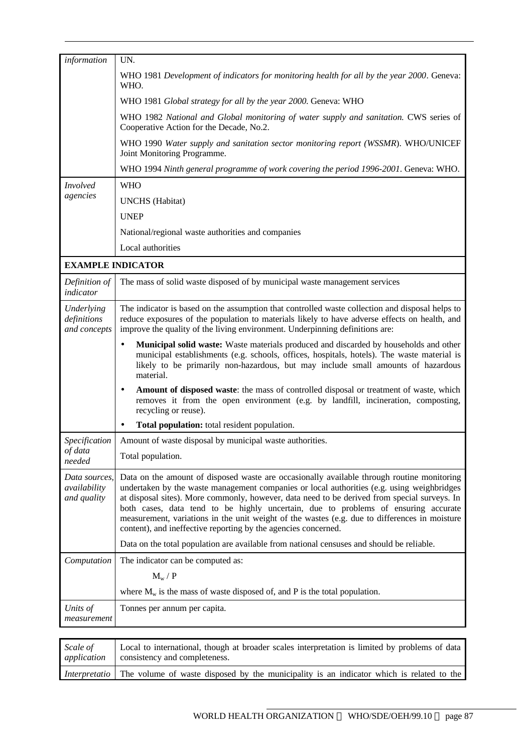| | |
|---|---|
| *information* | UN. |
| | WHO 1981 *Development of indicators for monitoring health for all by the year 2000*. Geneva: WHO. |
| | WHO 1981 *Global strategy for all by the year 2000.* Geneva: WHO |
| | WHO 1982 *National and Global monitoring of water supply and sanitation.* CWS series of Cooperative Action for the Decade, No.2. |
| | WHO 1990 *Water supply and sanitation sector monitoring report (WSSMR*). WHO/UNICEF Joint Monitoring Programme. |
| | WHO 1994 *Ninth general programme of work covering the period 1996-2001*. Geneva: WHO. |
| *Involved agencies* | WHO |
| | UNCHS (Habitat) |
| | UNEP |
| | National/regional waste authorities and companies |
| | Local authorities |
| **EXAMPLE INDICATOR** | |
| *Definition of indicator* | The mass of solid waste disposed of by municipal waste management services |
| *Underlying definitions and concepts* | The indicator is based on the assumption that controlled waste collection and disposal helps to reduce exposures of the population to materials likely to have adverse effects on health, and improve the quality of the living environment. Underpinning definitions are: |
| | • **Municipal solid waste:** Waste materials produced and discarded by households and other municipal establishments (e.g. schools, offices, hospitals, hotels). The waste material is likely to be primarily non-hazardous, but may include small amounts of hazardous material. |
| | • **Amount of disposed waste**: the mass of controlled disposal or treatment of waste, which removes it from the open environment (e.g. by landfill, incineration, composting, recycling or reuse). |
| | • **Total population:** total resident population. |
| *Specification of data needed* | Amount of waste disposal by municipal waste authorities. |
| | Total population. |
| *Data sources, availability and quality* | Data on the amount of disposed waste are occasionally available through routine monitoring undertaken by the waste management companies or local authorities (e.g. using weighbridges at disposal sites). More commonly, however, data need to be derived from special surveys. In both cases, data tend to be highly uncertain, due to problems of ensuring accurate measurement, variations in the unit weight of the wastes (e.g. due to differences in moisture content), and ineffective reporting by the agencies concerned. |
| | Data on the total population are available from national censuses and should be reliable. |
| *Computation* | The indicator can be computed as: |
| | $M_w / P$ |
| | where $M_w$ is the mass of waste disposed of, and P is the total population. |
| *Units of measurement* | Tonnes per annum per capita. |
| *Scale of application* | Local to international, though at broader scales interpretation is limited by problems of data consistency and completeness. |
| *Interpretatio* | The volume of waste disposed by the municipality is an indicator which is related to the |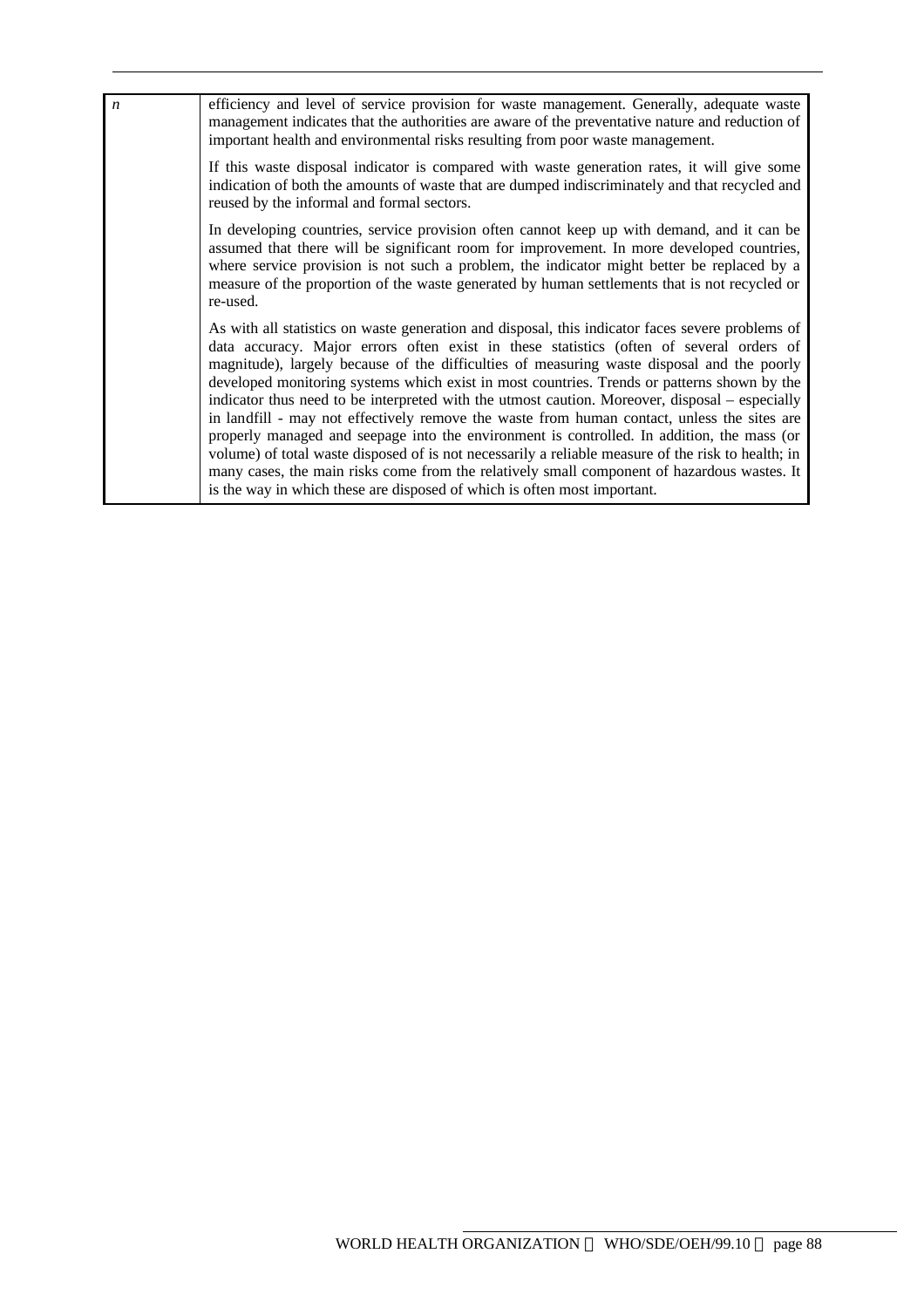| | |
|---|---|
| *n* | efficiency and level of service provision for waste management. Generally, adequate waste management indicates that the authorities are aware of the preventative nature and reduction of important health and environmental risks resulting from poor waste management.<br><br>If this waste disposal indicator is compared with waste generation rates, it will give some indication of both the amounts of waste that are dumped indiscriminately and that recycled and reused by the informal and formal sectors.<br><br>In developing countries, service provision often cannot keep up with demand, and it can be assumed that there will be significant room for improvement. In more developed countries, where service provision is not such a problem, the indicator might better be replaced by a measure of the proportion of the waste generated by human settlements that is not recycled or re-used.<br><br>As with all statistics on waste generation and disposal, this indicator faces severe problems of data accuracy. Major errors often exist in these statistics (often of several orders of magnitude), largely because of the difficulties of measuring waste disposal and the poorly developed monitoring systems which exist in most countries. Trends or patterns shown by the indicator thus need to be interpreted with the utmost caution. Moreover, disposal – especially in landfill - may not effectively remove the waste from human contact, unless the sites are properly managed and seepage into the environment is controlled. In addition, the mass (or volume) of total waste disposed of is not necessarily a reliable measure of the risk to health; in many cases, the main risks come from the relatively small component of hazardous wastes. It is the way in which these are disposed of which is often most important. |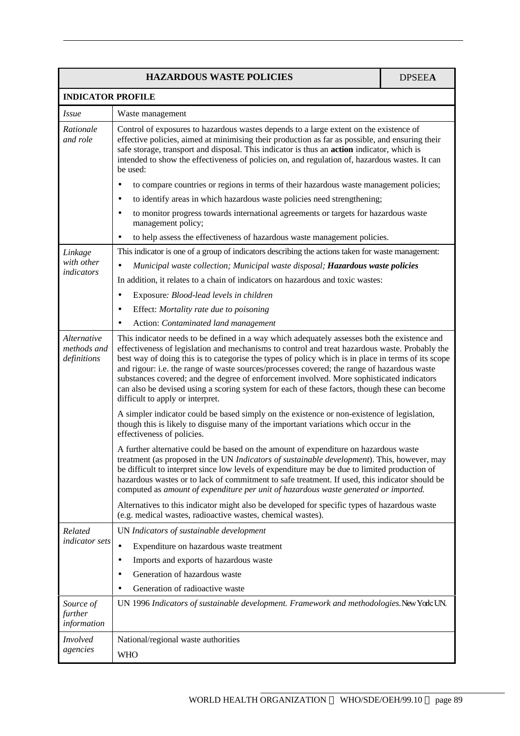| HAZARDOUS WASTE POLICIES | DPSEE**A** |
|---|---|
| **INDICATOR PROFILE** | |

| | |
|---|---|
| *Issue* | Waste management |
| *Rationale and role* | Control of exposures to hazardous wastes depends to a large extent on the existence of effective policies, aimed at minimising their production as far as possible, and ensuring their safe storage, transport and disposal. This indicator is thus an **action** indicator, which is intended to show the effectiveness of policies on, and regulation of, hazardous wastes. It can be used:<br>• to compare countries or regions in terms of their hazardous waste management policies;<br>• to identify areas in which hazardous waste policies need strengthening;<br>• to monitor progress towards international agreements or targets for hazardous waste management policy;<br>• to help assess the effectiveness of hazardous waste management policies. |
| *Linkage with other indicators* | This indicator is one of a group of indicators describing the actions taken for waste management:<br>• *Municipal waste collection; Municipal waste disposal;* ***Hazardous waste policies***<br>In addition, it relates to a chain of indicators on hazardous and toxic wastes:<br>• Exposure*: Blood-lead levels in children*<br>• Effect: *Mortality rate due to poisoning*<br>• Action: *Contaminated land management* |
| *Alternative methods and definitions* | This indicator needs to be defined in a way which adequately assesses both the existence and effectiveness of legislation and mechanisms to control and treat hazardous waste. Probably the best way of doing this is to categorise the types of policy which is in place in terms of its scope and rigour: i.e. the range of waste sources/processes covered; the range of hazardous waste substances covered; and the degree of enforcement involved. More sophisticated indicators can also be devised using a scoring system for each of these factors, though these can become difficult to apply or interpret.<br><br>A simpler indicator could be based simply on the existence or non-existence of legislation, though this is likely to disguise many of the important variations which occur in the effectiveness of policies.<br><br>A further alternative could be based on the amount of expenditure on hazardous waste treatment (as proposed in the UN *Indicators of sustainable development*). This, however, may be difficult to interpret since low levels of expenditure may be due to limited production of hazardous wastes or to lack of commitment to safe treatment. If used, this indicator should be computed as *amount of expenditure per unit of hazardous waste generated or imported.*<br><br>Alternatives to this indicator might also be developed for specific types of hazardous waste (e.g. medical wastes, radioactive wastes, chemical wastes). |
| *Related indicator sets* | UN *Indicators of sustainable development*<br>• Expenditure on hazardous waste treatment<br>• Imports and exports of hazardous waste<br>• Generation of hazardous waste<br>• Generation of radioactive waste |
| *Source of further information* | UN 1996 *Indicators of sustainable development. Framework and methodologies.* New York: UN. |
| *Involved agencies* | National/regional waste authorities<br>WHO |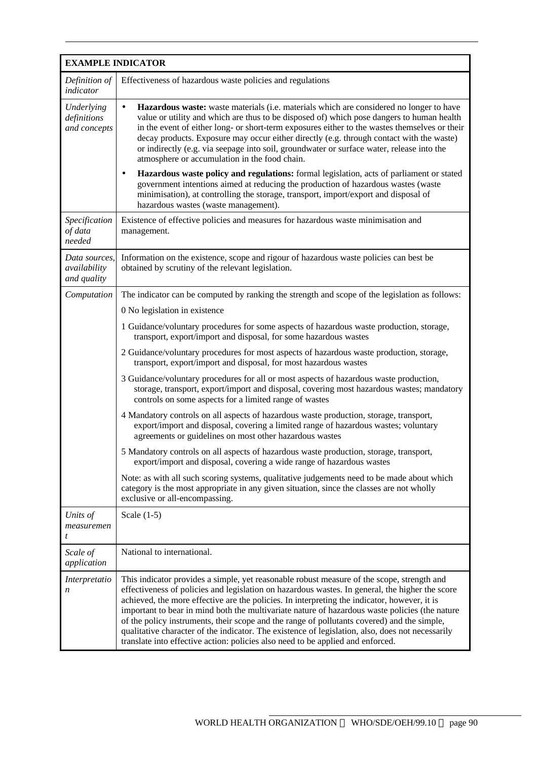| **EXAMPLE INDICATOR** | |
|---|---|
| *Definition of indicator* | Effectiveness of hazardous waste policies and regulations |
| *Underlying definitions and concepts* | • **Hazardous waste:** waste materials (i.e. materials which are considered no longer to have value or utility and which are thus to be disposed of) which pose dangers to human health in the event of either long- or short-term exposures either to the wastes themselves or their decay products. Exposure may occur either directly (e.g. through contact with the waste) or indirectly (e.g. via seepage into soil, groundwater or surface water, release into the atmosphere or accumulation in the food chain.<br>• **Hazardous waste policy and regulations:** formal legislation, acts of parliament or stated government intentions aimed at reducing the production of hazardous wastes (waste minimisation), at controlling the storage, transport, import/export and disposal of hazardous wastes (waste management). |
| *Specification of data needed* | Existence of effective policies and measures for hazardous waste minimisation and management. |
| *Data sources, availability and quality* | Information on the existence, scope and rigour of hazardous waste policies can best be obtained by scrutiny of the relevant legislation. |
| *Computation* | The indicator can be computed by ranking the strength and scope of the legislation as follows:<br>0 No legislation in existence<br>1 Guidance/voluntary procedures for some aspects of hazardous waste production, storage, transport, export/import and disposal, for some hazardous wastes<br>2 Guidance/voluntary procedures for most aspects of hazardous waste production, storage, transport, export/import and disposal, for most hazardous wastes<br>3 Guidance/voluntary procedures for all or most aspects of hazardous waste production, storage, transport, export/import and disposal, covering most hazardous wastes; mandatory controls on some aspects for a limited range of wastes<br>4 Mandatory controls on all aspects of hazardous waste production, storage, transport, export/import and disposal, covering a limited range of hazardous wastes; voluntary agreements or guidelines on most other hazardous wastes<br>5 Mandatory controls on all aspects of hazardous waste production, storage, transport, export/import and disposal, covering a wide range of hazardous wastes<br>Note: as with all such scoring systems, qualitative judgements need to be made about which category is the most appropriate in any given situation, since the classes are not wholly exclusive or all-encompassing. |
| *Units of measurement* | Scale (1-5) |
| *Scale of application* | National to international. |
| *Interpretation* | This indicator provides a simple, yet reasonable robust measure of the scope, strength and effectiveness of policies and legislation on hazardous wastes. In general, the higher the score achieved, the more effective are the policies. In interpreting the indicator, however, it is important to bear in mind both the multivariate nature of hazardous waste policies (the nature of the policy instruments, their scope and the range of pollutants covered) and the simple, qualitative character of the indicator. The existence of legislation, also, does not necessarily translate into effective action: policies also need to be applied and enforced. |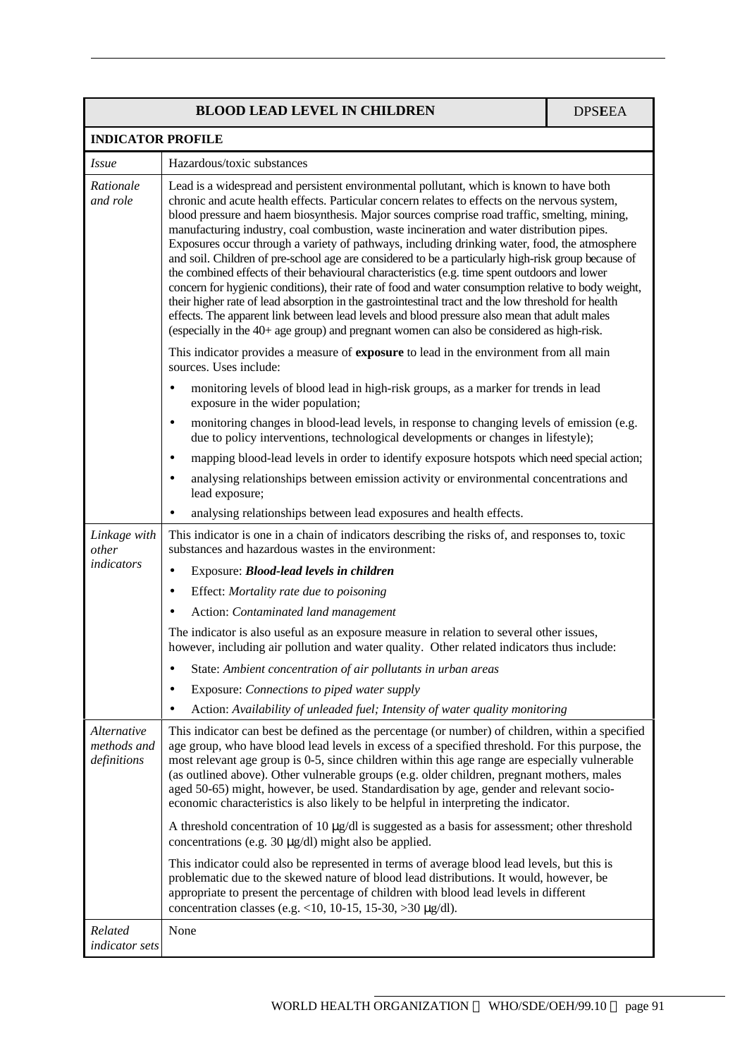| BLOOD LEAD LEVEL IN CHILDREN | DPSEEA |
|---|---|
| **INDICATOR PROFILE** | |
| *Issue* | Hazardous/toxic substances |
| *Rationale and role* | Lead is a widespread and persistent environmental pollutant, which is known to have both chronic and acute health effects. Particular concern relates to effects on the nervous system, blood pressure and haem biosynthesis. Major sources comprise road traffic, smelting, mining, manufacturing industry, coal combustion, waste incineration and water distribution pipes. Exposures occur through a variety of pathways, including drinking water, food, the atmosphere and soil. Children of pre-school age are considered to be a particularly high-risk group because of the combined effects of their behavioural characteristics (e.g. time spent outdoors and lower concern for hygienic conditions), their rate of food and water consumption relative to body weight, their higher rate of lead absorption in the gastrointestinal tract and the low threshold for health effects. The apparent link between lead levels and blood pressure also mean that adult males (especially in the 40+ age group) and pregnant women can also be considered as high-risk.<br><br>This indicator provides a measure of **exposure** to lead in the environment from all main sources. Uses include:<br>• monitoring levels of blood lead in high-risk groups, as a marker for trends in lead exposure in the wider population;<br>• monitoring changes in blood-lead levels, in response to changing levels of emission (e.g. due to policy interventions, technological developments or changes in lifestyle);<br>• mapping blood-lead levels in order to identify exposure hotspots which need special action;<br>• analysing relationships between emission activity or environmental concentrations and lead exposure;<br>• analysing relationships between lead exposures and health effects. |
| *Linkage with other indicators* | This indicator is one in a chain of indicators describing the risks of, and responses to, toxic substances and hazardous wastes in the environment:<br>• Exposure: ***Blood-lead levels in children***<br>• Effect: *Mortality rate due to poisoning*<br>• Action: *Contaminated land management*<br><br>The indicator is also useful as an exposure measure in relation to several other issues, however, including air pollution and water quality. Other related indicators thus include:<br>• State: *Ambient concentration of air pollutants in urban areas*<br>• Exposure: *Connections to piped water supply*<br>• Action: *Availability of unleaded fuel; Intensity of water quality monitoring* |
| *Alternative methods and definitions* | This indicator can best be defined as the percentage (or number) of children, within a specified age group, who have blood lead levels in excess of a specified threshold. For this purpose, the most relevant age group is 0-5, since children within this age range are especially vulnerable (as outlined above). Other vulnerable groups (e.g. older children, pregnant mothers, males aged 50-65) might, however, be used. Standardisation by age, gender and relevant socio-economic characteristics is also likely to be helpful in interpreting the indicator.<br><br>A threshold concentration of 10 μg/dl is suggested as a basis for assessment; other threshold concentrations (e.g. 30 μg/dl) might also be applied.<br><br>This indicator could also be represented in terms of average blood lead levels, but this is problematic due to the skewed nature of blood lead distributions. It would, however, be appropriate to present the percentage of children with blood lead levels in different concentration classes (e.g. <10, 10-15, 15-30, >30 μg/dl). |
| *Related indicator sets* | None |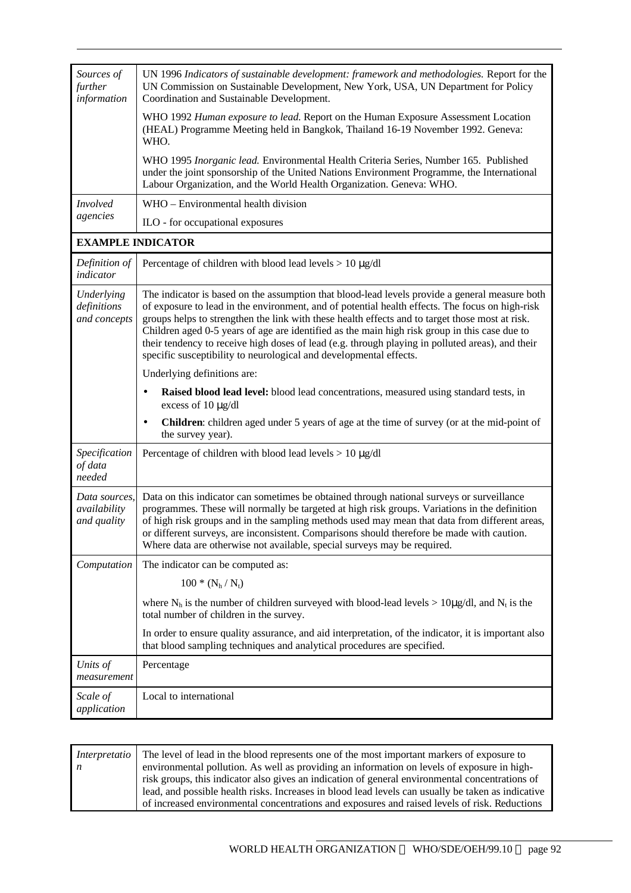| | |
|---|---|
| *Sources of further information* | UN 1996 *Indicators of sustainable development: framework and methodologies.* Report for the UN Commission on Sustainable Development, New York, USA, UN Department for Policy Coordination and Sustainable Development.<br><br>WHO 1992 *Human exposure to lead.* Report on the Human Exposure Assessment Location (HEAL) Programme Meeting held in Bangkok, Thailand 16-19 November 1992. Geneva: WHO.<br><br>WHO 1995 *Inorganic lead.* Environmental Health Criteria Series, Number 165. Published under the joint sponsorship of the United Nations Environment Programme, the International Labour Organization, and the World Health Organization. Geneva: WHO. |
| *Involved agencies* | WHO – Environmental health division<br><br>ILO - for occupational exposures |
| **EXAMPLE INDICATOR** | |
| *Definition of indicator* | Percentage of children with blood lead levels > 10 μg/dl |
| *Underlying definitions and concepts* | The indicator is based on the assumption that blood-lead levels provide a general measure both of exposure to lead in the environment, and of potential health effects. The focus on high-risk groups helps to strengthen the link with these health effects and to target those most at risk. Children aged 0-5 years of age are identified as the main high risk group in this case due to their tendency to receive high doses of lead (e.g. through playing in polluted areas), and their specific susceptibility to neurological and developmental effects.<br><br>Underlying definitions are:<br><br>• **Raised blood lead level:** blood lead concentrations, measured using standard tests, in excess of 10 μg/dl<br>• **Children**: children aged under 5 years of age at the time of survey (or at the mid-point of the survey year). |
| *Specification of data needed* | Percentage of children with blood lead levels > 10 μg/dl |
| *Data sources, availability and quality* | Data on this indicator can sometimes be obtained through national surveys or surveillance programmes. These will normally be targeted at high risk groups. Variations in the definition of high risk groups and in the sampling methods used may mean that data from different areas, or different surveys, are inconsistent. Comparisons should therefore be made with caution. Where data are otherwise not available, special surveys may be required. |
| *Computation* | The indicator can be computed as:<br><br>$100 * (N_h / N_t)$<br><br>where $N_h$ is the number of children surveyed with blood-lead levels > 10μg/dl, and $N_t$ is the total number of children in the survey.<br><br>In order to ensure quality assurance, and aid interpretation, of the indicator, it is important also that blood sampling techniques and analytical procedures are specified. |
| *Units of measurement* | Percentage |
| *Scale of application* | Local to international |

| | |
|---|---|
| *Interpretation* | The level of lead in the blood represents one of the most important markers of exposure to environmental pollution. As well as providing an information on levels of exposure in high-risk groups, this indicator also gives an indication of general environmental concentrations of lead, and possible health risks. Increases in blood lead levels can usually be taken as indicative of increased environmental concentrations and exposures and raised levels of risk. Reductions |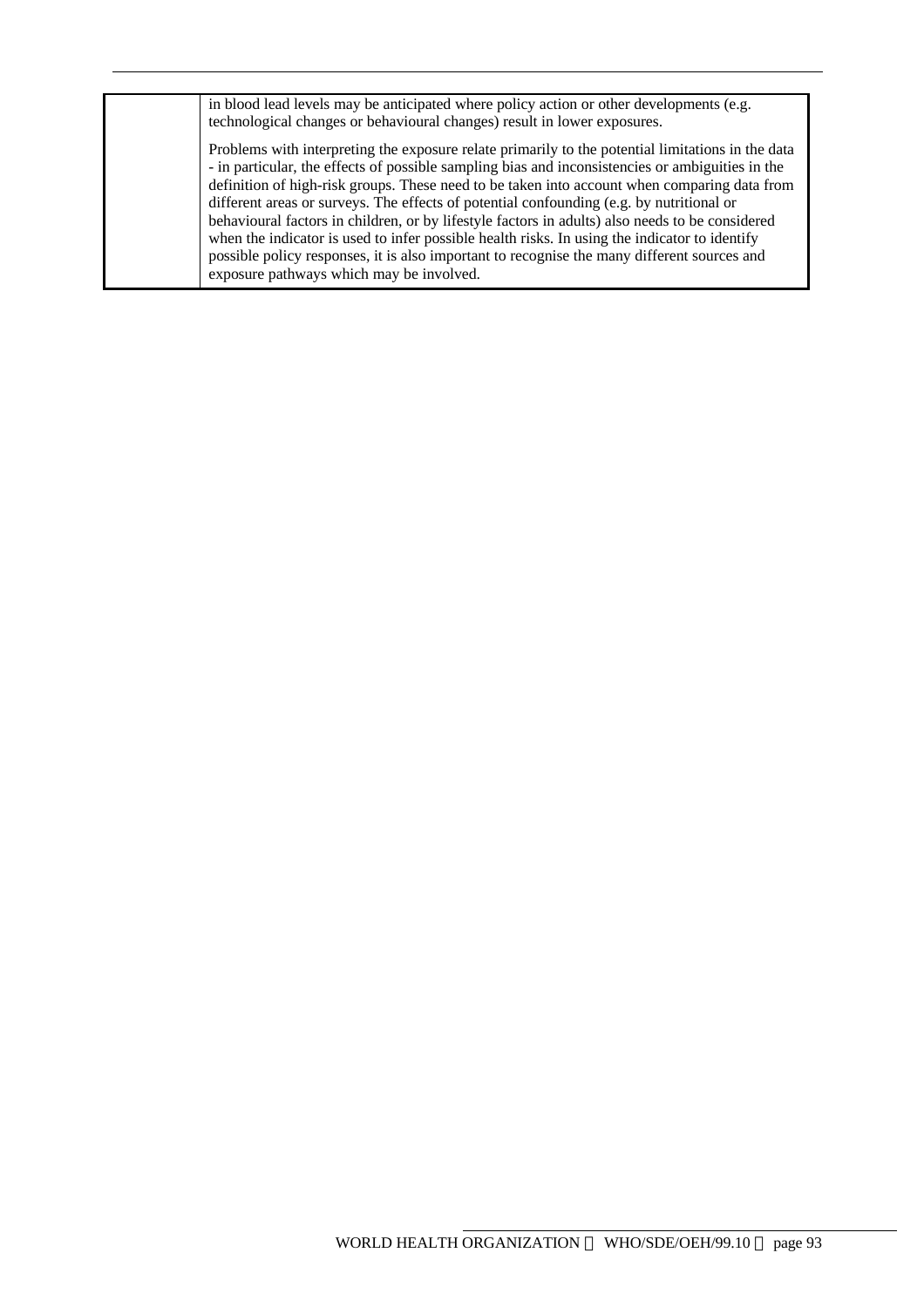| | |
|---|---|
| | in blood lead levels may be anticipated where policy action or other developments (e.g. technological changes or behavioural changes) result in lower exposures.<br><br>Problems with interpreting the exposure relate primarily to the potential limitations in the data - in particular, the effects of possible sampling bias and inconsistencies or ambiguities in the definition of high-risk groups. These need to be taken into account when comparing data from different areas or surveys. The effects of potential confounding (e.g. by nutritional or behavioural factors in children, or by lifestyle factors in adults) also needs to be considered when the indicator is used to infer possible health risks. In using the indicator to identify possible policy responses, it is also important to recognise the many different sources and exposure pathways which may be involved. |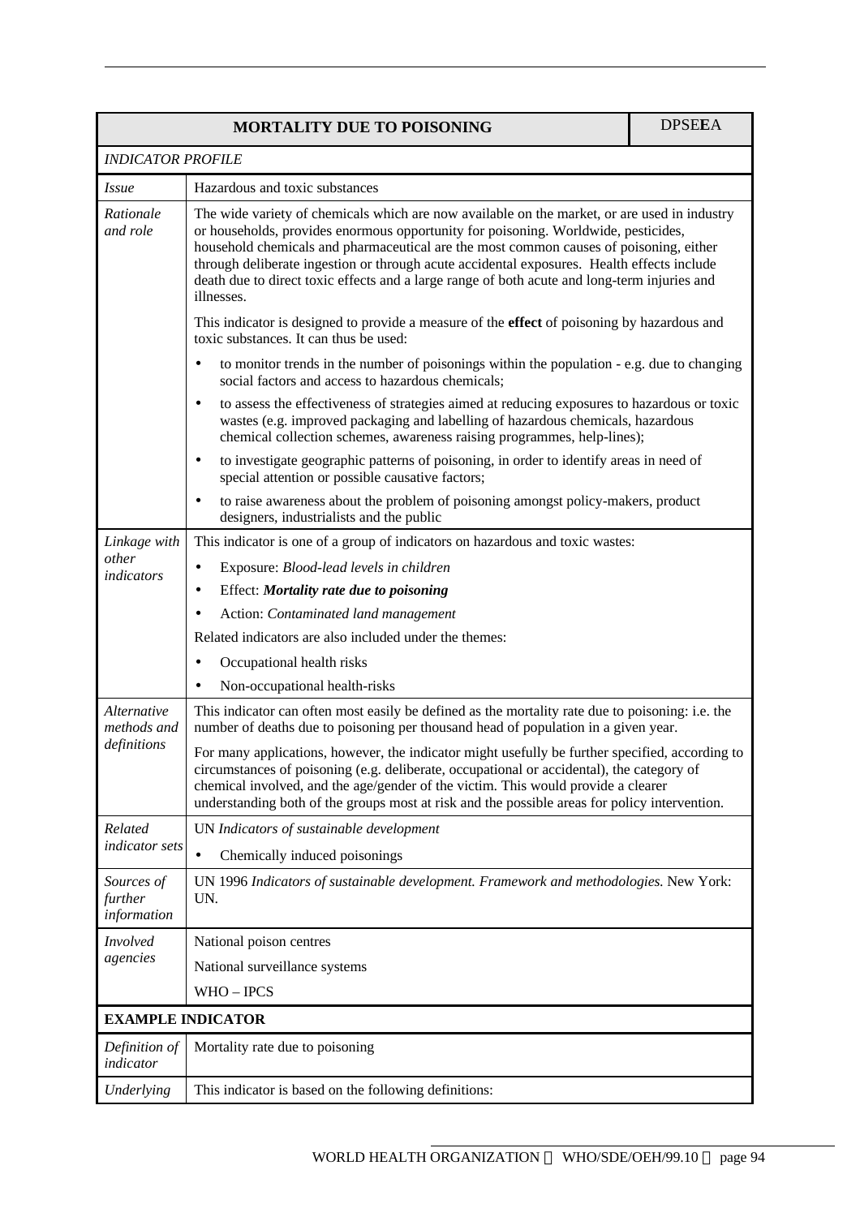| MORTALITY DUE TO POISONING | | DPSEEA |
|---|---|---|
| *INDICATOR PROFILE* | | |
| *Issue* | Hazardous and toxic substances | |
| *Rationale and role* | The wide variety of chemicals which are now available on the market, or are used in industry or households, provides enormous opportunity for poisoning. Worldwide, pesticides, household chemicals and pharmaceutical are the most common causes of poisoning, either through deliberate ingestion or through acute accidental exposures. Health effects include death due to direct toxic effects and a large range of both acute and long-term injuries and illnesses.<br><br>This indicator is designed to provide a measure of the **effect** of poisoning by hazardous and toxic substances. It can thus be used:<br><br>• to monitor trends in the number of poisonings within the population - e.g. due to changing social factors and access to hazardous chemicals;<br>• to assess the effectiveness of strategies aimed at reducing exposures to hazardous or toxic wastes (e.g. improved packaging and labelling of hazardous chemicals, hazardous chemical collection schemes, awareness raising programmes, help-lines);<br>• to investigate geographic patterns of poisoning, in order to identify areas in need of special attention or possible causative factors;<br>• to raise awareness about the problem of poisoning amongst policy-makers, product designers, industrialists and the public | |
| *Linkage with other indicators* | This indicator is one of a group of indicators on hazardous and toxic wastes:<br><br>• Exposure: *Blood-lead levels in children*<br>• Effect: ***Mortality rate due to poisoning***<br>• Action: *Contaminated land management*<br><br>Related indicators are also included under the themes:<br><br>• Occupational health risks<br>• Non-occupational health-risks | |
| *Alternative methods and definitions* | This indicator can often most easily be defined as the mortality rate due to poisoning: i.e. the number of deaths due to poisoning per thousand head of population in a given year.<br><br>For many applications, however, the indicator might usefully be further specified, according to circumstances of poisoning (e.g. deliberate, occupational or accidental), the category of chemical involved, and the age/gender of the victim. This would provide a clearer understanding both of the groups most at risk and the possible areas for policy intervention. | |
| *Related indicator sets* | UN *Indicators of sustainable development*<br><br>• Chemically induced poisonings | |
| *Sources of further information* | UN 1996 *Indicators of sustainable development. Framework and methodologies.* New York: UN. | |
| *Involved agencies* | National poison centres<br>National surveillance systems<br>WHO – IPCS | |
| **EXAMPLE INDICATOR** | | |
| *Definition of indicator* | Mortality rate due to poisoning | |
| *Underlying* | This indicator is based on the following definitions: | |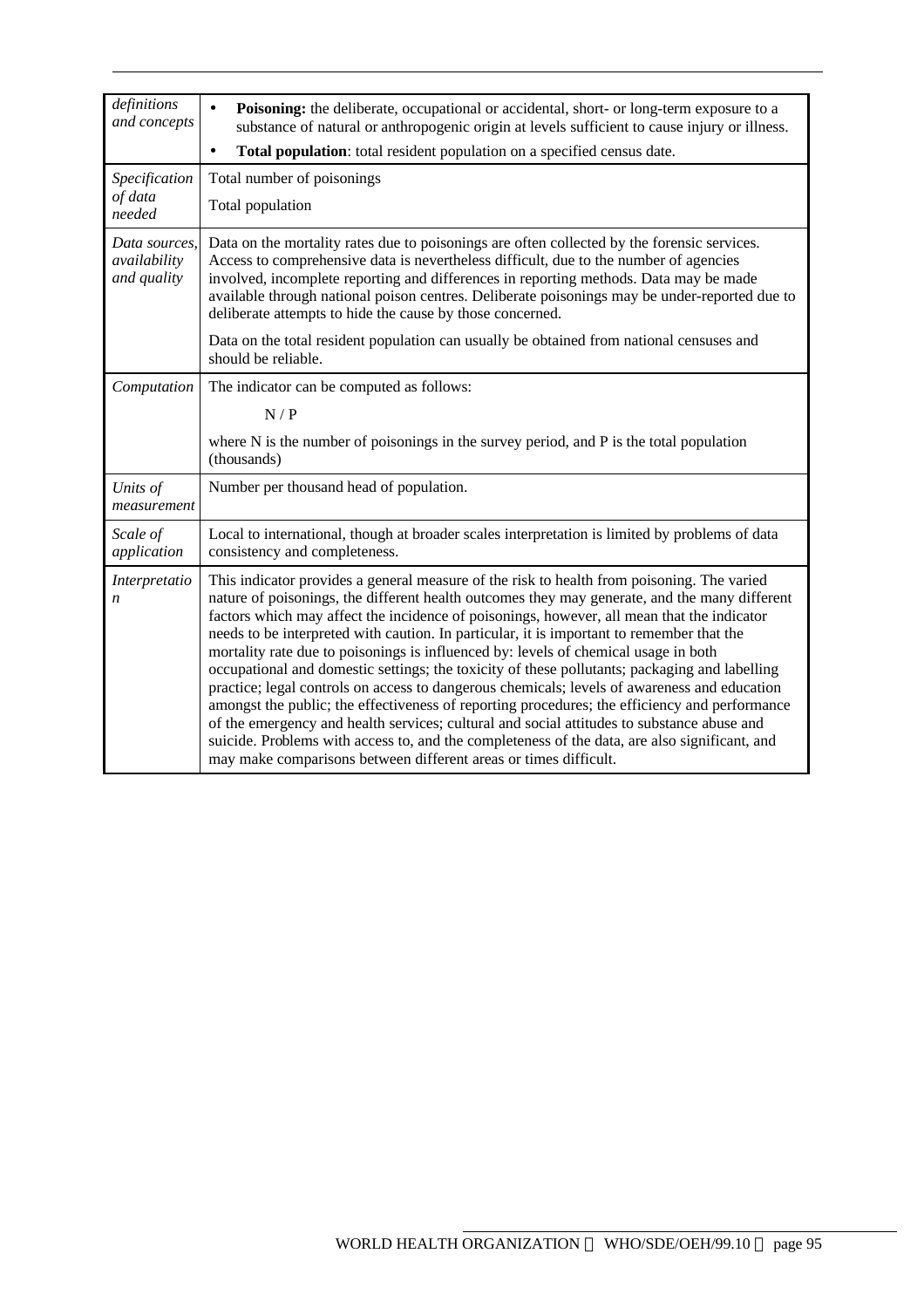| *definitions and concepts* | • **Poisoning:** the deliberate, occupational or accidental, short- or long-term exposure to a substance of natural or anthropogenic origin at levels sufficient to cause injury or illness.<br>• **Total population**: total resident population on a specified census date. |
|---|---|
| *Specification of data needed* | Total number of poisonings<br>Total population |
| *Data sources, availability and quality* | Data on the mortality rates due to poisonings are often collected by the forensic services. Access to comprehensive data is nevertheless difficult, due to the number of agencies involved, incomplete reporting and differences in reporting methods. Data may be made available through national poison centres. Deliberate poisonings may be under-reported due to deliberate attempts to hide the cause by those concerned.<br>Data on the total resident population can usually be obtained from national censuses and should be reliable. |
| *Computation* | The indicator can be computed as follows:<br>$N / P$<br>where N is the number of poisonings in the survey period, and P is the total population (thousands) |
| *Units of measurement* | Number per thousand head of population. |
| *Scale of application* | Local to international, though at broader scales interpretation is limited by problems of data consistency and completeness. |
| *Interpretation* | This indicator provides a general measure of the risk to health from poisoning. The varied nature of poisonings, the different health outcomes they may generate, and the many different factors which may affect the incidence of poisonings, however, all mean that the indicator needs to be interpreted with caution. In particular, it is important to remember that the mortality rate due to poisonings is influenced by: levels of chemical usage in both occupational and domestic settings; the toxicity of these pollutants; packaging and labelling practice; legal controls on access to dangerous chemicals; levels of awareness and education amongst the public; the effectiveness of reporting procedures; the efficiency and performance of the emergency and health services; cultural and social attitudes to substance abuse and suicide. Problems with access to, and the completeness of the data, are also significant, and may make comparisons between different areas or times difficult. |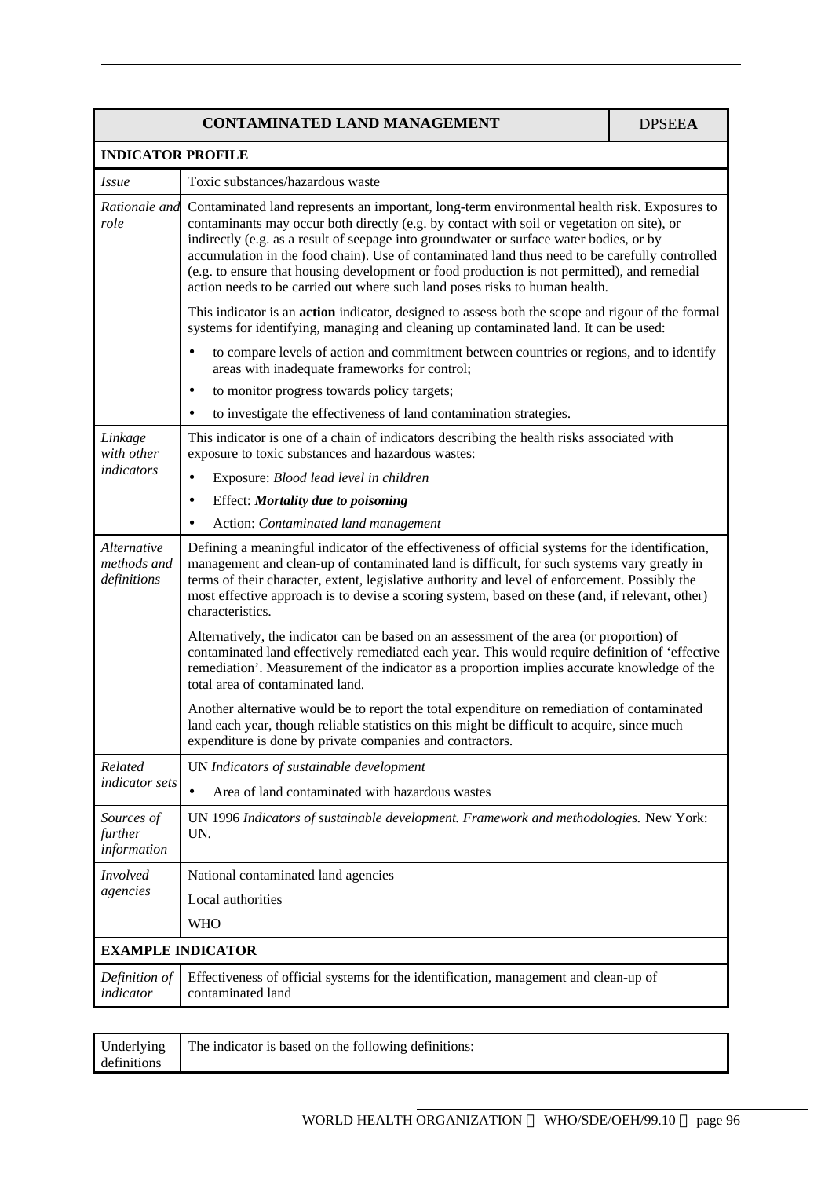| CONTAMINATED LAND MANAGEMENT | DPSEE**A** |
|---|---|

**INDICATOR PROFILE**

| | |
|---|---|
| *Issue* | Toxic substances/hazardous waste |
| *Rationale and role* | Contaminated land represents an important, long-term environmental health risk. Exposures to contaminants may occur both directly (e.g. by contact with soil or vegetation on site), or indirectly (e.g. as a result of seepage into groundwater or surface water bodies, or by accumulation in the food chain). Use of contaminated land thus need to be carefully controlled (e.g. to ensure that housing development or food production is not permitted), and remedial action needs to be carried out where such land poses risks to human health.<br><br>This indicator is an **action** indicator, designed to assess both the scope and rigour of the formal systems for identifying, managing and cleaning up contaminated land. It can be used:<br>• to compare levels of action and commitment between countries or regions, and to identify areas with inadequate frameworks for control;<br>• to monitor progress towards policy targets;<br>• to investigate the effectiveness of land contamination strategies. |
| *Linkage with other indicators* | This indicator is one of a chain of indicators describing the health risks associated with exposure to toxic substances and hazardous wastes:<br>• Exposure: *Blood lead level in children*<br>• Effect: ***Mortality due to poisoning***<br>• Action: *Contaminated land management* |
| *Alternative methods and definitions* | Defining a meaningful indicator of the effectiveness of official systems for the identification, management and clean-up of contaminated land is difficult, for such systems vary greatly in terms of their character, extent, legislative authority and level of enforcement. Possibly the most effective approach is to devise a scoring system, based on these (and, if relevant, other) characteristics.<br><br>Alternatively, the indicator can be based on an assessment of the area (or proportion) of contaminated land effectively remediated each year. This would require definition of 'effective remediation'. Measurement of the indicator as a proportion implies accurate knowledge of the total area of contaminated land.<br><br>Another alternative would be to report the total expenditure on remediation of contaminated land each year, though reliable statistics on this might be difficult to acquire, since much expenditure is done by private companies and contractors. |
| *Related indicator sets* | UN *Indicators of sustainable development*<br>• Area of land contaminated with hazardous wastes |
| *Sources of further information* | UN 1996 *Indicators of sustainable development. Framework and methodologies.* New York: UN. |
| *Involved agencies* | National contaminated land agencies<br>Local authorities<br>WHO |

**EXAMPLE INDICATOR**

| | |
|---|---|
| *Definition of indicator* | Effectiveness of official systems for the identification, management and clean-up of contaminated land |

| | |
|---|---|
| Underlying definitions | The indicator is based on the following definitions: |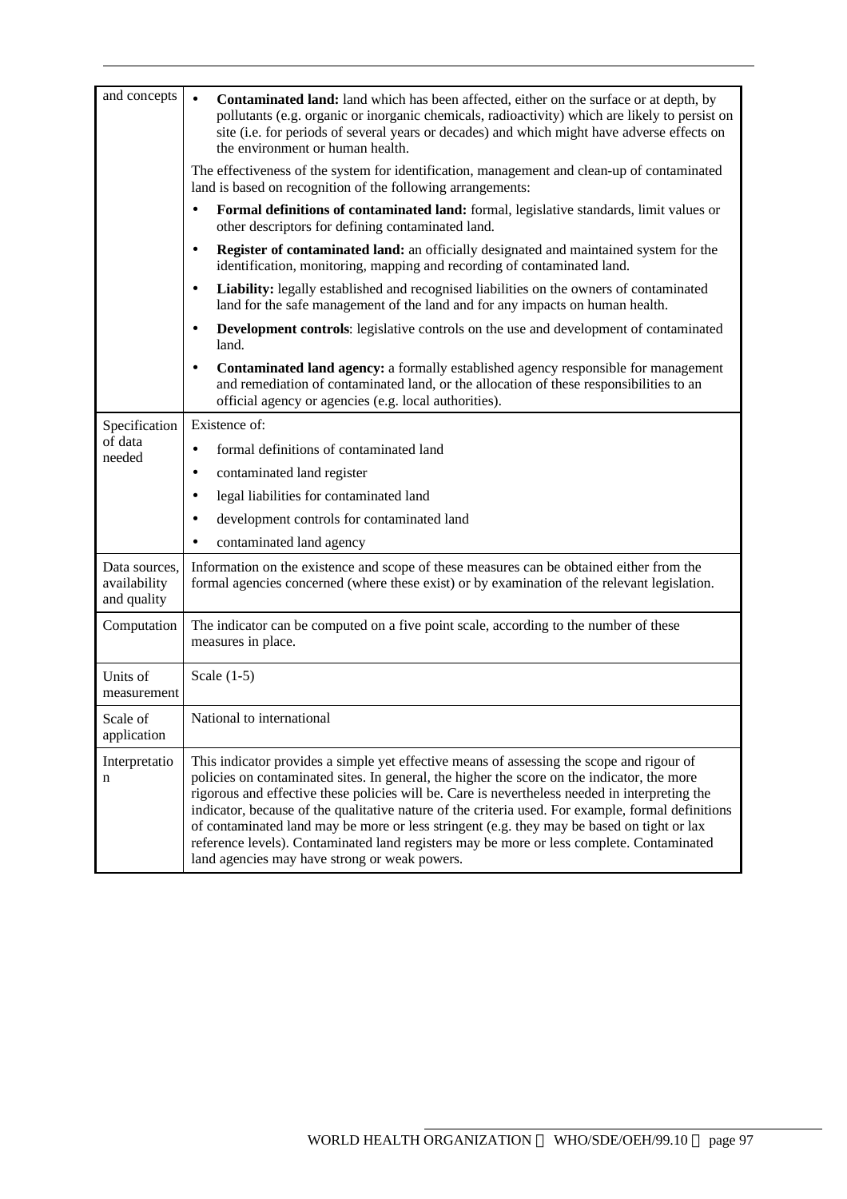| and concepts | • **Contaminated land:** land which has been affected, either on the surface or at depth, by pollutants (e.g. organic or inorganic chemicals, radioactivity) which are likely to persist on site (i.e. for periods of several years or decades) and which might have adverse effects on the environment or human health.<br><br>The effectiveness of the system for identification, management and clean-up of contaminated land is based on recognition of the following arrangements:<br><br>• **Formal definitions of contaminated land:** formal, legislative standards, limit values or other descriptors for defining contaminated land.<br>• **Register of contaminated land:** an officially designated and maintained system for the identification, monitoring, mapping and recording of contaminated land.<br>• **Liability:** legally established and recognised liabilities on the owners of contaminated land for the safe management of the land and for any impacts on human health.<br>• **Development controls**: legislative controls on the use and development of contaminated land.<br>• **Contaminated land agency:** a formally established agency responsible for management and remediation of contaminated land, or the allocation of these responsibilities to an official agency or agencies (e.g. local authorities). |
|---|---|
| Specification of data needed | Existence of:<br>• formal definitions of contaminated land<br>• contaminated land register<br>• legal liabilities for contaminated land<br>• development controls for contaminated land<br>• contaminated land agency |
| Data sources, availability and quality | Information on the existence and scope of these measures can be obtained either from the formal agencies concerned (where these exist) or by examination of the relevant legislation. |
| Computation | The indicator can be computed on a five point scale, according to the number of these measures in place. |
| Units of measurement | Scale (1-5) |
| Scale of application | National to international |
| Interpretation | This indicator provides a simple yet effective means of assessing the scope and rigour of policies on contaminated sites. In general, the higher the score on the indicator, the more rigorous and effective these policies will be. Care is nevertheless needed in interpreting the indicator, because of the qualitative nature of the criteria used. For example, formal definitions of contaminated land may be more or less stringent (e.g. they may be based on tight or lax reference levels). Contaminated land registers may be more or less complete. Contaminated land agencies may have strong or weak powers. |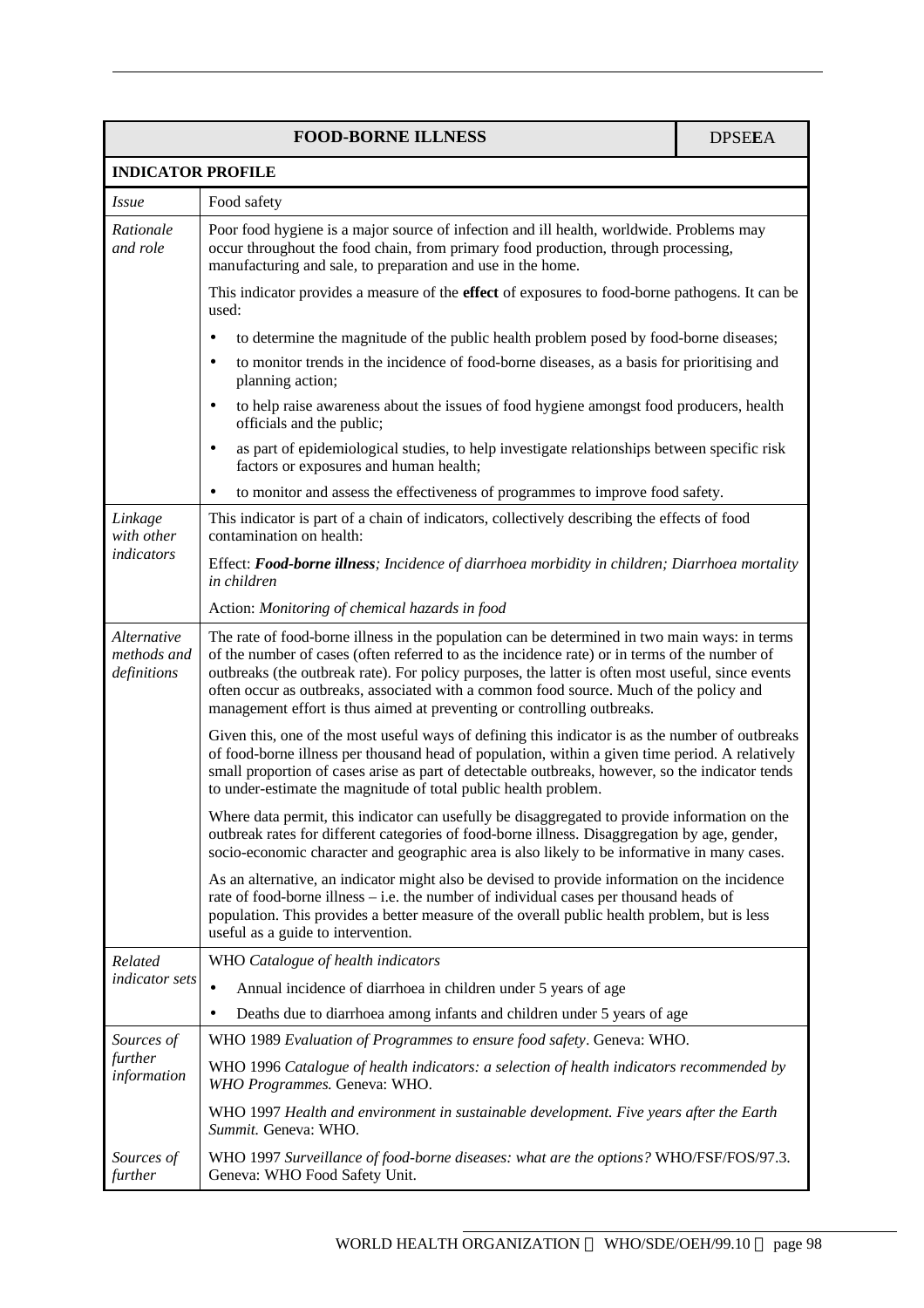| **FOOD-BORNE ILLNESS** | DPSE**E**A |
|---|---|
| **INDICATOR PROFILE** | |
| *Issue* | Food safety |
| *Rationale and role* | Poor food hygiene is a major source of infection and ill health, worldwide. Problems may occur throughout the food chain, from primary food production, through processing, manufacturing and sale, to preparation and use in the home.<br><br>This indicator provides a measure of the **effect** of exposures to food-borne pathogens. It can be used:<br>• to determine the magnitude of the public health problem posed by food-borne diseases;<br>• to monitor trends in the incidence of food-borne diseases, as a basis for prioritising and planning action;<br>• to help raise awareness about the issues of food hygiene amongst food producers, health officials and the public;<br>• as part of epidemiological studies, to help investigate relationships between specific risk factors or exposures and human health;<br>• to monitor and assess the effectiveness of programmes to improve food safety. |
| *Linkage with other indicators* | This indicator is part of a chain of indicators, collectively describing the effects of food contamination on health:<br><br>Effect: ***Food-borne illness****; Incidence of diarrhoea morbidity in children; Diarrhoea mortality in children*<br><br>Action: *Monitoring of chemical hazards in food* |
| *Alternative methods and definitions* | The rate of food-borne illness in the population can be determined in two main ways: in terms of the number of cases (often referred to as the incidence rate) or in terms of the number of outbreaks (the outbreak rate). For policy purposes, the latter is often most useful, since events often occur as outbreaks, associated with a common food source. Much of the policy and management effort is thus aimed at preventing or controlling outbreaks.<br><br>Given this, one of the most useful ways of defining this indicator is as the number of outbreaks of food-borne illness per thousand head of population, within a given time period. A relatively small proportion of cases arise as part of detectable outbreaks, however, so the indicator tends to under-estimate the magnitude of total public health problem.<br><br>Where data permit, this indicator can usefully be disaggregated to provide information on the outbreak rates for different categories of food-borne illness. Disaggregation by age, gender, socio-economic character and geographic area is also likely to be informative in many cases.<br><br>As an alternative, an indicator might also be devised to provide information on the incidence rate of food-borne illness – i.e. the number of individual cases per thousand heads of population. This provides a better measure of the overall public health problem, but is less useful as a guide to intervention. |
| *Related indicator sets* | WHO *Catalogue of health indicators*<br>• Annual incidence of diarrhoea in children under 5 years of age<br>• Deaths due to diarrhoea among infants and children under 5 years of age |
| *Sources of further information* | WHO 1989 *Evaluation of Programmes to ensure food safety*. Geneva: WHO.<br><br>WHO 1996 *Catalogue of health indicators: a selection of health indicators recommended by WHO Programmes.* Geneva: WHO.<br><br>WHO 1997 *Health and environment in sustainable development. Five years after the Earth Summit.* Geneva: WHO. |
| *Sources of further* | WHO 1997 *Surveillance of food-borne diseases: what are the options?* WHO/FSF/FOS/97.3. Geneva: WHO Food Safety Unit. |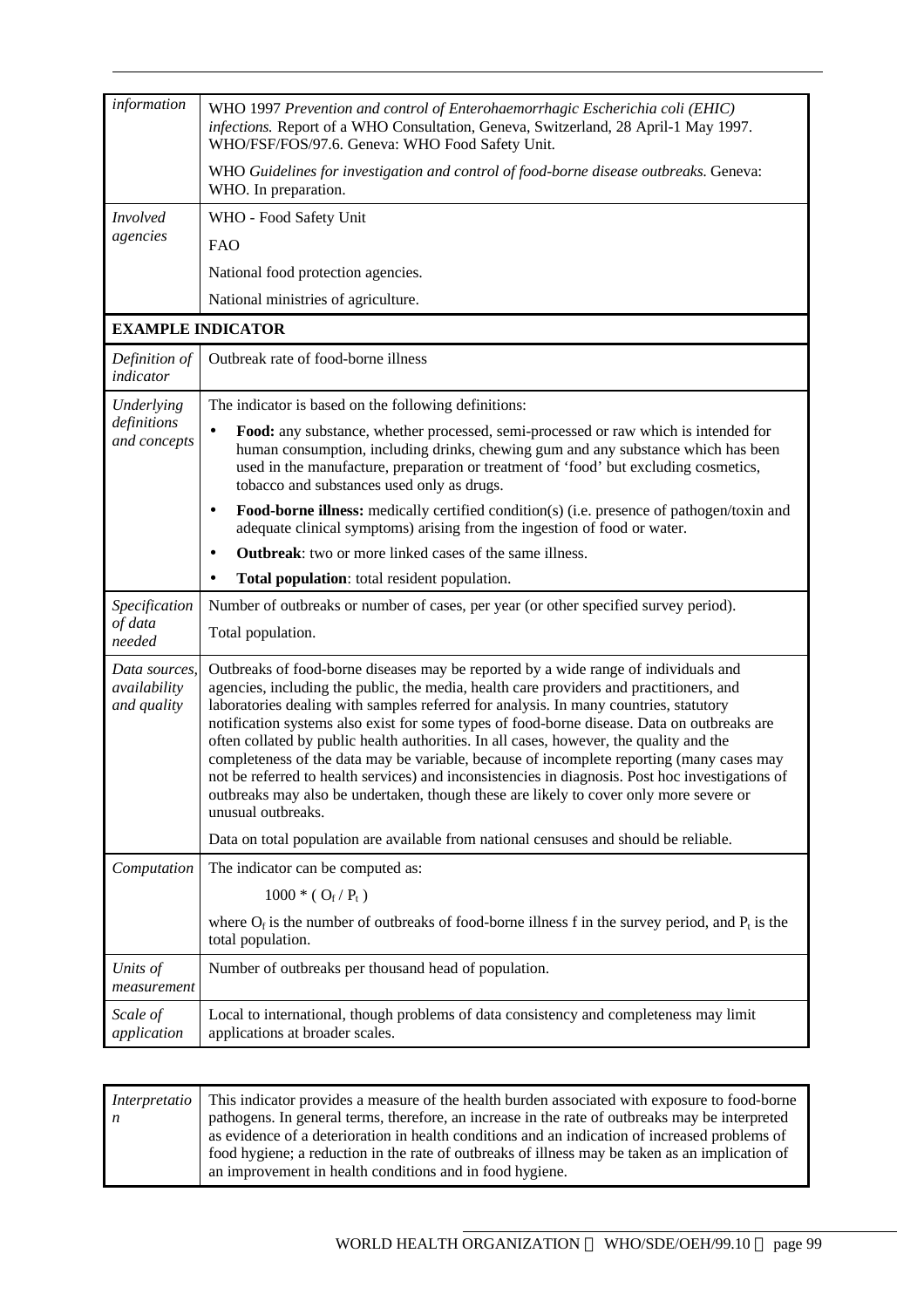| *information* | WHO 1997 *Prevention and control of Enterohaemorrhagic Escherichia coli (EHIC) infections.* Report of a WHO Consultation, Geneva, Switzerland, 28 April-1 May 1997. WHO/FSF/FOS/97.6. Geneva: WHO Food Safety Unit.<br><br>WHO *Guidelines for investigation and control of food-borne disease outbreaks.* Geneva: WHO. In preparation. |
|---|---|
| *Involved agencies* | WHO - Food Safety Unit<br><br>FAO<br><br>National food protection agencies.<br><br>National ministries of agriculture. |
| **EXAMPLE INDICATOR** | |
| *Definition of indicator* | Outbreak rate of food-borne illness |
| *Underlying definitions and concepts* | The indicator is based on the following definitions:<br>• **Food:** any substance, whether processed, semi-processed or raw which is intended for human consumption, including drinks, chewing gum and any substance which has been used in the manufacture, preparation or treatment of 'food' but excluding cosmetics, tobacco and substances used only as drugs.<br>• **Food-borne illness:** medically certified condition(s) (i.e. presence of pathogen/toxin and adequate clinical symptoms) arising from the ingestion of food or water.<br>• **Outbreak**: two or more linked cases of the same illness.<br>• **Total population**: total resident population. |
| *Specification of data needed* | Number of outbreaks or number of cases, per year (or other specified survey period).<br><br>Total population. |
| *Data sources, availability and quality* | Outbreaks of food-borne diseases may be reported by a wide range of individuals and agencies, including the public, the media, health care providers and practitioners, and laboratories dealing with samples referred for analysis. In many countries, statutory notification systems also exist for some types of food-borne disease. Data on outbreaks are often collated by public health authorities. In all cases, however, the quality and the completeness of the data may be variable, because of incomplete reporting (many cases may not be referred to health services) and inconsistencies in diagnosis. Post hoc investigations of outbreaks may also be undertaken, though these are likely to cover only more severe or unusual outbreaks.<br><br>Data on total population are available from national censuses and should be reliable. |
| *Computation* | The indicator can be computed as:<br><br>$1000 * ( O_f / P_t )$<br><br>where $O_f$ is the number of outbreaks of food-borne illness f in the survey period, and $P_t$ is the total population. |
| *Units of measurement* | Number of outbreaks per thousand head of population. |
| *Scale of application* | Local to international, though problems of data consistency and completeness may limit applications at broader scales. |

| *Interpretation* | This indicator provides a measure of the health burden associated with exposure to food-borne pathogens. In general terms, therefore, an increase in the rate of outbreaks may be interpreted as evidence of a deterioration in health conditions and an indication of increased problems of food hygiene; a reduction in the rate of outbreaks of illness may be taken as an implication of an improvement in health conditions and in food hygiene. |
|---|---|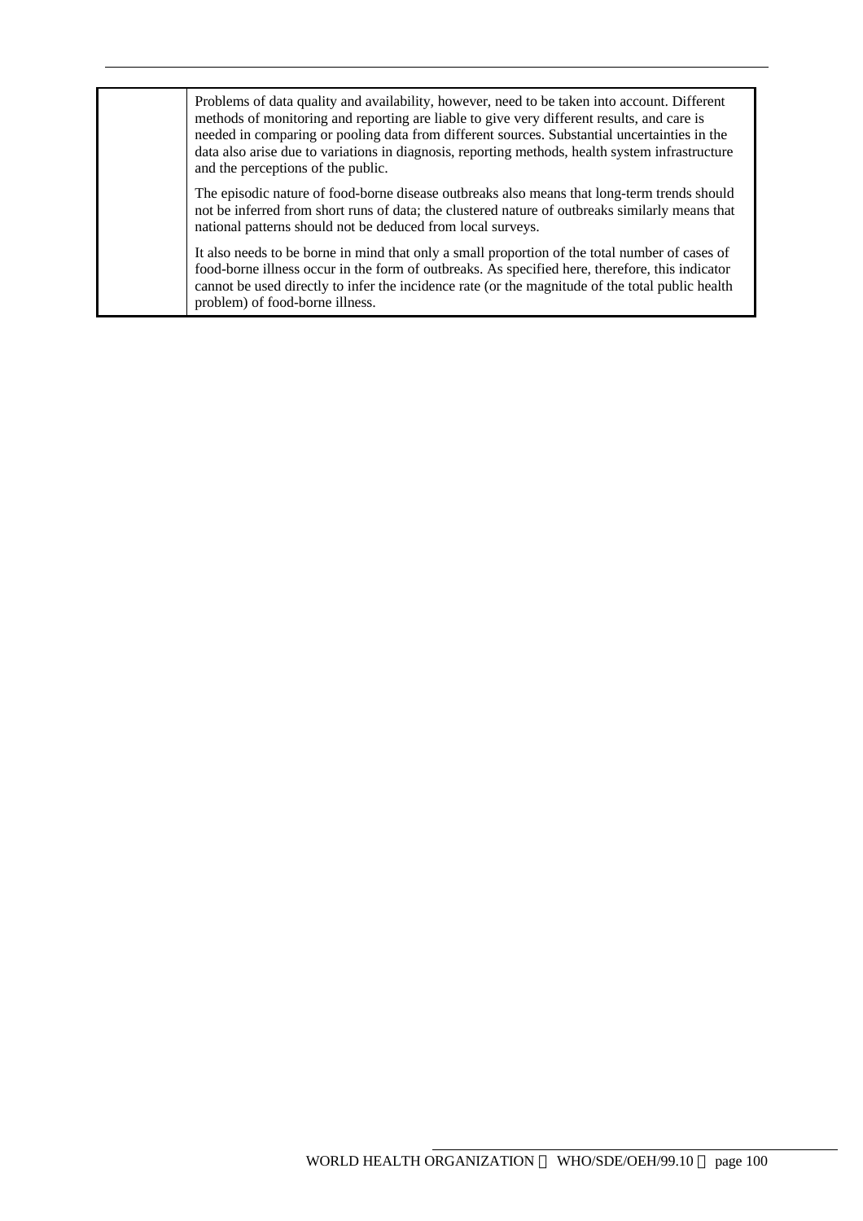| | |
|---|---|
| | Problems of data quality and availability, however, need to be taken into account. Different methods of monitoring and reporting are liable to give very different results, and care is needed in comparing or pooling data from different sources. Substantial uncertainties in the data also arise due to variations in diagnosis, reporting methods, health system infrastructure and the perceptions of the public.<br><br>The episodic nature of food-borne disease outbreaks also means that long-term trends should not be inferred from short runs of data; the clustered nature of outbreaks similarly means that national patterns should not be deduced from local surveys.<br><br>It also needs to be borne in mind that only a small proportion of the total number of cases of food-borne illness occur in the form of outbreaks. As specified here, therefore, this indicator cannot be used directly to infer the incidence rate (or the magnitude of the total public health problem) of food-borne illness. |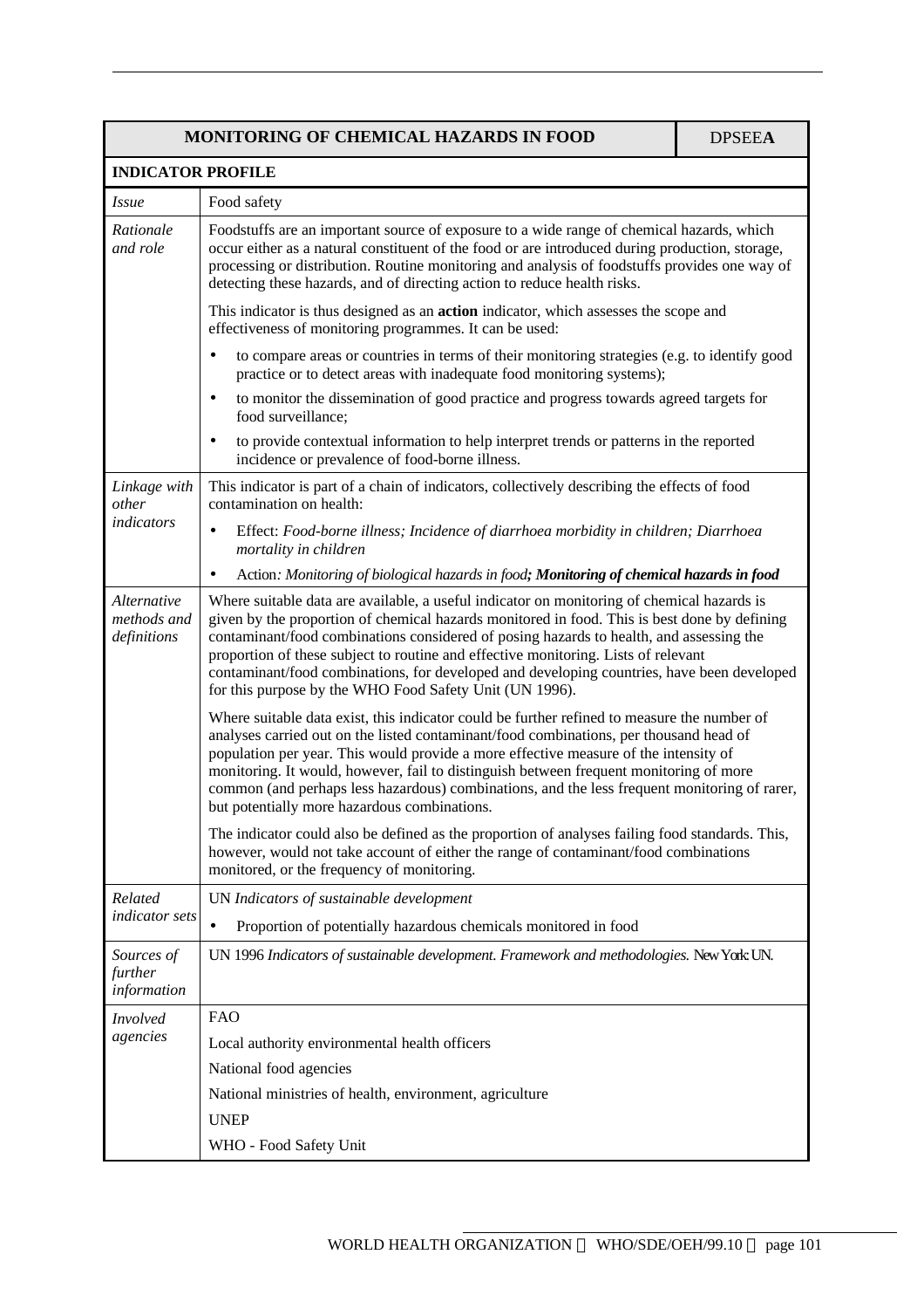| MONITORING OF CHEMICAL HAZARDS IN FOOD | DPSEE**A** |
|---|---|
| **INDICATOR PROFILE** | |
| *Issue* | Food safety |
| *Rationale and role* | Foodstuffs are an important source of exposure to a wide range of chemical hazards, which occur either as a natural constituent of the food or are introduced during production, storage, processing or distribution. Routine monitoring and analysis of foodstuffs provides one way of detecting these hazards, and of directing action to reduce health risks.<br><br>This indicator is thus designed as an **action** indicator, which assesses the scope and effectiveness of monitoring programmes. It can be used:<br><br>• to compare areas or countries in terms of their monitoring strategies (e.g. to identify good practice or to detect areas with inadequate food monitoring systems);<br>• to monitor the dissemination of good practice and progress towards agreed targets for food surveillance;<br>• to provide contextual information to help interpret trends or patterns in the reported incidence or prevalence of food-borne illness. |
| *Linkage with other indicators* | This indicator is part of a chain of indicators, collectively describing the effects of food contamination on health:<br><br>• Effect: *Food-borne illness; Incidence of diarrhoea morbidity in children; Diarrhoea mortality in children*<br>• Action*: Monitoring of biological hazards in food* ***; Monitoring of chemical hazards in food*** |
| *Alternative methods and definitions* | Where suitable data are available, a useful indicator on monitoring of chemical hazards is given by the proportion of chemical hazards monitored in food. This is best done by defining contaminant/food combinations considered of posing hazards to health, and assessing the proportion of these subject to routine and effective monitoring. Lists of relevant contaminant/food combinations, for developed and developing countries, have been developed for this purpose by the WHO Food Safety Unit (UN 1996).<br><br>Where suitable data exist, this indicator could be further refined to measure the number of analyses carried out on the listed contaminant/food combinations, per thousand head of population per year. This would provide a more effective measure of the intensity of monitoring. It would, however, fail to distinguish between frequent monitoring of more common (and perhaps less hazardous) combinations, and the less frequent monitoring of rarer, but potentially more hazardous combinations.<br><br>The indicator could also be defined as the proportion of analyses failing food standards. This, however, would not take account of either the range of contaminant/food combinations monitored, or the frequency of monitoring. |
| *Related indicator sets* | UN *Indicators of sustainable development*<br><br>• Proportion of potentially hazardous chemicals monitored in food |
| *Sources of further information* | UN 1996 *Indicators of sustainable development. Framework and methodologies.* New York: UN. |
| *Involved agencies* | FAO<br>Local authority environmental health officers<br>National food agencies<br>National ministries of health, environment, agriculture<br>UNEP<br>WHO - Food Safety Unit |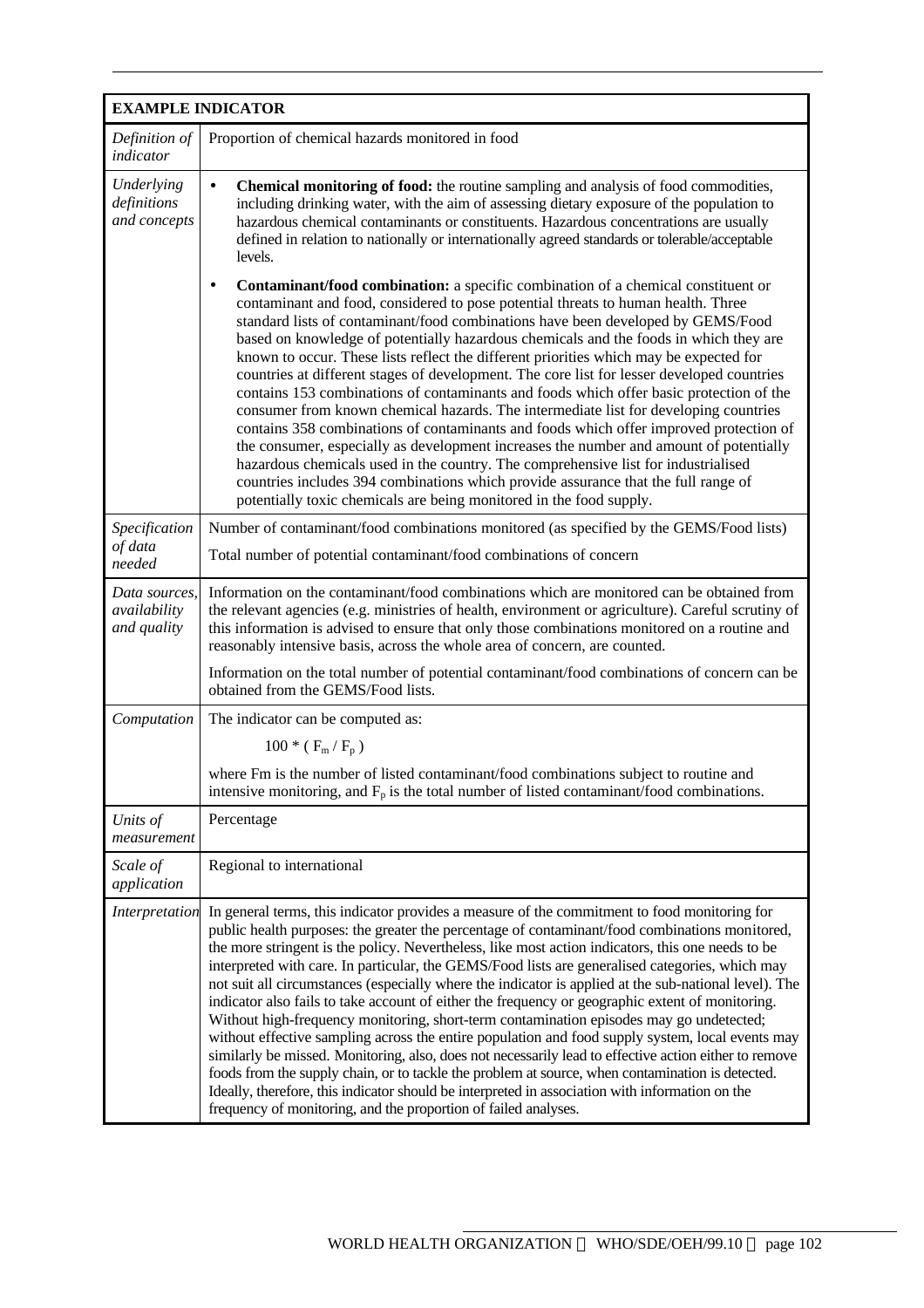| **EXAMPLE INDICATOR** | |
|---|---|
| *Definition of indicator* | Proportion of chemical hazards monitored in food |
| *Underlying definitions and concepts* | • **Chemical monitoring of food:** the routine sampling and analysis of food commodities, including drinking water, with the aim of assessing dietary exposure of the population to hazardous chemical contaminants or constituents. Hazardous concentrations are usually defined in relation to nationally or internationally agreed standards or tolerable/acceptable levels. <br><br> • **Contaminant/food combination:** a specific combination of a chemical constituent or contaminant and food, considered to pose potential threats to human health. Three standard lists of contaminant/food combinations have been developed by GEMS/Food based on knowledge of potentially hazardous chemicals and the foods in which they are known to occur. These lists reflect the different priorities which may be expected for countries at different stages of development. The core list for lesser developed countries contains 153 combinations of contaminants and foods which offer basic protection of the consumer from known chemical hazards. The intermediate list for developing countries contains 358 combinations of contaminants and foods which offer improved protection of the consumer, especially as development increases the number and amount of potentially hazardous chemicals used in the country. The comprehensive list for industrialised countries includes 394 combinations which provide assurance that the full range of potentially toxic chemicals are being monitored in the food supply. |
| *Specification of data needed* | Number of contaminant/food combinations monitored (as specified by the GEMS/Food lists) <br><br> Total number of potential contaminant/food combinations of concern |
| *Data sources, availability and quality* | Information on the contaminant/food combinations which are monitored can be obtained from the relevant agencies (e.g. ministries of health, environment or agriculture). Careful scrutiny of this information is advised to ensure that only those combinations monitored on a routine and reasonably intensive basis, across the whole area of concern, are counted. <br><br> Information on the total number of potential contaminant/food combinations of concern can be obtained from the GEMS/Food lists. |
| *Computation* | The indicator can be computed as: <br><br> $100 * ( F_m / F_p )$ <br><br> where Fm is the number of listed contaminant/food combinations subject to routine and intensive monitoring, and $F_p$ is the total number of listed contaminant/food combinations. |
| *Units of measurement* | Percentage |
| *Scale of application* | Regional to international |
| *Interpretation* | In general terms, this indicator provides a measure of the commitment to food monitoring for public health purposes: the greater the percentage of contaminant/food combinations monitored, the more stringent is the policy. Nevertheless, like most action indicators, this one needs to be interpreted with care. In particular, the GEMS/Food lists are generalised categories, which may not suit all circumstances (especially where the indicator is applied at the sub-national level). The indicator also fails to take account of either the frequency or geographic extent of monitoring. Without high-frequency monitoring, short-term contamination episodes may go undetected; without effective sampling across the entire population and food supply system, local events may similarly be missed. Monitoring, also, does not necessarily lead to effective action either to remove foods from the supply chain, or to tackle the problem at source, when contamination is detected. Ideally, therefore, this indicator should be interpreted in association with information on the frequency of monitoring, and the proportion of failed analyses. |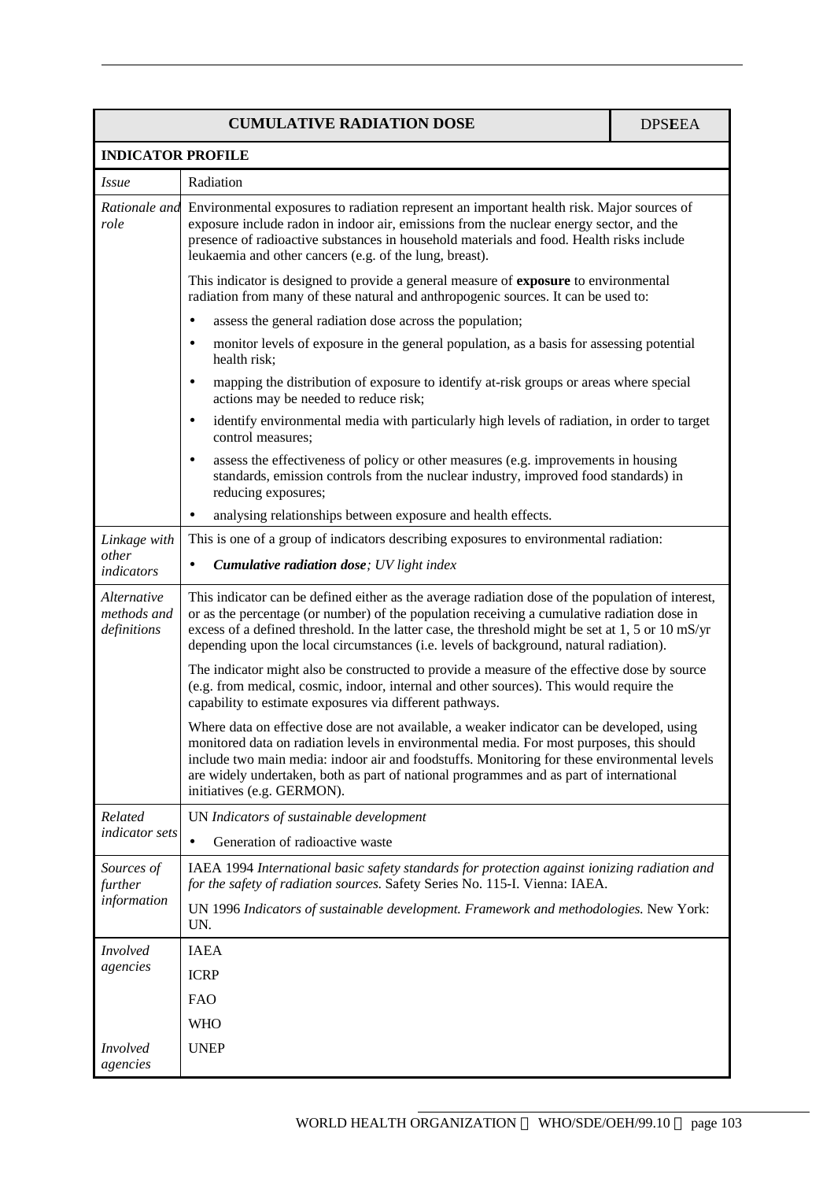| **CUMULATIVE RADIATION DOSE** | DPSEEA |
|---|---|
| **INDICATOR PROFILE** | |
| *Issue* | Radiation |
| *Rationale and role* | Environmental exposures to radiation represent an important health risk. Major sources of exposure include radon in indoor air, emissions from the nuclear energy sector, and the presence of radioactive substances in household materials and food. Health risks include leukaemia and other cancers (e.g. of the lung, breast).<br><br>This indicator is designed to provide a general measure of **exposure** to environmental radiation from many of these natural and anthropogenic sources. It can be used to:<br>• assess the general radiation dose across the population;<br>• monitor levels of exposure in the general population, as a basis for assessing potential health risk;<br>• mapping the distribution of exposure to identify at-risk groups or areas where special actions may be needed to reduce risk;<br>• identify environmental media with particularly high levels of radiation, in order to target control measures;<br>• assess the effectiveness of policy or other measures (e.g. improvements in housing standards, emission controls from the nuclear industry, improved food standards) in reducing exposures;<br>• analysing relationships between exposure and health effects. |
| *Linkage with other indicators* | This is one of a group of indicators describing exposures to environmental radiation:<br>• ***Cumulative radiation dose****; UV light index* |
| *Alternative methods and definitions* | This indicator can be defined either as the average radiation dose of the population of interest, or as the percentage (or number) of the population receiving a cumulative radiation dose in excess of a defined threshold. In the latter case, the threshold might be set at 1, 5 or 10 mS/yr depending upon the local circumstances (i.e. levels of background, natural radiation).<br><br>The indicator might also be constructed to provide a measure of the effective dose by source (e.g. from medical, cosmic, indoor, internal and other sources). This would require the capability to estimate exposures via different pathways.<br><br>Where data on effective dose are not available, a weaker indicator can be developed, using monitored data on radiation levels in environmental media. For most purposes, this should include two main media: indoor air and foodstuffs. Monitoring for these environmental levels are widely undertaken, both as part of national programmes and as part of international initiatives (e.g. GERMON). |
| *Related indicator sets* | UN *Indicators of sustainable development*<br>• Generation of radioactive waste |
| *Sources of further information* | IAEA 1994 *International basic safety standards for protection against ionizing radiation and for the safety of radiation sources.* Safety Series No. 115-I. Vienna: IAEA.<br><br>UN 1996 *Indicators of sustainable development. Framework and methodologies.* New York: UN. |
| *Involved agencies* | IAEA<br>ICRP<br>FAO<br>WHO |
| *Involved agencies* | UNEP |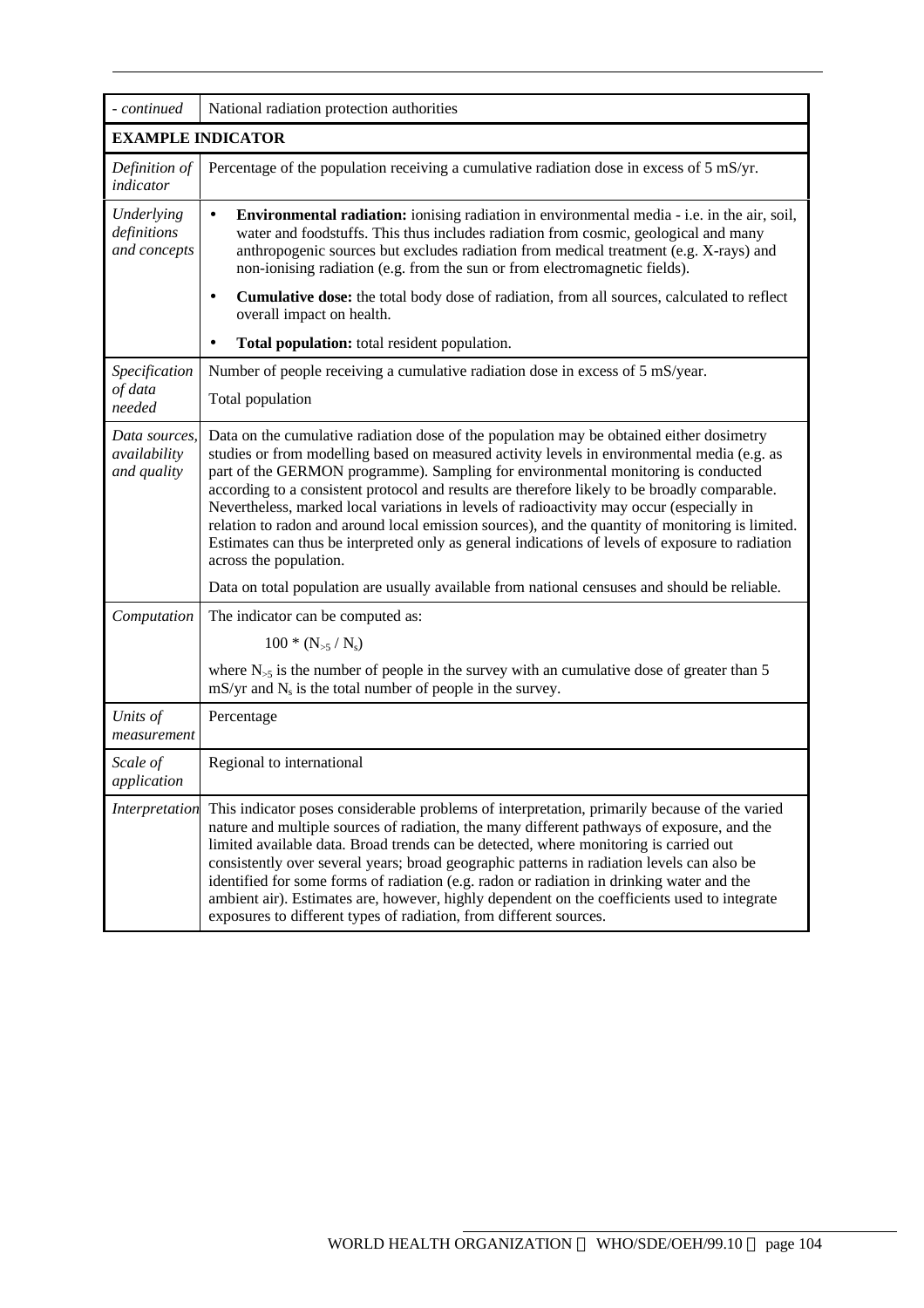| - continued | National radiation protection authorities |
|---|---|
| **EXAMPLE INDICATOR** | |
| *Definition of indicator* | Percentage of the population receiving a cumulative radiation dose in excess of 5 mS/yr. |
| *Underlying definitions and concepts* | • **Environmental radiation:** ionising radiation in environmental media - i.e. in the air, soil, water and foodstuffs. This thus includes radiation from cosmic, geological and many anthropogenic sources but excludes radiation from medical treatment (e.g. X-rays) and non-ionising radiation (e.g. from the sun or from electromagnetic fields).<br>• **Cumulative dose:** the total body dose of radiation, from all sources, calculated to reflect overall impact on health.<br>• **Total population:** total resident population. |
| *Specification of data needed* | Number of people receiving a cumulative radiation dose in excess of 5 mS/year.<br>Total population |
| *Data sources, availability and quality* | Data on the cumulative radiation dose of the population may be obtained either dosimetry studies or from modelling based on measured activity levels in environmental media (e.g. as part of the GERMON programme). Sampling for environmental monitoring is conducted according to a consistent protocol and results are therefore likely to be broadly comparable. Nevertheless, marked local variations in levels of radioactivity may occur (especially in relation to radon and around local emission sources), and the quantity of monitoring is limited. Estimates can thus be interpreted only as general indications of levels of exposure to radiation across the population.<br>Data on total population are usually available from national censuses and should be reliable. |
| *Computation* | The indicator can be computed as:<br>$100 * (N_{>5} / N_s)$<br>where $N_{>5}$ is the number of people in the survey with an cumulative dose of greater than 5 mS/yr and $N_s$ is the total number of people in the survey. |
| *Units of measurement* | Percentage |
| *Scale of application* | Regional to international |
| *Interpretation* | This indicator poses considerable problems of interpretation, primarily because of the varied nature and multiple sources of radiation, the many different pathways of exposure, and the limited available data. Broad trends can be detected, where monitoring is carried out consistently over several years; broad geographic patterns in radiation levels can also be identified for some forms of radiation (e.g. radon or radiation in drinking water and the ambient air). Estimates are, however, highly dependent on the coefficients used to integrate exposures to different types of radiation, from different sources. |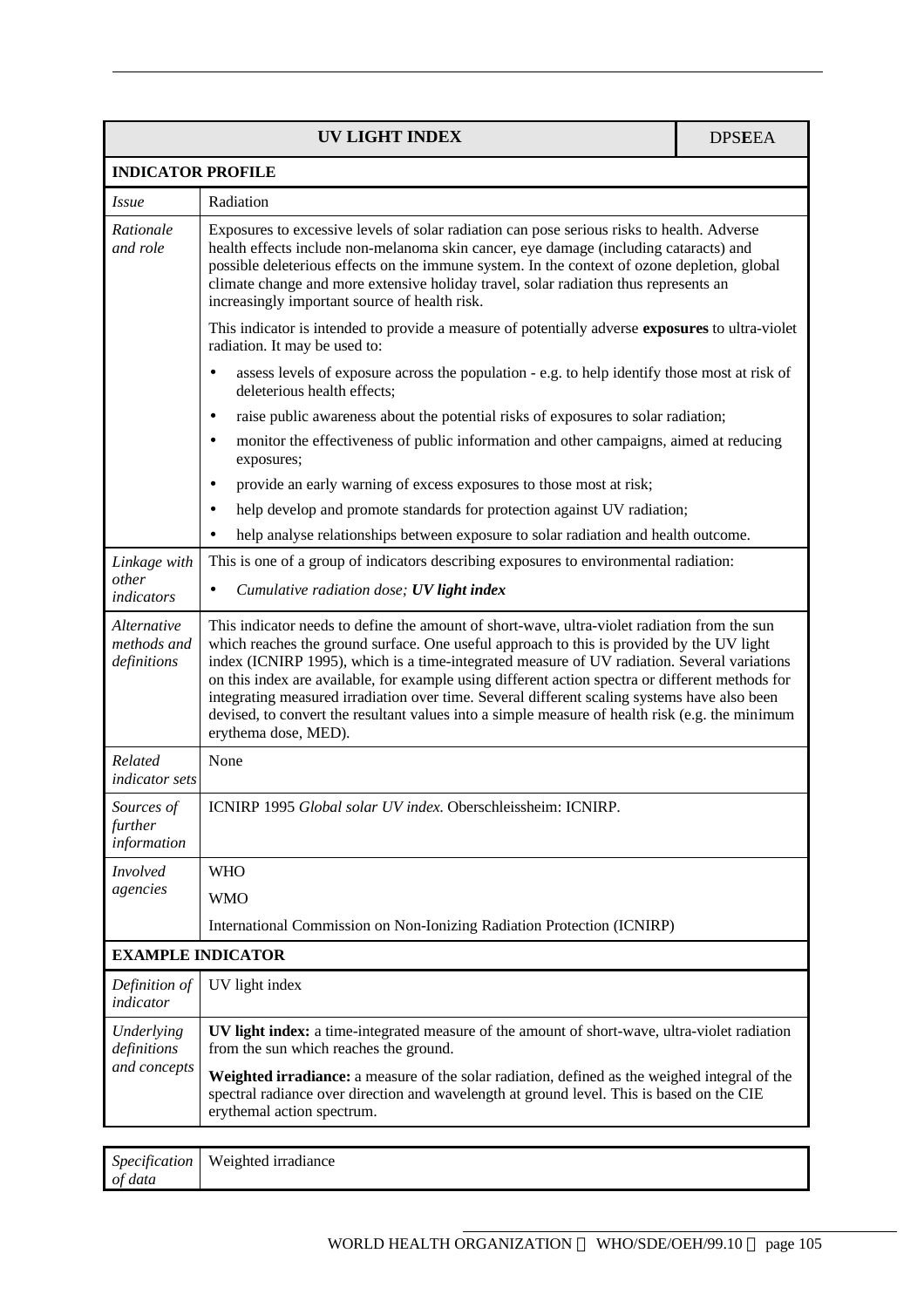| UV LIGHT INDEX | | DPSEEA |
|---|---|---|
| **INDICATOR PROFILE** | | |
| *Issue* | Radiation | |
| *Rationale and role* | Exposures to excessive levels of solar radiation can pose serious risks to health. Adverse health effects include non-melanoma skin cancer, eye damage (including cataracts) and possible deleterious effects on the immune system. In the context of ozone depletion, global climate change and more extensive holiday travel, solar radiation thus represents an increasingly important source of health risk.<br><br>This indicator is intended to provide a measure of potentially adverse **exposures** to ultra-violet radiation. It may be used to:<br>• assess levels of exposure across the population - e.g. to help identify those most at risk of deleterious health effects;<br>• raise public awareness about the potential risks of exposures to solar radiation;<br>• monitor the effectiveness of public information and other campaigns, aimed at reducing exposures;<br>• provide an early warning of excess exposures to those most at risk;<br>• help develop and promote standards for protection against UV radiation;<br>• help analyse relationships between exposure to solar radiation and health outcome. | |
| *Linkage with other indicators* | This is one of a group of indicators describing exposures to environmental radiation:<br>• *Cumulative radiation dose; **UV light index*** | |
| *Alternative methods and definitions* | This indicator needs to define the amount of short-wave, ultra-violet radiation from the sun which reaches the ground surface. One useful approach to this is provided by the UV light index (ICNIRP 1995), which is a time-integrated measure of UV radiation. Several variations on this index are available, for example using different action spectra or different methods for integrating measured irradiation over time. Several different scaling systems have also been devised, to convert the resultant values into a simple measure of health risk (e.g. the minimum erythema dose, MED). | |
| *Related indicator sets* | None | |
| *Sources of further information* | ICNIRP 1995 *Global solar UV index*. Oberschleissheim: ICNIRP. | |
| *Involved agencies* | WHO<br>WMO<br>International Commission on Non-Ionizing Radiation Protection (ICNIRP) | |
| **EXAMPLE INDICATOR** | | |
| *Definition of indicator* | UV light index | |
| *Underlying definitions and concepts* | **UV light index:** a time-integrated measure of the amount of short-wave, ultra-violet radiation from the sun which reaches the ground.<br><br>**Weighted irradiance:** a measure of the solar radiation, defined as the weighed integral of the spectral radiance over direction and wavelength at ground level. This is based on the CIE erythemal action spectrum. | |
| *Specification of data* | Weighted irradiance | |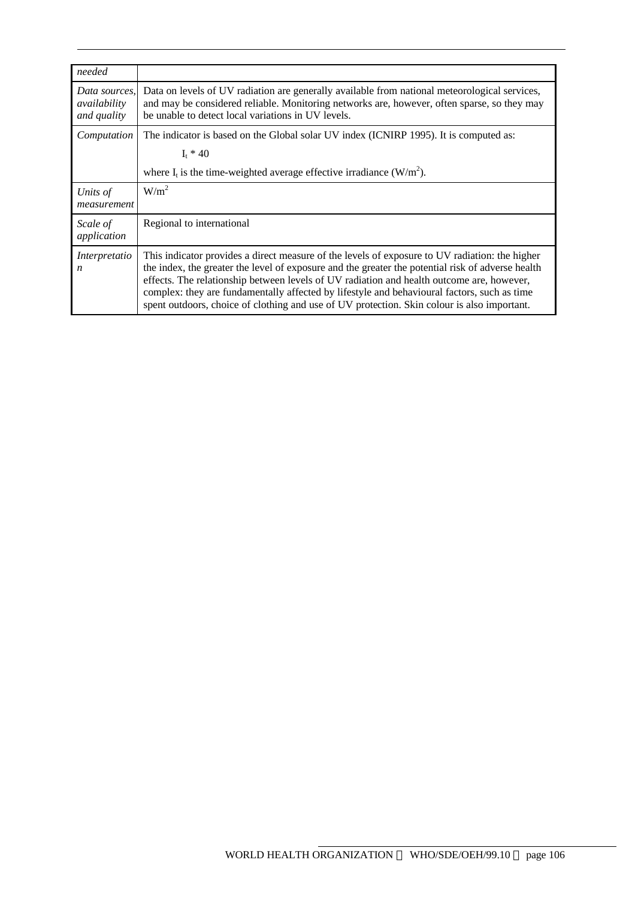| | |
|---|---|
| *needed* | |
| *Data sources, availability and quality* | Data on levels of UV radiation are generally available from national meteorological services, and may be considered reliable. Monitoring networks are, however, often sparse, so they may be unable to detect local variations in UV levels. |
| *Computation* | The indicator is based on the Global solar UV index (ICNIRP 1995). It is computed as: $I_t * 40$ where $I_t$ is the time-weighted average effective irradiance ($W/m^2$). |
| *Units of measurement* | $W/m^2$ |
| *Scale of application* | Regional to international |
| *Interpretation* | This indicator provides a direct measure of the levels of exposure to UV radiation: the higher the index, the greater the level of exposure and the greater the potential risk of adverse health effects. The relationship between levels of UV radiation and health outcome are, however, complex: they are fundamentally affected by lifestyle and behavioural factors, such as time spent outdoors, choice of clothing and use of UV protection. Skin colour is also important. |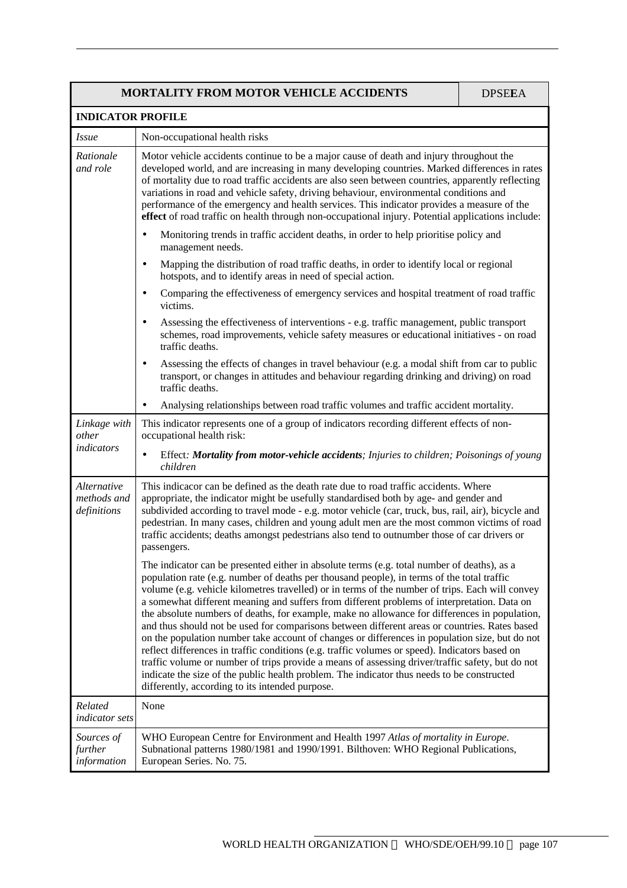| MORTALITY FROM MOTOR VEHICLE ACCIDENTS | DPSE**E**A |
|---|---|
| **INDICATOR PROFILE** | |
| *Issue* | Non-occupational health risks |
| *Rationale and role* | Motor vehicle accidents continue to be a major cause of death and injury throughout the developed world, and are increasing in many developing countries. Marked differences in rates of mortality due to road traffic accidents are also seen between countries, apparently reflecting variations in road and vehicle safety, driving behaviour, environmental conditions and performance of the emergency and health services. This indicator provides a measure of the **effect** of road traffic on health through non-occupational injury. Potential applications include:<br>• Monitoring trends in traffic accident deaths, in order to help prioritise policy and management needs.<br>• Mapping the distribution of road traffic deaths, in order to identify local or regional hotspots, and to identify areas in need of special action.<br>• Comparing the effectiveness of emergency services and hospital treatment of road traffic victims.<br>• Assessing the effectiveness of interventions - e.g. traffic management, public transport schemes, road improvements, vehicle safety measures or educational initiatives - on road traffic deaths.<br>• Assessing the effects of changes in travel behaviour (e.g. a modal shift from car to public transport, or changes in attitudes and behaviour regarding drinking and driving) on road traffic deaths.<br>• Analysing relationships between road traffic volumes and traffic accident mortality. |
| *Linkage with other indicators* | This indicator represents one of a group of indicators recording different effects of non-occupational health risk:<br>• Effect*: **Mortality from motor-vehicle accidents**; Injuries to children; Poisonings of young children* |
| *Alternative methods and definitions* | This indicacor can be defined as the death rate due to road traffic accidents. Where appropriate, the indicator might be usefully standardised both by age- and gender and subdivided according to travel mode - e.g. motor vehicle (car, truck, bus, rail, air), bicycle and pedestrian. In many cases, children and young adult men are the most common victims of road traffic accidents; deaths amongst pedestrians also tend to outnumber those of car drivers or passengers.<br><br>The indicator can be presented either in absolute terms (e.g. total number of deaths), as a population rate (e.g. number of deaths per thousand people), in terms of the total traffic volume (e.g. vehicle kilometres travelled) or in terms of the number of trips. Each will convey a somewhat different meaning and suffers from different problems of interpretation. Data on the absolute numbers of deaths, for example, make no allowance for differences in population, and thus should not be used for comparisons between different areas or countries. Rates based on the population number take account of changes or differences in population size, but do not reflect differences in traffic conditions (e.g. traffic volumes or speed). Indicators based on traffic volume or number of trips provide a means of assessing driver/traffic safety, but do not indicate the size of the public health problem. The indicator thus needs to be constructed differently, according to its intended purpose. |
| *Related indicator sets* | None |
| *Sources of further information* | WHO European Centre for Environment and Health 1997 *Atlas of mortality in Europe*. Subnational patterns 1980/1981 and 1990/1991. Bilthoven: WHO Regional Publications, European Series. No. 75. |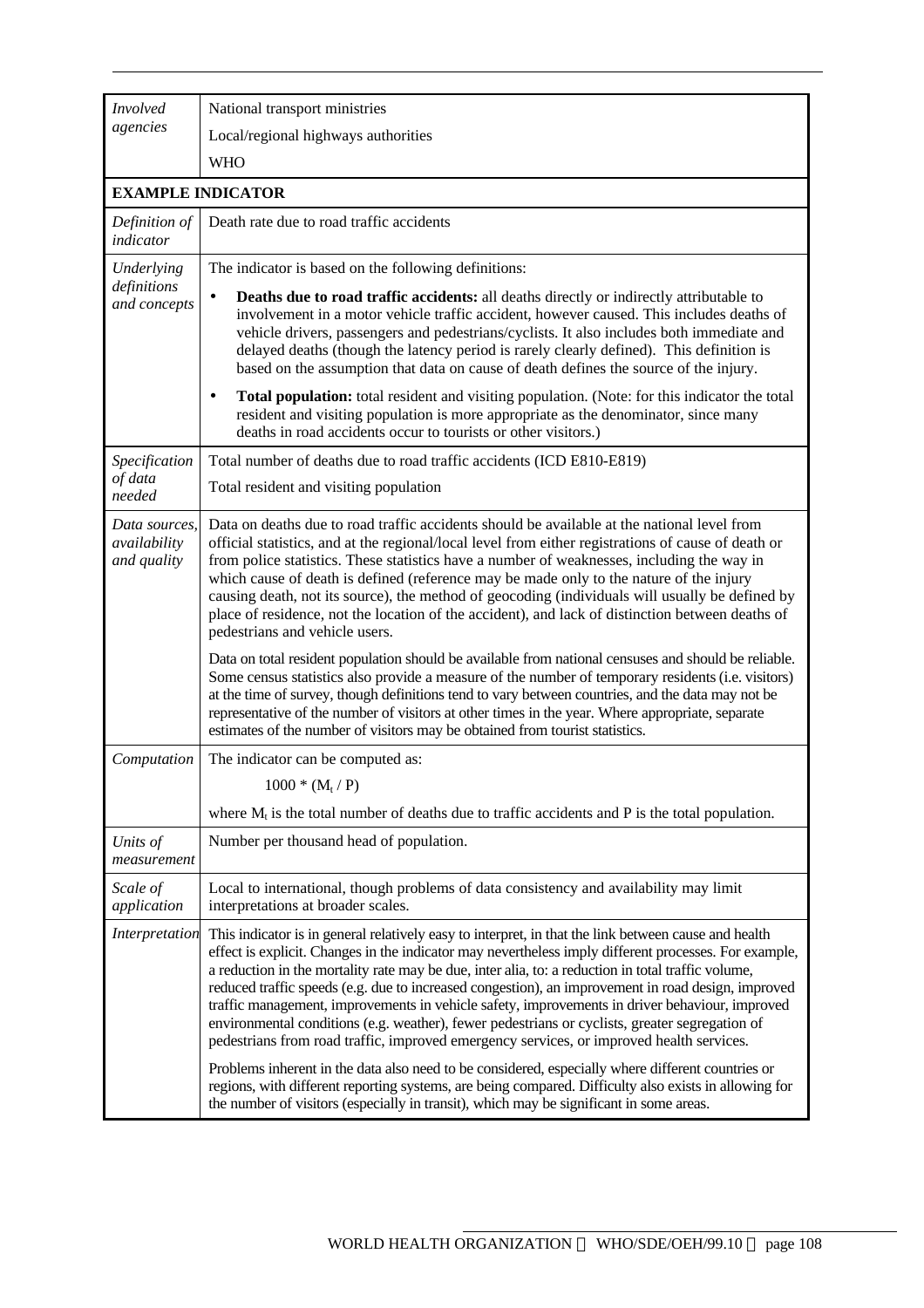| | |
|---|---|
| *Involved agencies* | National transport ministries<br>Local/regional highways authorities<br>WHO |
| **EXAMPLE INDICATOR** | |
| *Definition of indicator* | Death rate due to road traffic accidents |
| *Underlying definitions and concepts* | The indicator is based on the following definitions:<br>• **Deaths due to road traffic accidents:** all deaths directly or indirectly attributable to involvement in a motor vehicle traffic accident, however caused. This includes deaths of vehicle drivers, passengers and pedestrians/cyclists. It also includes both immediate and delayed deaths (though the latency period is rarely clearly defined). This definition is based on the assumption that data on cause of death defines the source of the injury.<br>• **Total population:** total resident and visiting population. (Note: for this indicator the total resident and visiting population is more appropriate as the denominator, since many deaths in road accidents occur to tourists or other visitors.) |
| *Specification of data needed* | Total number of deaths due to road traffic accidents (ICD E810-E819)<br>Total resident and visiting population |
| *Data sources, availability and quality* | Data on deaths due to road traffic accidents should be available at the national level from official statistics, and at the regional/local level from either registrations of cause of death or from police statistics. These statistics have a number of weaknesses, including the way in which cause of death is defined (reference may be made only to the nature of the injury causing death, not its source), the method of geocoding (individuals will usually be defined by place of residence, not the location of the accident), and lack of distinction between deaths of pedestrians and vehicle users.<br>Data on total resident population should be available from national censuses and should be reliable. Some census statistics also provide a measure of the number of temporary residents (i.e. visitors) at the time of survey, though definitions tend to vary between countries, and the data may not be representative of the number of visitors at other times in the year. Where appropriate, separate estimates of the number of visitors may be obtained from tourist statistics. |
| *Computation* | The indicator can be computed as:<br>$1000 * (M_t / P)$<br>where $M_t$ is the total number of deaths due to traffic accidents and P is the total population. |
| *Units of measurement* | Number per thousand head of population. |
| *Scale of application* | Local to international, though problems of data consistency and availability may limit interpretations at broader scales. |
| *Interpretation* | This indicator is in general relatively easy to interpret, in that the link between cause and health effect is explicit. Changes in the indicator may nevertheless imply different processes. For example, a reduction in the mortality rate may be due, inter alia, to: a reduction in total traffic volume, reduced traffic speeds (e.g. due to increased congestion), an improvement in road design, improved traffic management, improvements in vehicle safety, improvements in driver behaviour, improved environmental conditions (e.g. weather), fewer pedestrians or cyclists, greater segregation of pedestrians from road traffic, improved emergency services, or improved health services.<br>Problems inherent in the data also need to be considered, especially where different countries or regions, with different reporting systems, are being compared. Difficulty also exists in allowing for the number of visitors (especially in transit), which may be significant in some areas. |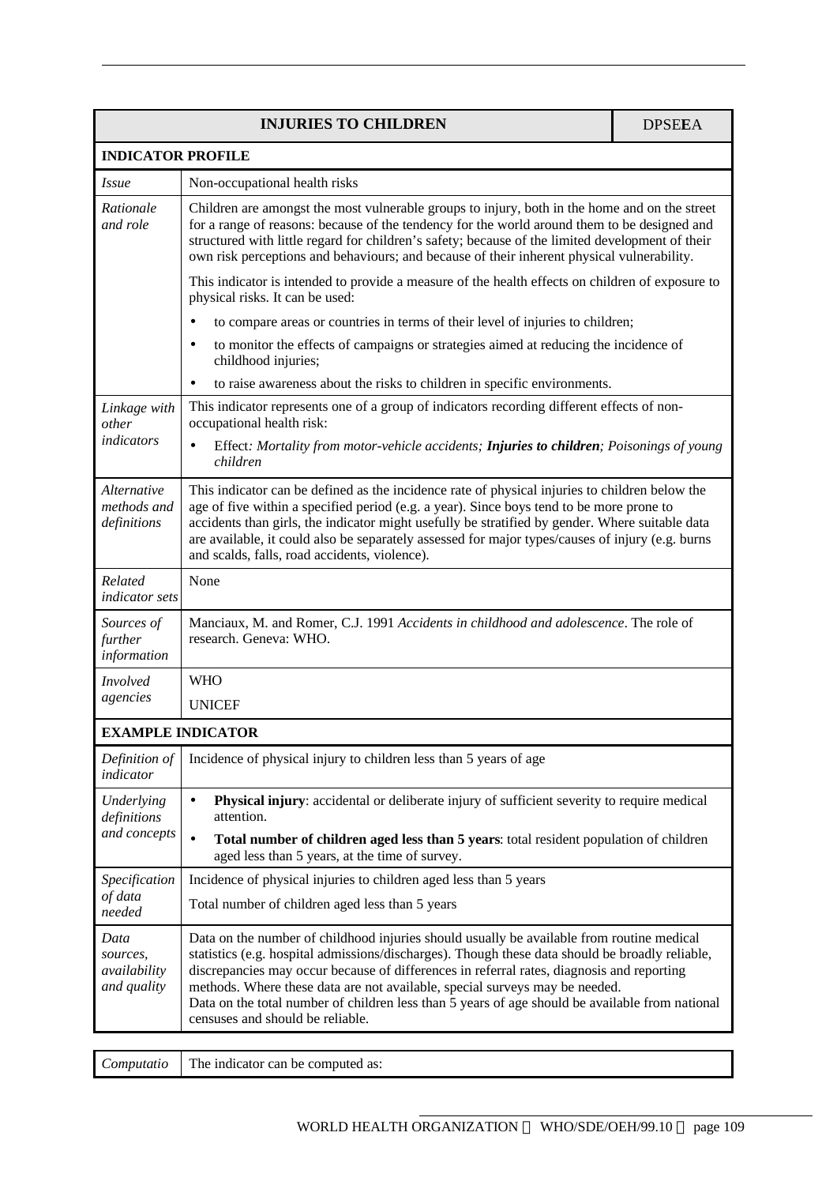| **INJURIES TO CHILDREN** | DPSE**E**A |
|---|---|
| **INDICATOR PROFILE** | |
| *Issue* | Non-occupational health risks |
| *Rationale and role* | Children are amongst the most vulnerable groups to injury, both in the home and on the street for a range of reasons: because of the tendency for the world around them to be designed and structured with little regard for children's safety; because of the limited development of their own risk perceptions and behaviours; and because of their inherent physical vulnerability.<br><br>This indicator is intended to provide a measure of the health effects on children of exposure to physical risks. It can be used:<br><br>• to compare areas or countries in terms of their level of injuries to children;<br>• to monitor the effects of campaigns or strategies aimed at reducing the incidence of childhood injuries;<br>• to raise awareness about the risks to children in specific environments. |
| *Linkage with other indicators* | This indicator represents one of a group of indicators recording different effects of non-occupational health risk:<br><br>• Effect*: Mortality from motor-vehicle accidents;* ***Injuries to children****; Poisonings of young children* |
| *Alternative methods and definitions* | This indicator can be defined as the incidence rate of physical injuries to children below the age of five within a specified period (e.g. a year). Since boys tend to be more prone to accidents than girls, the indicator might usefully be stratified by gender. Where suitable data are available, it could also be separately assessed for major types/causes of injury (e.g. burns and scalds, falls, road accidents, violence). |
| *Related indicator sets* | None |
| *Sources of further information* | Manciaux, M. and Romer, C.J. 1991 *Accidents in childhood and adolescence*. The role of research. Geneva: WHO. |
| *Involved agencies* | WHO<br>UNICEF |
| **EXAMPLE INDICATOR** | |
| *Definition of indicator* | Incidence of physical injury to children less than 5 years of age |
| *Underlying definitions and concepts* | • **Physical injury**: accidental or deliberate injury of sufficient severity to require medical attention.<br>• **Total number of children aged less than 5 years**: total resident population of children aged less than 5 years, at the time of survey. |
| *Specification of data needed* | Incidence of physical injuries to children aged less than 5 years<br><br>Total number of children aged less than 5 years |
| *Data sources, availability and quality* | Data on the number of childhood injuries should usually be available from routine medical statistics (e.g. hospital admissions/discharges). Though these data should be broadly reliable, discrepancies may occur because of differences in referral rates, diagnosis and reporting methods. Where these data are not available, special surveys may be needed.<br>Data on the total number of children less than 5 years of age should be available from national censuses and should be reliable. |

| *Computatio* | The indicator can be computed as: |
|---|---|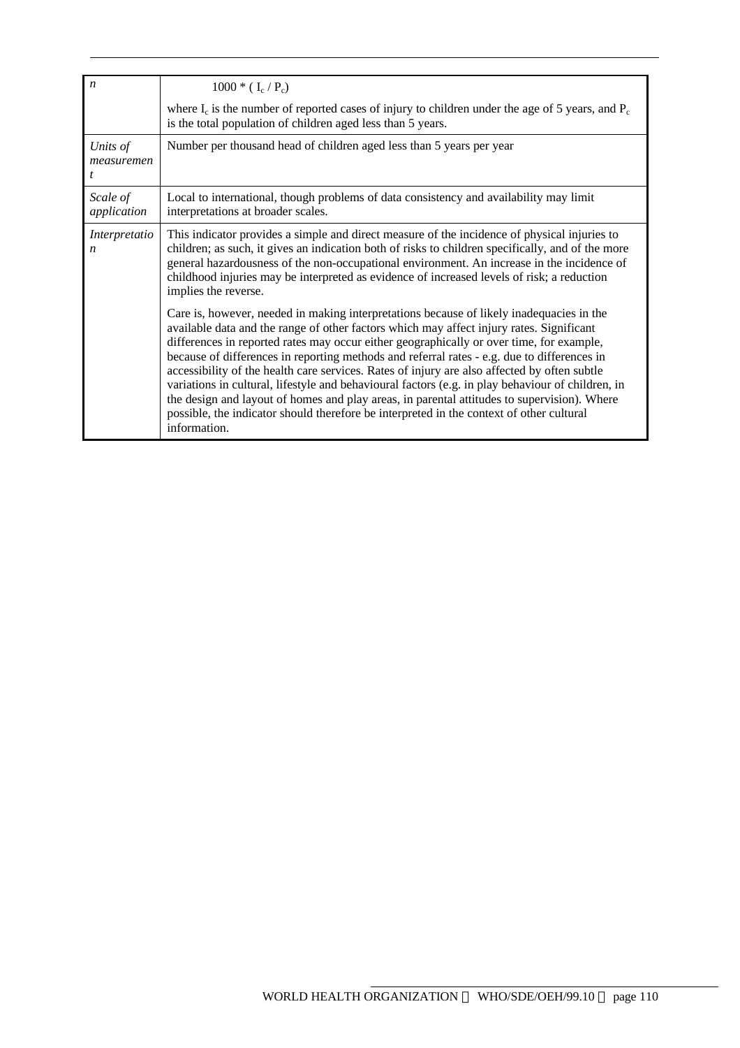| | |
|---|---|
| *n* | $1000 * ( I_c / P_c)$<br><br>where $I_c$ is the number of reported cases of injury to children under the age of 5 years, and $P_c$ is the total population of children aged less than 5 years. |
| *Units of measurement* | Number per thousand head of children aged less than 5 years per year |
| *Scale of application* | Local to international, though problems of data consistency and availability may limit interpretations at broader scales. |
| *Interpretation* | This indicator provides a simple and direct measure of the incidence of physical injuries to children; as such, it gives an indication both of risks to children specifically, and of the more general hazardousness of the non-occupational environment. An increase in the incidence of childhood injuries may be interpreted as evidence of increased levels of risk; a reduction implies the reverse.<br><br>Care is, however, needed in making interpretations because of likely inadequacies in the available data and the range of other factors which may affect injury rates. Significant differences in reported rates may occur either geographically or over time, for example, because of differences in reporting methods and referral rates - e.g. due to differences in accessibility of the health care services. Rates of injury are also affected by often subtle variations in cultural, lifestyle and behavioural factors (e.g. in play behaviour of children, in the design and layout of homes and play areas, in parental attitudes to supervision). Where possible, the indicator should therefore be interpreted in the context of other cultural information. |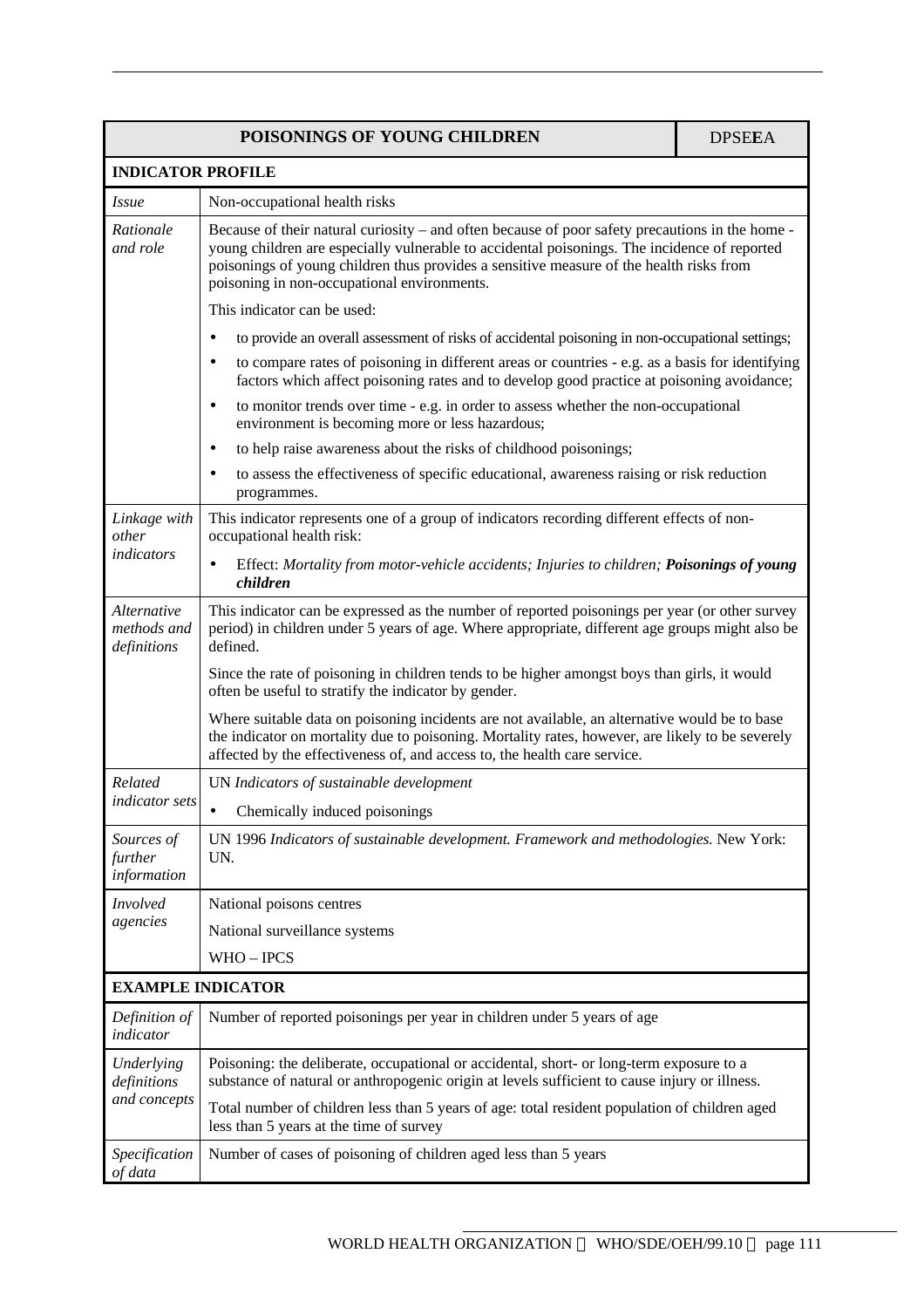| POISONINGS OF YOUNG CHILDREN | | DPSE**E**A |
|---|---|---|
| **INDICATOR PROFILE** | | |
| *Issue* | Non-occupational health risks | |
| *Rationale and role* | Because of their natural curiosity – and often because of poor safety precautions in the home - young children are especially vulnerable to accidental poisonings. The incidence of reported poisonings of young children thus provides a sensitive measure of the health risks from poisoning in non-occupational environments.<br><br>This indicator can be used:<br>• to provide an overall assessment of risks of accidental poisoning in non-occupational settings;<br>• to compare rates of poisoning in different areas or countries - e.g. as a basis for identifying factors which affect poisoning rates and to develop good practice at poisoning avoidance;<br>• to monitor trends over time - e.g. in order to assess whether the non-occupational environment is becoming more or less hazardous;<br>• to help raise awareness about the risks of childhood poisonings;<br>• to assess the effectiveness of specific educational, awareness raising or risk reduction programmes. | |
| *Linkage with other indicators* | This indicator represents one of a group of indicators recording different effects of non-occupational health risk:<br>• Effect: *Mortality from motor-vehicle accidents; Injuries to children;* ***Poisonings of young children*** | |
| *Alternative methods and definitions* | This indicator can be expressed as the number of reported poisonings per year (or other survey period) in children under 5 years of age. Where appropriate, different age groups might also be defined.<br><br>Since the rate of poisoning in children tends to be higher amongst boys than girls, it would often be useful to stratify the indicator by gender.<br><br>Where suitable data on poisoning incidents are not available, an alternative would be to base the indicator on mortality due to poisoning. Mortality rates, however, are likely to be severely affected by the effectiveness of, and access to, the health care service. | |
| *Related indicator sets* | UN *Indicators of sustainable development*<br>• Chemically induced poisonings | |
| *Sources of further information* | UN 1996 *Indicators of sustainable development. Framework and methodologies.* New York: UN. | |
| *Involved agencies* | National poisons centres<br>National surveillance systems<br>WHO – IPCS | |
| **EXAMPLE INDICATOR** | | |
| *Definition of indicator* | Number of reported poisonings per year in children under 5 years of age | |
| *Underlying definitions and concepts* | Poisoning: the deliberate, occupational or accidental, short- or long-term exposure to a substance of natural or anthropogenic origin at levels sufficient to cause injury or illness.<br><br>Total number of children less than 5 years of age: total resident population of children aged less than 5 years at the time of survey | |
| *Specification of data* | Number of cases of poisoning of children aged less than 5 years | |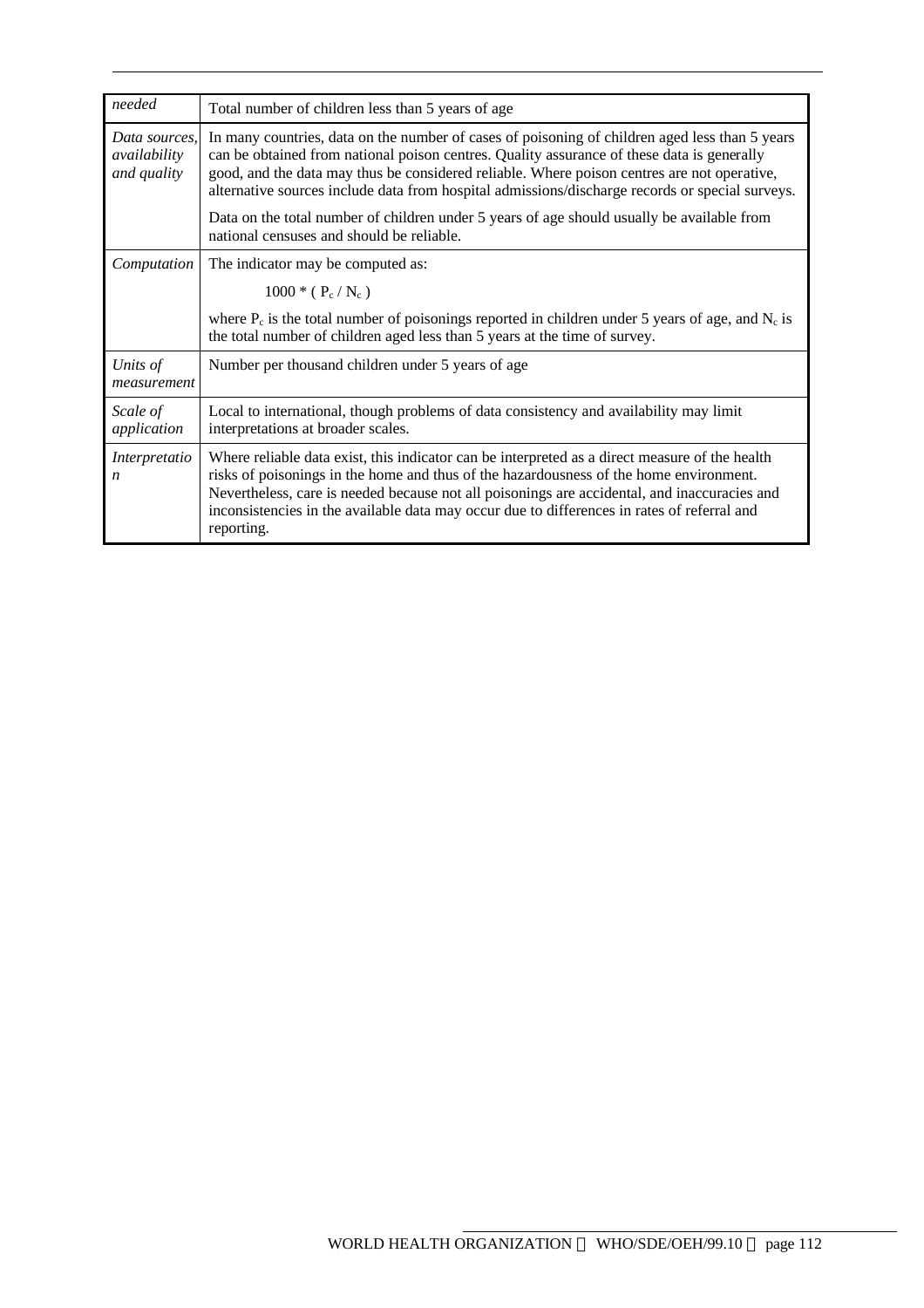| | |
|---|---|
| *needed* | Total number of children less than 5 years of age |
| *Data sources, availability and quality* | In many countries, data on the number of cases of poisoning of children aged less than 5 years can be obtained from national poison centres. Quality assurance of these data is generally good, and the data may thus be considered reliable. Where poison centres are not operative, alternative sources include data from hospital admissions/discharge records or special surveys.<br><br>Data on the total number of children under 5 years of age should usually be available from national censuses and should be reliable. |
| *Computation* | The indicator may be computed as:<br><br>$1000 * ( P_c / N_c )$<br><br>where $P_c$ is the total number of poisonings reported in children under 5 years of age, and $N_c$ is the total number of children aged less than 5 years at the time of survey. |
| *Units of measurement* | Number per thousand children under 5 years of age |
| *Scale of application* | Local to international, though problems of data consistency and availability may limit interpretations at broader scales. |
| *Interpretation* | Where reliable data exist, this indicator can be interpreted as a direct measure of the health risks of poisonings in the home and thus of the hazardousness of the home environment. Nevertheless, care is needed because not all poisonings are accidental, and inaccuracies and inconsistencies in the available data may occur due to differences in rates of referral and reporting. |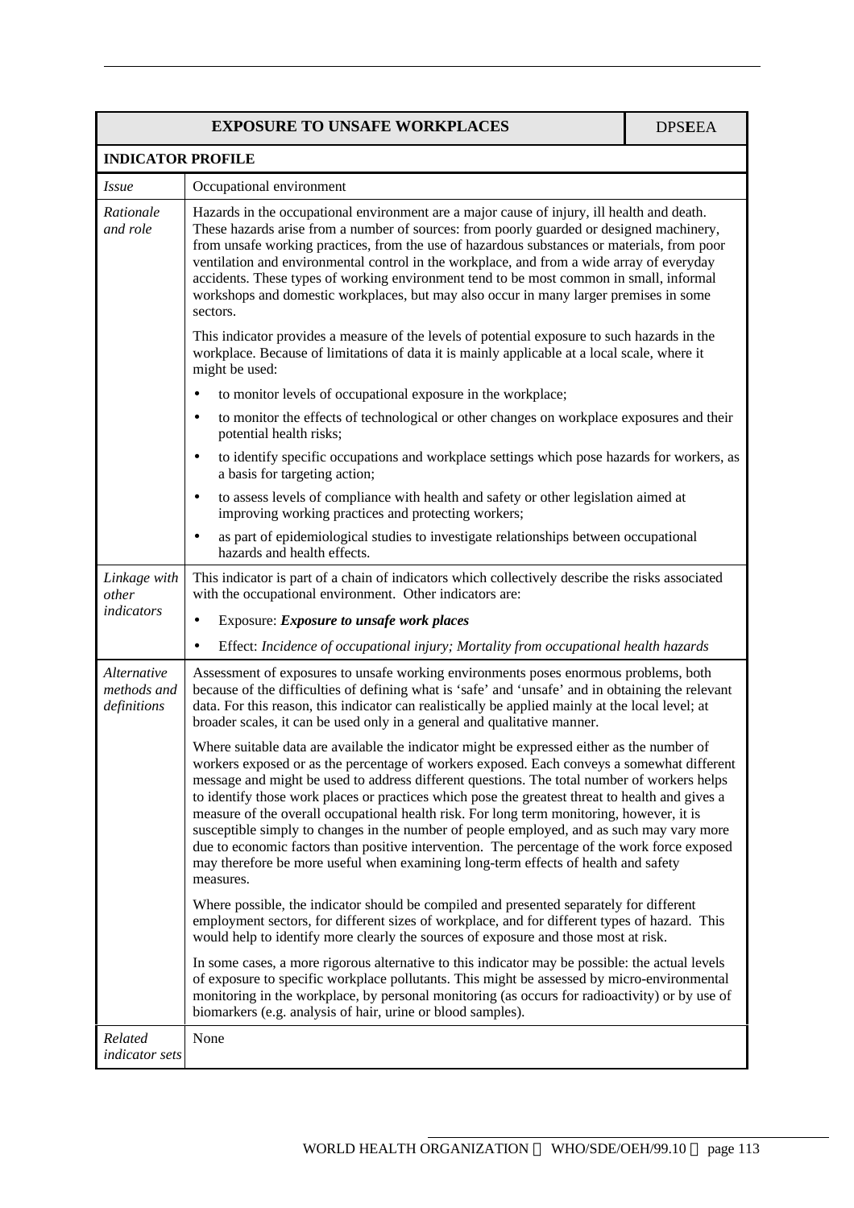| EXPOSURE TO UNSAFE WORKPLACES | | DPSEEA |
|---|---|---|
| **INDICATOR PROFILE** | | |
| *Issue* | Occupational environment | |
| *Rationale and role* | Hazards in the occupational environment are a major cause of injury, ill health and death. These hazards arise from a number of sources: from poorly guarded or designed machinery, from unsafe working practices, from the use of hazardous substances or materials, from poor ventilation and environmental control in the workplace, and from a wide array of everyday accidents. These types of working environment tend to be most common in small, informal workshops and domestic workplaces, but may also occur in many larger premises in some sectors.<br><br>This indicator provides a measure of the levels of potential exposure to such hazards in the workplace. Because of limitations of data it is mainly applicable at a local scale, where it might be used:<br>• to monitor levels of occupational exposure in the workplace;<br>• to monitor the effects of technological or other changes on workplace exposures and their potential health risks;<br>• to identify specific occupations and workplace settings which pose hazards for workers, as a basis for targeting action;<br>• to assess levels of compliance with health and safety or other legislation aimed at improving working practices and protecting workers;<br>• as part of epidemiological studies to investigate relationships between occupational hazards and health effects. | |
| *Linkage with other indicators* | This indicator is part of a chain of indicators which collectively describe the risks associated with the occupational environment. Other indicators are:<br>• Exposure: ***Exposure to unsafe work places***<br>• Effect: *Incidence of occupational injury; Mortality from occupational health hazards* | |
| *Alternative methods and definitions* | Assessment of exposures to unsafe working environments poses enormous problems, both because of the difficulties of defining what is 'safe' and 'unsafe' and in obtaining the relevant data. For this reason, this indicator can realistically be applied mainly at the local level; at broader scales, it can be used only in a general and qualitative manner.<br><br>Where suitable data are available the indicator might be expressed either as the number of workers exposed or as the percentage of workers exposed. Each conveys a somewhat different message and might be used to address different questions. The total number of workers helps to identify those work places or practices which pose the greatest threat to health and gives a measure of the overall occupational health risk. For long term monitoring, however, it is susceptible simply to changes in the number of people employed, and as such may vary more due to economic factors than positive intervention. The percentage of the work force exposed may therefore be more useful when examining long-term effects of health and safety measures.<br><br>Where possible, the indicator should be compiled and presented separately for different employment sectors, for different sizes of workplace, and for different types of hazard. This would help to identify more clearly the sources of exposure and those most at risk.<br><br>In some cases, a more rigorous alternative to this indicator may be possible: the actual levels of exposure to specific workplace pollutants. This might be assessed by micro-environmental monitoring in the workplace, by personal monitoring (as occurs for radioactivity) or by use of biomarkers (e.g. analysis of hair, urine or blood samples). | |
| *Related indicator sets* | None | |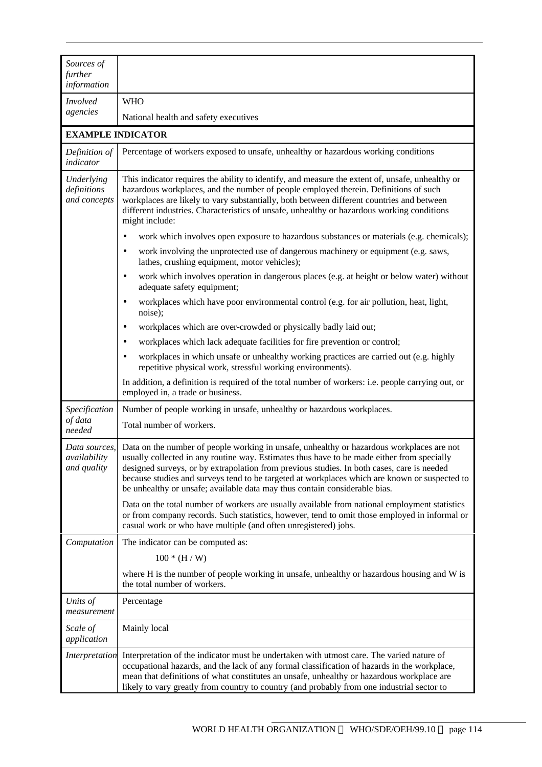| | |
|---|---|
| *Sources of further information* | |
| *Involved agencies* | WHO<br>National health and safety executives |
| **EXAMPLE INDICATOR** | |
| *Definition of indicator* | Percentage of workers exposed to unsafe, unhealthy or hazardous working conditions |
| *Underlying definitions and concepts* | This indicator requires the ability to identify, and measure the extent of, unsafe, unhealthy or hazardous workplaces, and the number of people employed therein. Definitions of such workplaces are likely to vary substantially, both between different countries and between different industries. Characteristics of unsafe, unhealthy or hazardous working conditions might include:<br>• work which involves open exposure to hazardous substances or materials (e.g. chemicals);<br>• work involving the unprotected use of dangerous machinery or equipment (e.g. saws, lathes, crushing equipment, motor vehicles);<br>• work which involves operation in dangerous places (e.g. at height or below water) without adequate safety equipment;<br>• workplaces which have poor environmental control (e.g. for air pollution, heat, light, noise);<br>• workplaces which are over-crowded or physically badly laid out;<br>• workplaces which lack adequate facilities for fire prevention or control;<br>• workplaces in which unsafe or unhealthy working practices are carried out (e.g. highly repetitive physical work, stressful working environments).<br>In addition, a definition is required of the total number of workers: i.e. people carrying out, or employed in, a trade or business. |
| *Specification of data needed* | Number of people working in unsafe, unhealthy or hazardous workplaces.<br>Total number of workers. |
| *Data sources, availability and quality* | Data on the number of people working in unsafe, unhealthy or hazardous workplaces are not usually collected in any routine way. Estimates thus have to be made either from specially designed surveys, or by extrapolation from previous studies. In both cases, care is needed because studies and surveys tend to be targeted at workplaces which are known or suspected to be unhealthy or unsafe; available data may thus contain considerable bias.<br>Data on the total number of workers are usually available from national employment statistics or from company records. Such statistics, however, tend to omit those employed in informal or casual work or who have multiple (and often unregistered) jobs. |
| *Computation* | The indicator can be computed as:<br>$100 * (H / W)$<br>where H is the number of people working in unsafe, unhealthy or hazardous housing and W is the total number of workers. |
| *Units of measurement* | Percentage |
| *Scale of application* | Mainly local |
| *Interpretation* | Interpretation of the indicator must be undertaken with utmost care. The varied nature of occupational hazards, and the lack of any formal classification of hazards in the workplace, mean that definitions of what constitutes an unsafe, unhealthy or hazardous workplace are likely to vary greatly from country to country (and probably from one industrial sector to |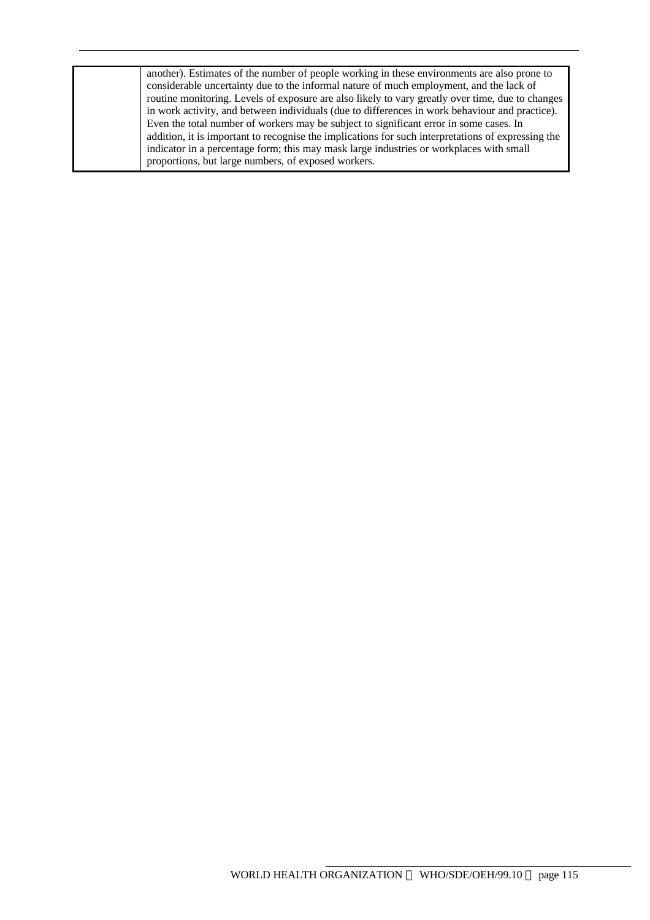| | |
|---|---|
| | another). Estimates of the number of people working in these environments are also prone to considerable uncertainty due to the informal nature of much employment, and the lack of routine monitoring. Levels of exposure are also likely to vary greatly over time, due to changes in work activity, and between individuals (due to differences in work behaviour and practice). Even the total number of workers may be subject to significant error in some cases. In addition, it is important to recognise the implications for such interpretations of expressing the indicator in a percentage form; this may mask large industries or workplaces with small proportions, but large numbers, of exposed workers. |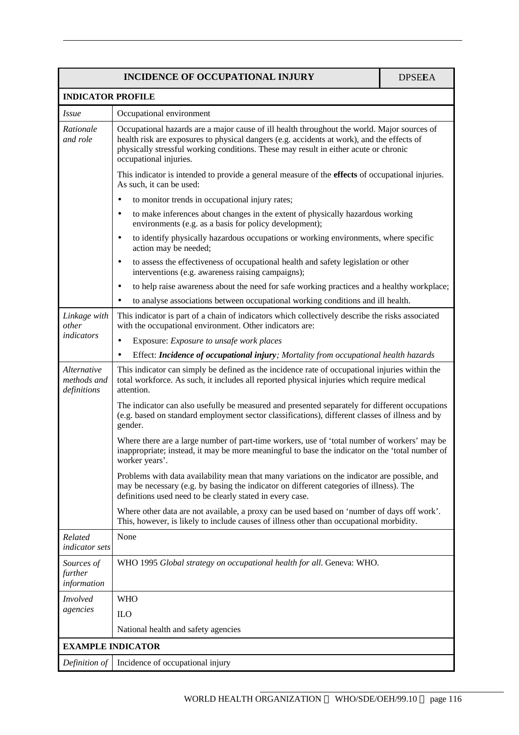| INCIDENCE OF OCCUPATIONAL INJURY | DPSE**E**A |
|---|---|
| **INDICATOR PROFILE** | |
| *Issue* | Occupational environment |
| *Rationale and role* | Occupational hazards are a major cause of ill health throughout the world. Major sources of health risk are exposures to physical dangers (e.g. accidents at work), and the effects of physically stressful working conditions. These may result in either acute or chronic occupational injuries.<br><br>This indicator is intended to provide a general measure of the **effects** of occupational injuries. As such, it can be used:<br>• to monitor trends in occupational injury rates;<br>• to make inferences about changes in the extent of physically hazardous working environments (e.g. as a basis for policy development);<br>• to identify physically hazardous occupations or working environments, where specific action may be needed;<br>• to assess the effectiveness of occupational health and safety legislation or other interventions (e.g. awareness raising campaigns);<br>• to help raise awareness about the need for safe working practices and a healthy workplace;<br>• to analyse associations between occupational working conditions and ill health. |
| *Linkage with other indicators* | This indicator is part of a chain of indicators which collectively describe the risks associated with the occupational environment. Other indicators are:<br>• Exposure: *Exposure to unsafe work places*<br>• Effect: ***Incidence of occupational injury****; Mortality from occupational health hazards* |
| *Alternative methods and definitions* | This indicator can simply be defined as the incidence rate of occupational injuries within the total workforce. As such, it includes all reported physical injuries which require medical attention.<br><br>The indicator can also usefully be measured and presented separately for different occupations (e.g. based on standard employment sector classifications), different classes of illness and by gender.<br><br>Where there are a large number of part-time workers, use of 'total number of workers' may be inappropriate; instead, it may be more meaningful to base the indicator on the 'total number of worker years'.<br><br>Problems with data availability mean that many variations on the indicator are possible, and may be necessary (e.g. by basing the indicator on different categories of illness). The definitions used need to be clearly stated in every case.<br><br>Where other data are not available, a proxy can be used based on 'number of days off work'. This, however, is likely to include causes of illness other than occupational morbidity. |
| *Related indicator sets* | None |
| *Sources of further information* | WHO 1995 *Global strategy on occupational health for all*. Geneva: WHO. |
| *Involved agencies* | WHO<br>ILO<br>National health and safety agencies |
| **EXAMPLE INDICATOR** | |
| *Definition of* | Incidence of occupational injury |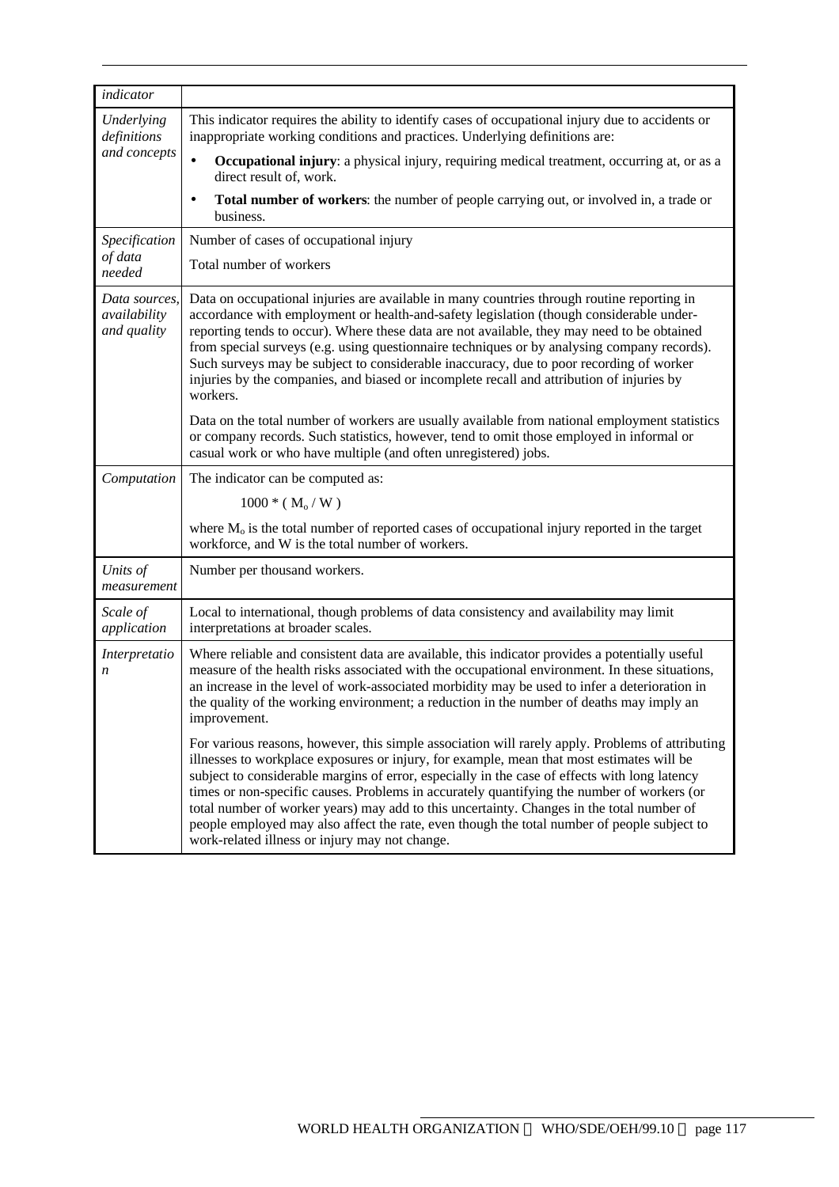| *indicator* | |
|---|---|
| *Underlying definitions and concepts* | This indicator requires the ability to identify cases of occupational injury due to accidents or inappropriate working conditions and practices. Underlying definitions are: <br>• **Occupational injury**: a physical injury, requiring medical treatment, occurring at, or as a direct result of, work. <br>• **Total number of workers**: the number of people carrying out, or involved in, a trade or business. |
| *Specification of data needed* | Number of cases of occupational injury <br>Total number of workers |
| *Data sources, availability and quality* | Data on occupational injuries are available in many countries through routine reporting in accordance with employment or health-and-safety legislation (though considerable under-reporting tends to occur). Where these data are not available, they may need to be obtained from special surveys (e.g. using questionnaire techniques or by analysing company records). Such surveys may be subject to considerable inaccuracy, due to poor recording of worker injuries by the companies, and biased or incomplete recall and attribution of injuries by workers. <br><br>Data on the total number of workers are usually available from national employment statistics or company records. Such statistics, however, tend to omit those employed in informal or casual work or who have multiple (and often unregistered) jobs. |
| *Computation* | The indicator can be computed as: <br>$1000 * ( M_o / W )$ <br>where $M_o$ is the total number of reported cases of occupational injury reported in the target workforce, and W is the total number of workers. |
| *Units of measurement* | Number per thousand workers. |
| *Scale of application* | Local to international, though problems of data consistency and availability may limit interpretations at broader scales. |
| *Interpretation* | Where reliable and consistent data are available, this indicator provides a potentially useful measure of the health risks associated with the occupational environment. In these situations, an increase in the level of work-associated morbidity may be used to infer a deterioration in the quality of the working environment; a reduction in the number of deaths may imply an improvement. <br><br>For various reasons, however, this simple association will rarely apply. Problems of attributing illnesses to workplace exposures or injury, for example, mean that most estimates will be subject to considerable margins of error, especially in the case of effects with long latency times or non-specific causes. Problems in accurately quantifying the number of workers (or total number of worker years) may add to this uncertainty. Changes in the total number of people employed may also affect the rate, even though the total number of people subject to work-related illness or injury may not change. |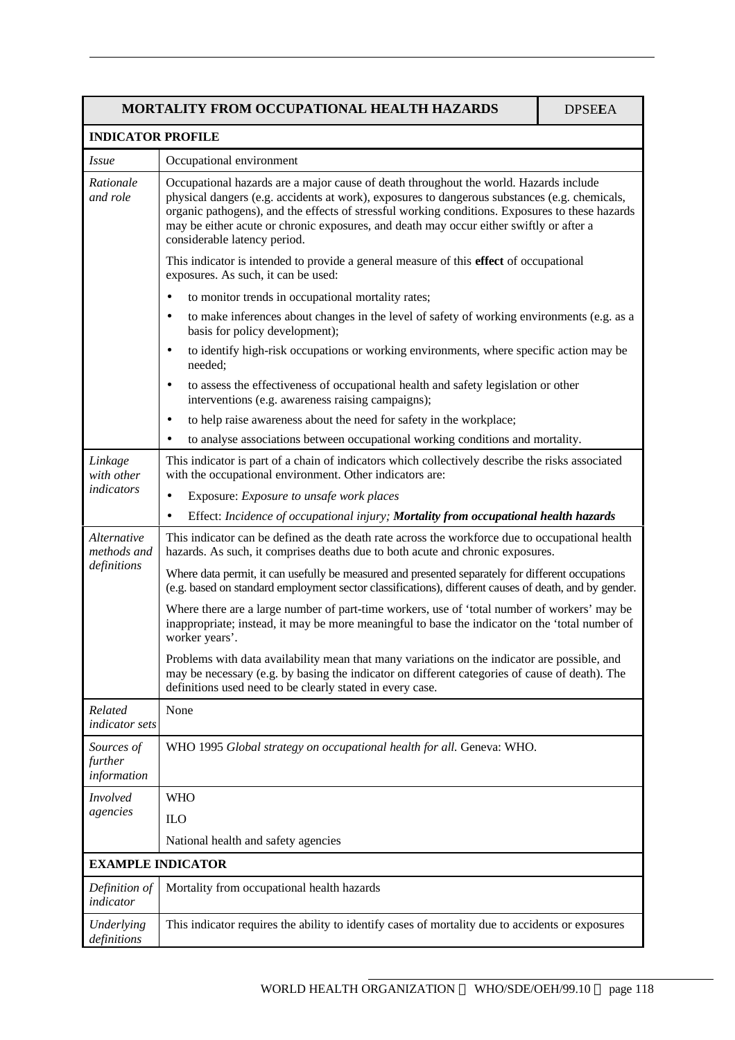| MORTALITY FROM OCCUPATIONAL HEALTH HAZARDS | | DPSE**E**A |
|---|---|---|
| **INDICATOR PROFILE** | | |
| *Issue* | Occupational environment | |
| *Rationale and role* | Occupational hazards are a major cause of death throughout the world. Hazards include physical dangers (e.g. accidents at work), exposures to dangerous substances (e.g. chemicals, organic pathogens), and the effects of stressful working conditions. Exposures to these hazards may be either acute or chronic exposures, and death may occur either swiftly or after a considerable latency period.<br><br>This indicator is intended to provide a general measure of this **effect** of occupational exposures. As such, it can be used:<br><br>• to monitor trends in occupational mortality rates;<br>• to make inferences about changes in the level of safety of working environments (e.g. as a basis for policy development);<br>• to identify high-risk occupations or working environments, where specific action may be needed;<br>• to assess the effectiveness of occupational health and safety legislation or other interventions (e.g. awareness raising campaigns);<br>• to help raise awareness about the need for safety in the workplace;<br>• to analyse associations between occupational working conditions and mortality. | |
| *Linkage with other indicators* | This indicator is part of a chain of indicators which collectively describe the risks associated with the occupational environment. Other indicators are:<br><br>• Exposure: *Exposure to unsafe work places*<br>• Effect: *Incidence of occupational injury;* ***Mortality from occupational health hazards*** | |
| *Alternative methods and definitions* | This indicator can be defined as the death rate across the workforce due to occupational health hazards. As such, it comprises deaths due to both acute and chronic exposures.<br><br>Where data permit, it can usefully be measured and presented separately for different occupations (e.g. based on standard employment sector classifications), different causes of death, and by gender.<br><br>Where there are a large number of part-time workers, use of 'total number of workers' may be inappropriate; instead, it may be more meaningful to base the indicator on the 'total number of worker years'.<br><br>Problems with data availability mean that many variations on the indicator are possible, and may be necessary (e.g. by basing the indicator on different categories of cause of death). The definitions used need to be clearly stated in every case. | |
| *Related indicator sets* | None | |
| *Sources of further information* | WHO 1995 *Global strategy on occupational health for all.* Geneva: WHO. | |
| *Involved agencies* | WHO<br><br>ILO<br><br>National health and safety agencies | |
| **EXAMPLE INDICATOR** | | |
| *Definition of indicator* | Mortality from occupational health hazards | |
| *Underlying definitions* | This indicator requires the ability to identify cases of mortality due to accidents or exposures | |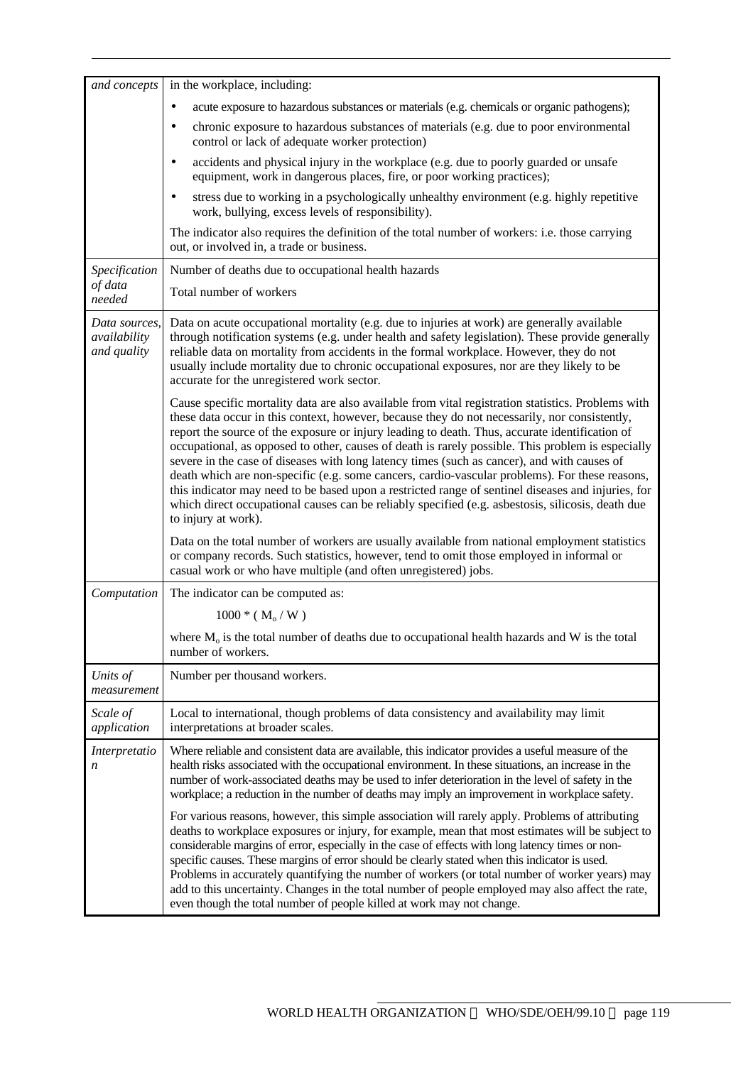| | |
|---|---|
| *and concepts* | in the workplace, including:<br>• acute exposure to hazardous substances or materials (e.g. chemicals or organic pathogens);<br>• chronic exposure to hazardous substances of materials (e.g. due to poor environmental control or lack of adequate worker protection)<br>• accidents and physical injury in the workplace (e.g. due to poorly guarded or unsafe equipment, work in dangerous places, fire, or poor working practices);<br>• stress due to working in a psychologically unhealthy environment (e.g. highly repetitive work, bullying, excess levels of responsibility).<br>The indicator also requires the definition of the total number of workers: i.e. those carrying out, or involved in, a trade or business. |
| *Specification of data needed* | Number of deaths due to occupational health hazards<br>Total number of workers |
| *Data sources, availability and quality* | Data on acute occupational mortality (e.g. due to injuries at work) are generally available through notification systems (e.g. under health and safety legislation). These provide generally reliable data on mortality from accidents in the formal workplace. However, they do not usually include mortality due to chronic occupational exposures, nor are they likely to be accurate for the unregistered work sector.<br>Cause specific mortality data are also available from vital registration statistics. Problems with these data occur in this context, however, because they do not necessarily, nor consistently, report the source of the exposure or injury leading to death. Thus, accurate identification of occupational, as opposed to other, causes of death is rarely possible. This problem is especially severe in the case of diseases with long latency times (such as cancer), and with causes of death which are non-specific (e.g. some cancers, cardio-vascular problems). For these reasons, this indicator may need to be based upon a restricted range of sentinel diseases and injuries, for which direct occupational causes can be reliably specified (e.g. asbestosis, silicosis, death due to injury at work).<br>Data on the total number of workers are usually available from national employment statistics or company records. Such statistics, however, tend to omit those employed in informal or casual work or who have multiple (and often unregistered) jobs. |
| *Computation* | The indicator can be computed as:<br>$1000 * ( M_o / W )$<br>where $M_o$ is the total number of deaths due to occupational health hazards and W is the total number of workers. |
| *Units of measurement* | Number per thousand workers. |
| *Scale of application* | Local to international, though problems of data consistency and availability may limit interpretations at broader scales. |
| *Interpretation* | Where reliable and consistent data are available, this indicator provides a useful measure of the health risks associated with the occupational environment. In these situations, an increase in the number of work-associated deaths may be used to infer deterioration in the level of safety in the workplace; a reduction in the number of deaths may imply an improvement in workplace safety.<br>For various reasons, however, this simple association will rarely apply. Problems of attributing deaths to workplace exposures or injury, for example, mean that most estimates will be subject to considerable margins of error, especially in the case of effects with long latency times or non-specific causes. These margins of error should be clearly stated when this indicator is used. Problems in accurately quantifying the number of workers (or total number of worker years) may add to this uncertainty. Changes in the total number of people employed may also affect the rate, even though the total number of people killed at work may not change. |